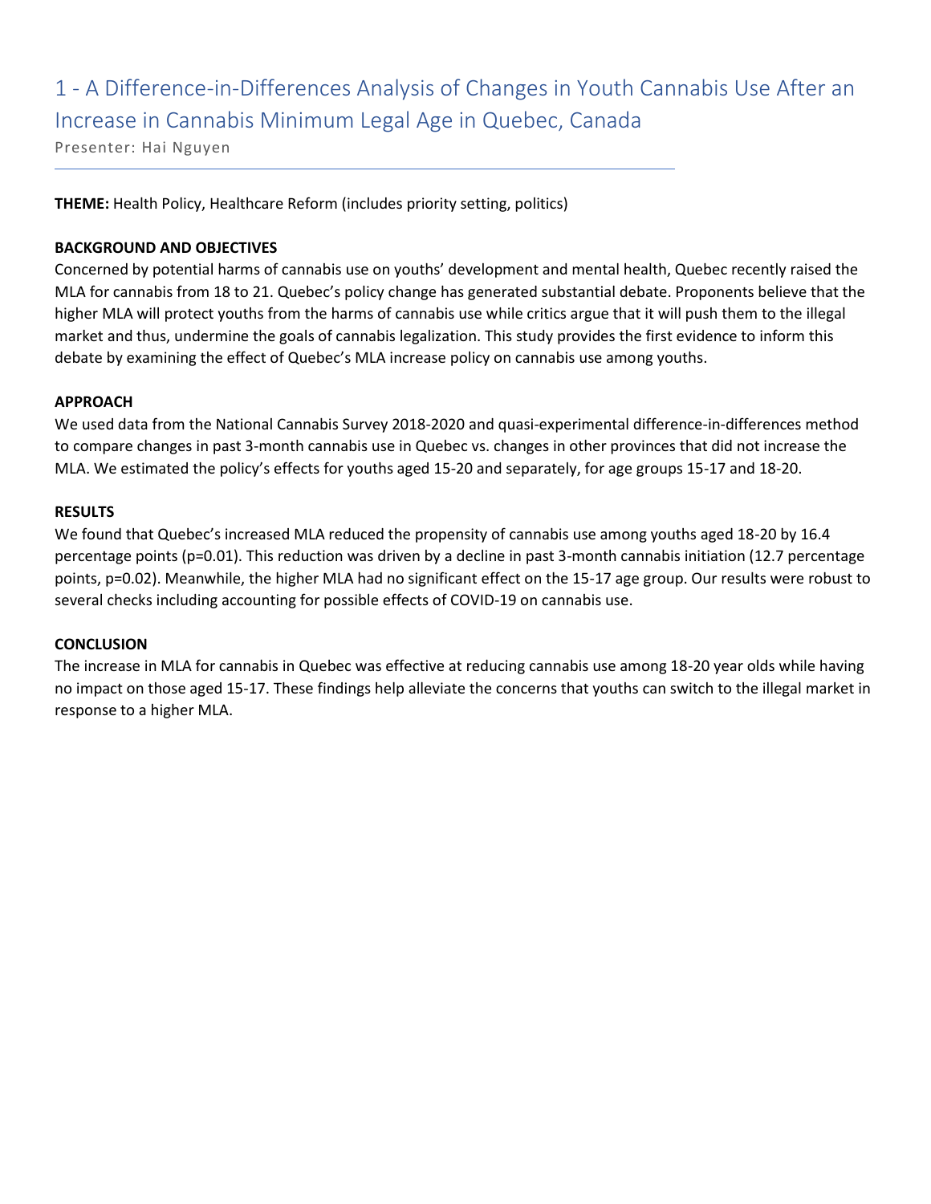# 1 - A Difference-in-Differences Analysis of Changes in Youth Cannabis Use After an Increase in Cannabis Minimum Legal Age in Quebec, Canada

Presenter: Hai Nguyen

---

**THEME:** Health Policy, Healthcare Reform (includes priority setting, politics)

**BACKGROUND AND OBJECTIVES**

Concerned by potential harms of cannabis use on youths' development and mental health, Quebec recently raised the MLA for cannabis from 18 to 21. Quebec's policy change has generated substantial debate. Proponents believe that the higher MLA will protect youths from the harms of cannabis use while critics argue that it will push them to the illegal market and thus, undermine the goals of cannabis legalization. This study provides the first evidence to inform this debate by examining the effect of Quebec's MLA increase policy on cannabis use among youths.

**APPROACH**

We used data from the National Cannabis Survey 2018-2020 and quasi-experimental difference-in-differences method to compare changes in past 3-month cannabis use in Quebec vs. changes in other provinces that did not increase the MLA. We estimated the policy's effects for youths aged 15-20 and separately, for age groups 15-17 and 18-20.

**RESULTS**

We found that Quebec's increased MLA reduced the propensity of cannabis use among youths aged 18-20 by 16.4 percentage points ($p=0.01$). This reduction was driven by a decline in past 3-month cannabis initiation (12.7 percentage points, $p=0.02$). Meanwhile, the higher MLA had no significant effect on the 15-17 age group. Our results were robust to several checks including accounting for possible effects of COVID-19 on cannabis use.

**CONCLUSION**

The increase in MLA for cannabis in Quebec was effective at reducing cannabis use among 18-20 year olds while having no impact on those aged 15-17. These findings help alleviate the concerns that youths can switch to the illegal market in response to a higher MLA.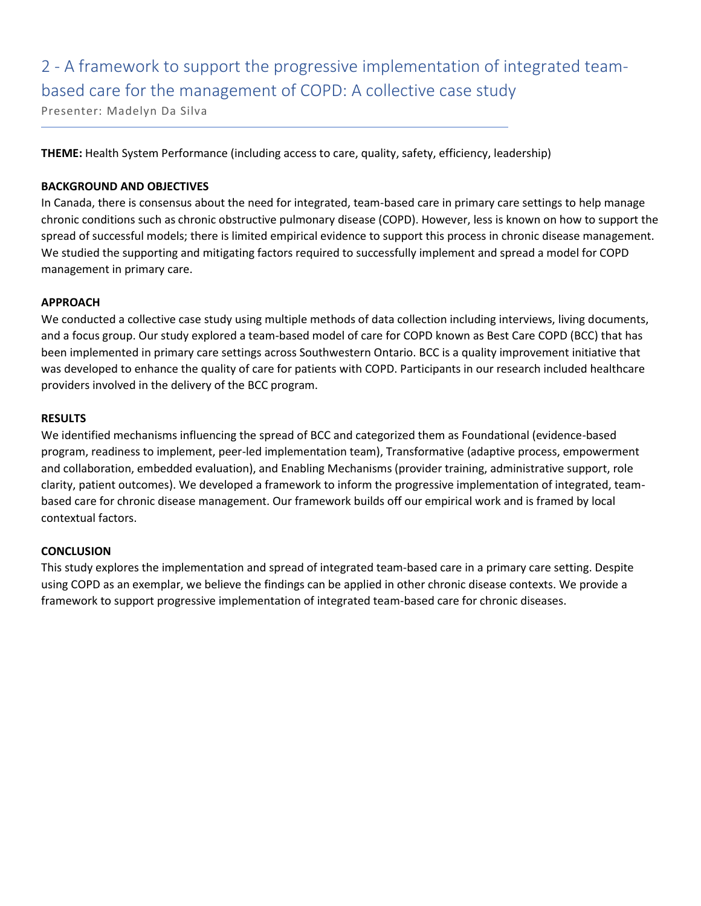## 2 - A framework to support the progressive implementation of integrated team-based care for the management of COPD: A collective case study

Presenter: Madelyn Da Silva

**THEME:** Health System Performance (including access to care, quality, safety, efficiency, leadership)

**BACKGROUND AND OBJECTIVES**

In Canada, there is consensus about the need for integrated, team-based care in primary care settings to help manage chronic conditions such as chronic obstructive pulmonary disease (COPD). However, less is known on how to support the spread of successful models; there is limited empirical evidence to support this process in chronic disease management. We studied the supporting and mitigating factors required to successfully implement and spread a model for COPD management in primary care.

**APPROACH**

We conducted a collective case study using multiple methods of data collection including interviews, living documents, and a focus group. Our study explored a team-based model of care for COPD known as Best Care COPD (BCC) that has been implemented in primary care settings across Southwestern Ontario. BCC is a quality improvement initiative that was developed to enhance the quality of care for patients with COPD. Participants in our research included healthcare providers involved in the delivery of the BCC program.

**RESULTS**

We identified mechanisms influencing the spread of BCC and categorized them as Foundational (evidence-based program, readiness to implement, peer-led implementation team), Transformative (adaptive process, empowerment and collaboration, embedded evaluation), and Enabling Mechanisms (provider training, administrative support, role clarity, patient outcomes). We developed a framework to inform the progressive implementation of integrated, team-based care for chronic disease management. Our framework builds off our empirical work and is framed by local contextual factors.

**CONCLUSION**

This study explores the implementation and spread of integrated team-based care in a primary care setting. Despite using COPD as an exemplar, we believe the findings can be applied in other chronic disease contexts. We provide a framework to support progressive implementation of integrated team-based care for chronic diseases.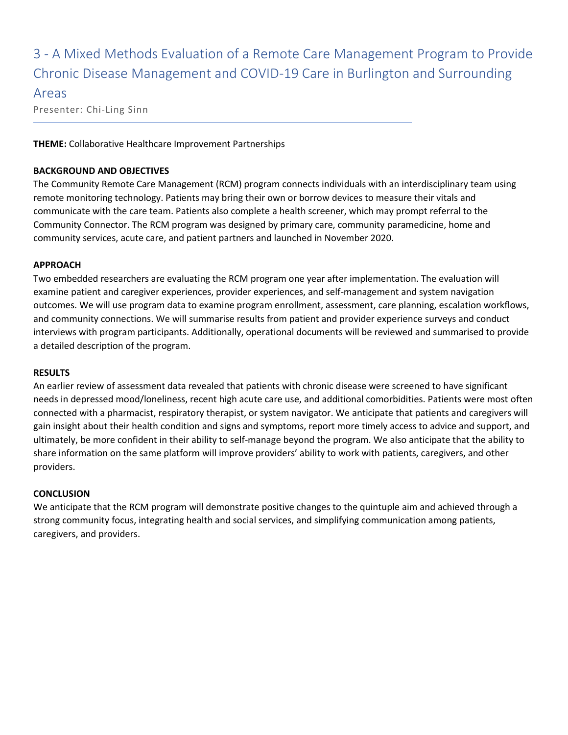# 3 - A Mixed Methods Evaluation of a Remote Care Management Program to Provide Chronic Disease Management and COVID-19 Care in Burlington and Surrounding Areas

Presenter: Chi-Ling Sinn

**THEME:** Collaborative Healthcare Improvement Partnerships

**BACKGROUND AND OBJECTIVES**

The Community Remote Care Management (RCM) program connects individuals with an interdisciplinary team using remote monitoring technology. Patients may bring their own or borrow devices to measure their vitals and communicate with the care team. Patients also complete a health screener, which may prompt referral to the Community Connector. The RCM program was designed by primary care, community paramedicine, home and community services, acute care, and patient partners and launched in November 2020.

**APPROACH**

Two embedded researchers are evaluating the RCM program one year after implementation. The evaluation will examine patient and caregiver experiences, provider experiences, and self-management and system navigation outcomes. We will use program data to examine program enrollment, assessment, care planning, escalation workflows, and community connections. We will summarise results from patient and provider experience surveys and conduct interviews with program participants. Additionally, operational documents will be reviewed and summarised to provide a detailed description of the program.

**RESULTS**

An earlier review of assessment data revealed that patients with chronic disease were screened to have significant needs in depressed mood/loneliness, recent high acute care use, and additional comorbidities. Patients were most often connected with a pharmacist, respiratory therapist, or system navigator. We anticipate that patients and caregivers will gain insight about their health condition and signs and symptoms, report more timely access to advice and support, and ultimately, be more confident in their ability to self-manage beyond the program. We also anticipate that the ability to share information on the same platform will improve providers' ability to work with patients, caregivers, and other providers.

**CONCLUSION**

We anticipate that the RCM program will demonstrate positive changes to the quintuple aim and achieved through a strong community focus, integrating health and social services, and simplifying communication among patients, caregivers, and providers.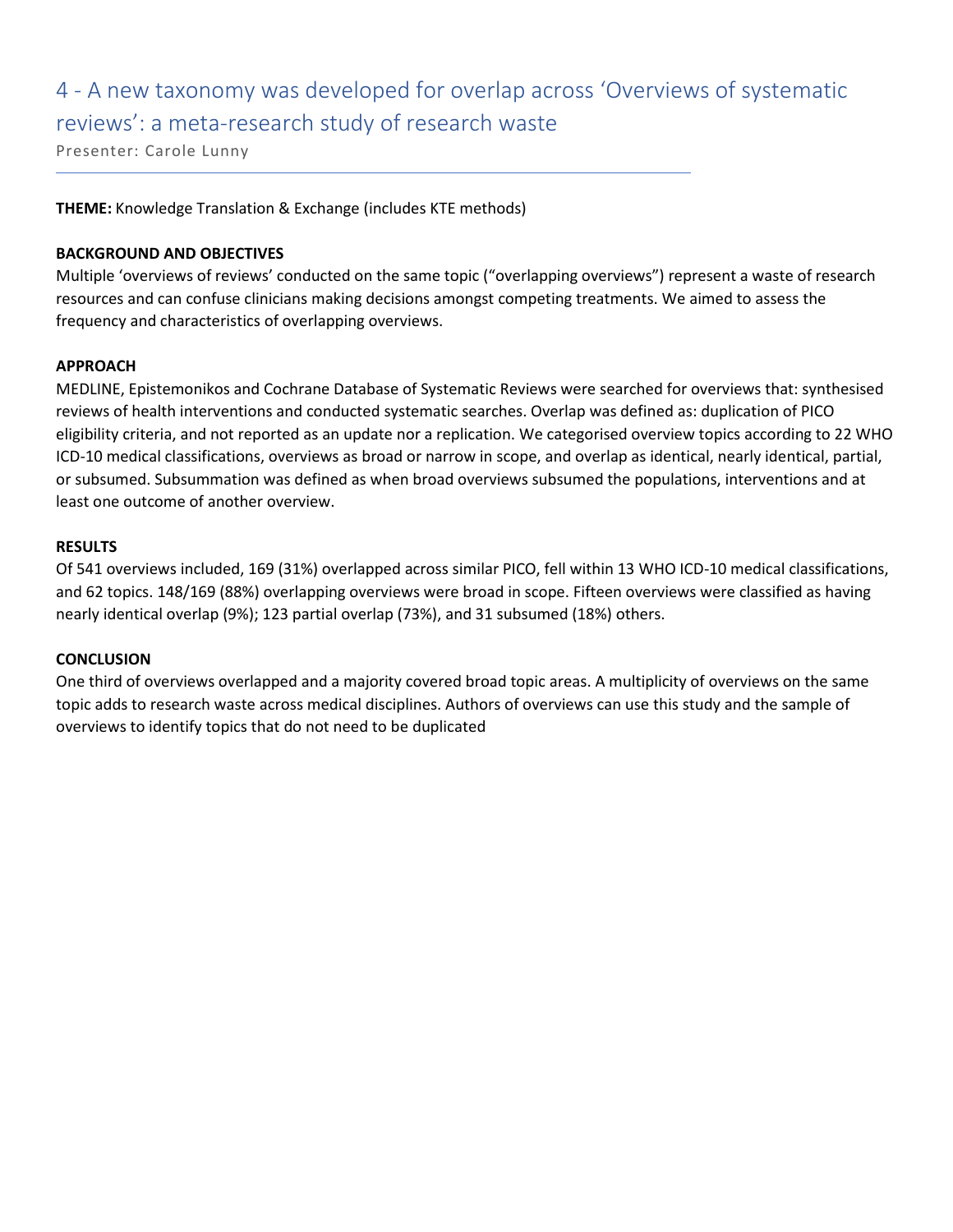# 4 - A new taxonomy was developed for overlap across 'Overviews of systematic reviews': a meta-research study of research waste

Presenter: Carole Lunny

**THEME:** Knowledge Translation & Exchange (includes KTE methods)

**BACKGROUND AND OBJECTIVES**

Multiple 'overviews of reviews' conducted on the same topic ("overlapping overviews") represent a waste of research resources and can confuse clinicians making decisions amongst competing treatments. We aimed to assess the frequency and characteristics of overlapping overviews.

**APPROACH**

MEDLINE, Epistemonikos and Cochrane Database of Systematic Reviews were searched for overviews that: synthesised reviews of health interventions and conducted systematic searches. Overlap was defined as: duplication of PICO eligibility criteria, and not reported as an update nor a replication. We categorised overview topics according to 22 WHO ICD-10 medical classifications, overviews as broad or narrow in scope, and overlap as identical, nearly identical, partial, or subsumed. Subsummation was defined as when broad overviews subsumed the populations, interventions and at least one outcome of another overview.

**RESULTS**

Of 541 overviews included, 169 (31%) overlapped across similar PICO, fell within 13 WHO ICD-10 medical classifications, and 62 topics. 148/169 (88%) overlapping overviews were broad in scope. Fifteen overviews were classified as having nearly identical overlap (9%); 123 partial overlap (73%), and 31 subsumed (18%) others.

**CONCLUSION**

One third of overviews overlapped and a majority covered broad topic areas. A multiplicity of overviews on the same topic adds to research waste across medical disciplines. Authors of overviews can use this study and the sample of overviews to identify topics that do not need to be duplicated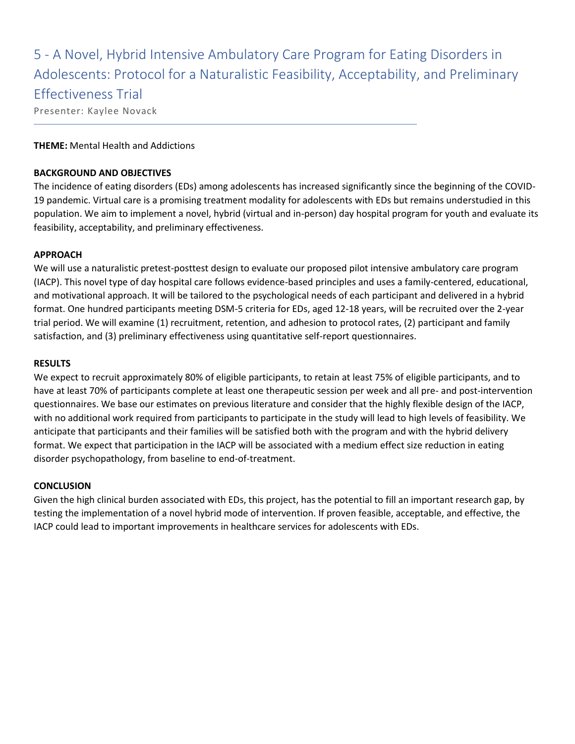# 5 - A Novel, Hybrid Intensive Ambulatory Care Program for Eating Disorders in Adolescents: Protocol for a Naturalistic Feasibility, Acceptability, and Preliminary Effectiveness Trial

Presenter: Kaylee Novack

**THEME:** Mental Health and Addictions

**BACKGROUND AND OBJECTIVES**

The incidence of eating disorders (EDs) among adolescents has increased significantly since the beginning of the COVID-19 pandemic. Virtual care is a promising treatment modality for adolescents with EDs but remains understudied in this population. We aim to implement a novel, hybrid (virtual and in-person) day hospital program for youth and evaluate its feasibility, acceptability, and preliminary effectiveness.

**APPROACH**

We will use a naturalistic pretest-posttest design to evaluate our proposed pilot intensive ambulatory care program (IACP). This novel type of day hospital care follows evidence-based principles and uses a family-centered, educational, and motivational approach. It will be tailored to the psychological needs of each participant and delivered in a hybrid format. One hundred participants meeting DSM-5 criteria for EDs, aged 12-18 years, will be recruited over the 2-year trial period. We will examine (1) recruitment, retention, and adhesion to protocol rates, (2) participant and family satisfaction, and (3) preliminary effectiveness using quantitative self-report questionnaires.

**RESULTS**

We expect to recruit approximately 80% of eligible participants, to retain at least 75% of eligible participants, and to have at least 70% of participants complete at least one therapeutic session per week and all pre- and post-intervention questionnaires. We base our estimates on previous literature and consider that the highly flexible design of the IACP, with no additional work required from participants to participate in the study will lead to high levels of feasibility. We anticipate that participants and their families will be satisfied both with the program and with the hybrid delivery format. We expect that participation in the IACP will be associated with a medium effect size reduction in eating disorder psychopathology, from baseline to end-of-treatment.

**CONCLUSION**

Given the high clinical burden associated with EDs, this project, has the potential to fill an important research gap, by testing the implementation of a novel hybrid mode of intervention. If proven feasible, acceptable, and effective, the IACP could lead to important improvements in healthcare services for adolescents with EDs.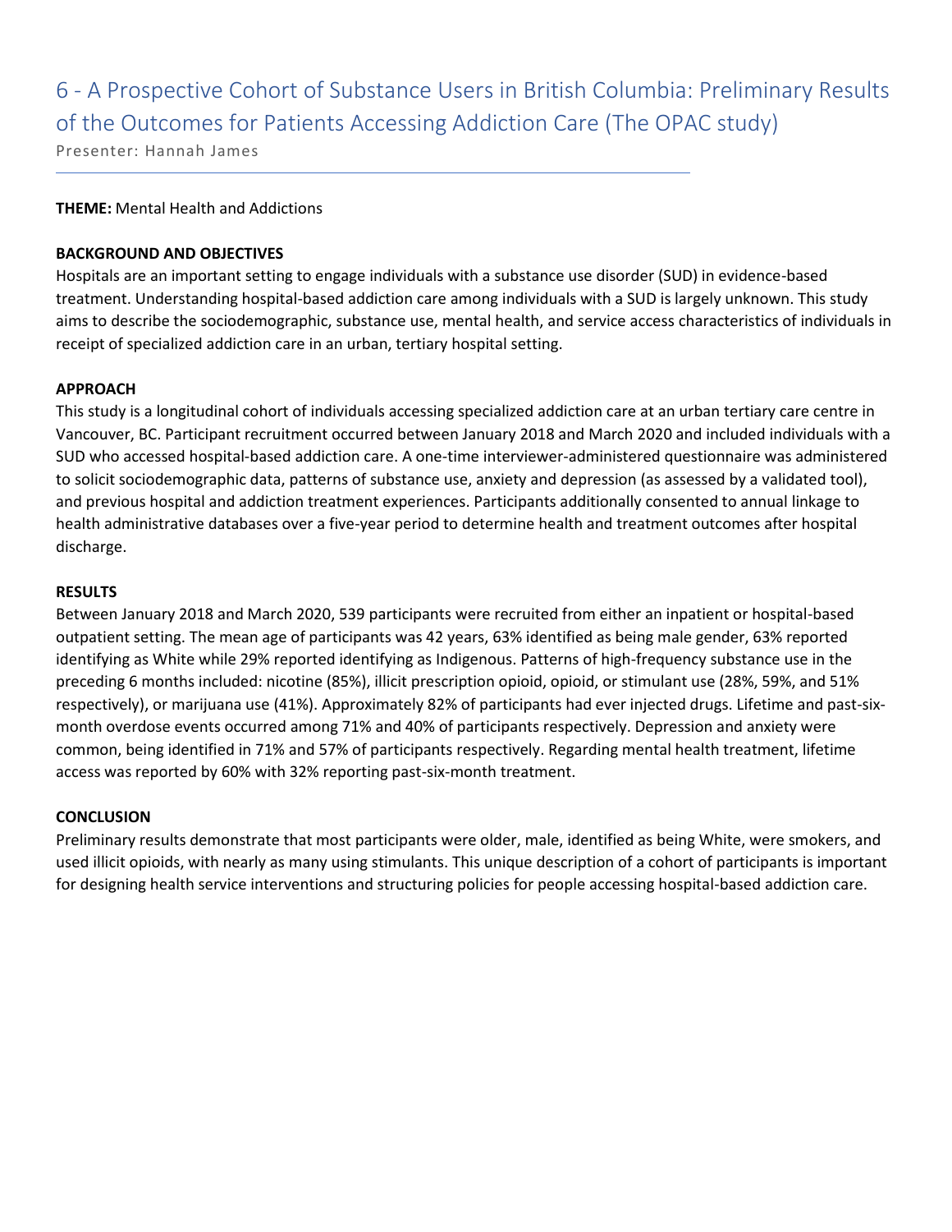# 6 - A Prospective Cohort of Substance Users in British Columbia: Preliminary Results of the Outcomes for Patients Accessing Addiction Care (The OPAC study)

Presenter: Hannah James

**THEME:** Mental Health and Addictions

**BACKGROUND AND OBJECTIVES**

Hospitals are an important setting to engage individuals with a substance use disorder (SUD) in evidence-based treatment. Understanding hospital-based addiction care among individuals with a SUD is largely unknown. This study aims to describe the sociodemographic, substance use, mental health, and service access characteristics of individuals in receipt of specialized addiction care in an urban, tertiary hospital setting.

**APPROACH**

This study is a longitudinal cohort of individuals accessing specialized addiction care at an urban tertiary care centre in Vancouver, BC. Participant recruitment occurred between January 2018 and March 2020 and included individuals with a SUD who accessed hospital-based addiction care. A one-time interviewer-administered questionnaire was administered to solicit sociodemographic data, patterns of substance use, anxiety and depression (as assessed by a validated tool), and previous hospital and addiction treatment experiences. Participants additionally consented to annual linkage to health administrative databases over a five-year period to determine health and treatment outcomes after hospital discharge.

**RESULTS**

Between January 2018 and March 2020, 539 participants were recruited from either an inpatient or hospital-based outpatient setting. The mean age of participants was 42 years, 63% identified as being male gender, 63% reported identifying as White while 29% reported identifying as Indigenous. Patterns of high-frequency substance use in the preceding 6 months included: nicotine (85%), illicit prescription opioid, opioid, or stimulant use (28%, 59%, and 51% respectively), or marijuana use (41%). Approximately 82% of participants had ever injected drugs. Lifetime and past-six-month overdose events occurred among 71% and 40% of participants respectively. Depression and anxiety were common, being identified in 71% and 57% of participants respectively. Regarding mental health treatment, lifetime access was reported by 60% with 32% reporting past-six-month treatment.

**CONCLUSION**

Preliminary results demonstrate that most participants were older, male, identified as being White, were smokers, and used illicit opioids, with nearly as many using stimulants. This unique description of a cohort of participants is important for designing health service interventions and structuring policies for people accessing hospital-based addiction care.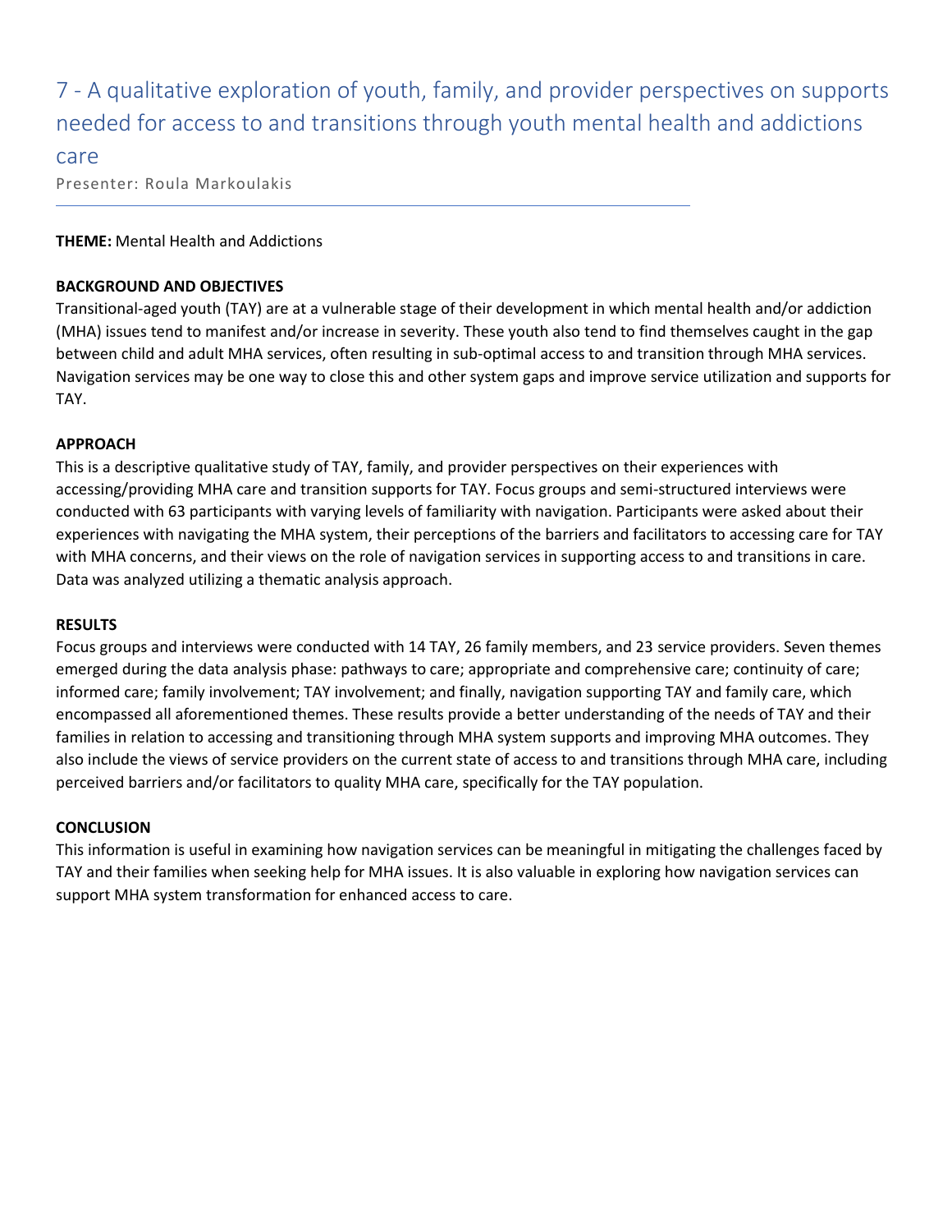# 7 - A qualitative exploration of youth, family, and provider perspectives on supports needed for access to and transitions through youth mental health and addictions care

Presenter: Roula Markoulakis

**THEME:** Mental Health and Addictions

**BACKGROUND AND OBJECTIVES**

Transitional-aged youth (TAY) are at a vulnerable stage of their development in which mental health and/or addiction (MHA) issues tend to manifest and/or increase in severity. These youth also tend to find themselves caught in the gap between child and adult MHA services, often resulting in sub-optimal access to and transition through MHA services. Navigation services may be one way to close this and other system gaps and improve service utilization and supports for TAY.

**APPROACH**

This is a descriptive qualitative study of TAY, family, and provider perspectives on their experiences with accessing/providing MHA care and transition supports for TAY. Focus groups and semi-structured interviews were conducted with 63 participants with varying levels of familiarity with navigation. Participants were asked about their experiences with navigating the MHA system, their perceptions of the barriers and facilitators to accessing care for TAY with MHA concerns, and their views on the role of navigation services in supporting access to and transitions in care. Data was analyzed utilizing a thematic analysis approach.

**RESULTS**

Focus groups and interviews were conducted with 14 TAY, 26 family members, and 23 service providers. Seven themes emerged during the data analysis phase: pathways to care; appropriate and comprehensive care; continuity of care; informed care; family involvement; TAY involvement; and finally, navigation supporting TAY and family care, which encompassed all aforementioned themes. These results provide a better understanding of the needs of TAY and their families in relation to accessing and transitioning through MHA system supports and improving MHA outcomes. They also include the views of service providers on the current state of access to and transitions through MHA care, including perceived barriers and/or facilitators to quality MHA care, specifically for the TAY population.

**CONCLUSION**

This information is useful in examining how navigation services can be meaningful in mitigating the challenges faced by TAY and their families when seeking help for MHA issues. It is also valuable in exploring how navigation services can support MHA system transformation for enhanced access to care.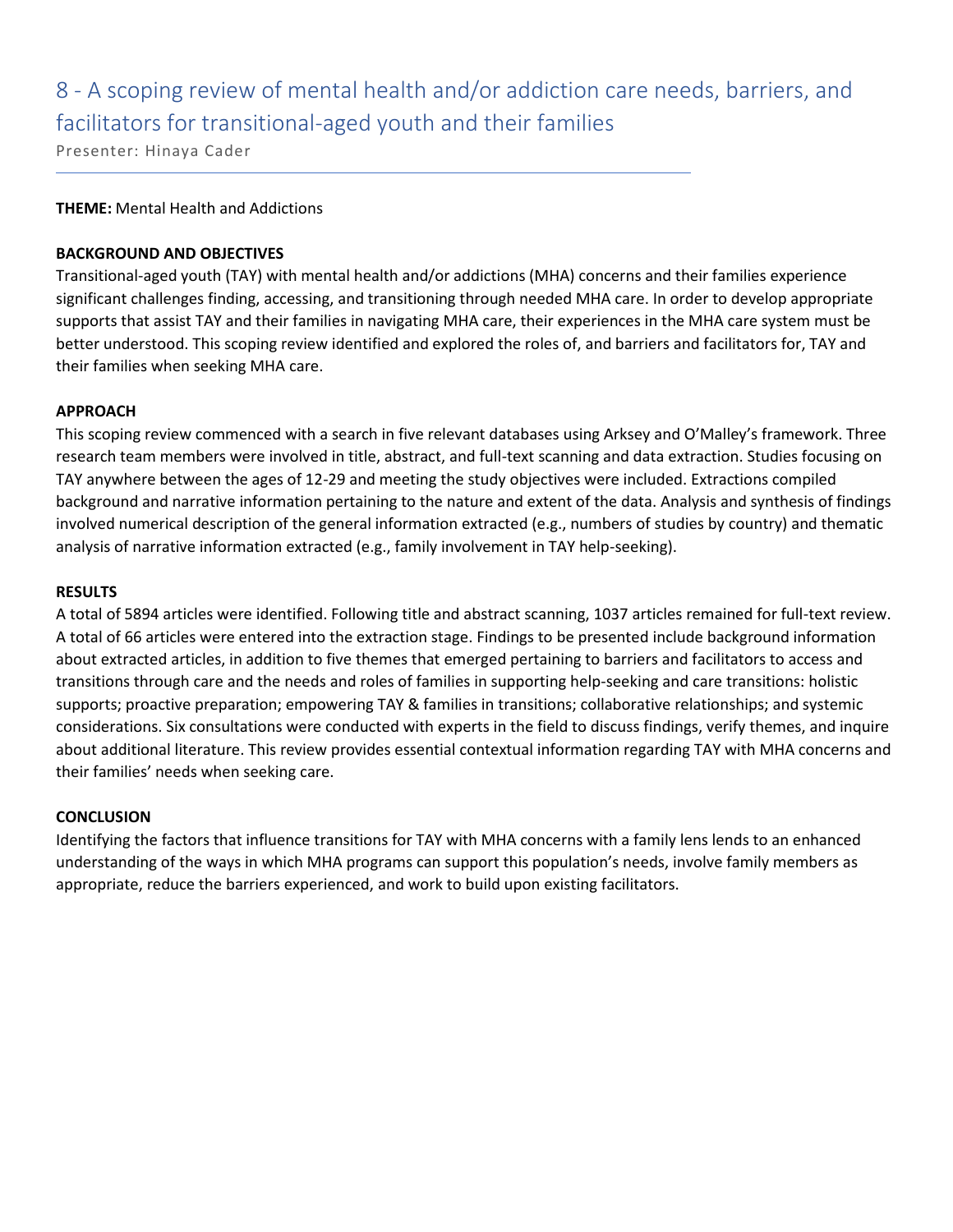## 8 - A scoping review of mental health and/or addiction care needs, barriers, and facilitators for transitional-aged youth and their families

Presenter: Hinaya Cader

**THEME:** Mental Health and Addictions

**BACKGROUND AND OBJECTIVES**

Transitional-aged youth (TAY) with mental health and/or addictions (MHA) concerns and their families experience significant challenges finding, accessing, and transitioning through needed MHA care. In order to develop appropriate supports that assist TAY and their families in navigating MHA care, their experiences in the MHA care system must be better understood. This scoping review identified and explored the roles of, and barriers and facilitators for, TAY and their families when seeking MHA care.

**APPROACH**

This scoping review commenced with a search in five relevant databases using Arksey and O'Malley's framework. Three research team members were involved in title, abstract, and full-text scanning and data extraction. Studies focusing on TAY anywhere between the ages of 12-29 and meeting the study objectives were included. Extractions compiled background and narrative information pertaining to the nature and extent of the data. Analysis and synthesis of findings involved numerical description of the general information extracted (e.g., numbers of studies by country) and thematic analysis of narrative information extracted (e.g., family involvement in TAY help-seeking).

**RESULTS**

A total of 5894 articles were identified. Following title and abstract scanning, 1037 articles remained for full-text review. A total of 66 articles were entered into the extraction stage. Findings to be presented include background information about extracted articles, in addition to five themes that emerged pertaining to barriers and facilitators to access and transitions through care and the needs and roles of families in supporting help-seeking and care transitions: holistic supports; proactive preparation; empowering TAY & families in transitions; collaborative relationships; and systemic considerations. Six consultations were conducted with experts in the field to discuss findings, verify themes, and inquire about additional literature. This review provides essential contextual information regarding TAY with MHA concerns and their families' needs when seeking care.

**CONCLUSION**

Identifying the factors that influence transitions for TAY with MHA concerns with a family lens lends to an enhanced understanding of the ways in which MHA programs can support this population's needs, involve family members as appropriate, reduce the barriers experienced, and work to build upon existing facilitators.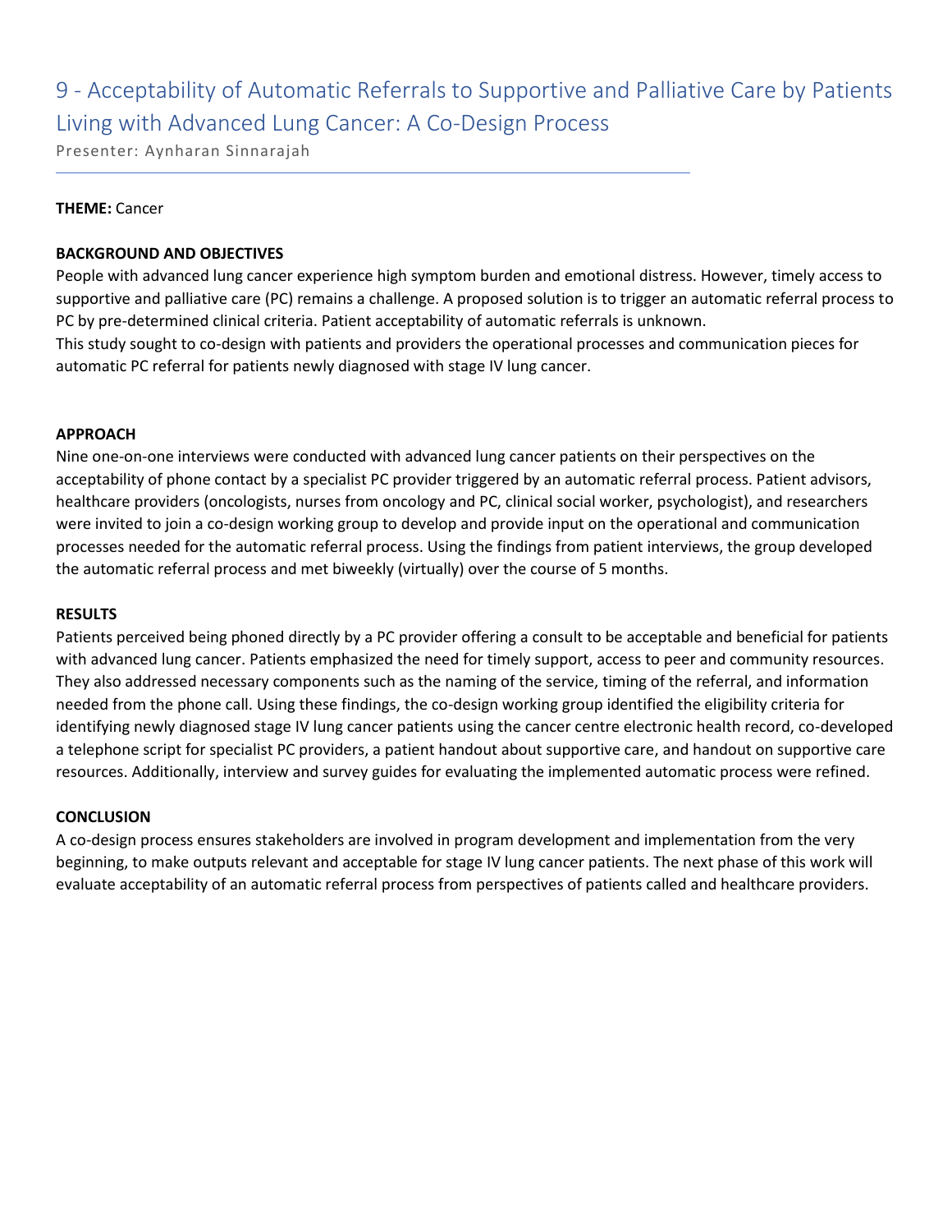# 9 - Acceptability of Automatic Referrals to Supportive and Palliative Care by Patients Living with Advanced Lung Cancer: A Co-Design Process

Presenter: Aynharan Sinnarajah

**THEME:** Cancer

**BACKGROUND AND OBJECTIVES**

People with advanced lung cancer experience high symptom burden and emotional distress. However, timely access to supportive and palliative care (PC) remains a challenge. A proposed solution is to trigger an automatic referral process to PC by pre-determined clinical criteria. Patient acceptability of automatic referrals is unknown.

This study sought to co-design with patients and providers the operational processes and communication pieces for automatic PC referral for patients newly diagnosed with stage IV lung cancer.

**APPROACH**

Nine one-on-one interviews were conducted with advanced lung cancer patients on their perspectives on the acceptability of phone contact by a specialist PC provider triggered by an automatic referral process. Patient advisors, healthcare providers (oncologists, nurses from oncology and PC, clinical social worker, psychologist), and researchers were invited to join a co-design working group to develop and provide input on the operational and communication processes needed for the automatic referral process. Using the findings from patient interviews, the group developed the automatic referral process and met biweekly (virtually) over the course of 5 months.

**RESULTS**

Patients perceived being phoned directly by a PC provider offering a consult to be acceptable and beneficial for patients with advanced lung cancer. Patients emphasized the need for timely support, access to peer and community resources. They also addressed necessary components such as the naming of the service, timing of the referral, and information needed from the phone call. Using these findings, the co-design working group identified the eligibility criteria for identifying newly diagnosed stage IV lung cancer patients using the cancer centre electronic health record, co-developed a telephone script for specialist PC providers, a patient handout about supportive care, and handout on supportive care resources. Additionally, interview and survey guides for evaluating the implemented automatic process were refined.

**CONCLUSION**

A co-design process ensures stakeholders are involved in program development and implementation from the very beginning, to make outputs relevant and acceptable for stage IV lung cancer patients. The next phase of this work will evaluate acceptability of an automatic referral process from perspectives of patients called and healthcare providers.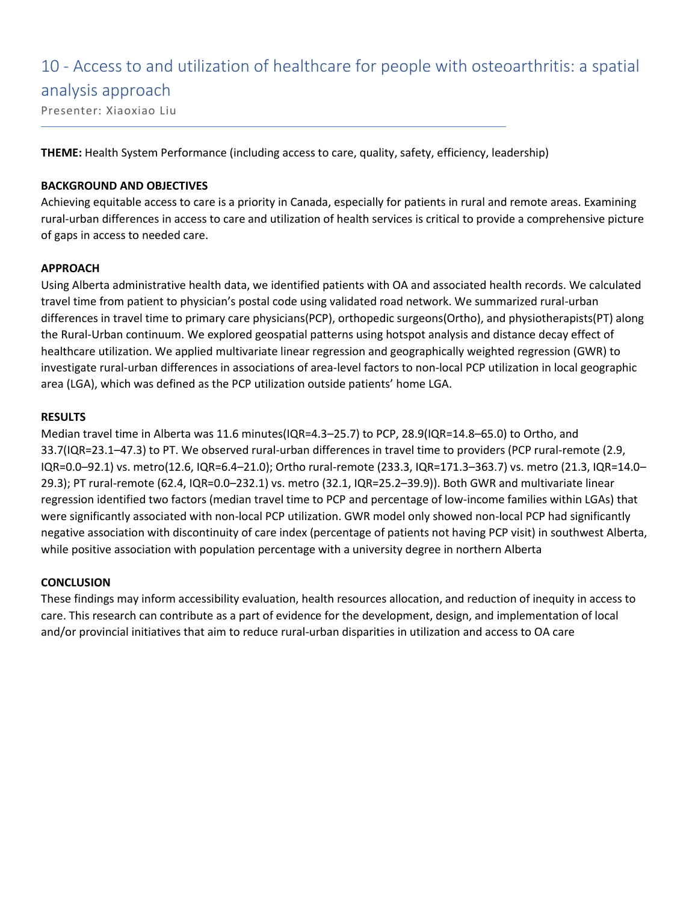# 10 - Access to and utilization of healthcare for people with osteoarthritis: a spatial analysis approach

Presenter: Xiaoxiao Liu

**THEME:** Health System Performance (including access to care, quality, safety, efficiency, leadership)

**BACKGROUND AND OBJECTIVES**

Achieving equitable access to care is a priority in Canada, especially for patients in rural and remote areas. Examining rural-urban differences in access to care and utilization of health services is critical to provide a comprehensive picture of gaps in access to needed care.

**APPROACH**

Using Alberta administrative health data, we identified patients with OA and associated health records. We calculated travel time from patient to physician's postal code using validated road network. We summarized rural-urban differences in travel time to primary care physicians(PCP), orthopedic surgeons(Ortho), and physiotherapists(PT) along the Rural-Urban continuum. We explored geospatial patterns using hotspot analysis and distance decay effect of healthcare utilization. We applied multivariate linear regression and geographically weighted regression (GWR) to investigate rural-urban differences in associations of area-level factors to non-local PCP utilization in local geographic area (LGA), which was defined as the PCP utilization outside patients' home LGA.

**RESULTS**

Median travel time in Alberta was 11.6 minutes(IQR=4.3–25.7) to PCP, 28.9(IQR=14.8–65.0) to Ortho, and 33.7(IQR=23.1–47.3) to PT. We observed rural-urban differences in travel time to providers (PCP rural-remote (2.9, IQR=0.0–92.1) vs. metro(12.6, IQR=6.4–21.0); Ortho rural-remote (233.3, IQR=171.3–363.7) vs. metro (21.3, IQR=14.0–29.3); PT rural-remote (62.4, IQR=0.0–232.1) vs. metro (32.1, IQR=25.2–39.9)). Both GWR and multivariate linear regression identified two factors (median travel time to PCP and percentage of low-income families within LGAs) that were significantly associated with non-local PCP utilization. GWR model only showed non-local PCP had significantly negative association with discontinuity of care index (percentage of patients not having PCP visit) in southwest Alberta, while positive association with population percentage with a university degree in northern Alberta

**CONCLUSION**

These findings may inform accessibility evaluation, health resources allocation, and reduction of inequity in access to care. This research can contribute as a part of evidence for the development, design, and implementation of local and/or provincial initiatives that aim to reduce rural-urban disparities in utilization and access to OA care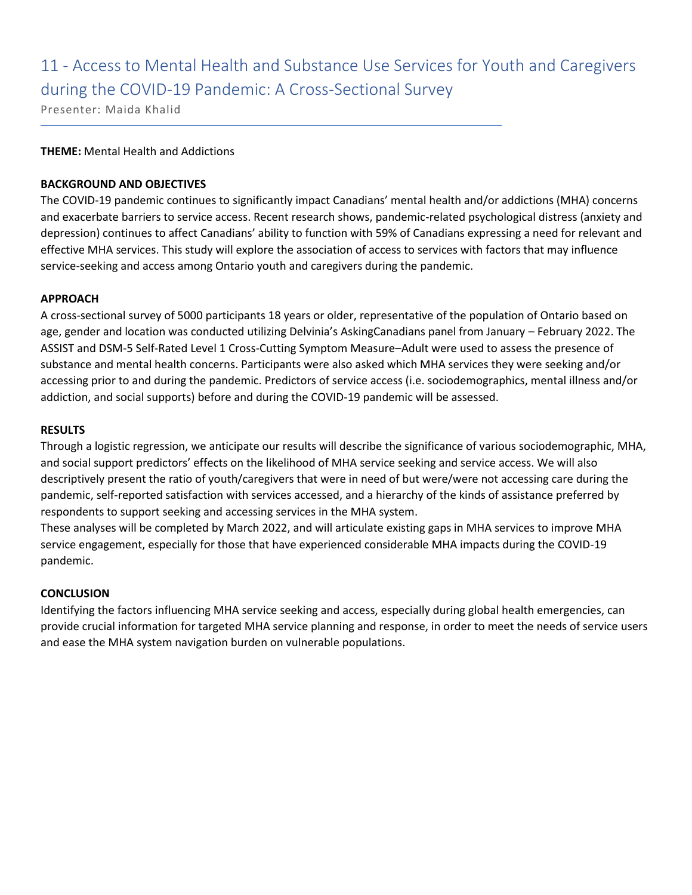# 11 - Access to Mental Health and Substance Use Services for Youth and Caregivers during the COVID-19 Pandemic: A Cross-Sectional Survey

Presenter: Maida Khalid

**THEME:** Mental Health and Addictions

**BACKGROUND AND OBJECTIVES**

The COVID-19 pandemic continues to significantly impact Canadians' mental health and/or addictions (MHA) concerns and exacerbate barriers to service access. Recent research shows, pandemic-related psychological distress (anxiety and depression) continues to affect Canadians' ability to function with 59% of Canadians expressing a need for relevant and effective MHA services. This study will explore the association of access to services with factors that may influence service-seeking and access among Ontario youth and caregivers during the pandemic.

**APPROACH**

A cross-sectional survey of 5000 participants 18 years or older, representative of the population of Ontario based on age, gender and location was conducted utilizing Delvinia's AskingCanadians panel from January – February 2022. The ASSIST and DSM-5 Self-Rated Level 1 Cross-Cutting Symptom Measure–Adult were used to assess the presence of substance and mental health concerns. Participants were also asked which MHA services they were seeking and/or accessing prior to and during the pandemic. Predictors of service access (i.e. sociodemographics, mental illness and/or addiction, and social supports) before and during the COVID-19 pandemic will be assessed.

**RESULTS**

Through a logistic regression, we anticipate our results will describe the significance of various sociodemographic, MHA, and social support predictors' effects on the likelihood of MHA service seeking and service access. We will also descriptively present the ratio of youth/caregivers that were in need of but were/were not accessing care during the pandemic, self-reported satisfaction with services accessed, and a hierarchy of the kinds of assistance preferred by respondents to support seeking and accessing services in the MHA system.

These analyses will be completed by March 2022, and will articulate existing gaps in MHA services to improve MHA service engagement, especially for those that have experienced considerable MHA impacts during the COVID-19 pandemic.

**CONCLUSION**

Identifying the factors influencing MHA service seeking and access, especially during global health emergencies, can provide crucial information for targeted MHA service planning and response, in order to meet the needs of service users and ease the MHA system navigation burden on vulnerable populations.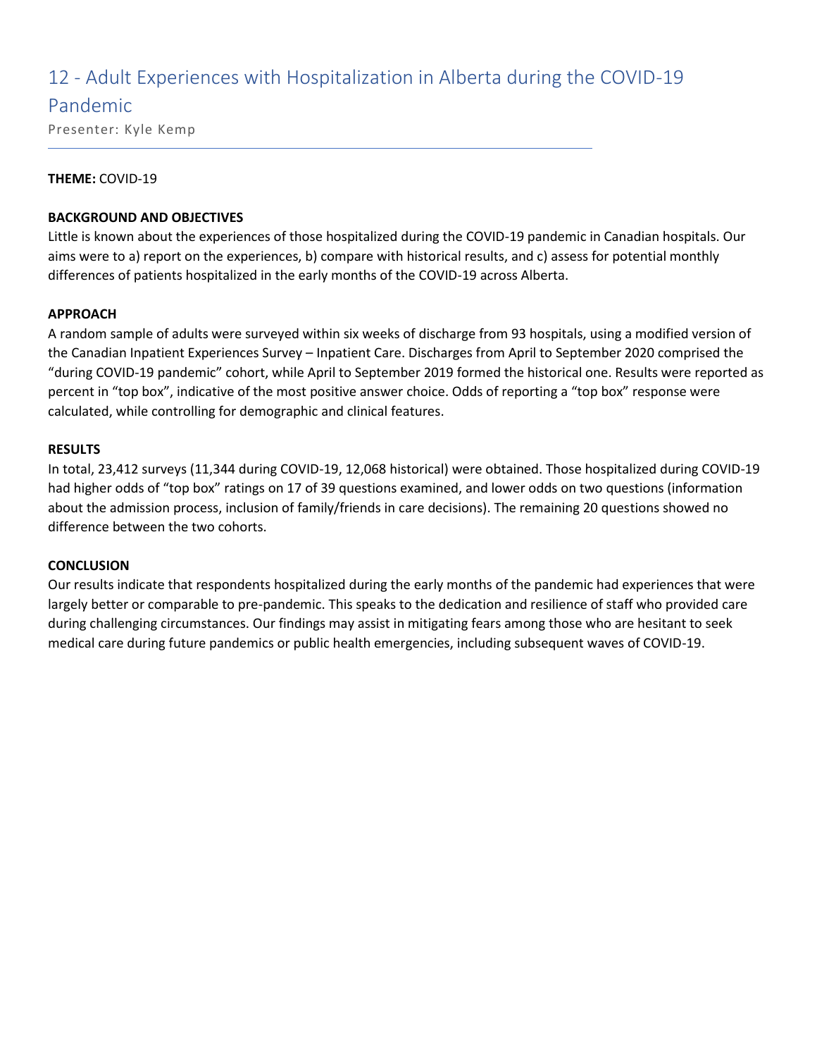# 12 - Adult Experiences with Hospitalization in Alberta during the COVID-19 Pandemic

Presenter: Kyle Kemp

**THEME:** COVID-19

**BACKGROUND AND OBJECTIVES**

Little is known about the experiences of those hospitalized during the COVID-19 pandemic in Canadian hospitals. Our aims were to a) report on the experiences, b) compare with historical results, and c) assess for potential monthly differences of patients hospitalized in the early months of the COVID-19 across Alberta.

**APPROACH**

A random sample of adults were surveyed within six weeks of discharge from 93 hospitals, using a modified version of the Canadian Inpatient Experiences Survey – Inpatient Care. Discharges from April to September 2020 comprised the "during COVID-19 pandemic" cohort, while April to September 2019 formed the historical one. Results were reported as percent in "top box", indicative of the most positive answer choice. Odds of reporting a "top box" response were calculated, while controlling for demographic and clinical features.

**RESULTS**

In total, 23,412 surveys (11,344 during COVID-19, 12,068 historical) were obtained. Those hospitalized during COVID-19 had higher odds of "top box" ratings on 17 of 39 questions examined, and lower odds on two questions (information about the admission process, inclusion of family/friends in care decisions). The remaining 20 questions showed no difference between the two cohorts.

**CONCLUSION**

Our results indicate that respondents hospitalized during the early months of the pandemic had experiences that were largely better or comparable to pre-pandemic. This speaks to the dedication and resilience of staff who provided care during challenging circumstances. Our findings may assist in mitigating fears among those who are hesitant to seek medical care during future pandemics or public health emergencies, including subsequent waves of COVID-19.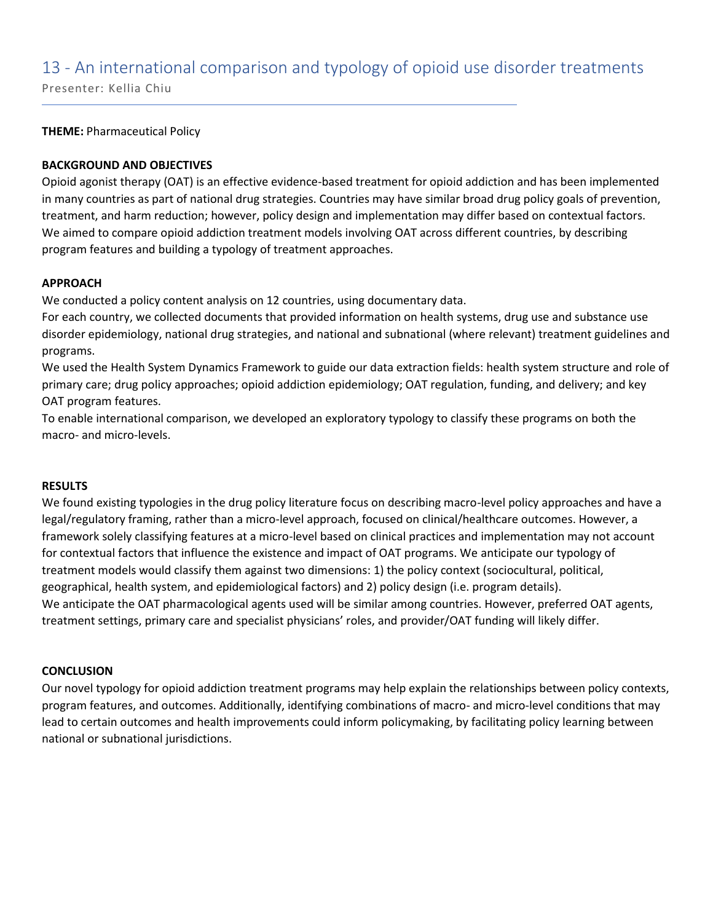# 13 - An international comparison and typology of opioid use disorder treatments

Presenter: Kellia Chiu

**THEME:** Pharmaceutical Policy

**BACKGROUND AND OBJECTIVES**

Opioid agonist therapy (OAT) is an effective evidence-based treatment for opioid addiction and has been implemented in many countries as part of national drug strategies. Countries may have similar broad drug policy goals of prevention, treatment, and harm reduction; however, policy design and implementation may differ based on contextual factors. We aimed to compare opioid addiction treatment models involving OAT across different countries, by describing program features and building a typology of treatment approaches.

**APPROACH**

We conducted a policy content analysis on 12 countries, using documentary data.

For each country, we collected documents that provided information on health systems, drug use and substance use disorder epidemiology, national drug strategies, and national and subnational (where relevant) treatment guidelines and programs.

We used the Health System Dynamics Framework to guide our data extraction fields: health system structure and role of primary care; drug policy approaches; opioid addiction epidemiology; OAT regulation, funding, and delivery; and key OAT program features.

To enable international comparison, we developed an exploratory typology to classify these programs on both the macro- and micro-levels.

**RESULTS**

We found existing typologies in the drug policy literature focus on describing macro-level policy approaches and have a legal/regulatory framing, rather than a micro-level approach, focused on clinical/healthcare outcomes. However, a framework solely classifying features at a micro-level based on clinical practices and implementation may not account for contextual factors that influence the existence and impact of OAT programs. We anticipate our typology of treatment models would classify them against two dimensions: 1) the policy context (sociocultural, political, geographical, health system, and epidemiological factors) and 2) policy design (i.e. program details).

We anticipate the OAT pharmacological agents used will be similar among countries. However, preferred OAT agents, treatment settings, primary care and specialist physicians' roles, and provider/OAT funding will likely differ.

**CONCLUSION**

Our novel typology for opioid addiction treatment programs may help explain the relationships between policy contexts, program features, and outcomes. Additionally, identifying combinations of macro- and micro-level conditions that may lead to certain outcomes and health improvements could inform policymaking, by facilitating policy learning between national or subnational jurisdictions.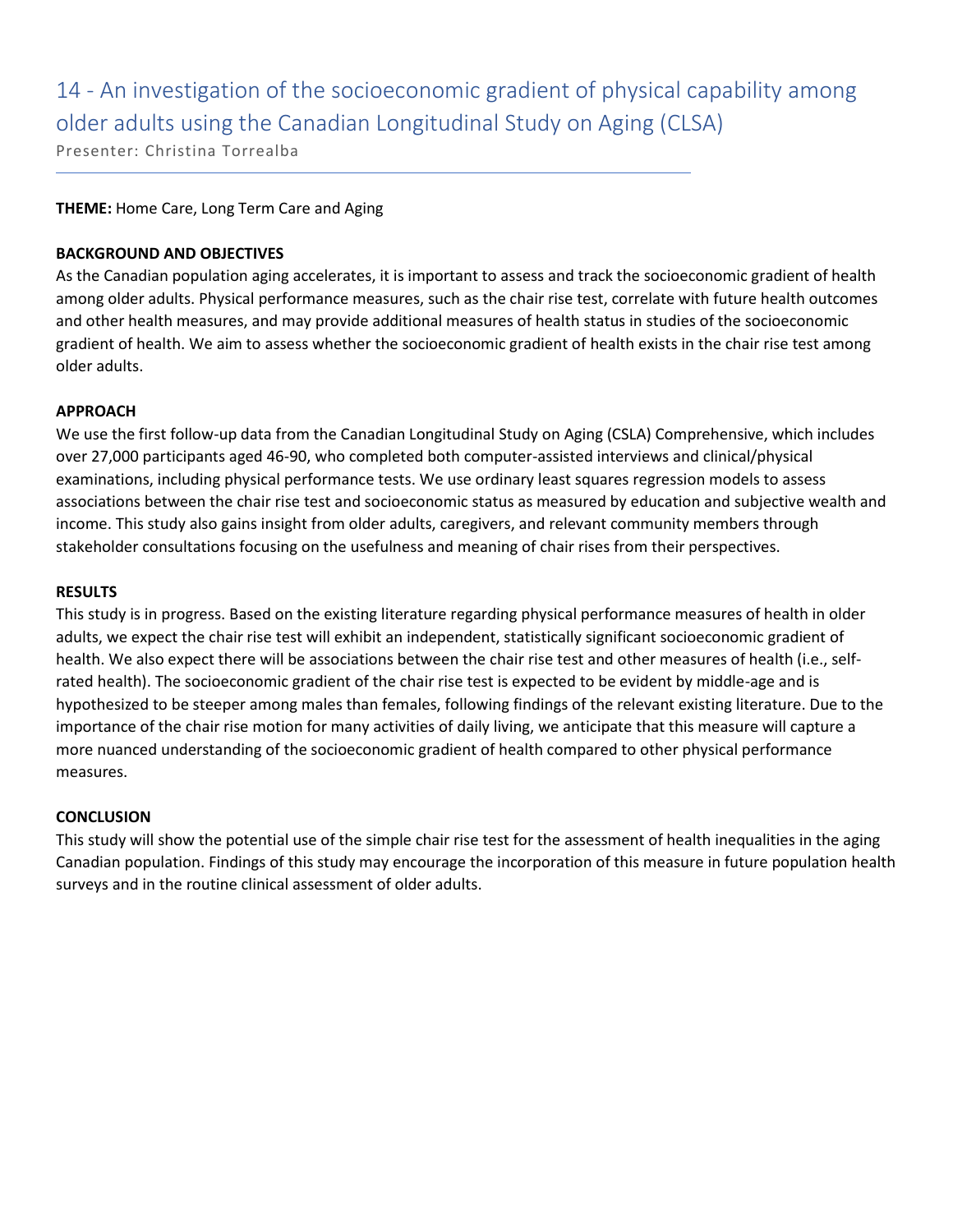# 14 - An investigation of the socioeconomic gradient of physical capability among older adults using the Canadian Longitudinal Study on Aging (CLSA)

Presenter: Christina Torrealba

**THEME:** Home Care, Long Term Care and Aging

**BACKGROUND AND OBJECTIVES**

As the Canadian population aging accelerates, it is important to assess and track the socioeconomic gradient of health among older adults. Physical performance measures, such as the chair rise test, correlate with future health outcomes and other health measures, and may provide additional measures of health status in studies of the socioeconomic gradient of health. We aim to assess whether the socioeconomic gradient of health exists in the chair rise test among older adults.

**APPROACH**

We use the first follow-up data from the Canadian Longitudinal Study on Aging (CSLA) Comprehensive, which includes over 27,000 participants aged 46-90, who completed both computer-assisted interviews and clinical/physical examinations, including physical performance tests. We use ordinary least squares regression models to assess associations between the chair rise test and socioeconomic status as measured by education and subjective wealth and income. This study also gains insight from older adults, caregivers, and relevant community members through stakeholder consultations focusing on the usefulness and meaning of chair rises from their perspectives.

**RESULTS**

This study is in progress. Based on the existing literature regarding physical performance measures of health in older adults, we expect the chair rise test will exhibit an independent, statistically significant socioeconomic gradient of health. We also expect there will be associations between the chair rise test and other measures of health (i.e., self-rated health). The socioeconomic gradient of the chair rise test is expected to be evident by middle-age and is hypothesized to be steeper among males than females, following findings of the relevant existing literature. Due to the importance of the chair rise motion for many activities of daily living, we anticipate that this measure will capture a more nuanced understanding of the socioeconomic gradient of health compared to other physical performance measures.

**CONCLUSION**

This study will show the potential use of the simple chair rise test for the assessment of health inequalities in the aging Canadian population. Findings of this study may encourage the incorporation of this measure in future population health surveys and in the routine clinical assessment of older adults.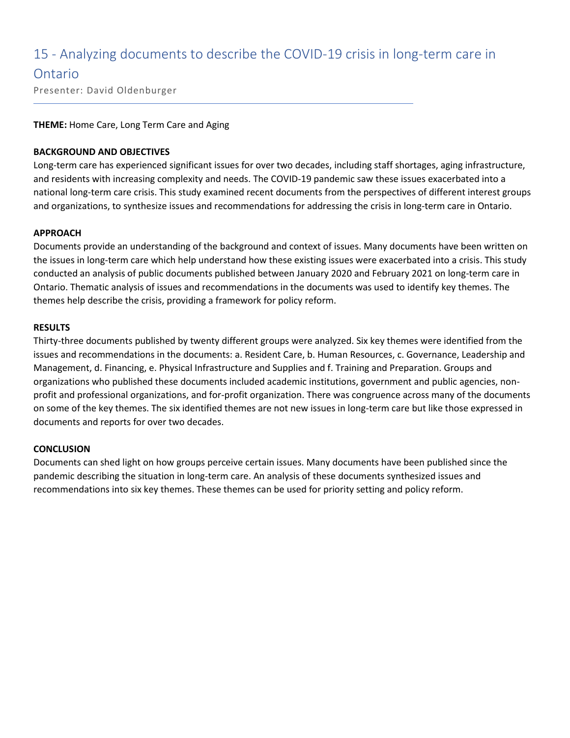# 15 - Analyzing documents to describe the COVID-19 crisis in long-term care in Ontario

Presenter: David Oldenburger

**THEME:** Home Care, Long Term Care and Aging

**BACKGROUND AND OBJECTIVES**

Long-term care has experienced significant issues for over two decades, including staff shortages, aging infrastructure, and residents with increasing complexity and needs. The COVID-19 pandemic saw these issues exacerbated into a national long-term care crisis. This study examined recent documents from the perspectives of different interest groups and organizations, to synthesize issues and recommendations for addressing the crisis in long-term care in Ontario.

**APPROACH**

Documents provide an understanding of the background and context of issues. Many documents have been written on the issues in long-term care which help understand how these existing issues were exacerbated into a crisis. This study conducted an analysis of public documents published between January 2020 and February 2021 on long-term care in Ontario. Thematic analysis of issues and recommendations in the documents was used to identify key themes. The themes help describe the crisis, providing a framework for policy reform.

**RESULTS**

Thirty-three documents published by twenty different groups were analyzed. Six key themes were identified from the issues and recommendations in the documents: a. Resident Care, b. Human Resources, c. Governance, Leadership and Management, d. Financing, e. Physical Infrastructure and Supplies and f. Training and Preparation. Groups and organizations who published these documents included academic institutions, government and public agencies, non-profit and professional organizations, and for-profit organization. There was congruence across many of the documents on some of the key themes. The six identified themes are not new issues in long-term care but like those expressed in documents and reports for over two decades.

**CONCLUSION**

Documents can shed light on how groups perceive certain issues. Many documents have been published since the pandemic describing the situation in long-term care. An analysis of these documents synthesized issues and recommendations into six key themes. These themes can be used for priority setting and policy reform.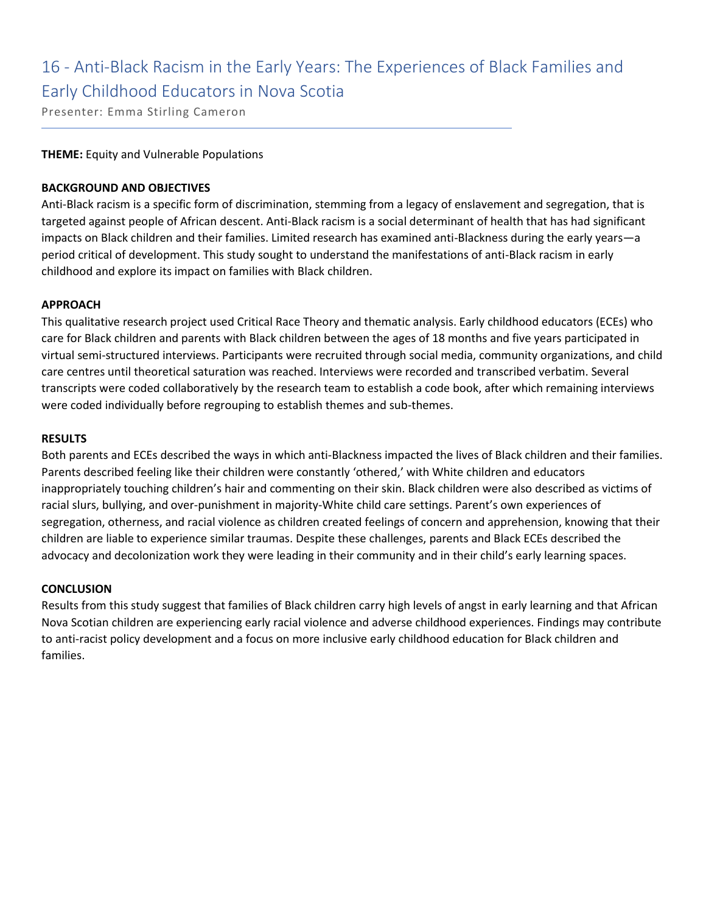# 16 - Anti-Black Racism in the Early Years: The Experiences of Black Families and Early Childhood Educators in Nova Scotia

Presenter: Emma Stirling Cameron

**THEME:** Equity and Vulnerable Populations

**BACKGROUND AND OBJECTIVES**

Anti-Black racism is a specific form of discrimination, stemming from a legacy of enslavement and segregation, that is targeted against people of African descent. Anti-Black racism is a social determinant of health that has had significant impacts on Black children and their families. Limited research has examined anti-Blackness during the early years—a period critical of development. This study sought to understand the manifestations of anti-Black racism in early childhood and explore its impact on families with Black children.

**APPROACH**

This qualitative research project used Critical Race Theory and thematic analysis. Early childhood educators (ECEs) who care for Black children and parents with Black children between the ages of 18 months and five years participated in virtual semi-structured interviews. Participants were recruited through social media, community organizations, and child care centres until theoretical saturation was reached. Interviews were recorded and transcribed verbatim. Several transcripts were coded collaboratively by the research team to establish a code book, after which remaining interviews were coded individually before regrouping to establish themes and sub-themes.

**RESULTS**

Both parents and ECEs described the ways in which anti-Blackness impacted the lives of Black children and their families. Parents described feeling like their children were constantly 'othered,' with White children and educators inappropriately touching children's hair and commenting on their skin. Black children were also described as victims of racial slurs, bullying, and over-punishment in majority-White child care settings. Parent's own experiences of segregation, otherness, and racial violence as children created feelings of concern and apprehension, knowing that their children are liable to experience similar traumas. Despite these challenges, parents and Black ECEs described the advocacy and decolonization work they were leading in their community and in their child's early learning spaces.

**CONCLUSION**

Results from this study suggest that families of Black children carry high levels of angst in early learning and that African Nova Scotian children are experiencing early racial violence and adverse childhood experiences. Findings may contribute to anti-racist policy development and a focus on more inclusive early childhood education for Black children and families.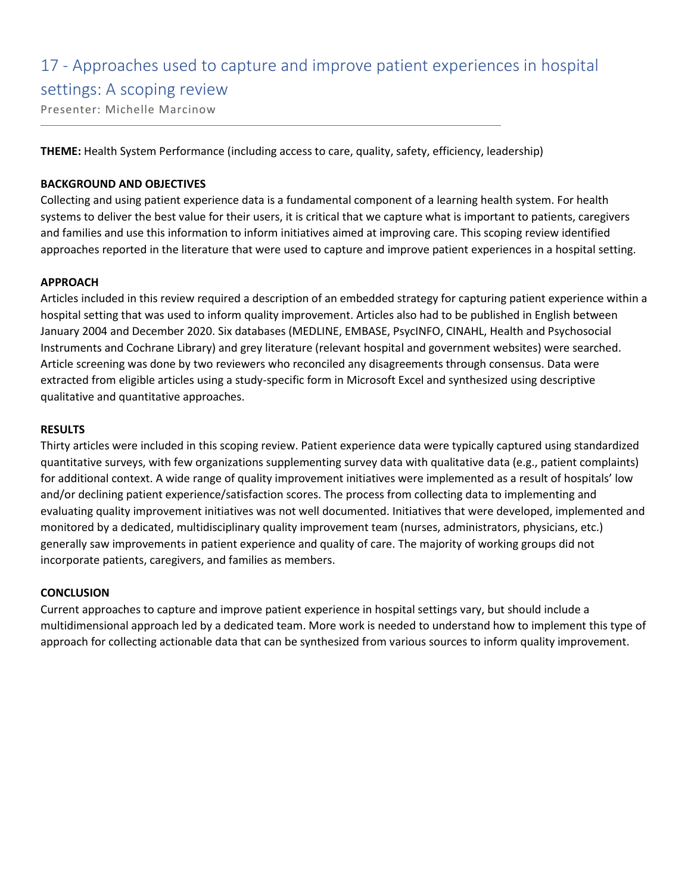# 17 - Approaches used to capture and improve patient experiences in hospital settings: A scoping review

Presenter: Michelle Marcinow

**THEME:** Health System Performance (including access to care, quality, safety, efficiency, leadership)

**BACKGROUND AND OBJECTIVES**

Collecting and using patient experience data is a fundamental component of a learning health system. For health systems to deliver the best value for their users, it is critical that we capture what is important to patients, caregivers and families and use this information to inform initiatives aimed at improving care. This scoping review identified approaches reported in the literature that were used to capture and improve patient experiences in a hospital setting.

**APPROACH**

Articles included in this review required a description of an embedded strategy for capturing patient experience within a hospital setting that was used to inform quality improvement. Articles also had to be published in English between January 2004 and December 2020. Six databases (MEDLINE, EMBASE, PsycINFO, CINAHL, Health and Psychosocial Instruments and Cochrane Library) and grey literature (relevant hospital and government websites) were searched. Article screening was done by two reviewers who reconciled any disagreements through consensus. Data were extracted from eligible articles using a study-specific form in Microsoft Excel and synthesized using descriptive qualitative and quantitative approaches.

**RESULTS**

Thirty articles were included in this scoping review. Patient experience data were typically captured using standardized quantitative surveys, with few organizations supplementing survey data with qualitative data (e.g., patient complaints) for additional context. A wide range of quality improvement initiatives were implemented as a result of hospitals' low and/or declining patient experience/satisfaction scores. The process from collecting data to implementing and evaluating quality improvement initiatives was not well documented. Initiatives that were developed, implemented and monitored by a dedicated, multidisciplinary quality improvement team (nurses, administrators, physicians, etc.) generally saw improvements in patient experience and quality of care. The majority of working groups did not incorporate patients, caregivers, and families as members.

**CONCLUSION**

Current approaches to capture and improve patient experience in hospital settings vary, but should include a multidimensional approach led by a dedicated team. More work is needed to understand how to implement this type of approach for collecting actionable data that can be synthesized from various sources to inform quality improvement.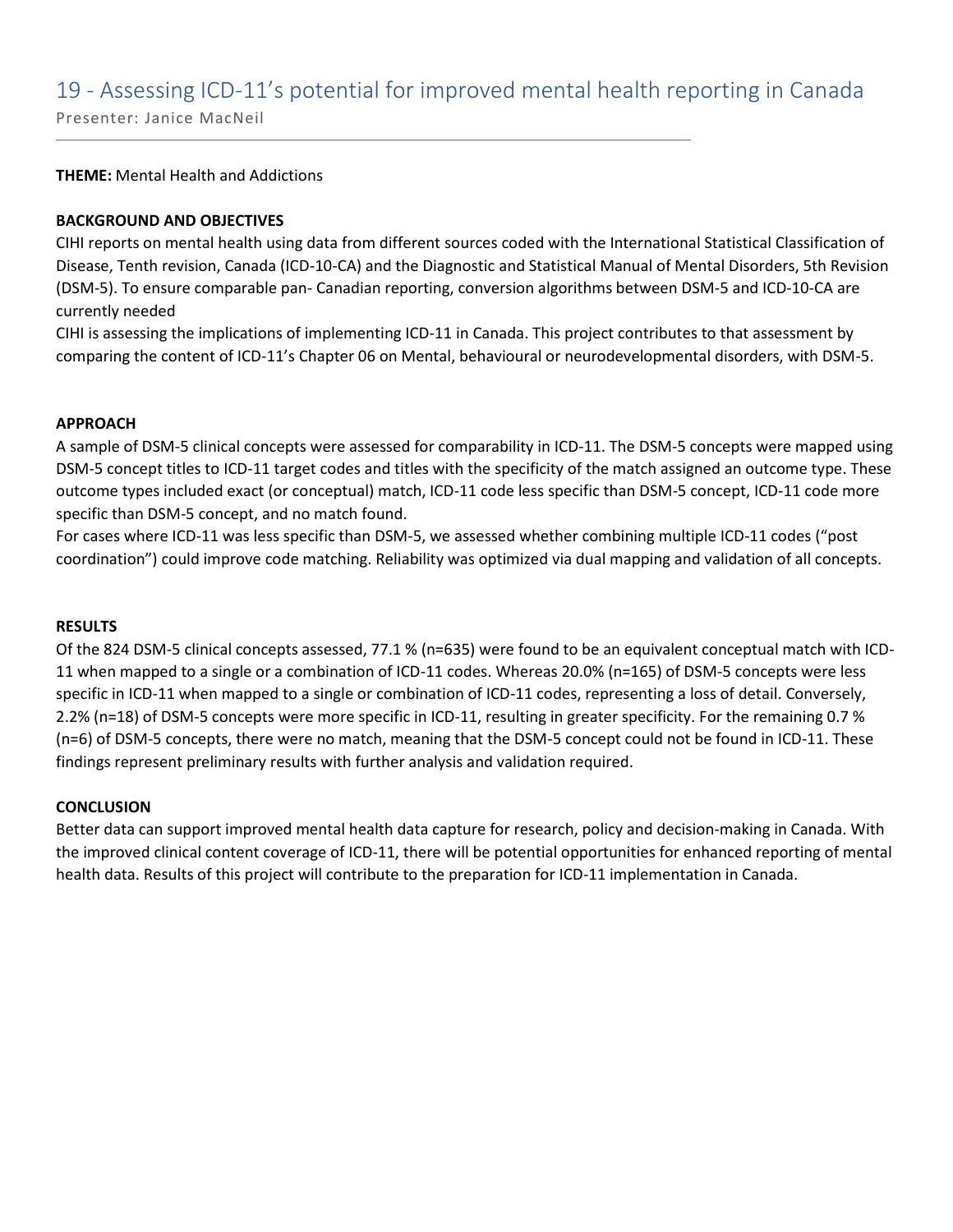# 19 - Assessing ICD-11's potential for improved mental health reporting in Canada

Presenter: Janice MacNeil

**THEME:** Mental Health and Addictions

**BACKGROUND AND OBJECTIVES**

CIHI reports on mental health using data from different sources coded with the International Statistical Classification of Disease, Tenth revision, Canada (ICD-10-CA) and the Diagnostic and Statistical Manual of Mental Disorders, 5th Revision (DSM-5). To ensure comparable pan- Canadian reporting, conversion algorithms between DSM-5 and ICD-10-CA are currently needed

CIHI is assessing the implications of implementing ICD-11 in Canada. This project contributes to that assessment by comparing the content of ICD-11's Chapter 06 on Mental, behavioural or neurodevelopmental disorders, with DSM-5.

**APPROACH**

A sample of DSM-5 clinical concepts were assessed for comparability in ICD-11. The DSM-5 concepts were mapped using DSM-5 concept titles to ICD-11 target codes and titles with the specificity of the match assigned an outcome type. These outcome types included exact (or conceptual) match, ICD-11 code less specific than DSM-5 concept, ICD-11 code more specific than DSM-5 concept, and no match found.

For cases where ICD-11 was less specific than DSM-5, we assessed whether combining multiple ICD-11 codes ("post coordination") could improve code matching. Reliability was optimized via dual mapping and validation of all concepts.

**RESULTS**

Of the 824 DSM-5 clinical concepts assessed, 77.1 % (n=635) were found to be an equivalent conceptual match with ICD-11 when mapped to a single or a combination of ICD-11 codes. Whereas 20.0% (n=165) of DSM-5 concepts were less specific in ICD-11 when mapped to a single or combination of ICD-11 codes, representing a loss of detail. Conversely, 2.2% (n=18) of DSM-5 concepts were more specific in ICD-11, resulting in greater specificity. For the remaining 0.7 % (n=6) of DSM-5 concepts, there were no match, meaning that the DSM-5 concept could not be found in ICD-11. These findings represent preliminary results with further analysis and validation required.

**CONCLUSION**

Better data can support improved mental health data capture for research, policy and decision-making in Canada. With the improved clinical content coverage of ICD-11, there will be potential opportunities for enhanced reporting of mental health data. Results of this project will contribute to the preparation for ICD-11 implementation in Canada.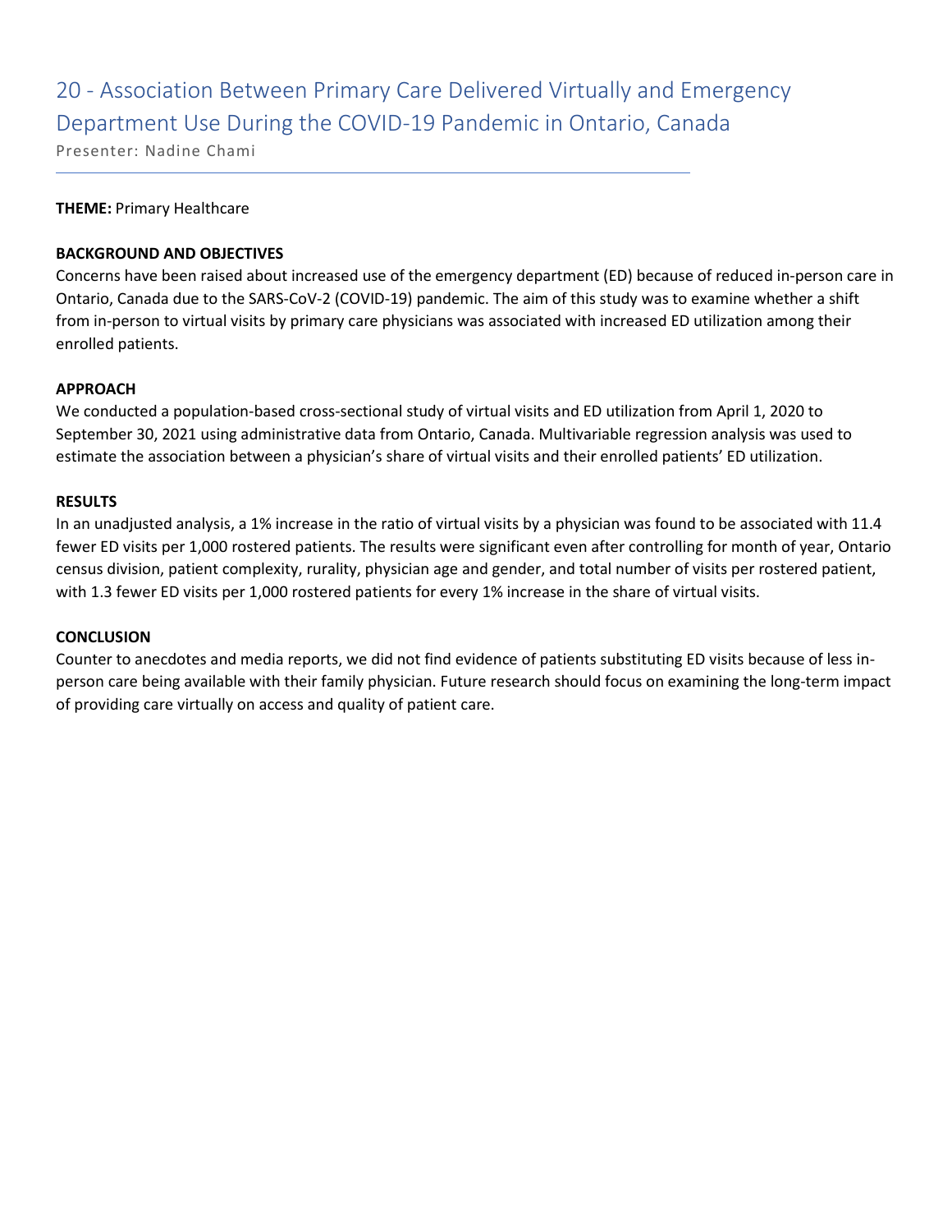# 20 - Association Between Primary Care Delivered Virtually and Emergency Department Use During the COVID-19 Pandemic in Ontario, Canada

Presenter: Nadine Chami

**THEME:** Primary Healthcare

**BACKGROUND AND OBJECTIVES**

Concerns have been raised about increased use of the emergency department (ED) because of reduced in-person care in Ontario, Canada due to the SARS-CoV-2 (COVID-19) pandemic. The aim of this study was to examine whether a shift from in-person to virtual visits by primary care physicians was associated with increased ED utilization among their enrolled patients.

**APPROACH**

We conducted a population-based cross-sectional study of virtual visits and ED utilization from April 1, 2020 to September 30, 2021 using administrative data from Ontario, Canada. Multivariable regression analysis was used to estimate the association between a physician's share of virtual visits and their enrolled patients' ED utilization.

**RESULTS**

In an unadjusted analysis, a 1% increase in the ratio of virtual visits by a physician was found to be associated with 11.4 fewer ED visits per 1,000 rostered patients. The results were significant even after controlling for month of year, Ontario census division, patient complexity, rurality, physician age and gender, and total number of visits per rostered patient, with 1.3 fewer ED visits per 1,000 rostered patients for every 1% increase in the share of virtual visits.

**CONCLUSION**

Counter to anecdotes and media reports, we did not find evidence of patients substituting ED visits because of less in-person care being available with their family physician. Future research should focus on examining the long-term impact of providing care virtually on access and quality of patient care.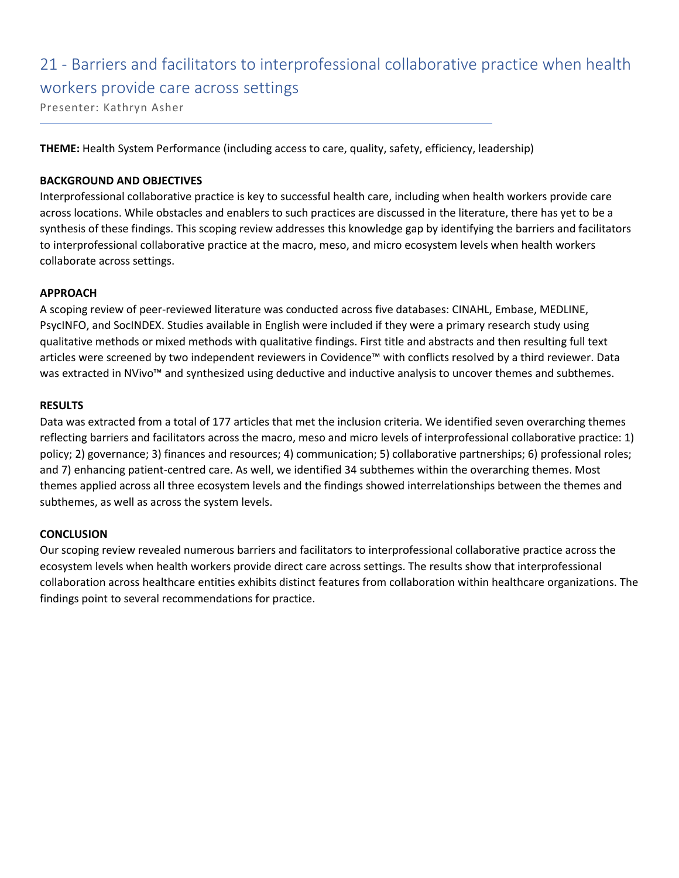# 21 - Barriers and facilitators to interprofessional collaborative practice when health workers provide care across settings

Presenter: Kathryn Asher

**THEME:** Health System Performance (including access to care, quality, safety, efficiency, leadership)

**BACKGROUND AND OBJECTIVES**

Interprofessional collaborative practice is key to successful health care, including when health workers provide care across locations. While obstacles and enablers to such practices are discussed in the literature, there has yet to be a synthesis of these findings. This scoping review addresses this knowledge gap by identifying the barriers and facilitators to interprofessional collaborative practice at the macro, meso, and micro ecosystem levels when health workers collaborate across settings.

**APPROACH**

A scoping review of peer-reviewed literature was conducted across five databases: CINAHL, Embase, MEDLINE, PsycINFO, and SocINDEX. Studies available in English were included if they were a primary research study using qualitative methods or mixed methods with qualitative findings. First title and abstracts and then resulting full text articles were screened by two independent reviewers in Covidence™ with conflicts resolved by a third reviewer. Data was extracted in NVivo™ and synthesized using deductive and inductive analysis to uncover themes and subthemes.

**RESULTS**

Data was extracted from a total of 177 articles that met the inclusion criteria. We identified seven overarching themes reflecting barriers and facilitators across the macro, meso and micro levels of interprofessional collaborative practice: 1) policy; 2) governance; 3) finances and resources; 4) communication; 5) collaborative partnerships; 6) professional roles; and 7) enhancing patient-centred care. As well, we identified 34 subthemes within the overarching themes. Most themes applied across all three ecosystem levels and the findings showed interrelationships between the themes and subthemes, as well as across the system levels.

**CONCLUSION**

Our scoping review revealed numerous barriers and facilitators to interprofessional collaborative practice across the ecosystem levels when health workers provide direct care across settings. The results show that interprofessional collaboration across healthcare entities exhibits distinct features from collaboration within healthcare organizations. The findings point to several recommendations for practice.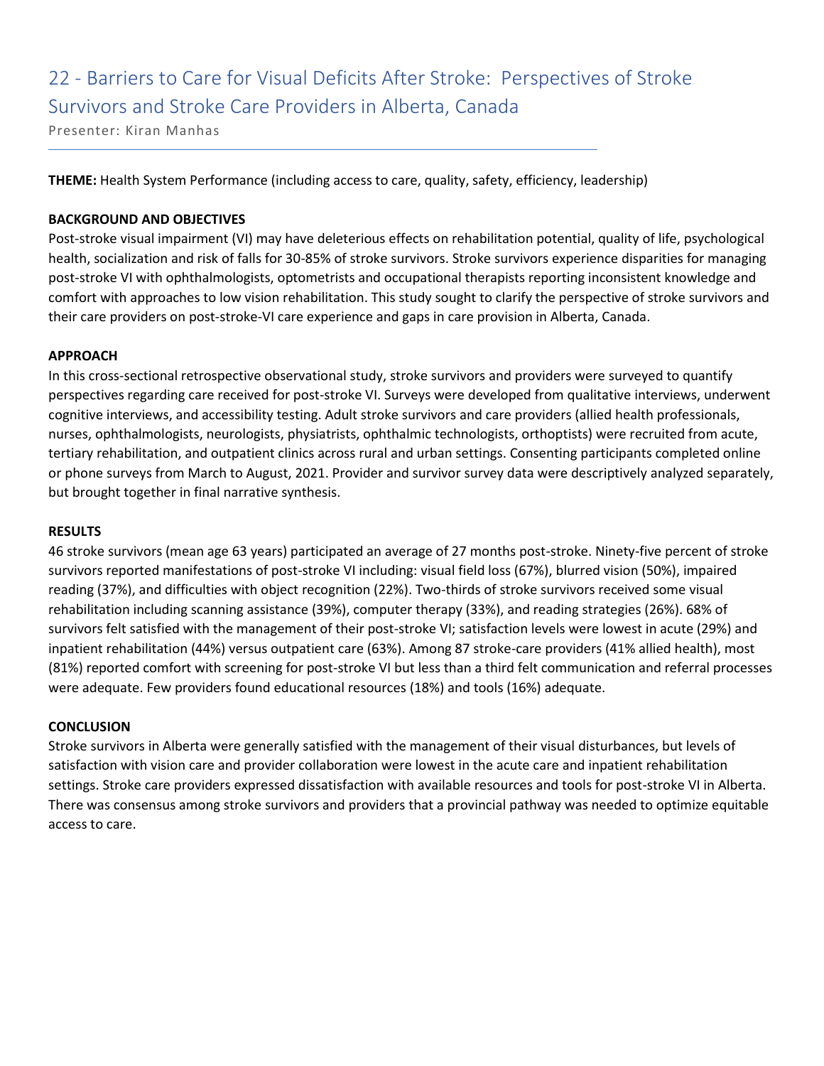# 22 - Barriers to Care for Visual Deficits After Stroke: Perspectives of Stroke Survivors and Stroke Care Providers in Alberta, Canada

Presenter: Kiran Manhas

**THEME:** Health System Performance (including access to care, quality, safety, efficiency, leadership)

**BACKGROUND AND OBJECTIVES**

Post-stroke visual impairment (VI) may have deleterious effects on rehabilitation potential, quality of life, psychological health, socialization and risk of falls for 30-85% of stroke survivors. Stroke survivors experience disparities for managing post-stroke VI with ophthalmologists, optometrists and occupational therapists reporting inconsistent knowledge and comfort with approaches to low vision rehabilitation. This study sought to clarify the perspective of stroke survivors and their care providers on post-stroke-VI care experience and gaps in care provision in Alberta, Canada.

**APPROACH**

In this cross-sectional retrospective observational study, stroke survivors and providers were surveyed to quantify perspectives regarding care received for post-stroke VI. Surveys were developed from qualitative interviews, underwent cognitive interviews, and accessibility testing. Adult stroke survivors and care providers (allied health professionals, nurses, ophthalmologists, neurologists, physiatrists, ophthalmic technologists, orthoptists) were recruited from acute, tertiary rehabilitation, and outpatient clinics across rural and urban settings. Consenting participants completed online or phone surveys from March to August, 2021. Provider and survivor survey data were descriptively analyzed separately, but brought together in final narrative synthesis.

**RESULTS**

46 stroke survivors (mean age 63 years) participated an average of 27 months post-stroke. Ninety-five percent of stroke survivors reported manifestations of post-stroke VI including: visual field loss (67%), blurred vision (50%), impaired reading (37%), and difficulties with object recognition (22%). Two-thirds of stroke survivors received some visual rehabilitation including scanning assistance (39%), computer therapy (33%), and reading strategies (26%). 68% of survivors felt satisfied with the management of their post-stroke VI; satisfaction levels were lowest in acute (29%) and inpatient rehabilitation (44%) versus outpatient care (63%). Among 87 stroke-care providers (41% allied health), most (81%) reported comfort with screening for post-stroke VI but less than a third felt communication and referral processes were adequate. Few providers found educational resources (18%) and tools (16%) adequate.

**CONCLUSION**

Stroke survivors in Alberta were generally satisfied with the management of their visual disturbances, but levels of satisfaction with vision care and provider collaboration were lowest in the acute care and inpatient rehabilitation settings. Stroke care providers expressed dissatisfaction with available resources and tools for post-stroke VI in Alberta. There was consensus among stroke survivors and providers that a provincial pathway was needed to optimize equitable access to care.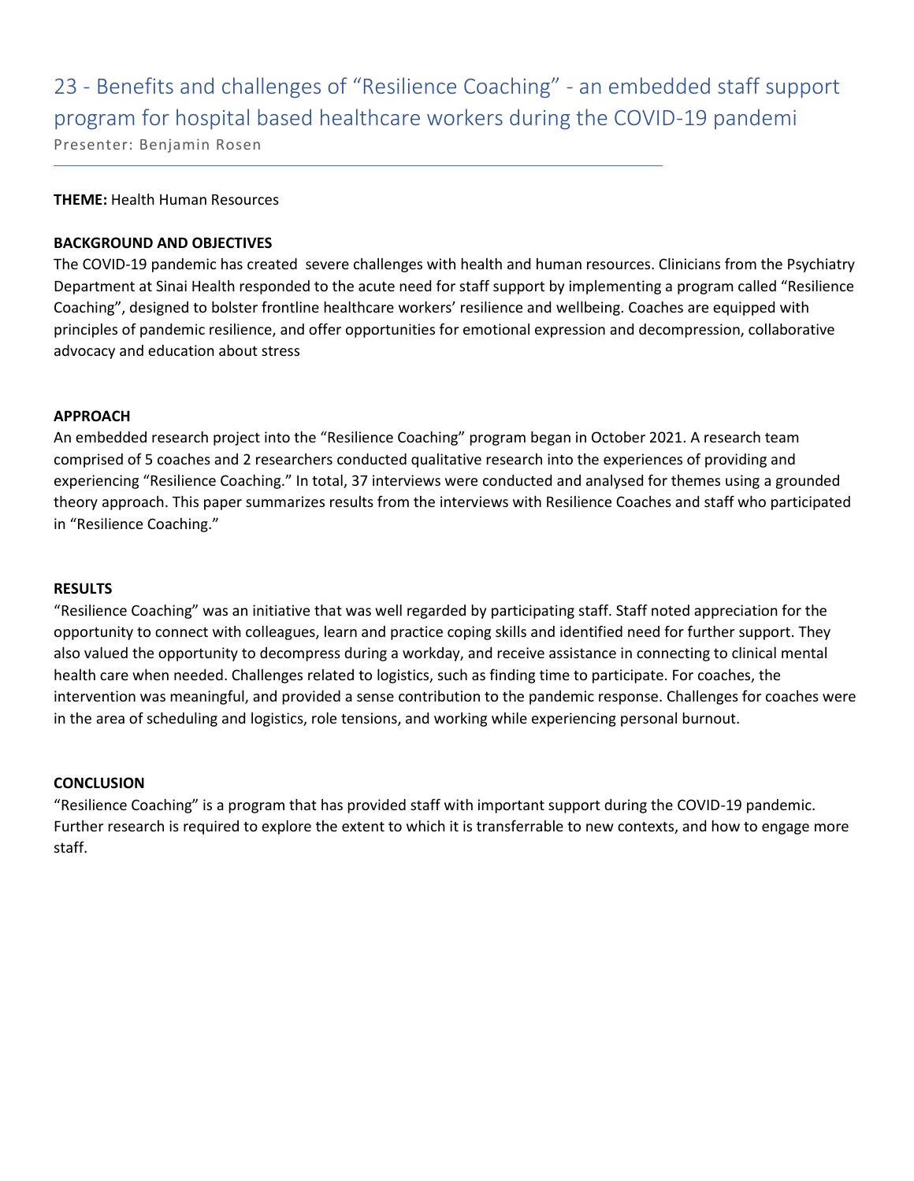## 23 - Benefits and challenges of “Resilience Coaching” - an embedded staff support program for hospital based healthcare workers during the COVID-19 pandemi

Presenter: Benjamin Rosen

**THEME:** Health Human Resources

**BACKGROUND AND OBJECTIVES**

The COVID-19 pandemic has created severe challenges with health and human resources. Clinicians from the Psychiatry Department at Sinai Health responded to the acute need for staff support by implementing a program called “Resilience Coaching”, designed to bolster frontline healthcare workers’ resilience and wellbeing. Coaches are equipped with principles of pandemic resilience, and offer opportunities for emotional expression and decompression, collaborative advocacy and education about stress

**APPROACH**

An embedded research project into the “Resilience Coaching” program began in October 2021. A research team comprised of 5 coaches and 2 researchers conducted qualitative research into the experiences of providing and experiencing “Resilience Coaching.” In total, 37 interviews were conducted and analysed for themes using a grounded theory approach. This paper summarizes results from the interviews with Resilience Coaches and staff who participated in “Resilience Coaching.”

**RESULTS**

“Resilience Coaching” was an initiative that was well regarded by participating staff. Staff noted appreciation for the opportunity to connect with colleagues, learn and practice coping skills and identified need for further support. They also valued the opportunity to decompress during a workday, and receive assistance in connecting to clinical mental health care when needed. Challenges related to logistics, such as finding time to participate. For coaches, the intervention was meaningful, and provided a sense contribution to the pandemic response. Challenges for coaches were in the area of scheduling and logistics, role tensions, and working while experiencing personal burnout.

**CONCLUSION**

“Resilience Coaching” is a program that has provided staff with important support during the COVID-19 pandemic. Further research is required to explore the extent to which it is transferrable to new contexts, and how to engage more staff.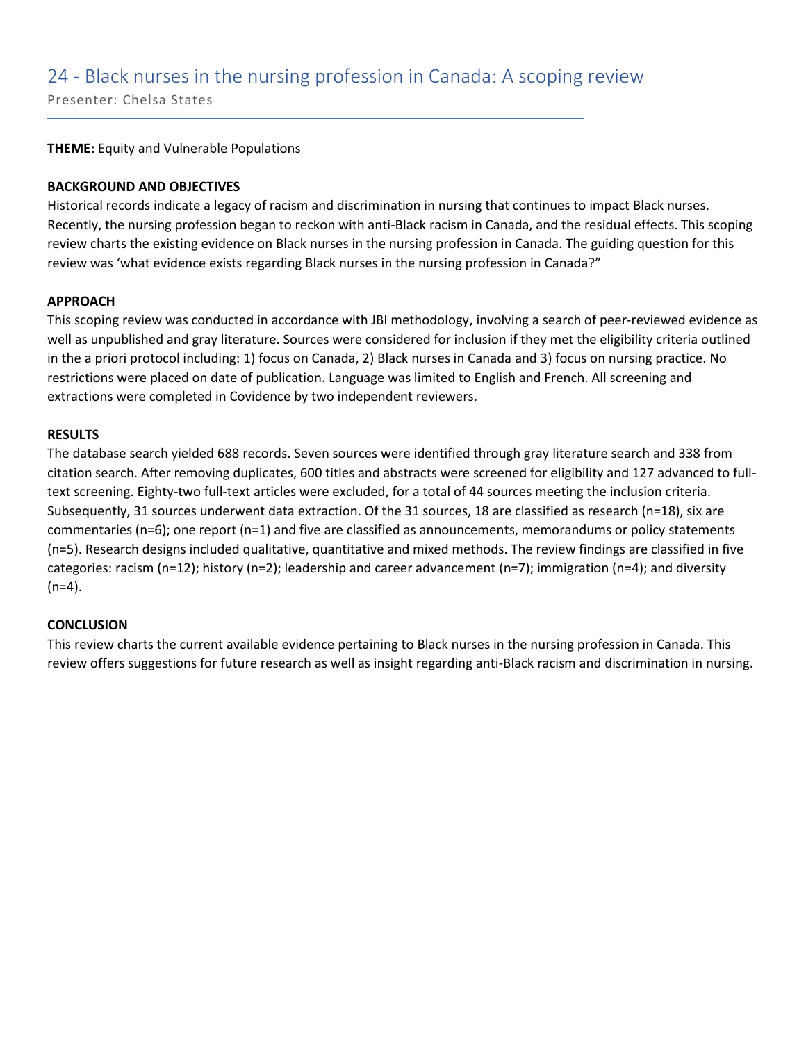## 24 - Black nurses in the nursing profession in Canada: A scoping review

Presenter: Chelsa States

**THEME:** Equity and Vulnerable Populations

**BACKGROUND AND OBJECTIVES**

Historical records indicate a legacy of racism and discrimination in nursing that continues to impact Black nurses. Recently, the nursing profession began to reckon with anti-Black racism in Canada, and the residual effects. This scoping review charts the existing evidence on Black nurses in the nursing profession in Canada. The guiding question for this review was 'what evidence exists regarding Black nurses in the nursing profession in Canada?"

**APPROACH**

This scoping review was conducted in accordance with JBI methodology, involving a search of peer-reviewed evidence as well as unpublished and gray literature. Sources were considered for inclusion if they met the eligibility criteria outlined in the a priori protocol including: 1) focus on Canada, 2) Black nurses in Canada and 3) focus on nursing practice. No restrictions were placed on date of publication. Language was limited to English and French. All screening and extractions were completed in Covidence by two independent reviewers.

**RESULTS**

The database search yielded 688 records. Seven sources were identified through gray literature search and 338 from citation search. After removing duplicates, 600 titles and abstracts were screened for eligibility and 127 advanced to full-text screening. Eighty-two full-text articles were excluded, for a total of 44 sources meeting the inclusion criteria. Subsequently, 31 sources underwent data extraction. Of the 31 sources, 18 are classified as research (n=18), six are commentaries (n=6); one report (n=1) and five are classified as announcements, memorandums or policy statements (n=5). Research designs included qualitative, quantitative and mixed methods. The review findings are classified in five categories: racism (n=12); history (n=2); leadership and career advancement (n=7); immigration (n=4); and diversity (n=4).

**CONCLUSION**

This review charts the current available evidence pertaining to Black nurses in the nursing profession in Canada. This review offers suggestions for future research as well as insight regarding anti-Black racism and discrimination in nursing.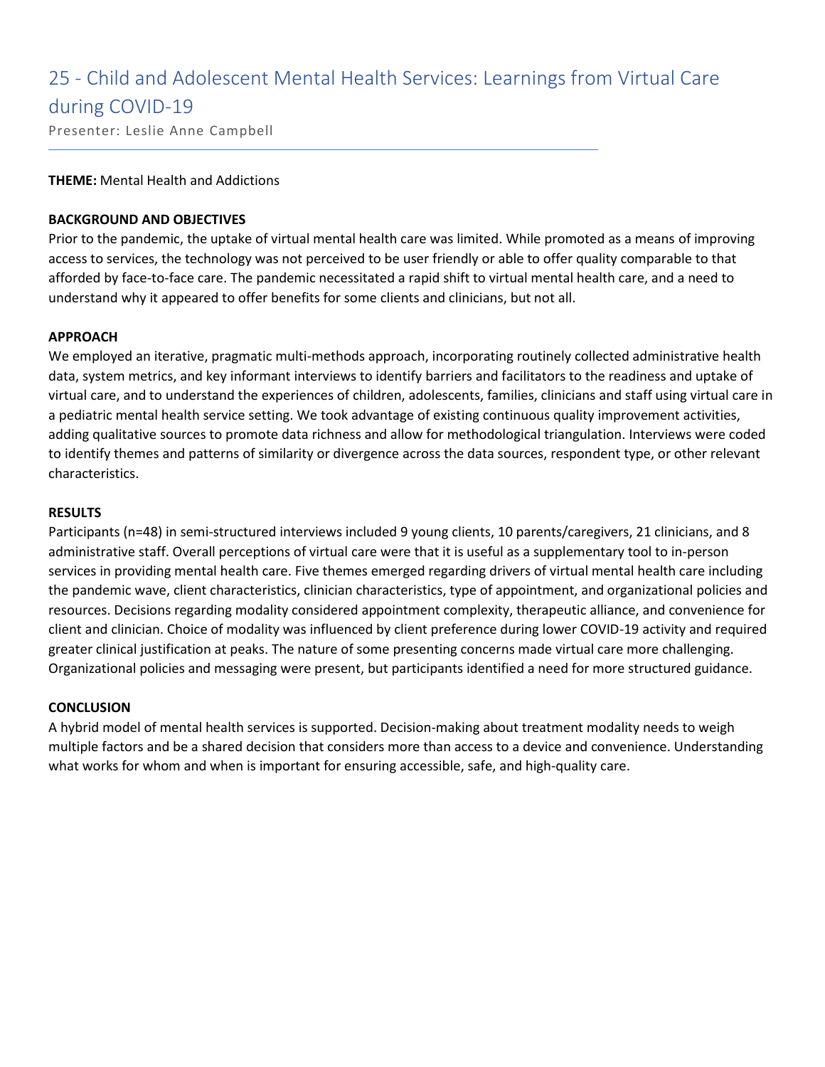# 25 - Child and Adolescent Mental Health Services: Learnings from Virtual Care during COVID-19

Presenter: Leslie Anne Campbell

**THEME:** Mental Health and Addictions

**BACKGROUND AND OBJECTIVES**

Prior to the pandemic, the uptake of virtual mental health care was limited. While promoted as a means of improving access to services, the technology was not perceived to be user friendly or able to offer quality comparable to that afforded by face-to-face care. The pandemic necessitated a rapid shift to virtual mental health care, and a need to understand why it appeared to offer benefits for some clients and clinicians, but not all.

**APPROACH**

We employed an iterative, pragmatic multi-methods approach, incorporating routinely collected administrative health data, system metrics, and key informant interviews to identify barriers and facilitators to the readiness and uptake of virtual care, and to understand the experiences of children, adolescents, families, clinicians and staff using virtual care in a pediatric mental health service setting. We took advantage of existing continuous quality improvement activities, adding qualitative sources to promote data richness and allow for methodological triangulation. Interviews were coded to identify themes and patterns of similarity or divergence across the data sources, respondent type, or other relevant characteristics.

**RESULTS**

Participants (n=48) in semi-structured interviews included 9 young clients, 10 parents/caregivers, 21 clinicians, and 8 administrative staff. Overall perceptions of virtual care were that it is useful as a supplementary tool to in-person services in providing mental health care. Five themes emerged regarding drivers of virtual mental health care including the pandemic wave, client characteristics, clinician characteristics, type of appointment, and organizational policies and resources. Decisions regarding modality considered appointment complexity, therapeutic alliance, and convenience for client and clinician. Choice of modality was influenced by client preference during lower COVID-19 activity and required greater clinical justification at peaks. The nature of some presenting concerns made virtual care more challenging. Organizational policies and messaging were present, but participants identified a need for more structured guidance.

**CONCLUSION**

A hybrid model of mental health services is supported. Decision-making about treatment modality needs to weigh multiple factors and be a shared decision that considers more than access to a device and convenience. Understanding what works for whom and when is important for ensuring accessible, safe, and high-quality care.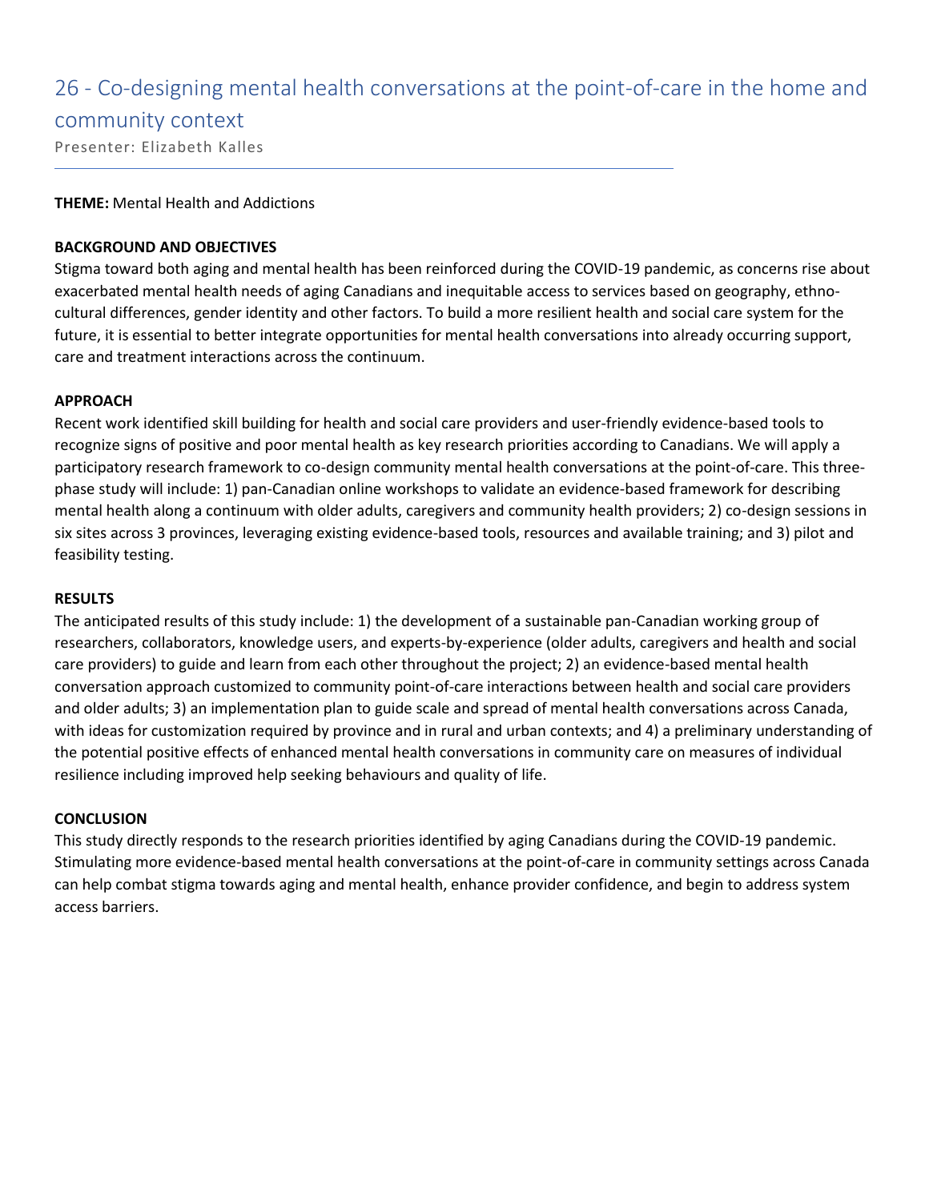# 26 - Co-designing mental health conversations at the point-of-care in the home and community context

Presenter: Elizabeth Kalles

**THEME:** Mental Health and Addictions

**BACKGROUND AND OBJECTIVES**

Stigma toward both aging and mental health has been reinforced during the COVID-19 pandemic, as concerns rise about exacerbated mental health needs of aging Canadians and inequitable access to services based on geography, ethno-cultural differences, gender identity and other factors. To build a more resilient health and social care system for the future, it is essential to better integrate opportunities for mental health conversations into already occurring support, care and treatment interactions across the continuum.

**APPROACH**

Recent work identified skill building for health and social care providers and user-friendly evidence-based tools to recognize signs of positive and poor mental health as key research priorities according to Canadians. We will apply a participatory research framework to co-design community mental health conversations at the point-of-care. This three-phase study will include: 1) pan-Canadian online workshops to validate an evidence-based framework for describing mental health along a continuum with older adults, caregivers and community health providers; 2) co-design sessions in six sites across 3 provinces, leveraging existing evidence-based tools, resources and available training; and 3) pilot and feasibility testing.

**RESULTS**

The anticipated results of this study include: 1) the development of a sustainable pan-Canadian working group of researchers, collaborators, knowledge users, and experts-by-experience (older adults, caregivers and health and social care providers) to guide and learn from each other throughout the project; 2) an evidence-based mental health conversation approach customized to community point-of-care interactions between health and social care providers and older adults; 3) an implementation plan to guide scale and spread of mental health conversations across Canada, with ideas for customization required by province and in rural and urban contexts; and 4) a preliminary understanding of the potential positive effects of enhanced mental health conversations in community care on measures of individual resilience including improved help seeking behaviours and quality of life.

**CONCLUSION**

This study directly responds to the research priorities identified by aging Canadians during the COVID-19 pandemic. Stimulating more evidence-based mental health conversations at the point-of-care in community settings across Canada can help combat stigma towards aging and mental health, enhance provider confidence, and begin to address system access barriers.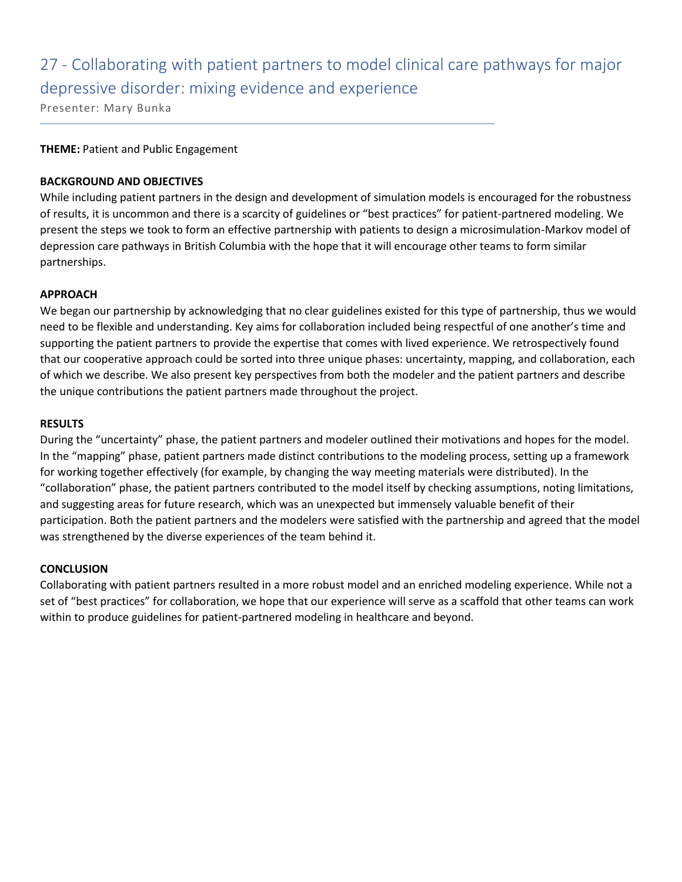# 27 - Collaborating with patient partners to model clinical care pathways for major depressive disorder: mixing evidence and experience

Presenter: Mary Bunka

**THEME:** Patient and Public Engagement

**BACKGROUND AND OBJECTIVES**

While including patient partners in the design and development of simulation models is encouraged for the robustness of results, it is uncommon and there is a scarcity of guidelines or "best practices" for patient-partnered modeling. We present the steps we took to form an effective partnership with patients to design a microsimulation-Markov model of depression care pathways in British Columbia with the hope that it will encourage other teams to form similar partnerships.

**APPROACH**

We began our partnership by acknowledging that no clear guidelines existed for this type of partnership, thus we would need to be flexible and understanding. Key aims for collaboration included being respectful of one another's time and supporting the patient partners to provide the expertise that comes with lived experience. We retrospectively found that our cooperative approach could be sorted into three unique phases: uncertainty, mapping, and collaboration, each of which we describe. We also present key perspectives from both the modeler and the patient partners and describe the unique contributions the patient partners made throughout the project.

**RESULTS**

During the "uncertainty" phase, the patient partners and modeler outlined their motivations and hopes for the model. In the "mapping" phase, patient partners made distinct contributions to the modeling process, setting up a framework for working together effectively (for example, by changing the way meeting materials were distributed). In the "collaboration" phase, the patient partners contributed to the model itself by checking assumptions, noting limitations, and suggesting areas for future research, which was an unexpected but immensely valuable benefit of their participation. Both the patient partners and the modelers were satisfied with the partnership and agreed that the model was strengthened by the diverse experiences of the team behind it.

**CONCLUSION**

Collaborating with patient partners resulted in a more robust model and an enriched modeling experience. While not a set of "best practices" for collaboration, we hope that our experience will serve as a scaffold that other teams can work within to produce guidelines for patient-partnered modeling in healthcare and beyond.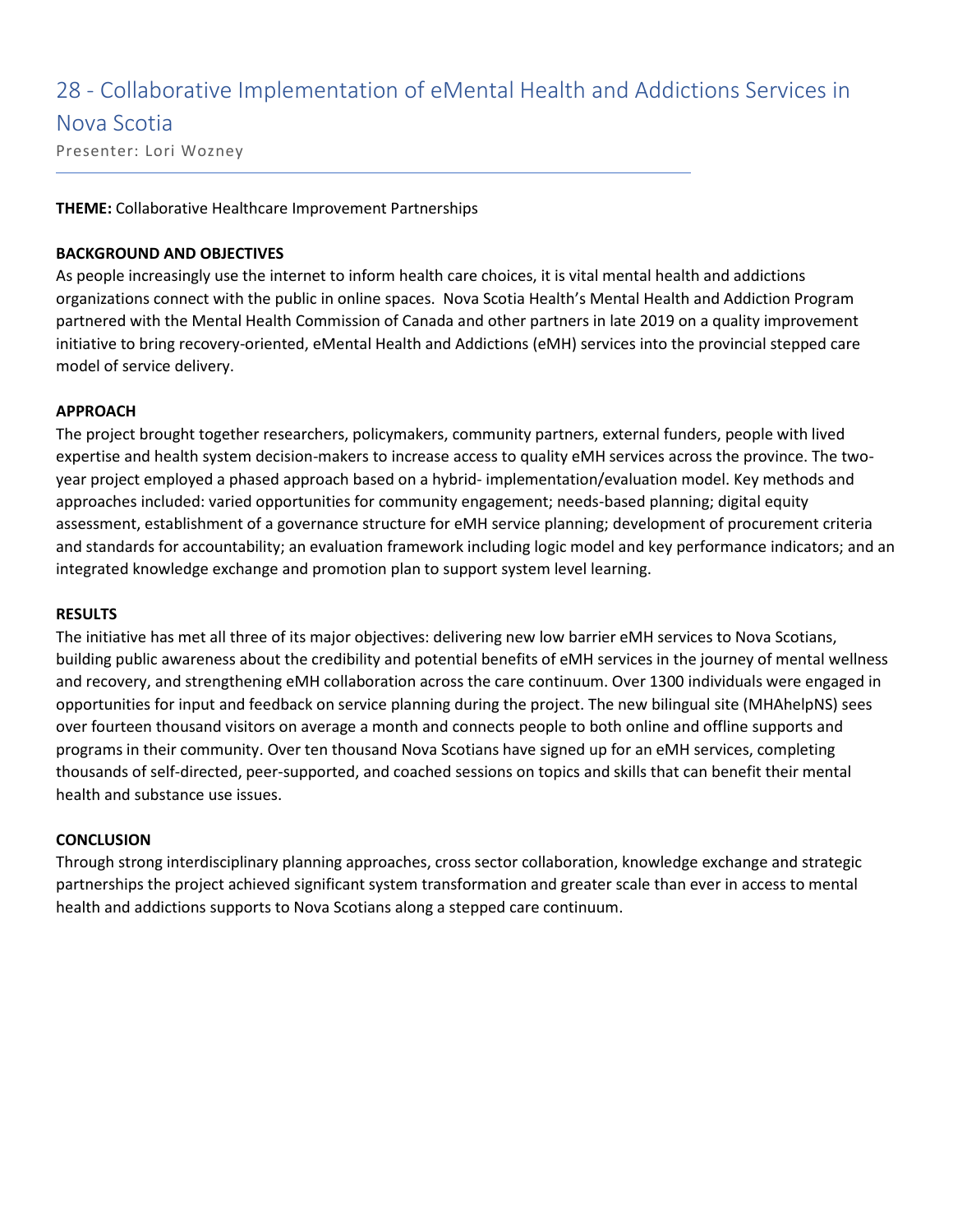# 28 - Collaborative Implementation of eMental Health and Addictions Services in Nova Scotia

Presenter: Lori Wozney

**THEME:** Collaborative Healthcare Improvement Partnerships

**BACKGROUND AND OBJECTIVES**

As people increasingly use the internet to inform health care choices, it is vital mental health and addictions organizations connect with the public in online spaces. Nova Scotia Health's Mental Health and Addiction Program partnered with the Mental Health Commission of Canada and other partners in late 2019 on a quality improvement initiative to bring recovery-oriented, eMental Health and Addictions (eMH) services into the provincial stepped care model of service delivery.

**APPROACH**

The project brought together researchers, policymakers, community partners, external funders, people with lived expertise and health system decision-makers to increase access to quality eMH services across the province. The two-year project employed a phased approach based on a hybrid- implementation/evaluation model. Key methods and approaches included: varied opportunities for community engagement; needs-based planning; digital equity assessment, establishment of a governance structure for eMH service planning; development of procurement criteria and standards for accountability; an evaluation framework including logic model and key performance indicators; and an integrated knowledge exchange and promotion plan to support system level learning.

**RESULTS**

The initiative has met all three of its major objectives: delivering new low barrier eMH services to Nova Scotians, building public awareness about the credibility and potential benefits of eMH services in the journey of mental wellness and recovery, and strengthening eMH collaboration across the care continuum. Over 1300 individuals were engaged in opportunities for input and feedback on service planning during the project. The new bilingual site (MHAhelpNS) sees over fourteen thousand visitors on average a month and connects people to both online and offline supports and programs in their community. Over ten thousand Nova Scotians have signed up for an eMH services, completing thousands of self-directed, peer-supported, and coached sessions on topics and skills that can benefit their mental health and substance use issues.

**CONCLUSION**

Through strong interdisciplinary planning approaches, cross sector collaboration, knowledge exchange and strategic partnerships the project achieved significant system transformation and greater scale than ever in access to mental health and addictions supports to Nova Scotians along a stepped care continuum.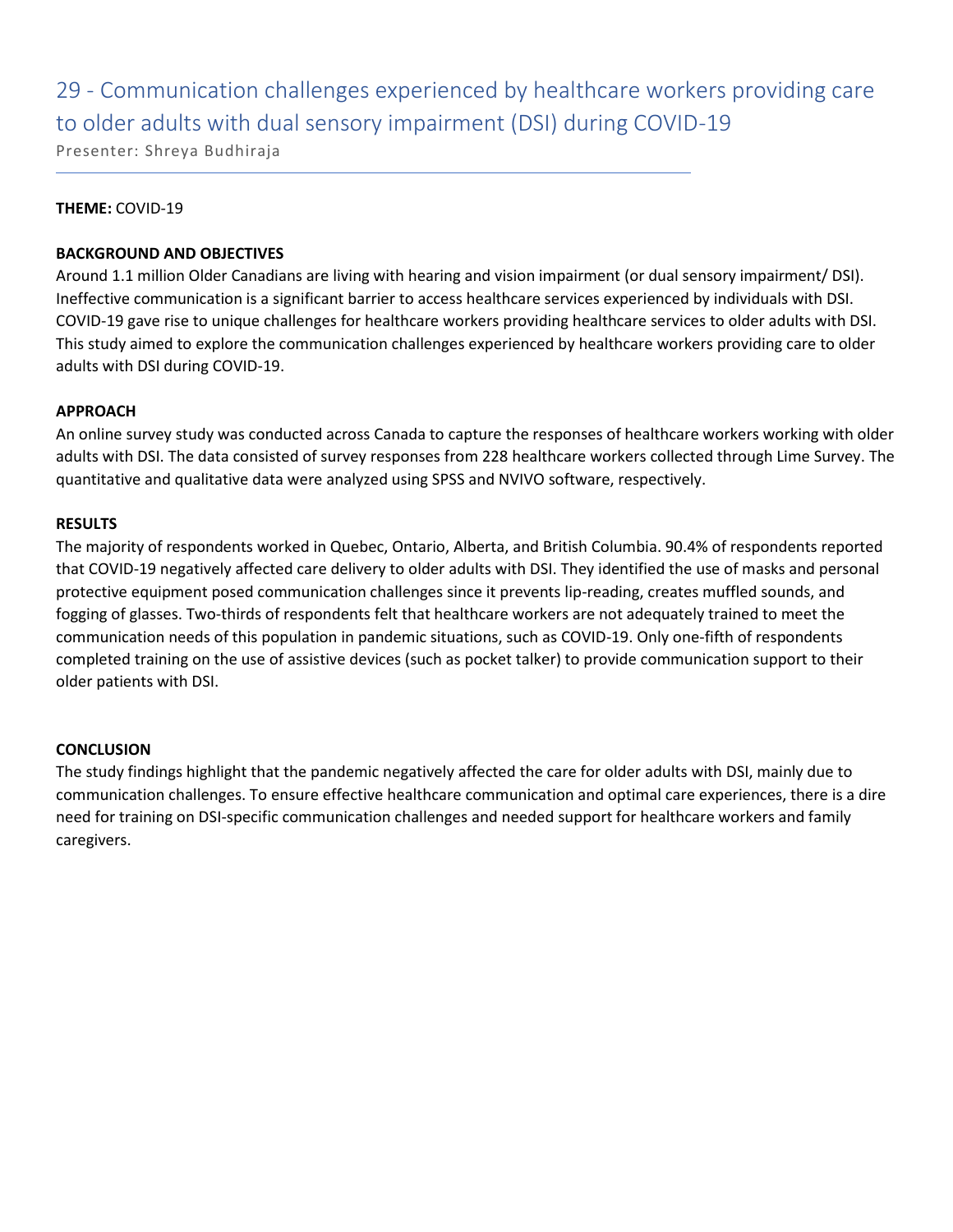## 29 - Communication challenges experienced by healthcare workers providing care to older adults with dual sensory impairment (DSI) during COVID-19

Presenter: Shreya Budhiraja

**THEME:** COVID-19

**BACKGROUND AND OBJECTIVES**

Around 1.1 million Older Canadians are living with hearing and vision impairment (or dual sensory impairment/ DSI). Ineffective communication is a significant barrier to access healthcare services experienced by individuals with DSI. COVID-19 gave rise to unique challenges for healthcare workers providing healthcare services to older adults with DSI. This study aimed to explore the communication challenges experienced by healthcare workers providing care to older adults with DSI during COVID-19.

**APPROACH**

An online survey study was conducted across Canada to capture the responses of healthcare workers working with older adults with DSI. The data consisted of survey responses from 228 healthcare workers collected through Lime Survey. The quantitative and qualitative data were analyzed using SPSS and NVIVO software, respectively.

**RESULTS**

The majority of respondents worked in Quebec, Ontario, Alberta, and British Columbia. 90.4% of respondents reported that COVID-19 negatively affected care delivery to older adults with DSI. They identified the use of masks and personal protective equipment posed communication challenges since it prevents lip-reading, creates muffled sounds, and fogging of glasses. Two-thirds of respondents felt that healthcare workers are not adequately trained to meet the communication needs of this population in pandemic situations, such as COVID-19. Only one-fifth of respondents completed training on the use of assistive devices (such as pocket talker) to provide communication support to their older patients with DSI.

**CONCLUSION**

The study findings highlight that the pandemic negatively affected the care for older adults with DSI, mainly due to communication challenges. To ensure effective healthcare communication and optimal care experiences, there is a dire need for training on DSI-specific communication challenges and needed support for healthcare workers and family caregivers.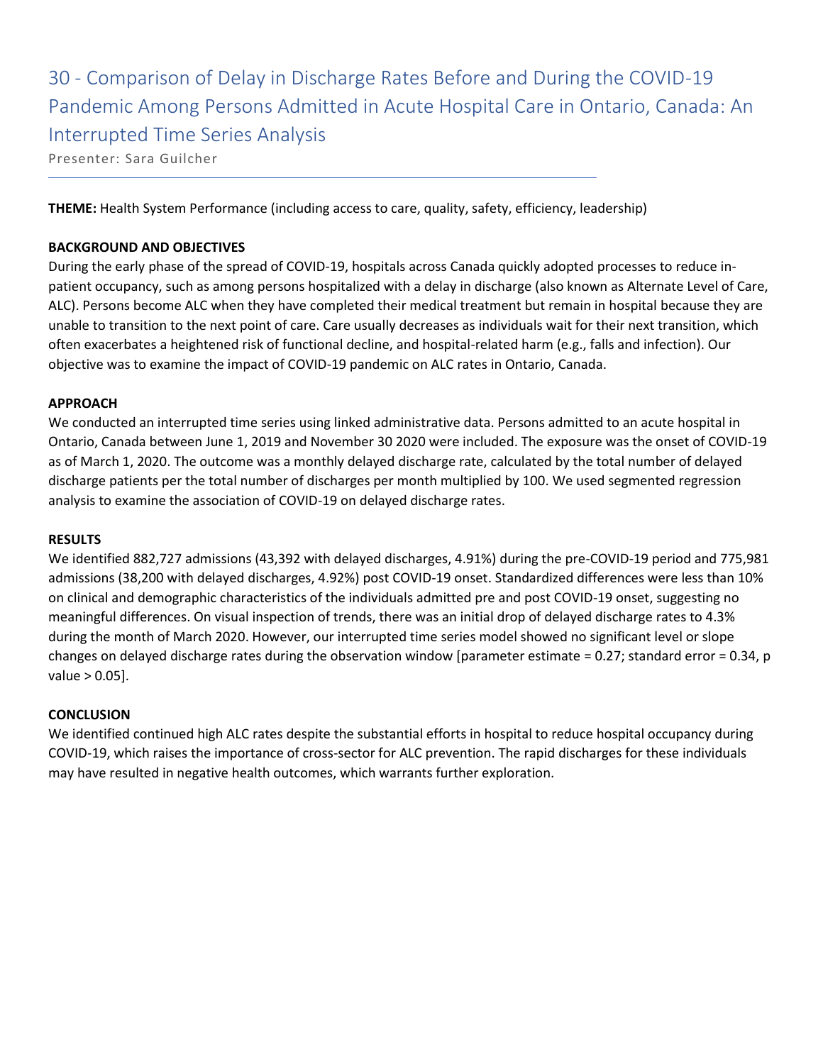# 30 - Comparison of Delay in Discharge Rates Before and During the COVID-19 Pandemic Among Persons Admitted in Acute Hospital Care in Ontario, Canada: An Interrupted Time Series Analysis

Presenter: Sara Guilcher

**THEME:** Health System Performance (including access to care, quality, safety, efficiency, leadership)

**BACKGROUND AND OBJECTIVES**

During the early phase of the spread of COVID-19, hospitals across Canada quickly adopted processes to reduce in-patient occupancy, such as among persons hospitalized with a delay in discharge (also known as Alternate Level of Care, ALC). Persons become ALC when they have completed their medical treatment but remain in hospital because they are unable to transition to the next point of care. Care usually decreases as individuals wait for their next transition, which often exacerbates a heightened risk of functional decline, and hospital-related harm (e.g., falls and infection). Our objective was to examine the impact of COVID-19 pandemic on ALC rates in Ontario, Canada.

**APPROACH**

We conducted an interrupted time series using linked administrative data. Persons admitted to an acute hospital in Ontario, Canada between June 1, 2019 and November 30 2020 were included. The exposure was the onset of COVID-19 as of March 1, 2020. The outcome was a monthly delayed discharge rate, calculated by the total number of delayed discharge patients per the total number of discharges per month multiplied by 100. We used segmented regression analysis to examine the association of COVID-19 on delayed discharge rates.

**RESULTS**

We identified 882,727 admissions (43,392 with delayed discharges, 4.91%) during the pre-COVID-19 period and 775,981 admissions (38,200 with delayed discharges, 4.92%) post COVID-19 onset. Standardized differences were less than 10% on clinical and demographic characteristics of the individuals admitted pre and post COVID-19 onset, suggesting no meaningful differences. On visual inspection of trends, there was an initial drop of delayed discharge rates to 4.3% during the month of March 2020. However, our interrupted time series model showed no significant level or slope changes on delayed discharge rates during the observation window [parameter estimate = 0.27; standard error = 0.34, p value > 0.05].

**CONCLUSION**

We identified continued high ALC rates despite the substantial efforts in hospital to reduce hospital occupancy during COVID-19, which raises the importance of cross-sector for ALC prevention. The rapid discharges for these individuals may have resulted in negative health outcomes, which warrants further exploration.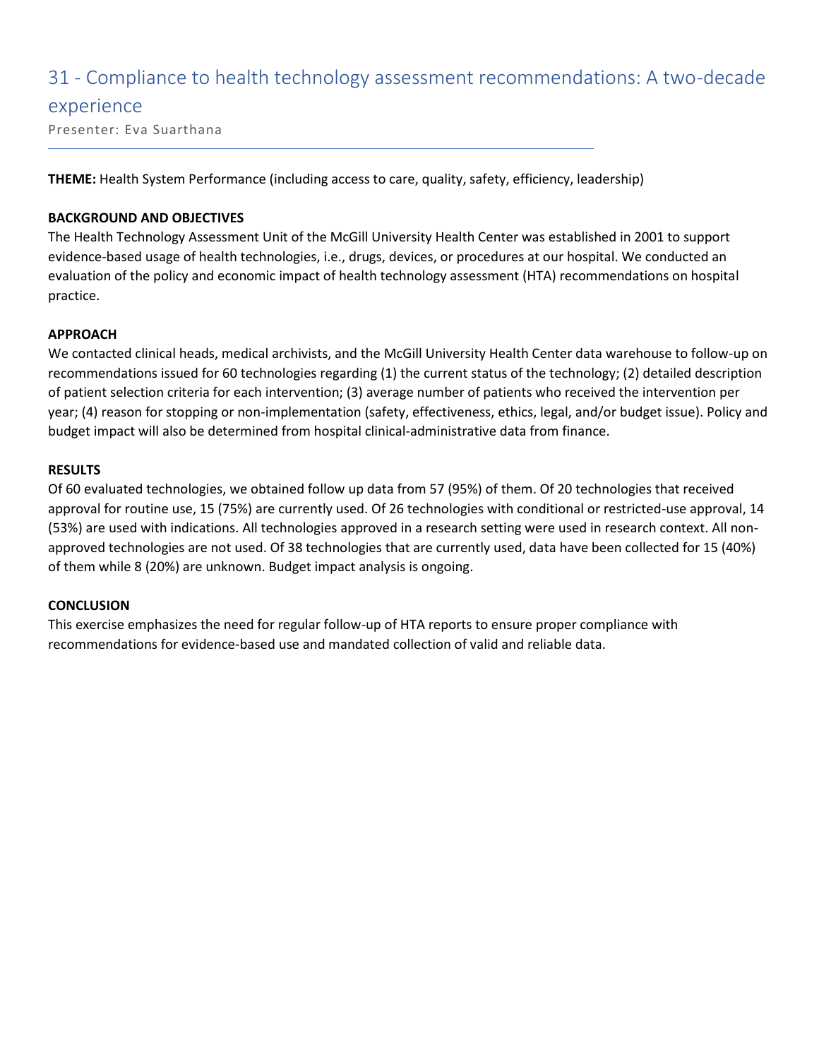## 31 - Compliance to health technology assessment recommendations: A two-decade experience

Presenter: Eva Suarthana

**THEME:** Health System Performance (including access to care, quality, safety, efficiency, leadership)

**BACKGROUND AND OBJECTIVES**

The Health Technology Assessment Unit of the McGill University Health Center was established in 2001 to support evidence-based usage of health technologies, i.e., drugs, devices, or procedures at our hospital. We conducted an evaluation of the policy and economic impact of health technology assessment (HTA) recommendations on hospital practice.

**APPROACH**

We contacted clinical heads, medical archivists, and the McGill University Health Center data warehouse to follow-up on recommendations issued for 60 technologies regarding (1) the current status of the technology; (2) detailed description of patient selection criteria for each intervention; (3) average number of patients who received the intervention per year; (4) reason for stopping or non-implementation (safety, effectiveness, ethics, legal, and/or budget issue). Policy and budget impact will also be determined from hospital clinical-administrative data from finance.

**RESULTS**

Of 60 evaluated technologies, we obtained follow up data from 57 (95%) of them. Of 20 technologies that received approval for routine use, 15 (75%) are currently used. Of 26 technologies with conditional or restricted-use approval, 14 (53%) are used with indications. All technologies approved in a research setting were used in research context. All non-approved technologies are not used. Of 38 technologies that are currently used, data have been collected for 15 (40%) of them while 8 (20%) are unknown. Budget impact analysis is ongoing.

**CONCLUSION**

This exercise emphasizes the need for regular follow-up of HTA reports to ensure proper compliance with recommendations for evidence-based use and mandated collection of valid and reliable data.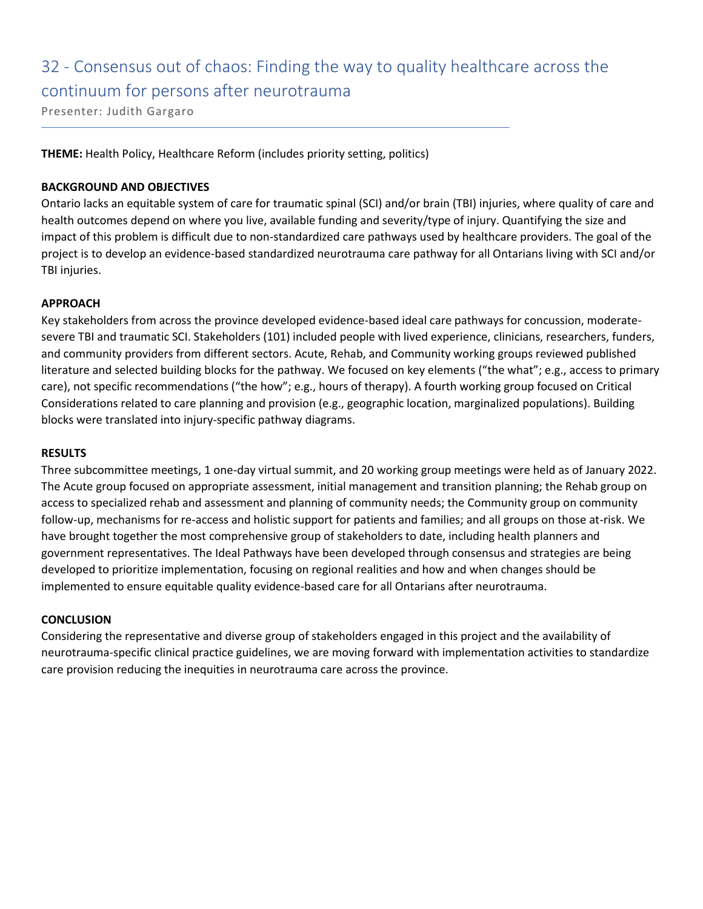## 32 - Consensus out of chaos: Finding the way to quality healthcare across the continuum for persons after neurotrauma

Presenter: Judith Gargaro

**THEME:** Health Policy, Healthcare Reform (includes priority setting, politics)

**BACKGROUND AND OBJECTIVES**

Ontario lacks an equitable system of care for traumatic spinal (SCI) and/or brain (TBI) injuries, where quality of care and health outcomes depend on where you live, available funding and severity/type of injury. Quantifying the size and impact of this problem is difficult due to non-standardized care pathways used by healthcare providers. The goal of the project is to develop an evidence-based standardized neurotrauma care pathway for all Ontarians living with SCI and/or TBI injuries.

**APPROACH**

Key stakeholders from across the province developed evidence-based ideal care pathways for concussion, moderate-severe TBI and traumatic SCI. Stakeholders (101) included people with lived experience, clinicians, researchers, funders, and community providers from different sectors. Acute, Rehab, and Community working groups reviewed published literature and selected building blocks for the pathway. We focused on key elements ("the what"; e.g., access to primary care), not specific recommendations ("the how"; e.g., hours of therapy). A fourth working group focused on Critical Considerations related to care planning and provision (e.g., geographic location, marginalized populations). Building blocks were translated into injury-specific pathway diagrams.

**RESULTS**

Three subcommittee meetings, 1 one-day virtual summit, and 20 working group meetings were held as of January 2022. The Acute group focused on appropriate assessment, initial management and transition planning; the Rehab group on access to specialized rehab and assessment and planning of community needs; the Community group on community follow-up, mechanisms for re-access and holistic support for patients and families; and all groups on those at-risk. We have brought together the most comprehensive group of stakeholders to date, including health planners and government representatives. The Ideal Pathways have been developed through consensus and strategies are being developed to prioritize implementation, focusing on regional realities and how and when changes should be implemented to ensure equitable quality evidence-based care for all Ontarians after neurotrauma.

**CONCLUSION**

Considering the representative and diverse group of stakeholders engaged in this project and the availability of neurotrauma-specific clinical practice guidelines, we are moving forward with implementation activities to standardize care provision reducing the inequities in neurotrauma care across the province.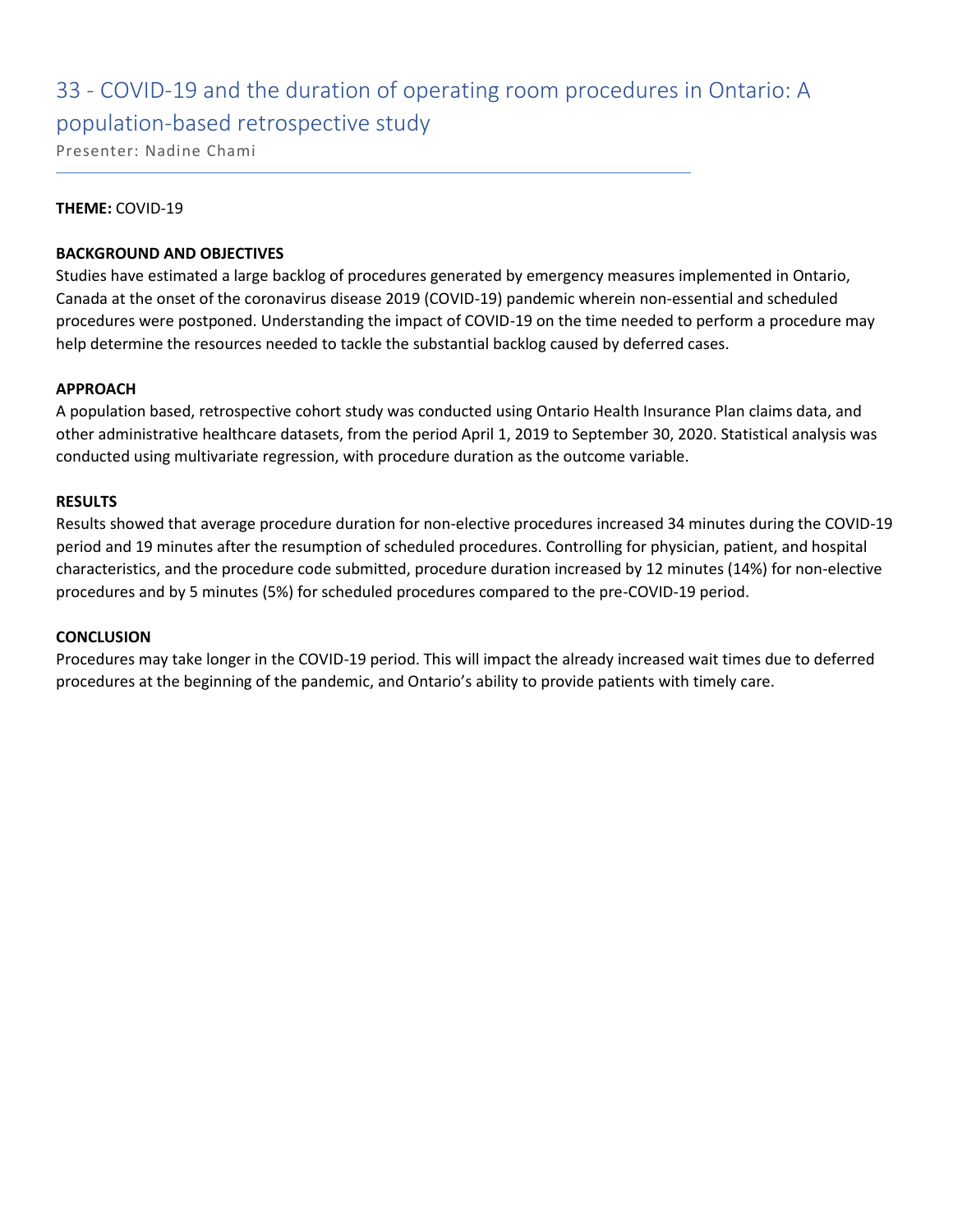## 33 - COVID-19 and the duration of operating room procedures in Ontario: A population-based retrospective study

Presenter: Nadine Chami

**THEME:** COVID-19

**BACKGROUND AND OBJECTIVES**

Studies have estimated a large backlog of procedures generated by emergency measures implemented in Ontario, Canada at the onset of the coronavirus disease 2019 (COVID-19) pandemic wherein non-essential and scheduled procedures were postponed. Understanding the impact of COVID-19 on the time needed to perform a procedure may help determine the resources needed to tackle the substantial backlog caused by deferred cases.

**APPROACH**

A population based, retrospective cohort study was conducted using Ontario Health Insurance Plan claims data, and other administrative healthcare datasets, from the period April 1, 2019 to September 30, 2020. Statistical analysis was conducted using multivariate regression, with procedure duration as the outcome variable.

**RESULTS**

Results showed that average procedure duration for non-elective procedures increased 34 minutes during the COVID-19 period and 19 minutes after the resumption of scheduled procedures. Controlling for physician, patient, and hospital characteristics, and the procedure code submitted, procedure duration increased by 12 minutes (14%) for non-elective procedures and by 5 minutes (5%) for scheduled procedures compared to the pre-COVID-19 period.

**CONCLUSION**

Procedures may take longer in the COVID-19 period. This will impact the already increased wait times due to deferred procedures at the beginning of the pandemic, and Ontario's ability to provide patients with timely care.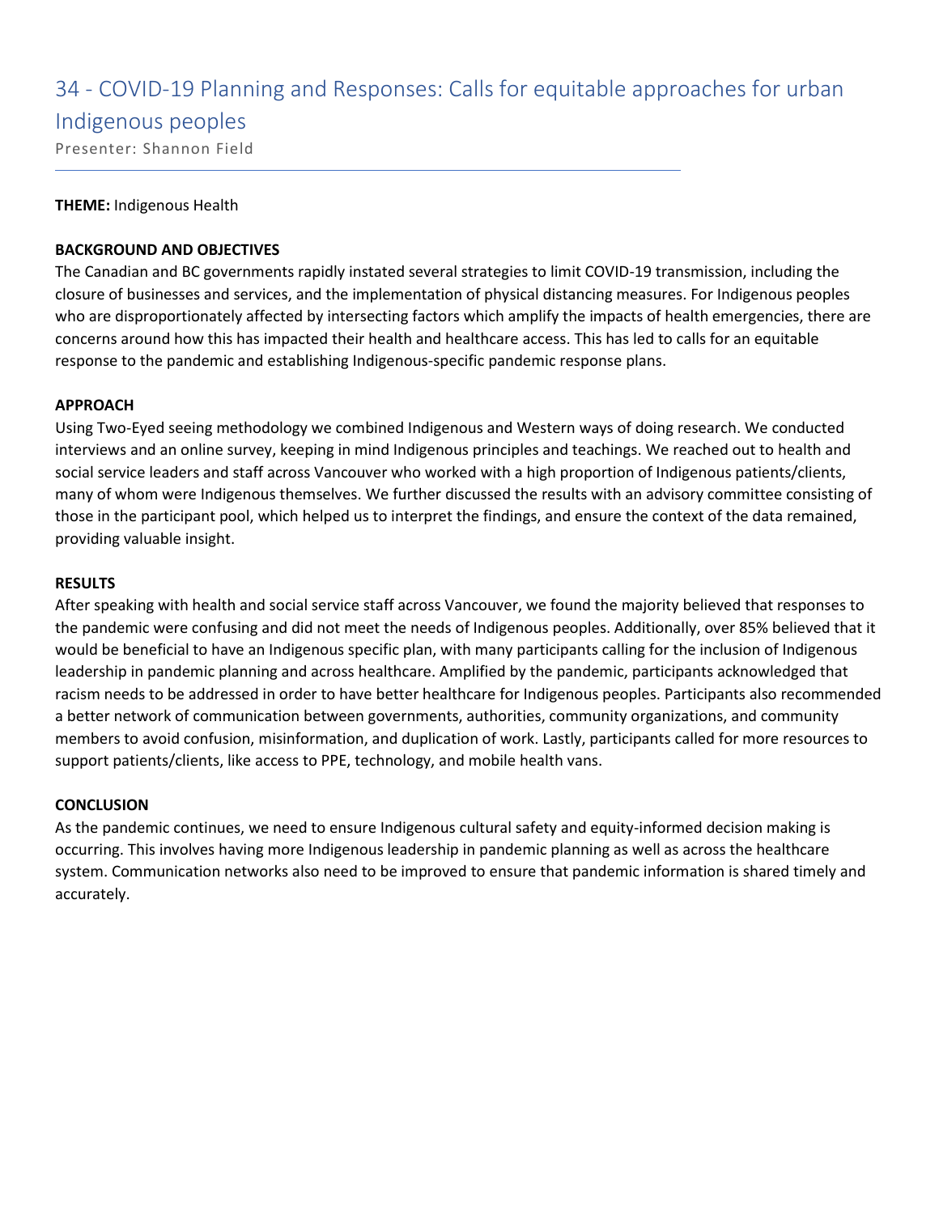## 34 - COVID-19 Planning and Responses: Calls for equitable approaches for urban Indigenous peoples

Presenter: Shannon Field

**THEME:** Indigenous Health

**BACKGROUND AND OBJECTIVES**

The Canadian and BC governments rapidly instated several strategies to limit COVID-19 transmission, including the closure of businesses and services, and the implementation of physical distancing measures. For Indigenous peoples who are disproportionately affected by intersecting factors which amplify the impacts of health emergencies, there are concerns around how this has impacted their health and healthcare access. This has led to calls for an equitable response to the pandemic and establishing Indigenous-specific pandemic response plans.

**APPROACH**

Using Two-Eyed seeing methodology we combined Indigenous and Western ways of doing research. We conducted interviews and an online survey, keeping in mind Indigenous principles and teachings. We reached out to health and social service leaders and staff across Vancouver who worked with a high proportion of Indigenous patients/clients, many of whom were Indigenous themselves. We further discussed the results with an advisory committee consisting of those in the participant pool, which helped us to interpret the findings, and ensure the context of the data remained, providing valuable insight.

**RESULTS**

After speaking with health and social service staff across Vancouver, we found the majority believed that responses to the pandemic were confusing and did not meet the needs of Indigenous peoples. Additionally, over 85% believed that it would be beneficial to have an Indigenous specific plan, with many participants calling for the inclusion of Indigenous leadership in pandemic planning and across healthcare. Amplified by the pandemic, participants acknowledged that racism needs to be addressed in order to have better healthcare for Indigenous peoples. Participants also recommended a better network of communication between governments, authorities, community organizations, and community members to avoid confusion, misinformation, and duplication of work. Lastly, participants called for more resources to support patients/clients, like access to PPE, technology, and mobile health vans.

**CONCLUSION**

As the pandemic continues, we need to ensure Indigenous cultural safety and equity-informed decision making is occurring. This involves having more Indigenous leadership in pandemic planning as well as across the healthcare system. Communication networks also need to be improved to ensure that pandemic information is shared timely and accurately.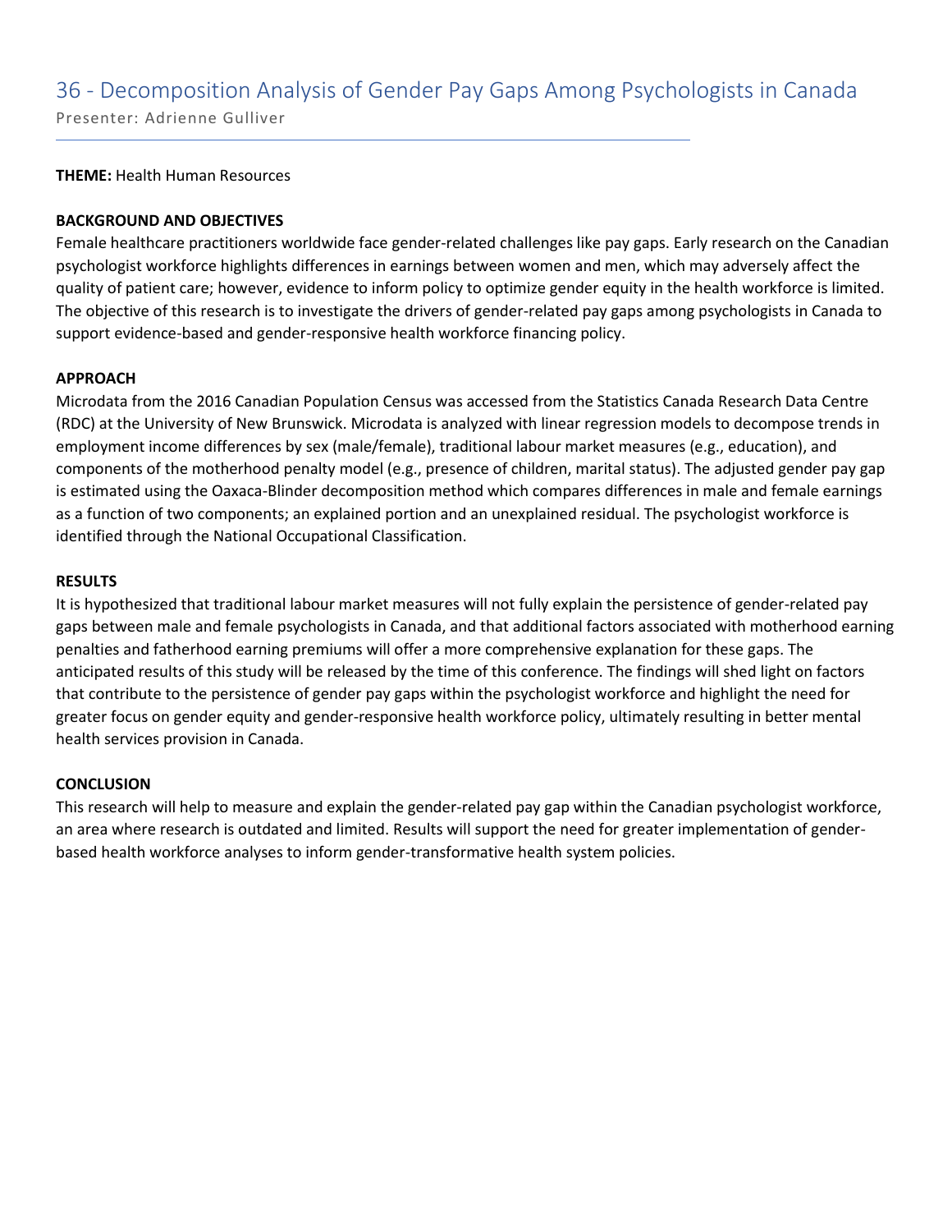# 36 - Decomposition Analysis of Gender Pay Gaps Among Psychologists in Canada

Presenter: Adrienne Gulliver

**THEME:** Health Human Resources

**BACKGROUND AND OBJECTIVES**

Female healthcare practitioners worldwide face gender-related challenges like pay gaps. Early research on the Canadian psychologist workforce highlights differences in earnings between women and men, which may adversely affect the quality of patient care; however, evidence to inform policy to optimize gender equity in the health workforce is limited. The objective of this research is to investigate the drivers of gender-related pay gaps among psychologists in Canada to support evidence-based and gender-responsive health workforce financing policy.

**APPROACH**

Microdata from the 2016 Canadian Population Census was accessed from the Statistics Canada Research Data Centre (RDC) at the University of New Brunswick. Microdata is analyzed with linear regression models to decompose trends in employment income differences by sex (male/female), traditional labour market measures (e.g., education), and components of the motherhood penalty model (e.g., presence of children, marital status). The adjusted gender pay gap is estimated using the Oaxaca-Blinder decomposition method which compares differences in male and female earnings as a function of two components; an explained portion and an unexplained residual. The psychologist workforce is identified through the National Occupational Classification.

**RESULTS**

It is hypothesized that traditional labour market measures will not fully explain the persistence of gender-related pay gaps between male and female psychologists in Canada, and that additional factors associated with motherhood earning penalties and fatherhood earning premiums will offer a more comprehensive explanation for these gaps. The anticipated results of this study will be released by the time of this conference. The findings will shed light on factors that contribute to the persistence of gender pay gaps within the psychologist workforce and highlight the need for greater focus on gender equity and gender-responsive health workforce policy, ultimately resulting in better mental health services provision in Canada.

**CONCLUSION**

This research will help to measure and explain the gender-related pay gap within the Canadian psychologist workforce, an area where research is outdated and limited. Results will support the need for greater implementation of gender-based health workforce analyses to inform gender-transformative health system policies.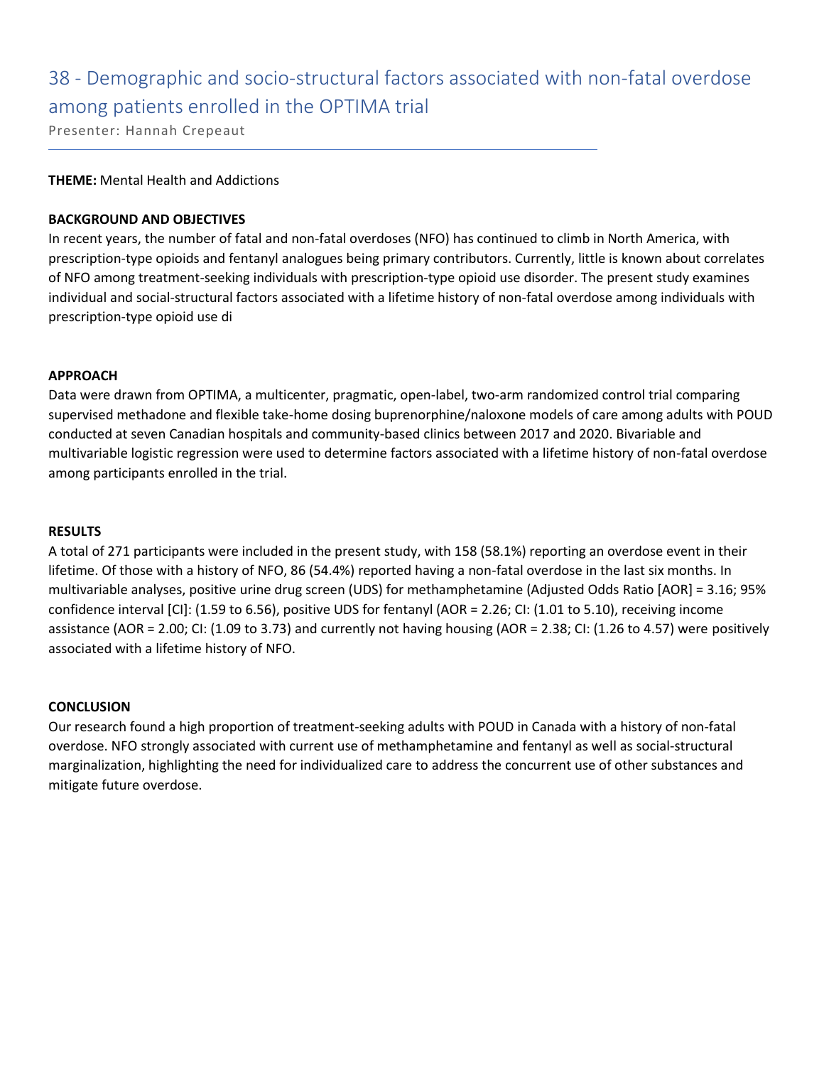# 38 - Demographic and socio-structural factors associated with non-fatal overdose among patients enrolled in the OPTIMA trial

Presenter: Hannah Crepeaut

**THEME:** Mental Health and Addictions

**BACKGROUND AND OBJECTIVES**

In recent years, the number of fatal and non-fatal overdoses (NFO) has continued to climb in North America, with prescription-type opioids and fentanyl analogues being primary contributors. Currently, little is known about correlates of NFO among treatment-seeking individuals with prescription-type opioid use disorder. The present study examines individual and social-structural factors associated with a lifetime history of non-fatal overdose among individuals with prescription-type opioid use di

**APPROACH**

Data were drawn from OPTIMA, a multicenter, pragmatic, open-label, two-arm randomized control trial comparing supervised methadone and flexible take-home dosing buprenorphine/naloxone models of care among adults with POUD conducted at seven Canadian hospitals and community-based clinics between 2017 and 2020. Bivariable and multivariable logistic regression were used to determine factors associated with a lifetime history of non-fatal overdose among participants enrolled in the trial.

**RESULTS**

A total of 271 participants were included in the present study, with 158 (58.1%) reporting an overdose event in their lifetime. Of those with a history of NFO, 86 (54.4%) reported having a non-fatal overdose in the last six months. In multivariable analyses, positive urine drug screen (UDS) for methamphetamine (Adjusted Odds Ratio [AOR] = 3.16; 95% confidence interval [CI]: (1.59 to 6.56), positive UDS for fentanyl (AOR = 2.26; CI: (1.01 to 5.10), receiving income assistance (AOR = 2.00; CI: (1.09 to 3.73) and currently not having housing (AOR = 2.38; CI: (1.26 to 4.57) were positively associated with a lifetime history of NFO.

**CONCLUSION**

Our research found a high proportion of treatment-seeking adults with POUD in Canada with a history of non-fatal overdose. NFO strongly associated with current use of methamphetamine and fentanyl as well as social-structural marginalization, highlighting the need for individualized care to address the concurrent use of other substances and mitigate future overdose.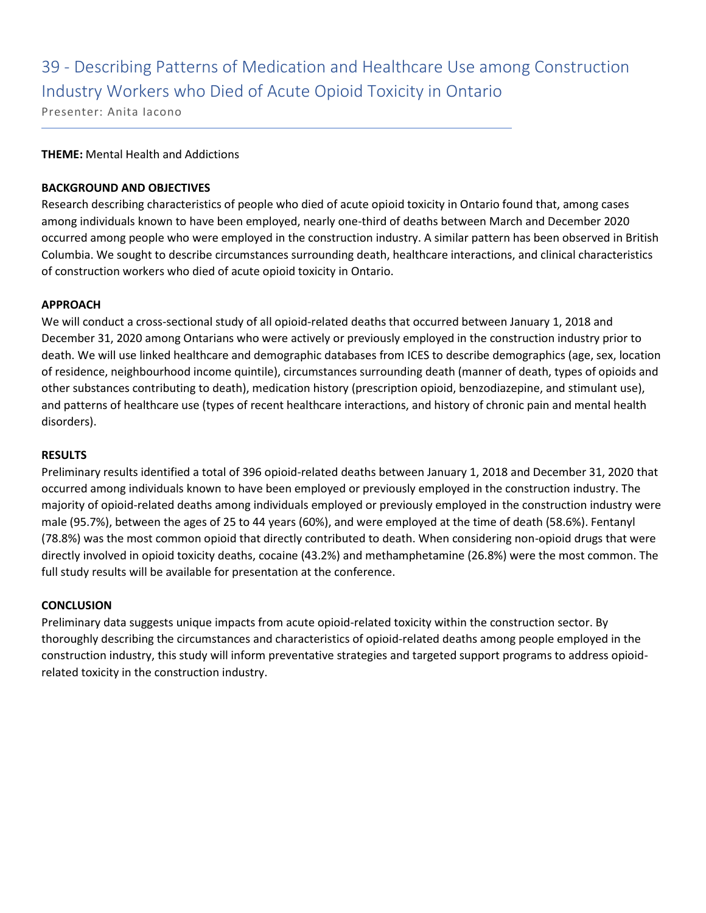# 39 - Describing Patterns of Medication and Healthcare Use among Construction Industry Workers who Died of Acute Opioid Toxicity in Ontario

Presenter: Anita Iacono

**THEME:** Mental Health and Addictions

**BACKGROUND AND OBJECTIVES**

Research describing characteristics of people who died of acute opioid toxicity in Ontario found that, among cases among individuals known to have been employed, nearly one-third of deaths between March and December 2020 occurred among people who were employed in the construction industry. A similar pattern has been observed in British Columbia. We sought to describe circumstances surrounding death, healthcare interactions, and clinical characteristics of construction workers who died of acute opioid toxicity in Ontario.

**APPROACH**

We will conduct a cross-sectional study of all opioid-related deaths that occurred between January 1, 2018 and December 31, 2020 among Ontarians who were actively or previously employed in the construction industry prior to death. We will use linked healthcare and demographic databases from ICES to describe demographics (age, sex, location of residence, neighbourhood income quintile), circumstances surrounding death (manner of death, types of opioids and other substances contributing to death), medication history (prescription opioid, benzodiazepine, and stimulant use), and patterns of healthcare use (types of recent healthcare interactions, and history of chronic pain and mental health disorders).

**RESULTS**

Preliminary results identified a total of 396 opioid-related deaths between January 1, 2018 and December 31, 2020 that occurred among individuals known to have been employed or previously employed in the construction industry. The majority of opioid-related deaths among individuals employed or previously employed in the construction industry were male (95.7%), between the ages of 25 to 44 years (60%), and were employed at the time of death (58.6%). Fentanyl (78.8%) was the most common opioid that directly contributed to death. When considering non-opioid drugs that were directly involved in opioid toxicity deaths, cocaine (43.2%) and methamphetamine (26.8%) were the most common. The full study results will be available for presentation at the conference.

**CONCLUSION**

Preliminary data suggests unique impacts from acute opioid-related toxicity within the construction sector. By thoroughly describing the circumstances and characteristics of opioid-related deaths among people employed in the construction industry, this study will inform preventative strategies and targeted support programs to address opioid-related toxicity in the construction industry.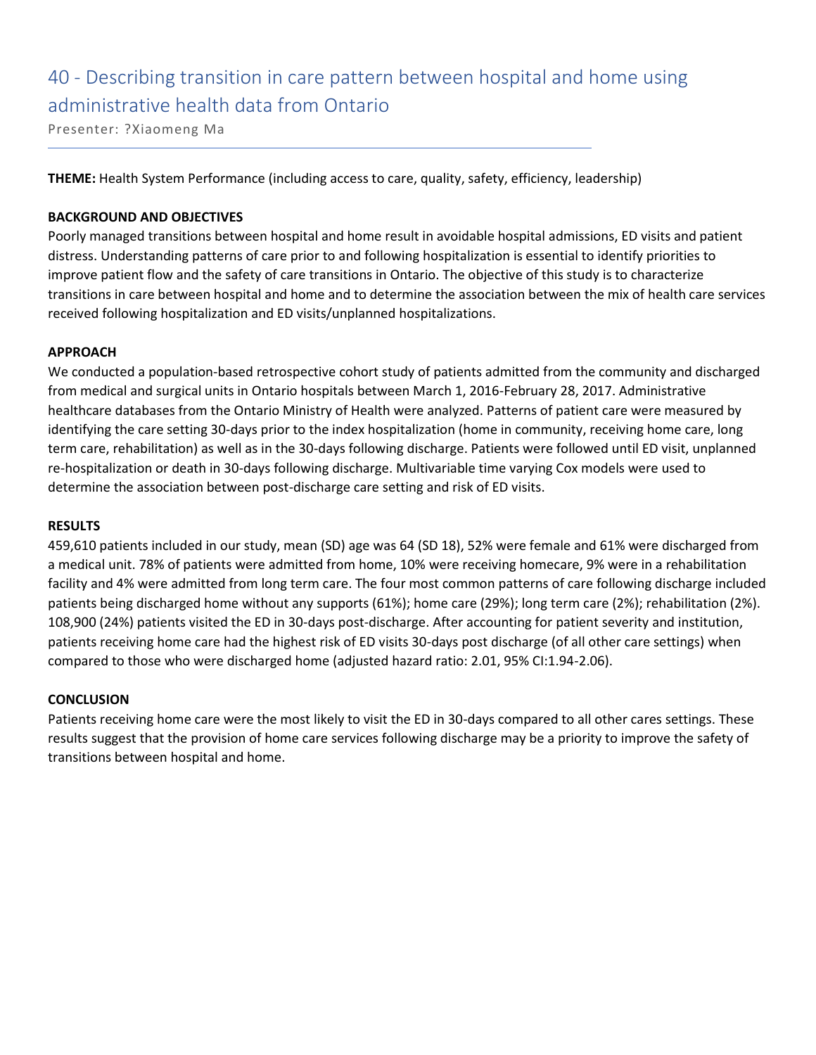# 40 - Describing transition in care pattern between hospital and home using administrative health data from Ontario

Presenter: ?Xiaomeng Ma

**THEME:** Health System Performance (including access to care, quality, safety, efficiency, leadership)

**BACKGROUND AND OBJECTIVES**

Poorly managed transitions between hospital and home result in avoidable hospital admissions, ED visits and patient distress. Understanding patterns of care prior to and following hospitalization is essential to identify priorities to improve patient flow and the safety of care transitions in Ontario. The objective of this study is to characterize transitions in care between hospital and home and to determine the association between the mix of health care services received following hospitalization and ED visits/unplanned hospitalizations.

**APPROACH**

We conducted a population-based retrospective cohort study of patients admitted from the community and discharged from medical and surgical units in Ontario hospitals between March 1, 2016-February 28, 2017. Administrative healthcare databases from the Ontario Ministry of Health were analyzed. Patterns of patient care were measured by identifying the care setting 30-days prior to the index hospitalization (home in community, receiving home care, long term care, rehabilitation) as well as in the 30-days following discharge. Patients were followed until ED visit, unplanned re-hospitalization or death in 30-days following discharge. Multivariable time varying Cox models were used to determine the association between post-discharge care setting and risk of ED visits.

**RESULTS**

459,610 patients included in our study, mean (SD) age was 64 (SD 18), 52% were female and 61% were discharged from a medical unit. 78% of patients were admitted from home, 10% were receiving homecare, 9% were in a rehabilitation facility and 4% were admitted from long term care. The four most common patterns of care following discharge included patients being discharged home without any supports (61%); home care (29%); long term care (2%); rehabilitation (2%). 108,900 (24%) patients visited the ED in 30-days post-discharge. After accounting for patient severity and institution, patients receiving home care had the highest risk of ED visits 30-days post discharge (of all other care settings) when compared to those who were discharged home (adjusted hazard ratio: 2.01, 95% CI:1.94-2.06).

**CONCLUSION**

Patients receiving home care were the most likely to visit the ED in 30-days compared to all other cares settings. These results suggest that the provision of home care services following discharge may be a priority to improve the safety of transitions between hospital and home.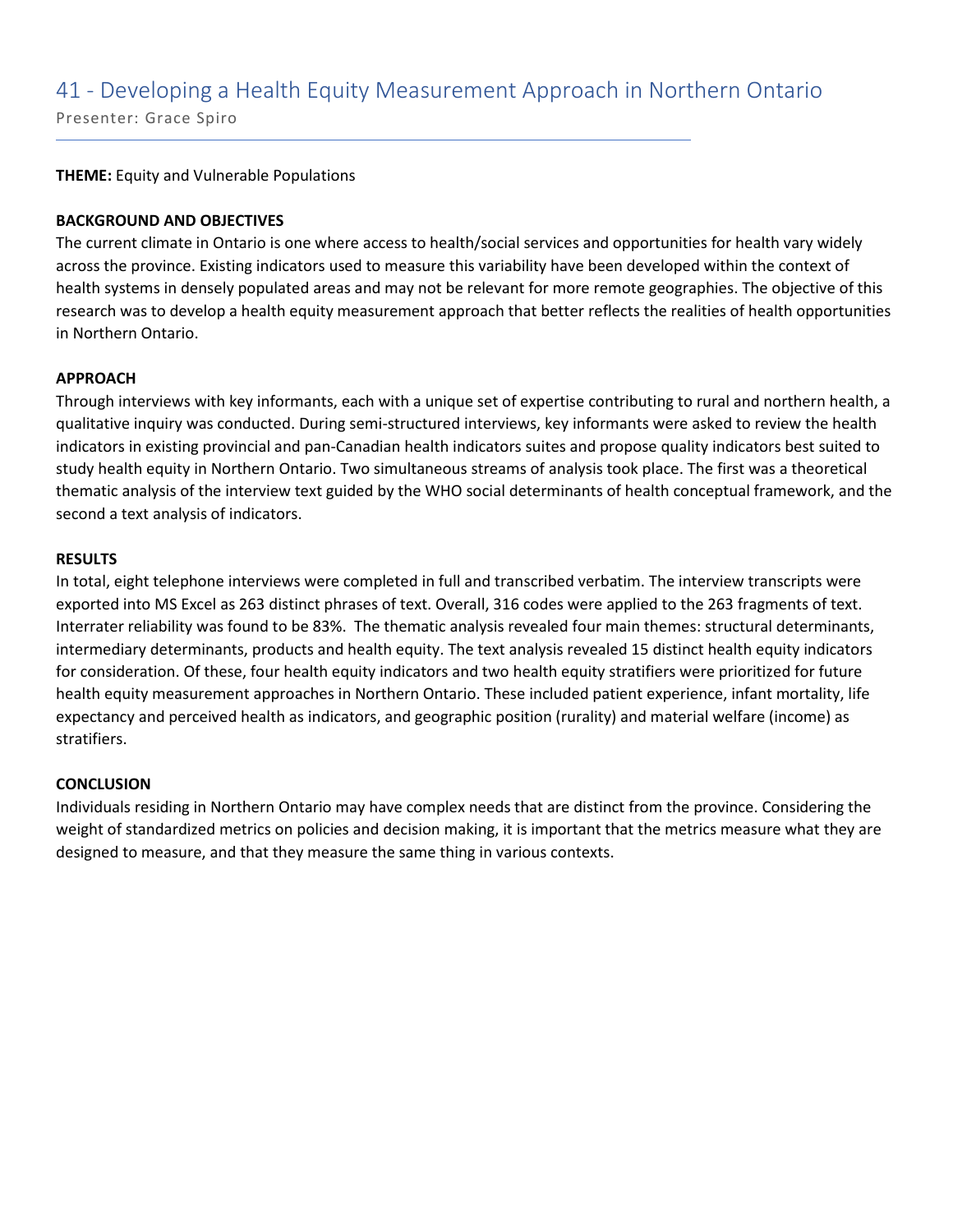## 41 - Developing a Health Equity Measurement Approach in Northern Ontario

Presenter: Grace Spiro

**THEME:** Equity and Vulnerable Populations

**BACKGROUND AND OBJECTIVES**

The current climate in Ontario is one where access to health/social services and opportunities for health vary widely across the province. Existing indicators used to measure this variability have been developed within the context of health systems in densely populated areas and may not be relevant for more remote geographies. The objective of this research was to develop a health equity measurement approach that better reflects the realities of health opportunities in Northern Ontario.

**APPROACH**

Through interviews with key informants, each with a unique set of expertise contributing to rural and northern health, a qualitative inquiry was conducted. During semi-structured interviews, key informants were asked to review the health indicators in existing provincial and pan-Canadian health indicators suites and propose quality indicators best suited to study health equity in Northern Ontario. Two simultaneous streams of analysis took place. The first was a theoretical thematic analysis of the interview text guided by the WHO social determinants of health conceptual framework, and the second a text analysis of indicators.

**RESULTS**

In total, eight telephone interviews were completed in full and transcribed verbatim. The interview transcripts were exported into MS Excel as 263 distinct phrases of text. Overall, 316 codes were applied to the 263 fragments of text. Interrater reliability was found to be 83%. The thematic analysis revealed four main themes: structural determinants, intermediary determinants, products and health equity. The text analysis revealed 15 distinct health equity indicators for consideration. Of these, four health equity indicators and two health equity stratifiers were prioritized for future health equity measurement approaches in Northern Ontario. These included patient experience, infant mortality, life expectancy and perceived health as indicators, and geographic position (rurality) and material welfare (income) as stratifiers.

**CONCLUSION**

Individuals residing in Northern Ontario may have complex needs that are distinct from the province. Considering the weight of standardized metrics on policies and decision making, it is important that the metrics measure what they are designed to measure, and that they measure the same thing in various contexts.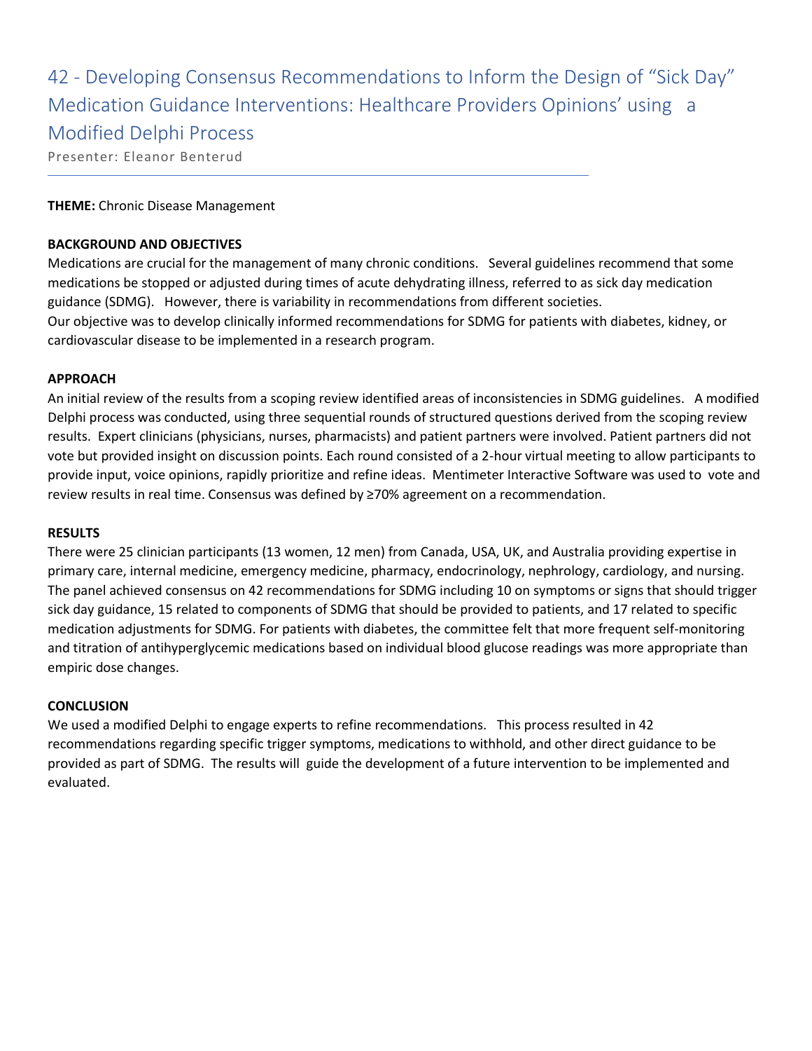# 42 - Developing Consensus Recommendations to Inform the Design of "Sick Day" Medication Guidance Interventions: Healthcare Providers Opinions' using a Modified Delphi Process

Presenter: Eleanor Benterud

---

**THEME:** Chronic Disease Management

**BACKGROUND AND OBJECTIVES**

Medications are crucial for the management of many chronic conditions. Several guidelines recommend that some medications be stopped or adjusted during times of acute dehydrating illness, referred to as sick day medication guidance (SDMG). However, there is variability in recommendations from different societies.
Our objective was to develop clinically informed recommendations for SDMG for patients with diabetes, kidney, or cardiovascular disease to be implemented in a research program.

**APPROACH**

An initial review of the results from a scoping review identified areas of inconsistencies in SDMG guidelines. A modified Delphi process was conducted, using three sequential rounds of structured questions derived from the scoping review results. Expert clinicians (physicians, nurses, pharmacists) and patient partners were involved. Patient partners did not vote but provided insight on discussion points. Each round consisted of a 2-hour virtual meeting to allow participants to provide input, voice opinions, rapidly prioritize and refine ideas. Mentimeter Interactive Software was used to vote and review results in real time. Consensus was defined by ≥70% agreement on a recommendation.

**RESULTS**

There were 25 clinician participants (13 women, 12 men) from Canada, USA, UK, and Australia providing expertise in primary care, internal medicine, emergency medicine, pharmacy, endocrinology, nephrology, cardiology, and nursing. The panel achieved consensus on 42 recommendations for SDMG including 10 on symptoms or signs that should trigger sick day guidance, 15 related to components of SDMG that should be provided to patients, and 17 related to specific medication adjustments for SDMG. For patients with diabetes, the committee felt that more frequent self-monitoring and titration of antihyperglycemic medications based on individual blood glucose readings was more appropriate than empiric dose changes.

**CONCLUSION**

We used a modified Delphi to engage experts to refine recommendations. This process resulted in 42 recommendations regarding specific trigger symptoms, medications to withhold, and other direct guidance to be provided as part of SDMG. The results will guide the development of a future intervention to be implemented and evaluated.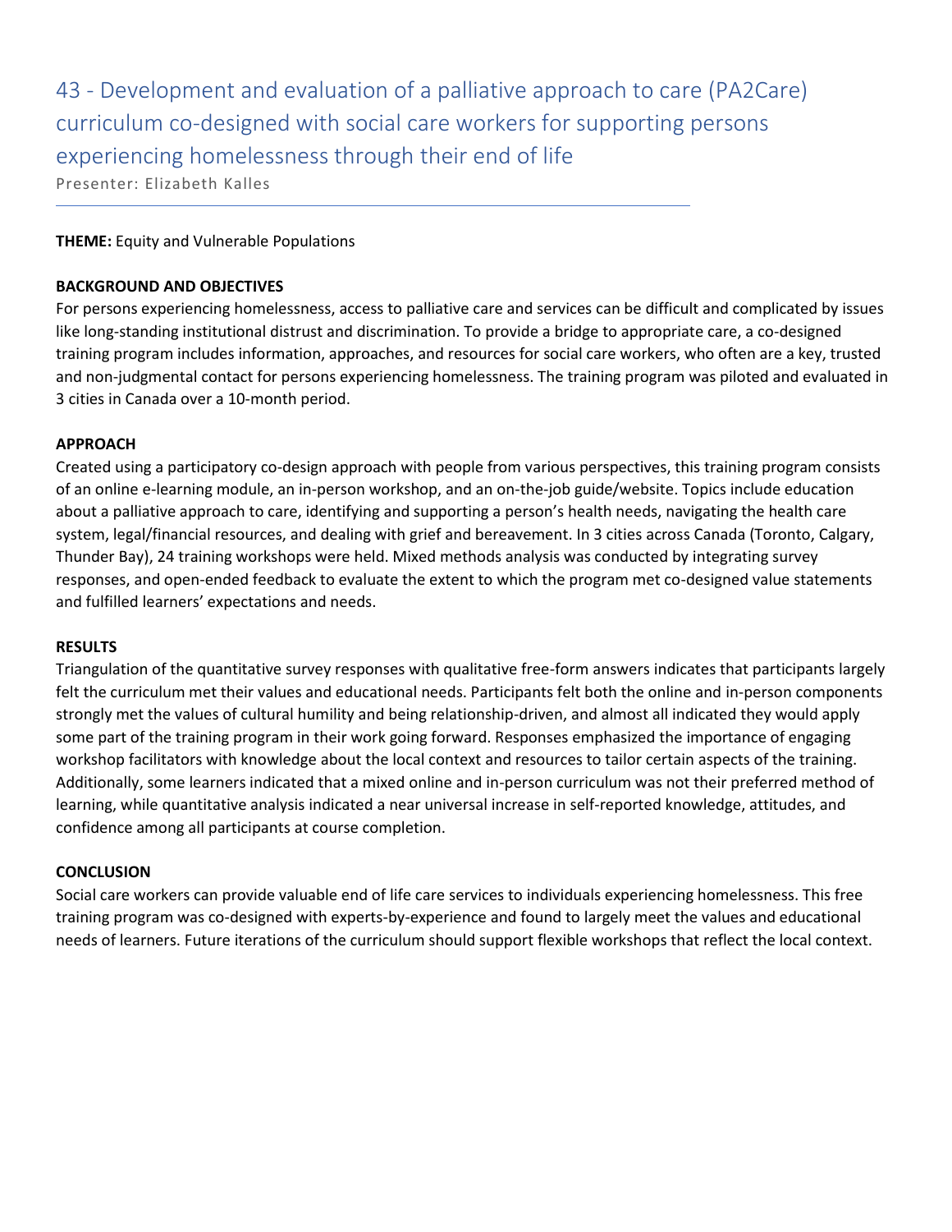# 43 - Development and evaluation of a palliative approach to care (PA2Care) curriculum co-designed with social care workers for supporting persons experiencing homelessness through their end of life

Presenter: Elizabeth Kalles

**THEME:** Equity and Vulnerable Populations

**BACKGROUND AND OBJECTIVES**

For persons experiencing homelessness, access to palliative care and services can be difficult and complicated by issues like long-standing institutional distrust and discrimination. To provide a bridge to appropriate care, a co-designed training program includes information, approaches, and resources for social care workers, who often are a key, trusted and non-judgmental contact for persons experiencing homelessness. The training program was piloted and evaluated in 3 cities in Canada over a 10-month period.

**APPROACH**

Created using a participatory co-design approach with people from various perspectives, this training program consists of an online e-learning module, an in-person workshop, and an on-the-job guide/website. Topics include education about a palliative approach to care, identifying and supporting a person's health needs, navigating the health care system, legal/financial resources, and dealing with grief and bereavement. In 3 cities across Canada (Toronto, Calgary, Thunder Bay), 24 training workshops were held. Mixed methods analysis was conducted by integrating survey responses, and open-ended feedback to evaluate the extent to which the program met co-designed value statements and fulfilled learners' expectations and needs.

**RESULTS**

Triangulation of the quantitative survey responses with qualitative free-form answers indicates that participants largely felt the curriculum met their values and educational needs. Participants felt both the online and in-person components strongly met the values of cultural humility and being relationship-driven, and almost all indicated they would apply some part of the training program in their work going forward. Responses emphasized the importance of engaging workshop facilitators with knowledge about the local context and resources to tailor certain aspects of the training. Additionally, some learners indicated that a mixed online and in-person curriculum was not their preferred method of learning, while quantitative analysis indicated a near universal increase in self-reported knowledge, attitudes, and confidence among all participants at course completion.

**CONCLUSION**

Social care workers can provide valuable end of life care services to individuals experiencing homelessness. This free training program was co-designed with experts-by-experience and found to largely meet the values and educational needs of learners. Future iterations of the curriculum should support flexible workshops that reflect the local context.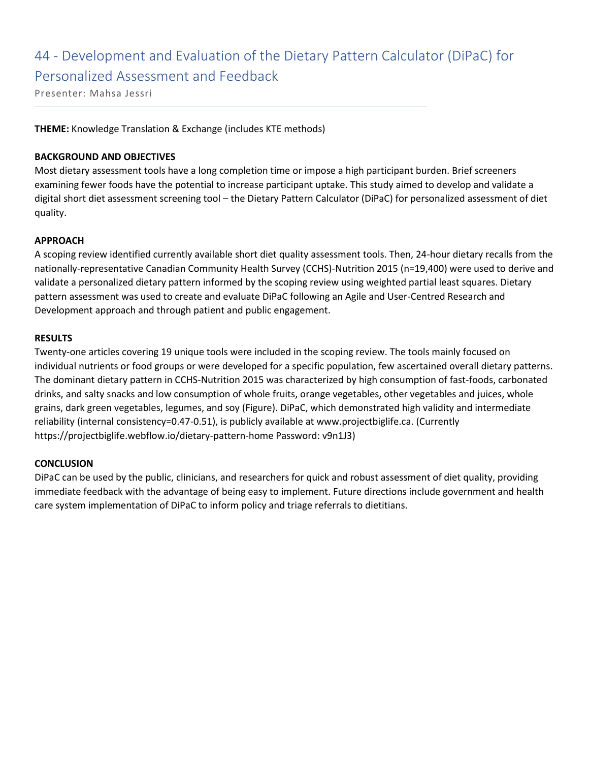# 44 - Development and Evaluation of the Dietary Pattern Calculator (DiPaC) for Personalized Assessment and Feedback

Presenter: Mahsa Jessri

**THEME:** Knowledge Translation & Exchange (includes KTE methods)

**BACKGROUND AND OBJECTIVES**

Most dietary assessment tools have a long completion time or impose a high participant burden. Brief screeners examining fewer foods have the potential to increase participant uptake. This study aimed to develop and validate a digital short diet assessment screening tool – the Dietary Pattern Calculator (DiPaC) for personalized assessment of diet quality.

**APPROACH**

A scoping review identified currently available short diet quality assessment tools. Then, 24-hour dietary recalls from the nationally-representative Canadian Community Health Survey (CCHS)-Nutrition 2015 (n=19,400) were used to derive and validate a personalized dietary pattern informed by the scoping review using weighted partial least squares. Dietary pattern assessment was used to create and evaluate DiPaC following an Agile and User-Centred Research and Development approach and through patient and public engagement.

**RESULTS**

Twenty-one articles covering 19 unique tools were included in the scoping review. The tools mainly focused on individual nutrients or food groups or were developed for a specific population, few ascertained overall dietary patterns. The dominant dietary pattern in CCHS-Nutrition 2015 was characterized by high consumption of fast-foods, carbonated drinks, and salty snacks and low consumption of whole fruits, orange vegetables, other vegetables and juices, whole grains, dark green vegetables, legumes, and soy (Figure). DiPaC, which demonstrated high validity and intermediate reliability (internal consistency=0.47-0.51), is publicly available at www.projectbiglife.ca. (Currently https://projectbiglife.webflow.io/dietary-pattern-home Password: v9n1J3)

**CONCLUSION**

DiPaC can be used by the public, clinicians, and researchers for quick and robust assessment of diet quality, providing immediate feedback with the advantage of being easy to implement. Future directions include government and health care system implementation of DiPaC to inform policy and triage referrals to dietitians.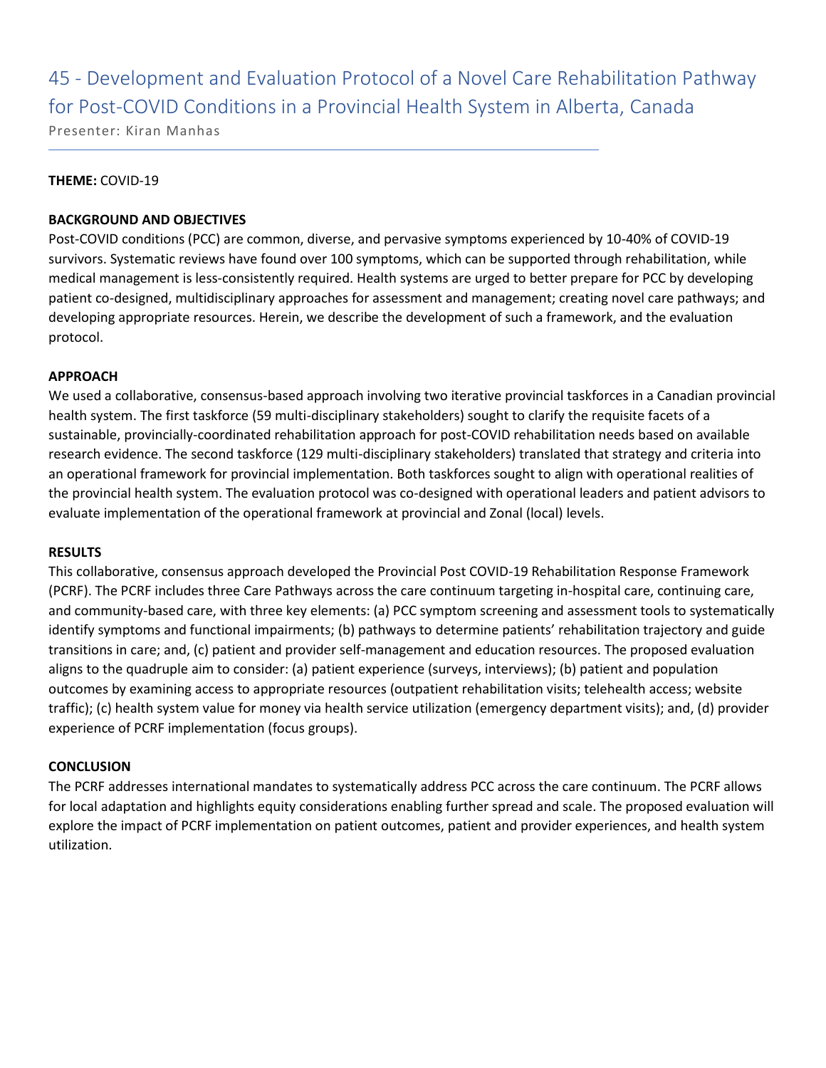## 45 - Development and Evaluation Protocol of a Novel Care Rehabilitation Pathway for Post-COVID Conditions in a Provincial Health System in Alberta, Canada

Presenter: Kiran Manhas

**THEME:** COVID-19

**BACKGROUND AND OBJECTIVES**

Post-COVID conditions (PCC) are common, diverse, and pervasive symptoms experienced by 10-40% of COVID-19 survivors. Systematic reviews have found over 100 symptoms, which can be supported through rehabilitation, while medical management is less-consistently required. Health systems are urged to better prepare for PCC by developing patient co-designed, multidisciplinary approaches for assessment and management; creating novel care pathways; and developing appropriate resources. Herein, we describe the development of such a framework, and the evaluation protocol.

**APPROACH**

We used a collaborative, consensus-based approach involving two iterative provincial taskforces in a Canadian provincial health system. The first taskforce (59 multi-disciplinary stakeholders) sought to clarify the requisite facets of a sustainable, provincially-coordinated rehabilitation approach for post-COVID rehabilitation needs based on available research evidence. The second taskforce (129 multi-disciplinary stakeholders) translated that strategy and criteria into an operational framework for provincial implementation. Both taskforces sought to align with operational realities of the provincial health system. The evaluation protocol was co-designed with operational leaders and patient advisors to evaluate implementation of the operational framework at provincial and Zonal (local) levels.

**RESULTS**

This collaborative, consensus approach developed the Provincial Post COVID-19 Rehabilitation Response Framework (PCRF). The PCRF includes three Care Pathways across the care continuum targeting in-hospital care, continuing care, and community-based care, with three key elements: (a) PCC symptom screening and assessment tools to systematically identify symptoms and functional impairments; (b) pathways to determine patients' rehabilitation trajectory and guide transitions in care; and, (c) patient and provider self-management and education resources. The proposed evaluation aligns to the quadruple aim to consider: (a) patient experience (surveys, interviews); (b) patient and population outcomes by examining access to appropriate resources (outpatient rehabilitation visits; telehealth access; website traffic); (c) health system value for money via health service utilization (emergency department visits); and, (d) provider experience of PCRF implementation (focus groups).

**CONCLUSION**

The PCRF addresses international mandates to systematically address PCC across the care continuum. The PCRF allows for local adaptation and highlights equity considerations enabling further spread and scale. The proposed evaluation will explore the impact of PCRF implementation on patient outcomes, patient and provider experiences, and health system utilization.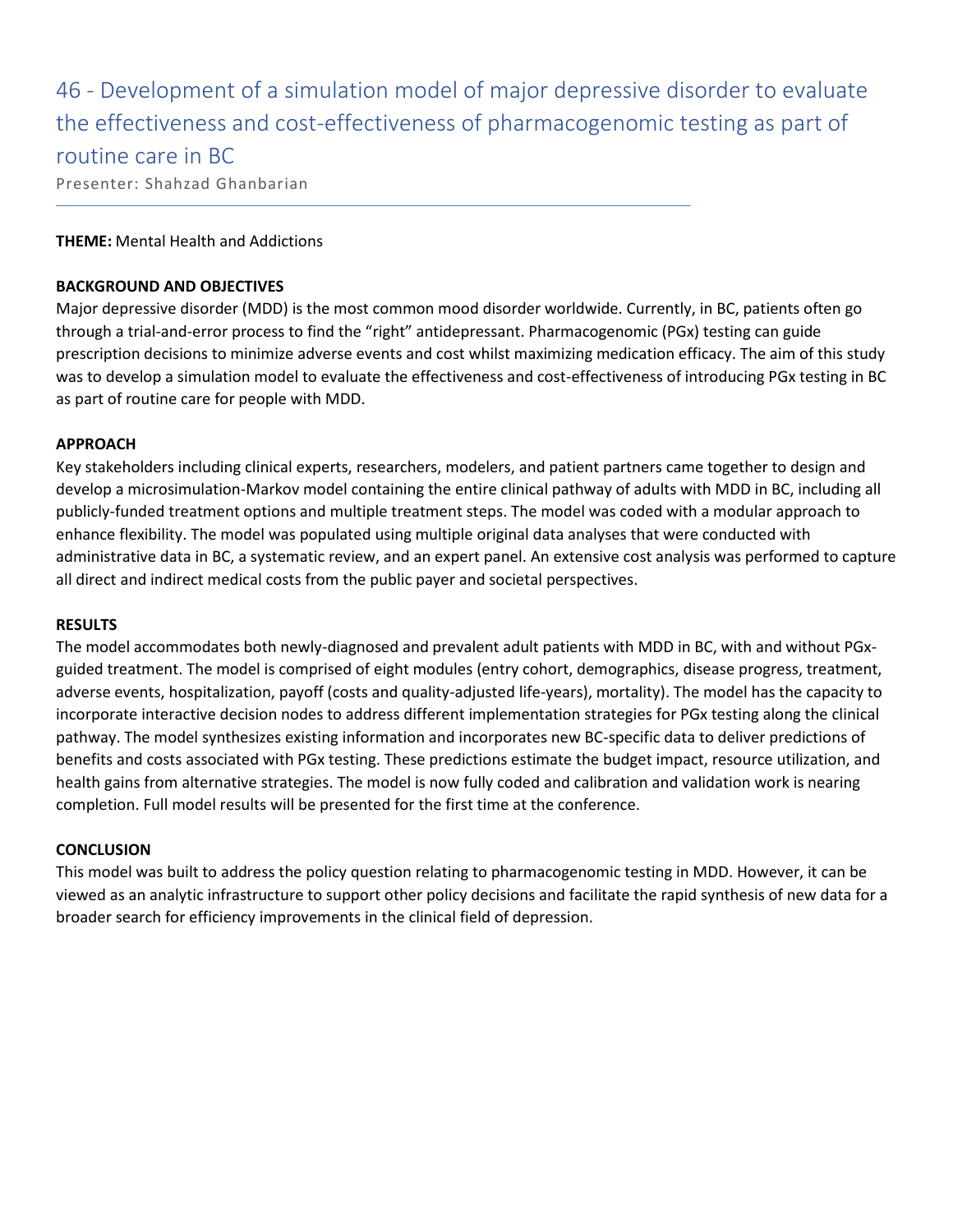# 46 - Development of a simulation model of major depressive disorder to evaluate the effectiveness and cost-effectiveness of pharmacogenomic testing as part of routine care in BC

Presenter: Shahzad Ghanbarian

**THEME:** Mental Health and Addictions

**BACKGROUND AND OBJECTIVES**

Major depressive disorder (MDD) is the most common mood disorder worldwide. Currently, in BC, patients often go through a trial-and-error process to find the "right" antidepressant. Pharmacogenomic (PGx) testing can guide prescription decisions to minimize adverse events and cost whilst maximizing medication efficacy. The aim of this study was to develop a simulation model to evaluate the effectiveness and cost-effectiveness of introducing PGx testing in BC as part of routine care for people with MDD.

**APPROACH**

Key stakeholders including clinical experts, researchers, modelers, and patient partners came together to design and develop a microsimulation-Markov model containing the entire clinical pathway of adults with MDD in BC, including all publicly-funded treatment options and multiple treatment steps. The model was coded with a modular approach to enhance flexibility. The model was populated using multiple original data analyses that were conducted with administrative data in BC, a systematic review, and an expert panel. An extensive cost analysis was performed to capture all direct and indirect medical costs from the public payer and societal perspectives.

**RESULTS**

The model accommodates both newly-diagnosed and prevalent adult patients with MDD in BC, with and without PGx-guided treatment. The model is comprised of eight modules (entry cohort, demographics, disease progress, treatment, adverse events, hospitalization, payoff (costs and quality-adjusted life-years), mortality). The model has the capacity to incorporate interactive decision nodes to address different implementation strategies for PGx testing along the clinical pathway. The model synthesizes existing information and incorporates new BC-specific data to deliver predictions of benefits and costs associated with PGx testing. These predictions estimate the budget impact, resource utilization, and health gains from alternative strategies. The model is now fully coded and calibration and validation work is nearing completion. Full model results will be presented for the first time at the conference.

**CONCLUSION**

This model was built to address the policy question relating to pharmacogenomic testing in MDD. However, it can be viewed as an analytic infrastructure to support other policy decisions and facilitate the rapid synthesis of new data for a broader search for efficiency improvements in the clinical field of depression.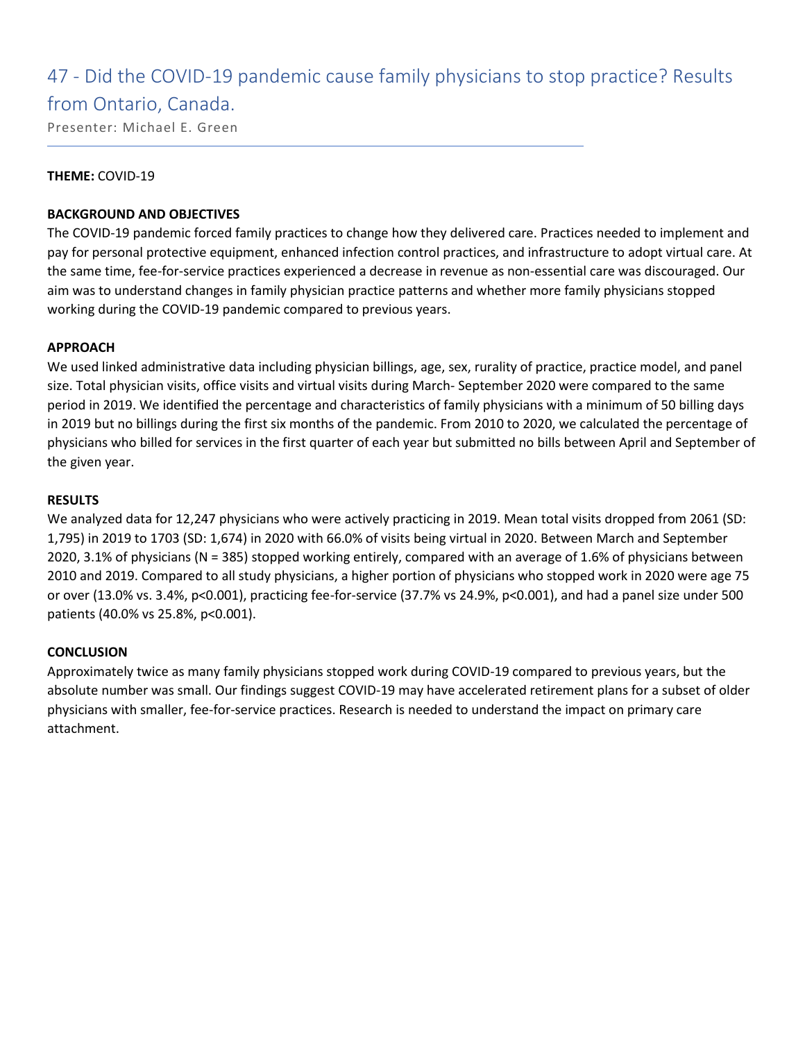## 47 - Did the COVID-19 pandemic cause family physicians to stop practice? Results from Ontario, Canada.

Presenter: Michael E. Green

**THEME:** COVID-19

**BACKGROUND AND OBJECTIVES**

The COVID-19 pandemic forced family practices to change how they delivered care. Practices needed to implement and pay for personal protective equipment, enhanced infection control practices, and infrastructure to adopt virtual care. At the same time, fee-for-service practices experienced a decrease in revenue as non-essential care was discouraged. Our aim was to understand changes in family physician practice patterns and whether more family physicians stopped working during the COVID-19 pandemic compared to previous years.

**APPROACH**

We used linked administrative data including physician billings, age, sex, rurality of practice, practice model, and panel size. Total physician visits, office visits and virtual visits during March- September 2020 were compared to the same period in 2019. We identified the percentage and characteristics of family physicians with a minimum of 50 billing days in 2019 but no billings during the first six months of the pandemic. From 2010 to 2020, we calculated the percentage of physicians who billed for services in the first quarter of each year but submitted no bills between April and September of the given year.

**RESULTS**

We analyzed data for 12,247 physicians who were actively practicing in 2019. Mean total visits dropped from 2061 (SD: 1,795) in 2019 to 1703 (SD: 1,674) in 2020 with 66.0% of visits being virtual in 2020. Between March and September 2020, 3.1% of physicians (N = 385) stopped working entirely, compared with an average of 1.6% of physicians between 2010 and 2019. Compared to all study physicians, a higher portion of physicians who stopped work in 2020 were age 75 or over (13.0% vs. 3.4%, $p<0.001$), practicing fee-for-service (37.7% vs 24.9%, $p<0.001$), and had a panel size under 500 patients (40.0% vs 25.8%, $p<0.001$).

**CONCLUSION**

Approximately twice as many family physicians stopped work during COVID-19 compared to previous years, but the absolute number was small. Our findings suggest COVID-19 may have accelerated retirement plans for a subset of older physicians with smaller, fee-for-service practices. Research is needed to understand the impact on primary care attachment.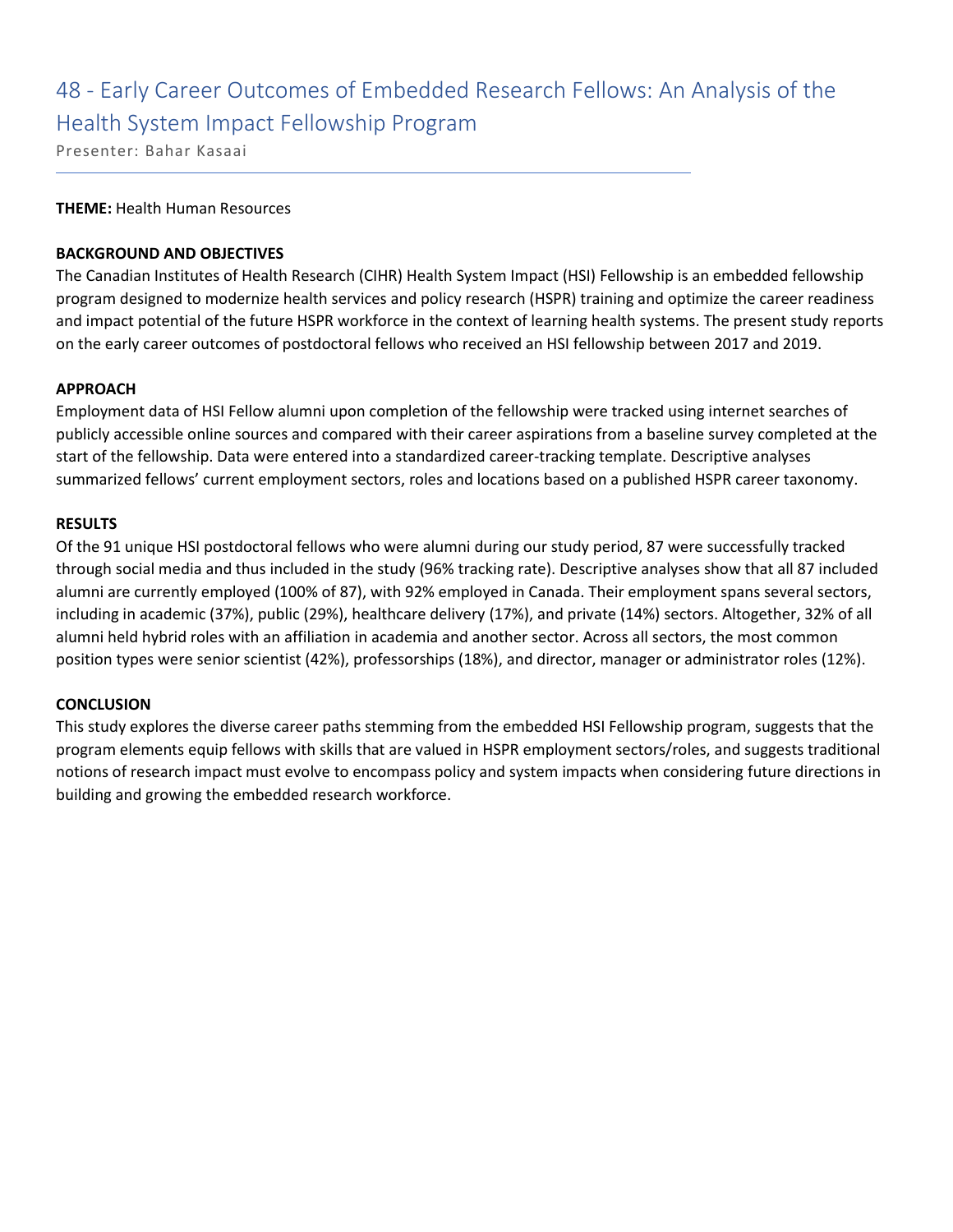# 48 - Early Career Outcomes of Embedded Research Fellows: An Analysis of the Health System Impact Fellowship Program

Presenter: Bahar Kasaai

**THEME:** Health Human Resources

**BACKGROUND AND OBJECTIVES**

The Canadian Institutes of Health Research (CIHR) Health System Impact (HSI) Fellowship is an embedded fellowship program designed to modernize health services and policy research (HSPR) training and optimize the career readiness and impact potential of the future HSPR workforce in the context of learning health systems. The present study reports on the early career outcomes of postdoctoral fellows who received an HSI fellowship between 2017 and 2019.

**APPROACH**

Employment data of HSI Fellow alumni upon completion of the fellowship were tracked using internet searches of publicly accessible online sources and compared with their career aspirations from a baseline survey completed at the start of the fellowship. Data were entered into a standardized career-tracking template. Descriptive analyses summarized fellows' current employment sectors, roles and locations based on a published HSPR career taxonomy.

**RESULTS**

Of the 91 unique HSI postdoctoral fellows who were alumni during our study period, 87 were successfully tracked through social media and thus included in the study (96% tracking rate). Descriptive analyses show that all 87 included alumni are currently employed (100% of 87), with 92% employed in Canada. Their employment spans several sectors, including in academic (37%), public (29%), healthcare delivery (17%), and private (14%) sectors. Altogether, 32% of all alumni held hybrid roles with an affiliation in academia and another sector. Across all sectors, the most common position types were senior scientist (42%), professorships (18%), and director, manager or administrator roles (12%).

**CONCLUSION**

This study explores the diverse career paths stemming from the embedded HSI Fellowship program, suggests that the program elements equip fellows with skills that are valued in HSPR employment sectors/roles, and suggests traditional notions of research impact must evolve to encompass policy and system impacts when considering future directions in building and growing the embedded research workforce.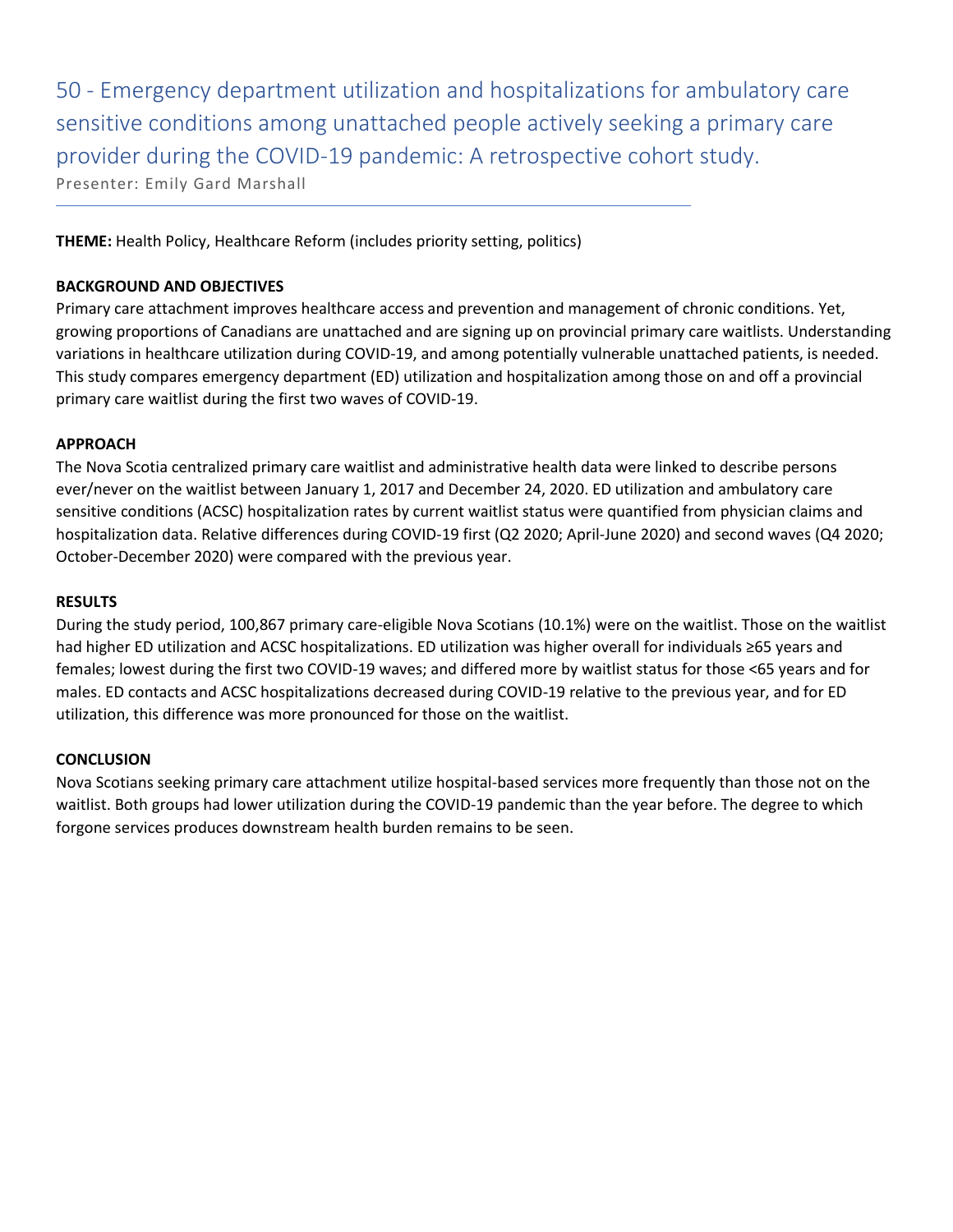## 50 - Emergency department utilization and hospitalizations for ambulatory care sensitive conditions among unattached people actively seeking a primary care provider during the COVID-19 pandemic: A retrospective cohort study.

Presenter: Emily Gard Marshall

**THEME:** Health Policy, Healthcare Reform (includes priority setting, politics)

**BACKGROUND AND OBJECTIVES**

Primary care attachment improves healthcare access and prevention and management of chronic conditions. Yet, growing proportions of Canadians are unattached and are signing up on provincial primary care waitlists. Understanding variations in healthcare utilization during COVID-19, and among potentially vulnerable unattached patients, is needed. This study compares emergency department (ED) utilization and hospitalization among those on and off a provincial primary care waitlist during the first two waves of COVID-19.

**APPROACH**

The Nova Scotia centralized primary care waitlist and administrative health data were linked to describe persons ever/never on the waitlist between January 1, 2017 and December 24, 2020. ED utilization and ambulatory care sensitive conditions (ACSC) hospitalization rates by current waitlist status were quantified from physician claims and hospitalization data. Relative differences during COVID-19 first (Q2 2020; April-June 2020) and second waves (Q4 2020; October-December 2020) were compared with the previous year.

**RESULTS**

During the study period, 100,867 primary care-eligible Nova Scotians (10.1%) were on the waitlist. Those on the waitlist had higher ED utilization and ACSC hospitalizations. ED utilization was higher overall for individuals ≥65 years and females; lowest during the first two COVID-19 waves; and differed more by waitlist status for those <65 years and for males. ED contacts and ACSC hospitalizations decreased during COVID-19 relative to the previous year, and for ED utilization, this difference was more pronounced for those on the waitlist.

**CONCLUSION**

Nova Scotians seeking primary care attachment utilize hospital-based services more frequently than those not on the waitlist. Both groups had lower utilization during the COVID-19 pandemic than the year before. The degree to which forgone services produces downstream health burden remains to be seen.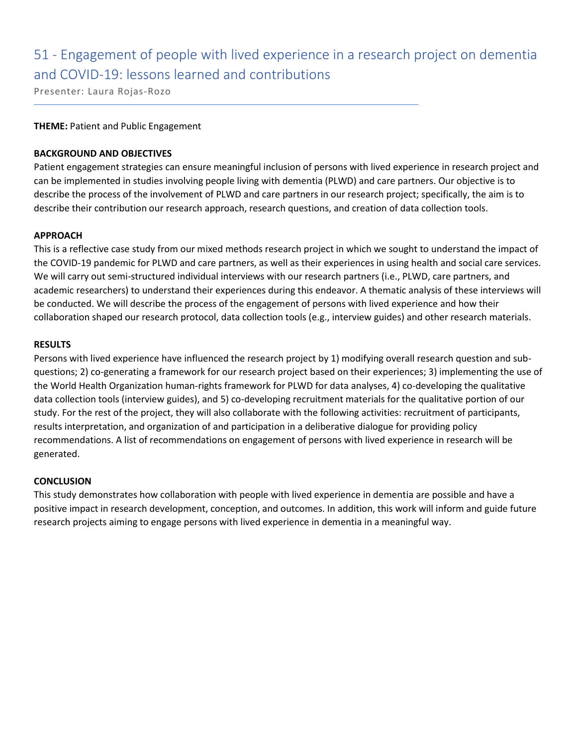# 51 - Engagement of people with lived experience in a research project on dementia and COVID-19: lessons learned and contributions

Presenter: Laura Rojas-Rozo

**THEME:** Patient and Public Engagement

**BACKGROUND AND OBJECTIVES**

Patient engagement strategies can ensure meaningful inclusion of persons with lived experience in research project and can be implemented in studies involving people living with dementia (PLWD) and care partners. Our objective is to describe the process of the involvement of PLWD and care partners in our research project; specifically, the aim is to describe their contribution our research approach, research questions, and creation of data collection tools.

**APPROACH**

This is a reflective case study from our mixed methods research project in which we sought to understand the impact of the COVID-19 pandemic for PLWD and care partners, as well as their experiences in using health and social care services. We will carry out semi-structured individual interviews with our research partners (i.e., PLWD, care partners, and academic researchers) to understand their experiences during this endeavor. A thematic analysis of these interviews will be conducted. We will describe the process of the engagement of persons with lived experience and how their collaboration shaped our research protocol, data collection tools (e.g., interview guides) and other research materials.

**RESULTS**

Persons with lived experience have influenced the research project by 1) modifying overall research question and sub-questions; 2) co-generating a framework for our research project based on their experiences; 3) implementing the use of the World Health Organization human-rights framework for PLWD for data analyses, 4) co-developing the qualitative data collection tools (interview guides), and 5) co-developing recruitment materials for the qualitative portion of our study. For the rest of the project, they will also collaborate with the following activities: recruitment of participants, results interpretation, and organization of and participation in a deliberative dialogue for providing policy recommendations. A list of recommendations on engagement of persons with lived experience in research will be generated.

**CONCLUSION**

This study demonstrates how collaboration with people with lived experience in dementia are possible and have a positive impact in research development, conception, and outcomes. In addition, this work will inform and guide future research projects aiming to engage persons with lived experience in dementia in a meaningful way.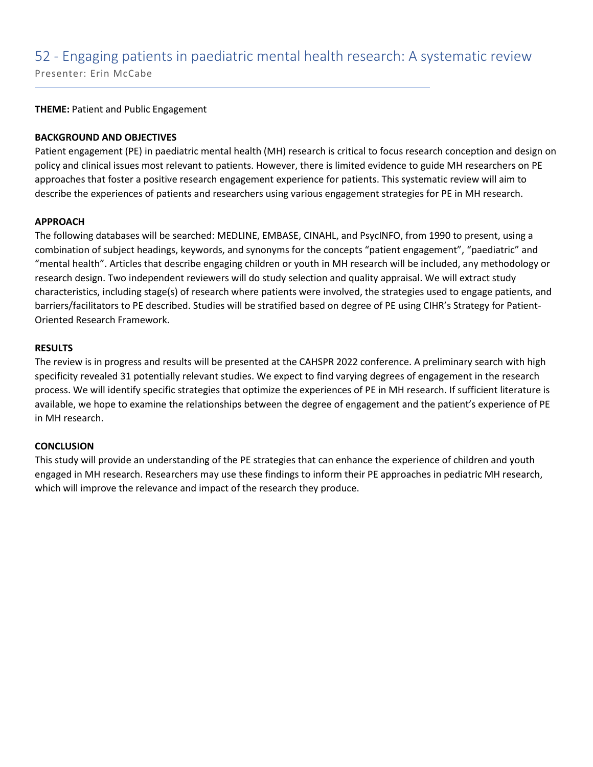## 52 - Engaging patients in paediatric mental health research: A systematic review

Presenter: Erin McCabe

---

**THEME:** Patient and Public Engagement

**BACKGROUND AND OBJECTIVES**

Patient engagement (PE) in paediatric mental health (MH) research is critical to focus research conception and design on policy and clinical issues most relevant to patients. However, there is limited evidence to guide MH researchers on PE approaches that foster a positive research engagement experience for patients. This systematic review will aim to describe the experiences of patients and researchers using various engagement strategies for PE in MH research.

**APPROACH**

The following databases will be searched: MEDLINE, EMBASE, CINAHL, and PsycINFO, from 1990 to present, using a combination of subject headings, keywords, and synonyms for the concepts "patient engagement", "paediatric" and "mental health". Articles that describe engaging children or youth in MH research will be included, any methodology or research design. Two independent reviewers will do study selection and quality appraisal. We will extract study characteristics, including stage(s) of research where patients were involved, the strategies used to engage patients, and barriers/facilitators to PE described. Studies will be stratified based on degree of PE using CIHR's Strategy for Patient-Oriented Research Framework.

**RESULTS**

The review is in progress and results will be presented at the CAHSPR 2022 conference. A preliminary search with high specificity revealed 31 potentially relevant studies. We expect to find varying degrees of engagement in the research process. We will identify specific strategies that optimize the experiences of PE in MH research. If sufficient literature is available, we hope to examine the relationships between the degree of engagement and the patient's experience of PE in MH research.

**CONCLUSION**

This study will provide an understanding of the PE strategies that can enhance the experience of children and youth engaged in MH research. Researchers may use these findings to inform their PE approaches in pediatric MH research, which will improve the relevance and impact of the research they produce.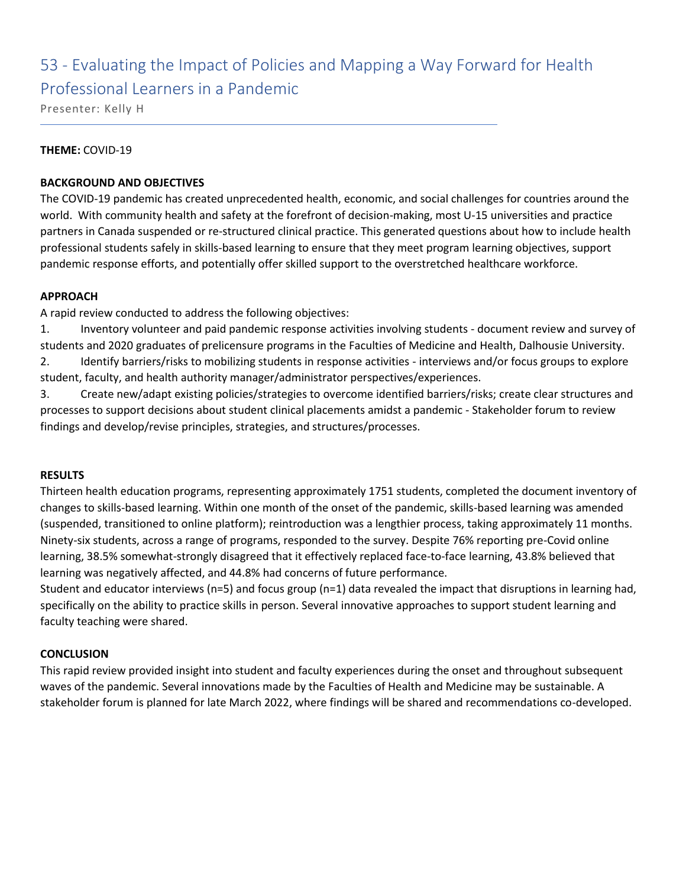# 53 - Evaluating the Impact of Policies and Mapping a Way Forward for Health Professional Learners in a Pandemic

Presenter: Kelly H

**THEME:** COVID-19

**BACKGROUND AND OBJECTIVES**

The COVID-19 pandemic has created unprecedented health, economic, and social challenges for countries around the world. With community health and safety at the forefront of decision-making, most U-15 universities and practice partners in Canada suspended or re-structured clinical practice. This generated questions about how to include health professional students safely in skills-based learning to ensure that they meet program learning objectives, support pandemic response efforts, and potentially offer skilled support to the overstretched healthcare workforce.

**APPROACH**

A rapid review conducted to address the following objectives:

1. Inventory volunteer and paid pandemic response activities involving students - document review and survey of students and 2020 graduates of prelicensure programs in the Faculties of Medicine and Health, Dalhousie University.
2. Identify barriers/risks to mobilizing students in response activities - interviews and/or focus groups to explore student, faculty, and health authority manager/administrator perspectives/experiences.
3. Create new/adapt existing policies/strategies to overcome identified barriers/risks; create clear structures and processes to support decisions about student clinical placements amidst a pandemic - Stakeholder forum to review findings and develop/revise principles, strategies, and structures/processes.

**RESULTS**

Thirteen health education programs, representing approximately 1751 students, completed the document inventory of changes to skills-based learning. Within one month of the onset of the pandemic, skills-based learning was amended (suspended, transitioned to online platform); reintroduction was a lengthier process, taking approximately 11 months. Ninety-six students, across a range of programs, responded to the survey. Despite 76% reporting pre-Covid online learning, 38.5% somewhat-strongly disagreed that it effectively replaced face-to-face learning, 43.8% believed that learning was negatively affected, and 44.8% had concerns of future performance.

Student and educator interviews (n=5) and focus group (n=1) data revealed the impact that disruptions in learning had, specifically on the ability to practice skills in person. Several innovative approaches to support student learning and faculty teaching were shared.

**CONCLUSION**

This rapid review provided insight into student and faculty experiences during the onset and throughout subsequent waves of the pandemic. Several innovations made by the Faculties of Health and Medicine may be sustainable. A stakeholder forum is planned for late March 2022, where findings will be shared and recommendations co-developed.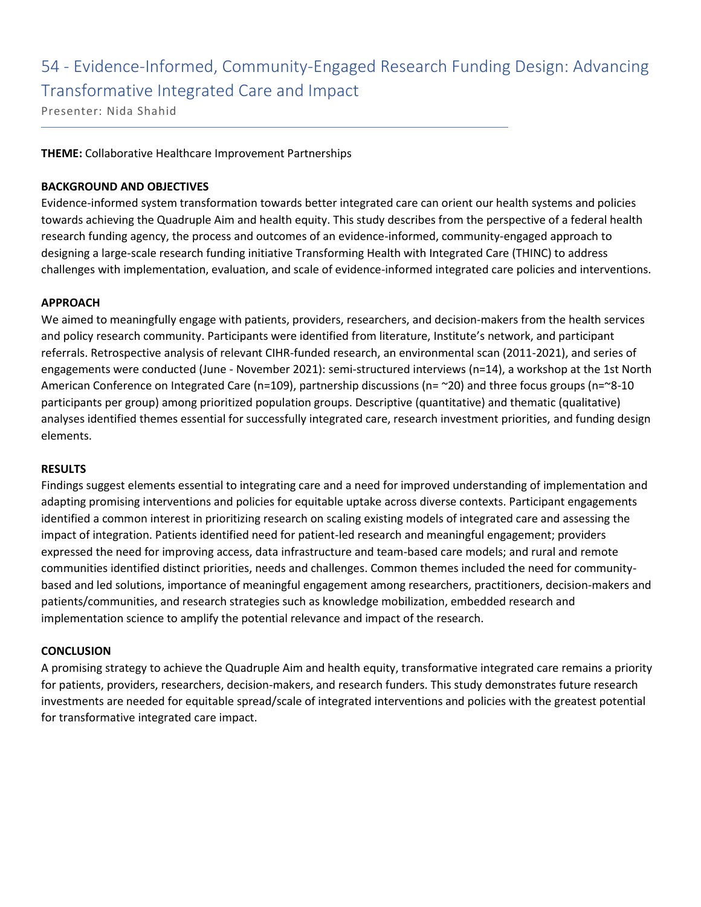# 54 - Evidence-Informed, Community-Engaged Research Funding Design: Advancing Transformative Integrated Care and Impact

Presenter: Nida Shahid

**THEME:** Collaborative Healthcare Improvement Partnerships

**BACKGROUND AND OBJECTIVES**

Evidence-informed system transformation towards better integrated care can orient our health systems and policies towards achieving the Quadruple Aim and health equity. This study describes from the perspective of a federal health research funding agency, the process and outcomes of an evidence-informed, community-engaged approach to designing a large-scale research funding initiative Transforming Health with Integrated Care (THINC) to address challenges with implementation, evaluation, and scale of evidence-informed integrated care policies and interventions.

**APPROACH**

We aimed to meaningfully engage with patients, providers, researchers, and decision-makers from the health services and policy research community. Participants were identified from literature, Institute's network, and participant referrals. Retrospective analysis of relevant CIHR-funded research, an environmental scan (2011-2021), and series of engagements were conducted (June - November 2021): semi-structured interviews (n=14), a workshop at the 1st North American Conference on Integrated Care (n=109), partnership discussions (n= ~20) and three focus groups (n=~8-10 participants per group) among prioritized population groups. Descriptive (quantitative) and thematic (qualitative) analyses identified themes essential for successfully integrated care, research investment priorities, and funding design elements.

**RESULTS**

Findings suggest elements essential to integrating care and a need for improved understanding of implementation and adapting promising interventions and policies for equitable uptake across diverse contexts. Participant engagements identified a common interest in prioritizing research on scaling existing models of integrated care and assessing the impact of integration. Patients identified need for patient-led research and meaningful engagement; providers expressed the need for improving access, data infrastructure and team-based care models; and rural and remote communities identified distinct priorities, needs and challenges. Common themes included the need for community-based and led solutions, importance of meaningful engagement among researchers, practitioners, decision-makers and patients/communities, and research strategies such as knowledge mobilization, embedded research and implementation science to amplify the potential relevance and impact of the research.

**CONCLUSION**

A promising strategy to achieve the Quadruple Aim and health equity, transformative integrated care remains a priority for patients, providers, researchers, decision-makers, and research funders. This study demonstrates future research investments are needed for equitable spread/scale of integrated interventions and policies with the greatest potential for transformative integrated care impact.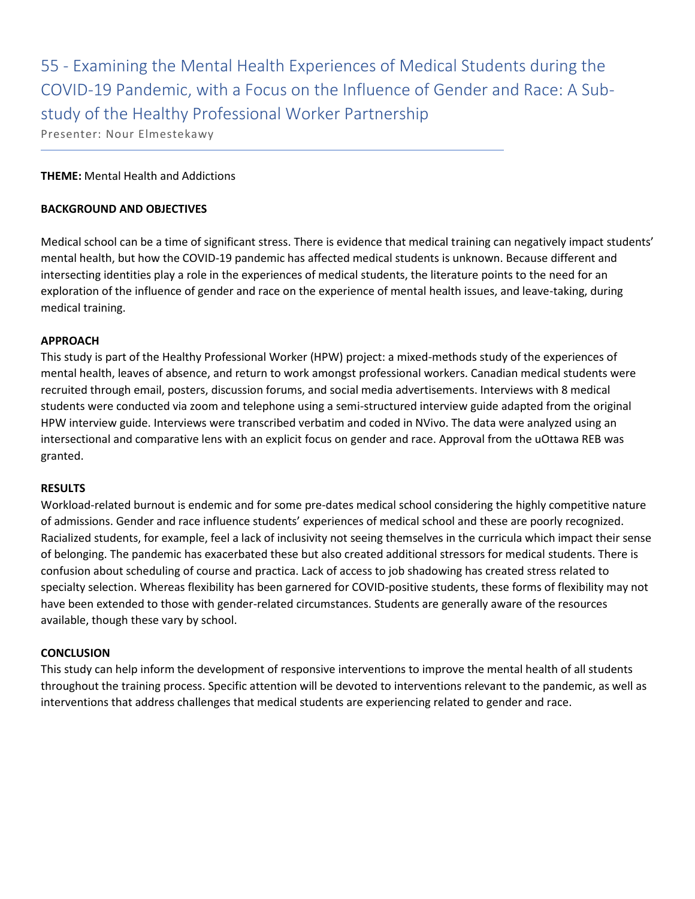# 55 - Examining the Mental Health Experiences of Medical Students during the COVID-19 Pandemic, with a Focus on the Influence of Gender and Race: A Sub-study of the Healthy Professional Worker Partnership

Presenter: Nour Elmestekawy

**THEME:** Mental Health and Addictions

**BACKGROUND AND OBJECTIVES**

Medical school can be a time of significant stress. There is evidence that medical training can negatively impact students' mental health, but how the COVID-19 pandemic has affected medical students is unknown. Because different and intersecting identities play a role in the experiences of medical students, the literature points to the need for an exploration of the influence of gender and race on the experience of mental health issues, and leave-taking, during medical training.

**APPROACH**

This study is part of the Healthy Professional Worker (HPW) project: a mixed-methods study of the experiences of mental health, leaves of absence, and return to work amongst professional workers. Canadian medical students were recruited through email, posters, discussion forums, and social media advertisements. Interviews with 8 medical students were conducted via zoom and telephone using a semi-structured interview guide adapted from the original HPW interview guide. Interviews were transcribed verbatim and coded in NVivo. The data were analyzed using an intersectional and comparative lens with an explicit focus on gender and race. Approval from the uOttawa REB was granted.

**RESULTS**

Workload-related burnout is endemic and for some pre-dates medical school considering the highly competitive nature of admissions. Gender and race influence students' experiences of medical school and these are poorly recognized. Racialized students, for example, feel a lack of inclusivity not seeing themselves in the curricula which impact their sense of belonging. The pandemic has exacerbated these but also created additional stressors for medical students. There is confusion about scheduling of course and practica. Lack of access to job shadowing has created stress related to specialty selection. Whereas flexibility has been garnered for COVID-positive students, these forms of flexibility may not have been extended to those with gender-related circumstances. Students are generally aware of the resources available, though these vary by school.

**CONCLUSION**

This study can help inform the development of responsive interventions to improve the mental health of all students throughout the training process. Specific attention will be devoted to interventions relevant to the pandemic, as well as interventions that address challenges that medical students are experiencing related to gender and race.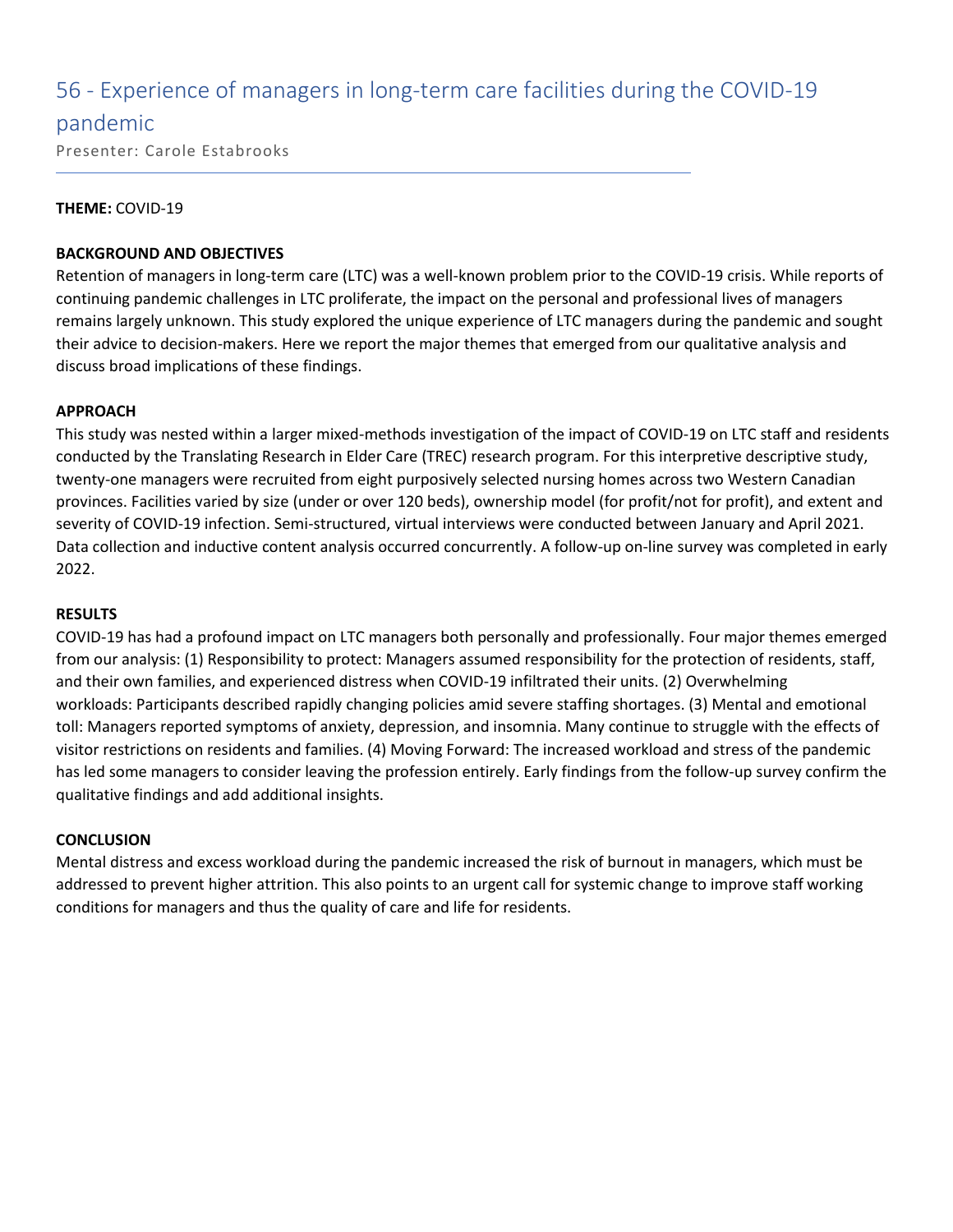# 56 - Experience of managers in long-term care facilities during the COVID-19 pandemic

Presenter: Carole Estabrooks

**THEME:** COVID-19

**BACKGROUND AND OBJECTIVES**

Retention of managers in long-term care (LTC) was a well-known problem prior to the COVID-19 crisis. While reports of continuing pandemic challenges in LTC proliferate, the impact on the personal and professional lives of managers remains largely unknown. This study explored the unique experience of LTC managers during the pandemic and sought their advice to decision-makers. Here we report the major themes that emerged from our qualitative analysis and discuss broad implications of these findings.

**APPROACH**

This study was nested within a larger mixed-methods investigation of the impact of COVID-19 on LTC staff and residents conducted by the Translating Research in Elder Care (TREC) research program. For this interpretive descriptive study, twenty-one managers were recruited from eight purposively selected nursing homes across two Western Canadian provinces. Facilities varied by size (under or over 120 beds), ownership model (for profit/not for profit), and extent and severity of COVID-19 infection. Semi-structured, virtual interviews were conducted between January and April 2021. Data collection and inductive content analysis occurred concurrently. A follow-up on-line survey was completed in early 2022.

**RESULTS**

COVID-19 has had a profound impact on LTC managers both personally and professionally. Four major themes emerged from our analysis: (1) Responsibility to protect: Managers assumed responsibility for the protection of residents, staff, and their own families, and experienced distress when COVID-19 infiltrated their units. (2) Overwhelming workloads: Participants described rapidly changing policies amid severe staffing shortages. (3) Mental and emotional toll: Managers reported symptoms of anxiety, depression, and insomnia. Many continue to struggle with the effects of visitor restrictions on residents and families. (4) Moving Forward: The increased workload and stress of the pandemic has led some managers to consider leaving the profession entirely. Early findings from the follow-up survey confirm the qualitative findings and add additional insights.

**CONCLUSION**

Mental distress and excess workload during the pandemic increased the risk of burnout in managers, which must be addressed to prevent higher attrition. This also points to an urgent call for systemic change to improve staff working conditions for managers and thus the quality of care and life for residents.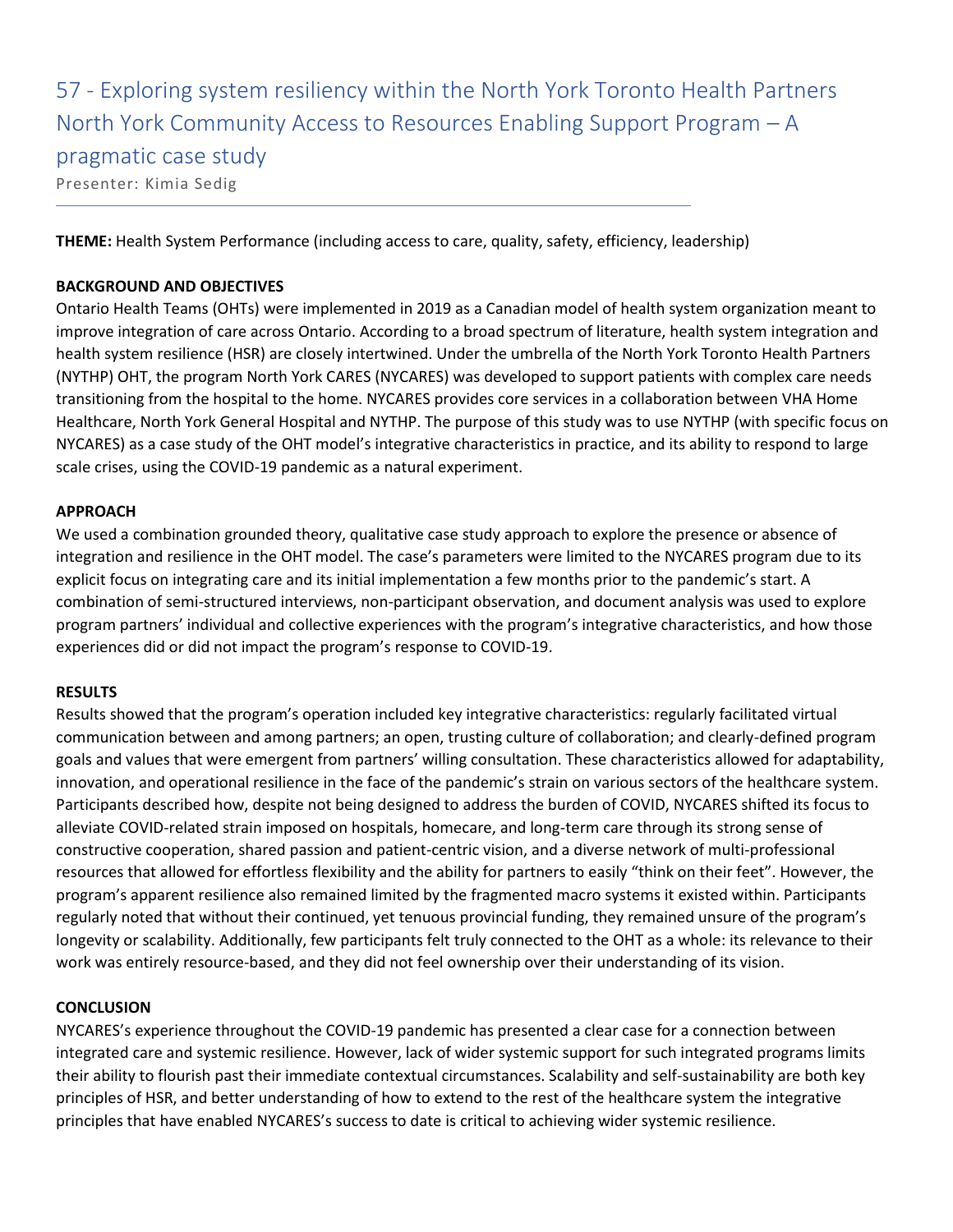# 57 - Exploring system resiliency within the North York Toronto Health Partners North York Community Access to Resources Enabling Support Program – A pragmatic case study

Presenter: Kimia Sedig

**THEME:** Health System Performance (including access to care, quality, safety, efficiency, leadership)

**BACKGROUND AND OBJECTIVES**

Ontario Health Teams (OHTs) were implemented in 2019 as a Canadian model of health system organization meant to improve integration of care across Ontario. According to a broad spectrum of literature, health system integration and health system resilience (HSR) are closely intertwined. Under the umbrella of the North York Toronto Health Partners (NYTHP) OHT, the program North York CARES (NYCARES) was developed to support patients with complex care needs transitioning from the hospital to the home. NYCARES provides core services in a collaboration between VHA Home Healthcare, North York General Hospital and NYTHP. The purpose of this study was to use NYTHP (with specific focus on NYCARES) as a case study of the OHT model's integrative characteristics in practice, and its ability to respond to large scale crises, using the COVID-19 pandemic as a natural experiment.

**APPROACH**

We used a combination grounded theory, qualitative case study approach to explore the presence or absence of integration and resilience in the OHT model. The case's parameters were limited to the NYCARES program due to its explicit focus on integrating care and its initial implementation a few months prior to the pandemic's start. A combination of semi-structured interviews, non-participant observation, and document analysis was used to explore program partners' individual and collective experiences with the program's integrative characteristics, and how those experiences did or did not impact the program's response to COVID-19.

**RESULTS**

Results showed that the program's operation included key integrative characteristics: regularly facilitated virtual communication between and among partners; an open, trusting culture of collaboration; and clearly-defined program goals and values that were emergent from partners' willing consultation. These characteristics allowed for adaptability, innovation, and operational resilience in the face of the pandemic's strain on various sectors of the healthcare system. Participants described how, despite not being designed to address the burden of COVID, NYCARES shifted its focus to alleviate COVID-related strain imposed on hospitals, homecare, and long-term care through its strong sense of constructive cooperation, shared passion and patient-centric vision, and a diverse network of multi-professional resources that allowed for effortless flexibility and the ability for partners to easily "think on their feet". However, the program's apparent resilience also remained limited by the fragmented macro systems it existed within. Participants regularly noted that without their continued, yet tenuous provincial funding, they remained unsure of the program's longevity or scalability. Additionally, few participants felt truly connected to the OHT as a whole: its relevance to their work was entirely resource-based, and they did not feel ownership over their understanding of its vision.

**CONCLUSION**

NYCARES's experience throughout the COVID-19 pandemic has presented a clear case for a connection between integrated care and systemic resilience. However, lack of wider systemic support for such integrated programs limits their ability to flourish past their immediate contextual circumstances. Scalability and self-sustainability are both key principles of HSR, and better understanding of how to extend to the rest of the healthcare system the integrative principles that have enabled NYCARES's success to date is critical to achieving wider systemic resilience.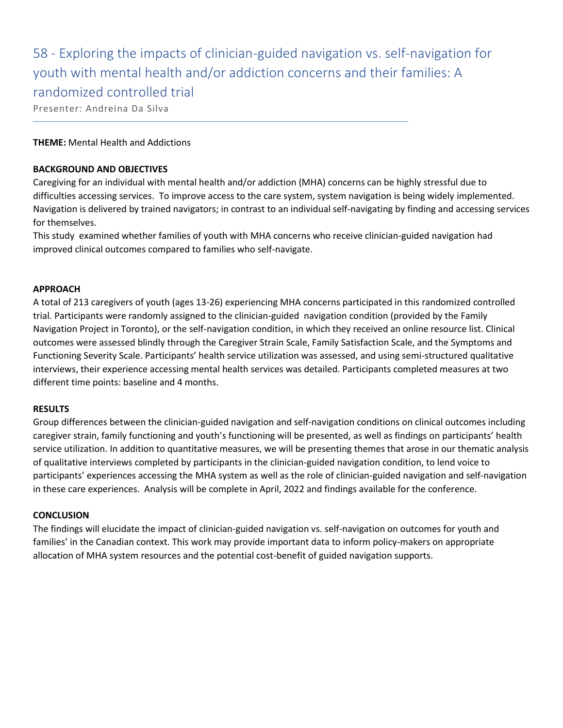# 58 - Exploring the impacts of clinician-guided navigation vs. self-navigation for youth with mental health and/or addiction concerns and their families: A randomized controlled trial

Presenter: Andreina Da Silva

**THEME:** Mental Health and Addictions

**BACKGROUND AND OBJECTIVES**

Caregiving for an individual with mental health and/or addiction (MHA) concerns can be highly stressful due to difficulties accessing services. To improve access to the care system, system navigation is being widely implemented. Navigation is delivered by trained navigators; in contrast to an individual self-navigating by finding and accessing services for themselves.

This study examined whether families of youth with MHA concerns who receive clinician-guided navigation had improved clinical outcomes compared to families who self-navigate.

**APPROACH**

A total of 213 caregivers of youth (ages 13-26) experiencing MHA concerns participated in this randomized controlled trial. Participants were randomly assigned to the clinician-guided navigation condition (provided by the Family Navigation Project in Toronto), or the self-navigation condition, in which they received an online resource list. Clinical outcomes were assessed blindly through the Caregiver Strain Scale, Family Satisfaction Scale, and the Symptoms and Functioning Severity Scale. Participants' health service utilization was assessed, and using semi-structured qualitative interviews, their experience accessing mental health services was detailed. Participants completed measures at two different time points: baseline and 4 months.

**RESULTS**

Group differences between the clinician-guided navigation and self-navigation conditions on clinical outcomes including caregiver strain, family functioning and youth's functioning will be presented, as well as findings on participants' health service utilization. In addition to quantitative measures, we will be presenting themes that arose in our thematic analysis of qualitative interviews completed by participants in the clinician-guided navigation condition, to lend voice to participants' experiences accessing the MHA system as well as the role of clinician-guided navigation and self-navigation in these care experiences. Analysis will be complete in April, 2022 and findings available for the conference.

**CONCLUSION**

The findings will elucidate the impact of clinician-guided navigation vs. self-navigation on outcomes for youth and families' in the Canadian context. This work may provide important data to inform policy-makers on appropriate allocation of MHA system resources and the potential cost-benefit of guided navigation supports.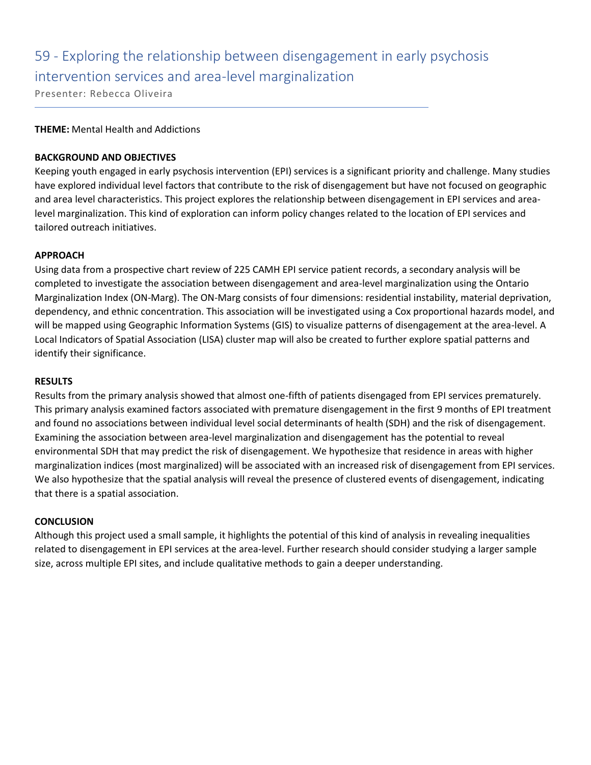# 59 - Exploring the relationship between disengagement in early psychosis intervention services and area-level marginalization

Presenter: Rebecca Oliveira

**THEME:** Mental Health and Addictions

**BACKGROUND AND OBJECTIVES**

Keeping youth engaged in early psychosis intervention (EPI) services is a significant priority and challenge. Many studies have explored individual level factors that contribute to the risk of disengagement but have not focused on geographic and area level characteristics. This project explores the relationship between disengagement in EPI services and area-level marginalization. This kind of exploration can inform policy changes related to the location of EPI services and tailored outreach initiatives.

**APPROACH**

Using data from a prospective chart review of 225 CAMH EPI service patient records, a secondary analysis will be completed to investigate the association between disengagement and area-level marginalization using the Ontario Marginalization Index (ON-Marg). The ON-Marg consists of four dimensions: residential instability, material deprivation, dependency, and ethnic concentration. This association will be investigated using a Cox proportional hazards model, and will be mapped using Geographic Information Systems (GIS) to visualize patterns of disengagement at the area-level. A Local Indicators of Spatial Association (LISA) cluster map will also be created to further explore spatial patterns and identify their significance.

**RESULTS**

Results from the primary analysis showed that almost one-fifth of patients disengaged from EPI services prematurely. This primary analysis examined factors associated with premature disengagement in the first 9 months of EPI treatment and found no associations between individual level social determinants of health (SDH) and the risk of disengagement. Examining the association between area-level marginalization and disengagement has the potential to reveal environmental SDH that may predict the risk of disengagement. We hypothesize that residence in areas with higher marginalization indices (most marginalized) will be associated with an increased risk of disengagement from EPI services. We also hypothesize that the spatial analysis will reveal the presence of clustered events of disengagement, indicating that there is a spatial association.

**CONCLUSION**

Although this project used a small sample, it highlights the potential of this kind of analysis in revealing inequalities related to disengagement in EPI services at the area-level. Further research should consider studying a larger sample size, across multiple EPI sites, and include qualitative methods to gain a deeper understanding.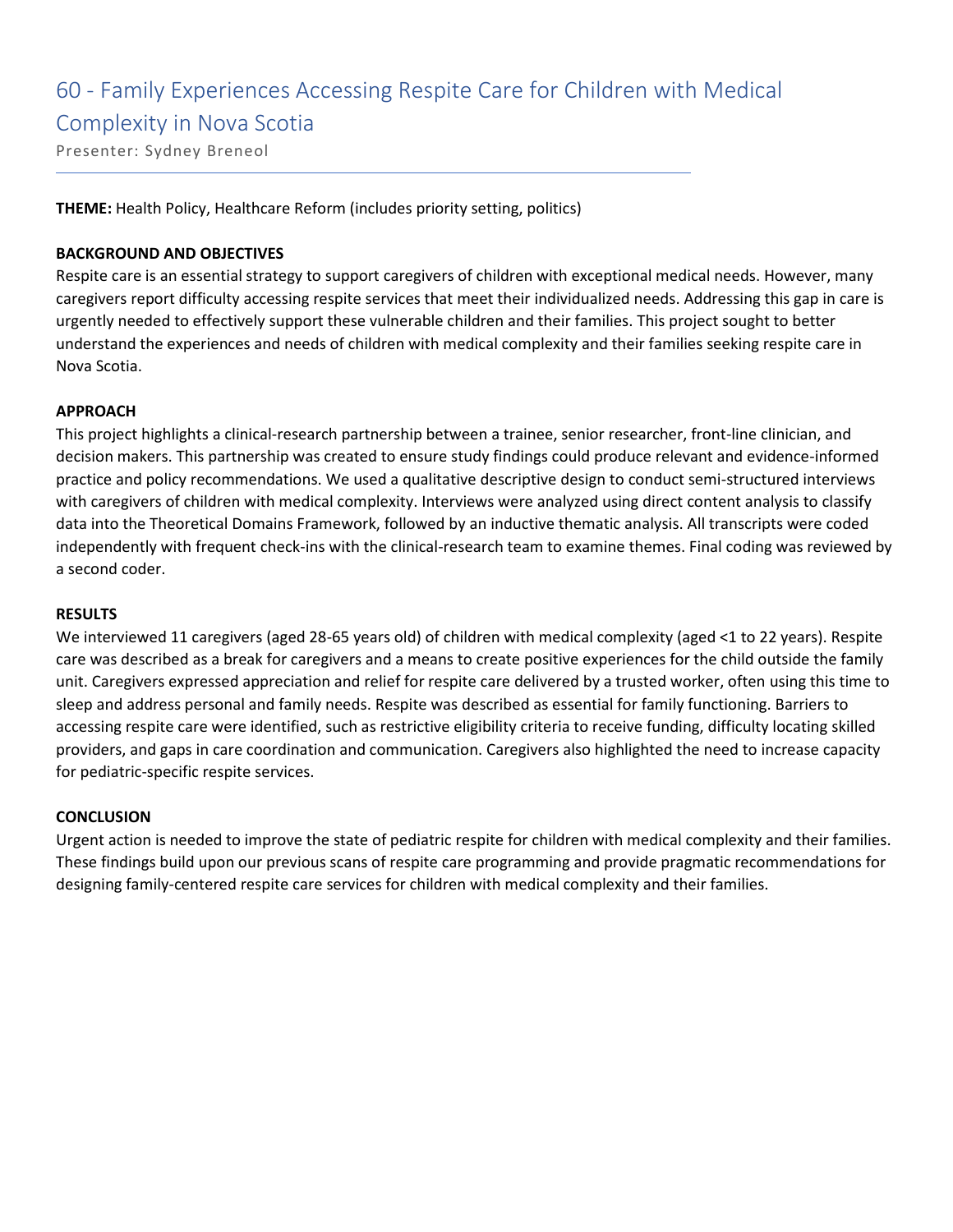# 60 - Family Experiences Accessing Respite Care for Children with Medical Complexity in Nova Scotia

Presenter: Sydney Breneol

**THEME:** Health Policy, Healthcare Reform (includes priority setting, politics)

**BACKGROUND AND OBJECTIVES**

Respite care is an essential strategy to support caregivers of children with exceptional medical needs. However, many caregivers report difficulty accessing respite services that meet their individualized needs. Addressing this gap in care is urgently needed to effectively support these vulnerable children and their families. This project sought to better understand the experiences and needs of children with medical complexity and their families seeking respite care in Nova Scotia.

**APPROACH**

This project highlights a clinical-research partnership between a trainee, senior researcher, front-line clinician, and decision makers. This partnership was created to ensure study findings could produce relevant and evidence-informed practice and policy recommendations. We used a qualitative descriptive design to conduct semi-structured interviews with caregivers of children with medical complexity. Interviews were analyzed using direct content analysis to classify data into the Theoretical Domains Framework, followed by an inductive thematic analysis. All transcripts were coded independently with frequent check-ins with the clinical-research team to examine themes. Final coding was reviewed by a second coder.

**RESULTS**

We interviewed 11 caregivers (aged 28-65 years old) of children with medical complexity (aged <1 to 22 years). Respite care was described as a break for caregivers and a means to create positive experiences for the child outside the family unit. Caregivers expressed appreciation and relief for respite care delivered by a trusted worker, often using this time to sleep and address personal and family needs. Respite was described as essential for family functioning. Barriers to accessing respite care were identified, such as restrictive eligibility criteria to receive funding, difficulty locating skilled providers, and gaps in care coordination and communication. Caregivers also highlighted the need to increase capacity for pediatric-specific respite services.

**CONCLUSION**

Urgent action is needed to improve the state of pediatric respite for children with medical complexity and their families. These findings build upon our previous scans of respite care programming and provide pragmatic recommendations for designing family-centered respite care services for children with medical complexity and their families.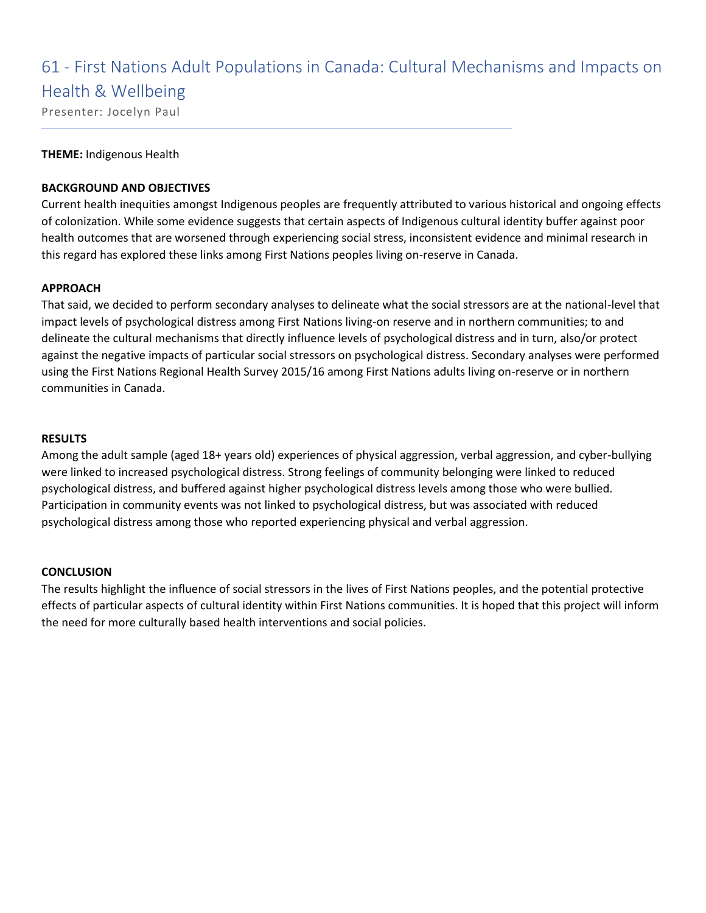# 61 - First Nations Adult Populations in Canada: Cultural Mechanisms and Impacts on Health & Wellbeing

Presenter: Jocelyn Paul

**THEME:** Indigenous Health

**BACKGROUND AND OBJECTIVES**

Current health inequities amongst Indigenous peoples are frequently attributed to various historical and ongoing effects of colonization. While some evidence suggests that certain aspects of Indigenous cultural identity buffer against poor health outcomes that are worsened through experiencing social stress, inconsistent evidence and minimal research in this regard has explored these links among First Nations peoples living on-reserve in Canada.

**APPROACH**

That said, we decided to perform secondary analyses to delineate what the social stressors are at the national-level that impact levels of psychological distress among First Nations living-on reserve and in northern communities; to and delineate the cultural mechanisms that directly influence levels of psychological distress and in turn, also/or protect against the negative impacts of particular social stressors on psychological distress. Secondary analyses were performed using the First Nations Regional Health Survey 2015/16 among First Nations adults living on-reserve or in northern communities in Canada.

**RESULTS**

Among the adult sample (aged 18+ years old) experiences of physical aggression, verbal aggression, and cyber-bullying were linked to increased psychological distress. Strong feelings of community belonging were linked to reduced psychological distress, and buffered against higher psychological distress levels among those who were bullied. Participation in community events was not linked to psychological distress, but was associated with reduced psychological distress among those who reported experiencing physical and verbal aggression.

**CONCLUSION**

The results highlight the influence of social stressors in the lives of First Nations peoples, and the potential protective effects of particular aspects of cultural identity within First Nations communities. It is hoped that this project will inform the need for more culturally based health interventions and social policies.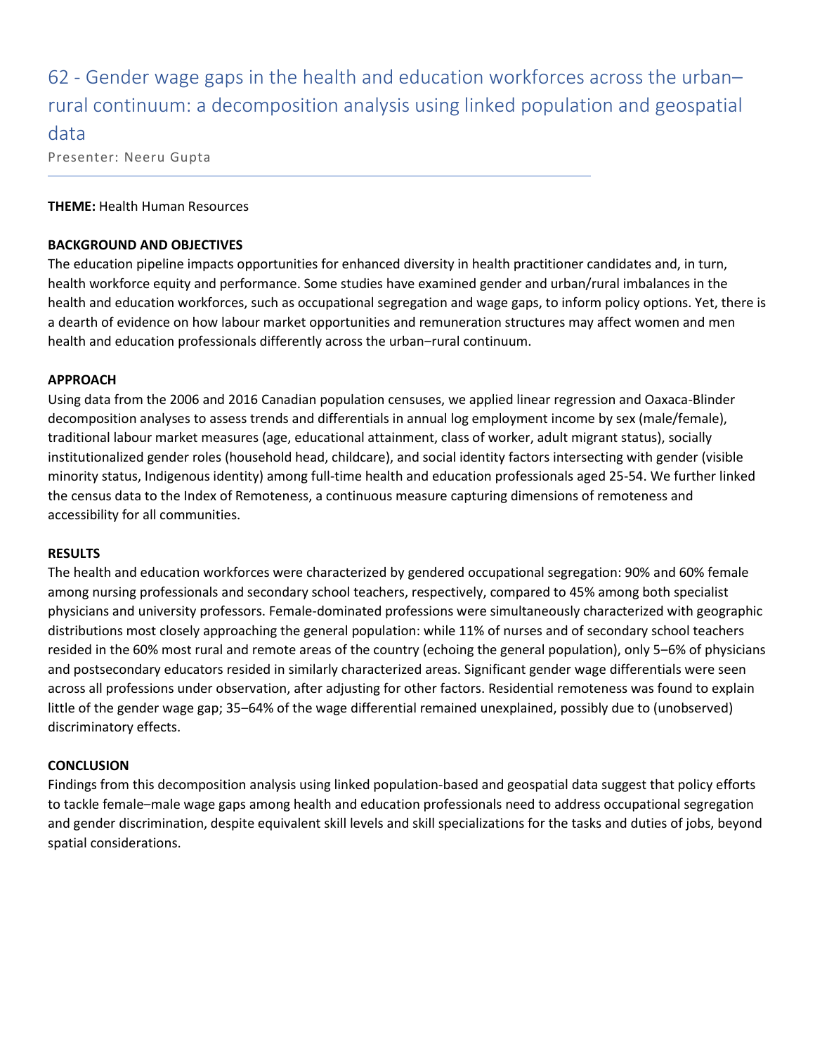# 62 - Gender wage gaps in the health and education workforces across the urban–rural continuum: a decomposition analysis using linked population and geospatial data

Presenter: Neeru Gupta

**THEME:** Health Human Resources

**BACKGROUND AND OBJECTIVES**

The education pipeline impacts opportunities for enhanced diversity in health practitioner candidates and, in turn, health workforce equity and performance. Some studies have examined gender and urban/rural imbalances in the health and education workforces, such as occupational segregation and wage gaps, to inform policy options. Yet, there is a dearth of evidence on how labour market opportunities and remuneration structures may affect women and men health and education professionals differently across the urban–rural continuum.

**APPROACH**

Using data from the 2006 and 2016 Canadian population censuses, we applied linear regression and Oaxaca-Blinder decomposition analyses to assess trends and differentials in annual log employment income by sex (male/female), traditional labour market measures (age, educational attainment, class of worker, adult migrant status), socially institutionalized gender roles (household head, childcare), and social identity factors intersecting with gender (visible minority status, Indigenous identity) among full-time health and education professionals aged 25-54. We further linked the census data to the Index of Remoteness, a continuous measure capturing dimensions of remoteness and accessibility for all communities.

**RESULTS**

The health and education workforces were characterized by gendered occupational segregation: 90% and 60% female among nursing professionals and secondary school teachers, respectively, compared to 45% among both specialist physicians and university professors. Female-dominated professions were simultaneously characterized with geographic distributions most closely approaching the general population: while 11% of nurses and of secondary school teachers resided in the 60% most rural and remote areas of the country (echoing the general population), only 5–6% of physicians and postsecondary educators resided in similarly characterized areas. Significant gender wage differentials were seen across all professions under observation, after adjusting for other factors. Residential remoteness was found to explain little of the gender wage gap; 35–64% of the wage differential remained unexplained, possibly due to (unobserved) discriminatory effects.

**CONCLUSION**

Findings from this decomposition analysis using linked population-based and geospatial data suggest that policy efforts to tackle female–male wage gaps among health and education professionals need to address occupational segregation and gender discrimination, despite equivalent skill levels and skill specializations for the tasks and duties of jobs, beyond spatial considerations.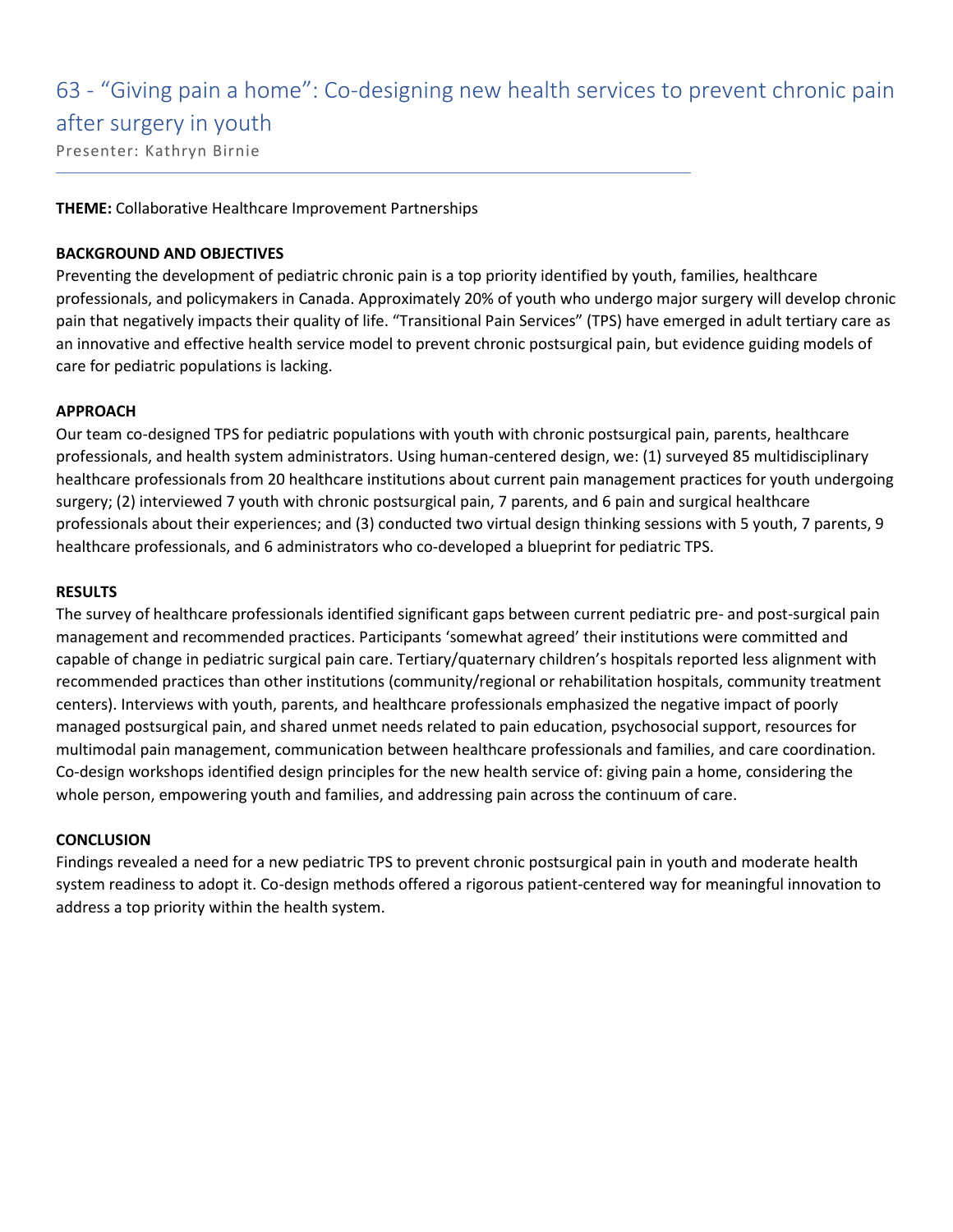# 63 - “Giving pain a home”: Co-designing new health services to prevent chronic pain after surgery in youth

Presenter: Kathryn Birnie

**THEME:** Collaborative Healthcare Improvement Partnerships

**BACKGROUND AND OBJECTIVES**

Preventing the development of pediatric chronic pain is a top priority identified by youth, families, healthcare professionals, and policymakers in Canada. Approximately 20% of youth who undergo major surgery will develop chronic pain that negatively impacts their quality of life. “Transitional Pain Services” (TPS) have emerged in adult tertiary care as an innovative and effective health service model to prevent chronic postsurgical pain, but evidence guiding models of care for pediatric populations is lacking.

**APPROACH**

Our team co-designed TPS for pediatric populations with youth with chronic postsurgical pain, parents, healthcare professionals, and health system administrators. Using human-centered design, we: (1) surveyed 85 multidisciplinary healthcare professionals from 20 healthcare institutions about current pain management practices for youth undergoing surgery; (2) interviewed 7 youth with chronic postsurgical pain, 7 parents, and 6 pain and surgical healthcare professionals about their experiences; and (3) conducted two virtual design thinking sessions with 5 youth, 7 parents, 9 healthcare professionals, and 6 administrators who co-developed a blueprint for pediatric TPS.

**RESULTS**

The survey of healthcare professionals identified significant gaps between current pediatric pre- and post-surgical pain management and recommended practices. Participants ‘somewhat agreed’ their institutions were committed and capable of change in pediatric surgical pain care. Tertiary/quaternary children’s hospitals reported less alignment with recommended practices than other institutions (community/regional or rehabilitation hospitals, community treatment centers). Interviews with youth, parents, and healthcare professionals emphasized the negative impact of poorly managed postsurgical pain, and shared unmet needs related to pain education, psychosocial support, resources for multimodal pain management, communication between healthcare professionals and families, and care coordination. Co-design workshops identified design principles for the new health service of: giving pain a home, considering the whole person, empowering youth and families, and addressing pain across the continuum of care.

**CONCLUSION**

Findings revealed a need for a new pediatric TPS to prevent chronic postsurgical pain in youth and moderate health system readiness to adopt it. Co-design methods offered a rigorous patient-centered way for meaningful innovation to address a top priority within the health system.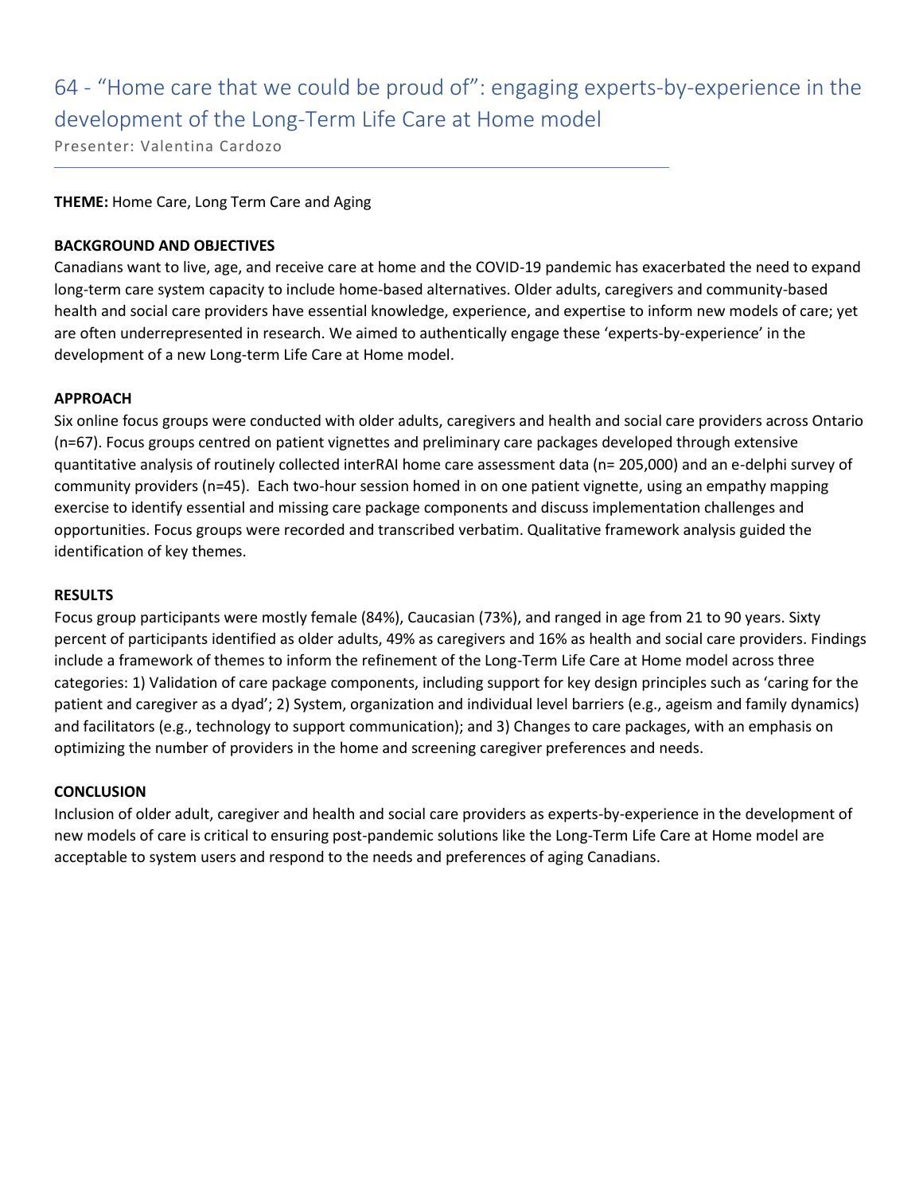# 64 - “Home care that we could be proud of”: engaging experts-by-experience in the development of the Long-Term Life Care at Home model

Presenter: Valentina Cardozo

**THEME:** Home Care, Long Term Care and Aging

**BACKGROUND AND OBJECTIVES**

Canadians want to live, age, and receive care at home and the COVID-19 pandemic has exacerbated the need to expand long-term care system capacity to include home-based alternatives. Older adults, caregivers and community-based health and social care providers have essential knowledge, experience, and expertise to inform new models of care; yet are often underrepresented in research. We aimed to authentically engage these ‘experts-by-experience’ in the development of a new Long-term Life Care at Home model.

**APPROACH**

Six online focus groups were conducted with older adults, caregivers and health and social care providers across Ontario (n=67). Focus groups centred on patient vignettes and preliminary care packages developed through extensive quantitative analysis of routinely collected interRAI home care assessment data (n= 205,000) and an e-delphi survey of community providers (n=45). Each two-hour session homed in on one patient vignette, using an empathy mapping exercise to identify essential and missing care package components and discuss implementation challenges and opportunities. Focus groups were recorded and transcribed verbatim. Qualitative framework analysis guided the identification of key themes.

**RESULTS**

Focus group participants were mostly female (84%), Caucasian (73%), and ranged in age from 21 to 90 years. Sixty percent of participants identified as older adults, 49% as caregivers and 16% as health and social care providers. Findings include a framework of themes to inform the refinement of the Long-Term Life Care at Home model across three categories: 1) Validation of care package components, including support for key design principles such as ‘caring for the patient and caregiver as a dyad’; 2) System, organization and individual level barriers (e.g., ageism and family dynamics) and facilitators (e.g., technology to support communication); and 3) Changes to care packages, with an emphasis on optimizing the number of providers in the home and screening caregiver preferences and needs.

**CONCLUSION**

Inclusion of older adult, caregiver and health and social care providers as experts-by-experience in the development of new models of care is critical to ensuring post-pandemic solutions like the Long-Term Life Care at Home model are acceptable to system users and respond to the needs and preferences of aging Canadians.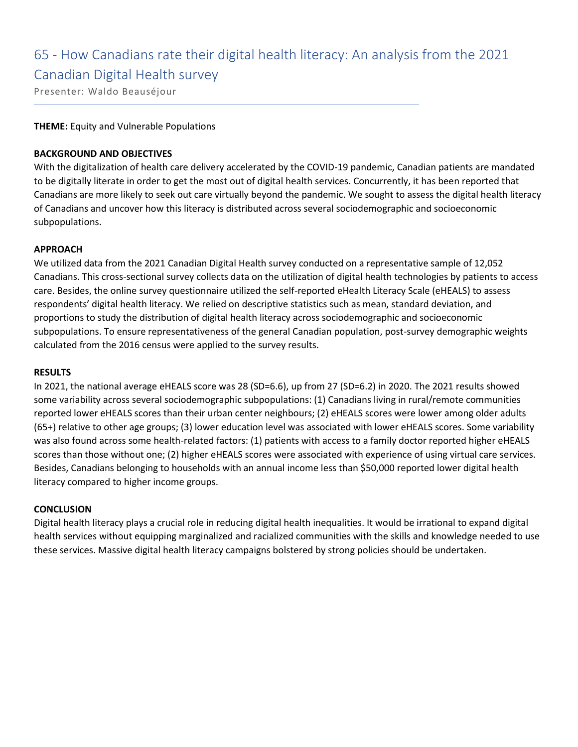## 65 - How Canadians rate their digital health literacy: An analysis from the 2021 Canadian Digital Health survey

Presenter: Waldo Beauséjour

---

**THEME:** Equity and Vulnerable Populations

**BACKGROUND AND OBJECTIVES**

With the digitalization of health care delivery accelerated by the COVID-19 pandemic, Canadian patients are mandated to be digitally literate in order to get the most out of digital health services. Concurrently, it has been reported that Canadians are more likely to seek out care virtually beyond the pandemic. We sought to assess the digital health literacy of Canadians and uncover how this literacy is distributed across several sociodemographic and socioeconomic subpopulations.

**APPROACH**

We utilized data from the 2021 Canadian Digital Health survey conducted on a representative sample of 12,052 Canadians. This cross-sectional survey collects data on the utilization of digital health technologies by patients to access care. Besides, the online survey questionnaire utilized the self-reported eHealth Literacy Scale (eHEALS) to assess respondents' digital health literacy. We relied on descriptive statistics such as mean, standard deviation, and proportions to study the distribution of digital health literacy across sociodemographic and socioeconomic subpopulations. To ensure representativeness of the general Canadian population, post-survey demographic weights calculated from the 2016 census were applied to the survey results.

**RESULTS**

In 2021, the national average eHEALS score was 28 (SD=6.6), up from 27 (SD=6.2) in 2020. The 2021 results showed some variability across several sociodemographic subpopulations: (1) Canadians living in rural/remote communities reported lower eHEALS scores than their urban center neighbours; (2) eHEALS scores were lower among older adults (65+) relative to other age groups; (3) lower education level was associated with lower eHEALS scores. Some variability was also found across some health-related factors: (1) patients with access to a family doctor reported higher eHEALS scores than those without one; (2) higher eHEALS scores were associated with experience of using virtual care services. Besides, Canadians belonging to households with an annual income less than $50,000 reported lower digital health literacy compared to higher income groups.

**CONCLUSION**

Digital health literacy plays a crucial role in reducing digital health inequalities. It would be irrational to expand digital health services without equipping marginalized and racialized communities with the skills and knowledge needed to use these services. Massive digital health literacy campaigns bolstered by strong policies should be undertaken.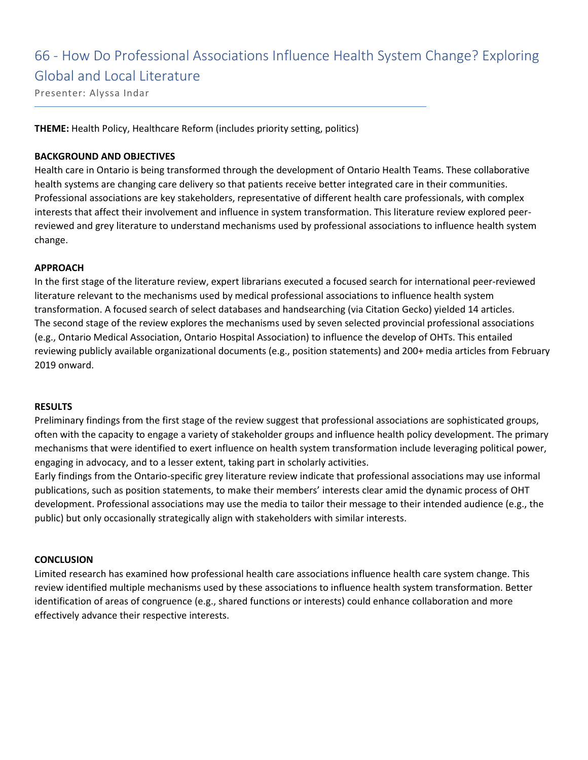# 66 - How Do Professional Associations Influence Health System Change? Exploring Global and Local Literature

Presenter: Alyssa Indar

**THEME:** Health Policy, Healthcare Reform (includes priority setting, politics)

**BACKGROUND AND OBJECTIVES**

Health care in Ontario is being transformed through the development of Ontario Health Teams. These collaborative health systems are changing care delivery so that patients receive better integrated care in their communities. Professional associations are key stakeholders, representative of different health care professionals, with complex interests that affect their involvement and influence in system transformation. This literature review explored peer-reviewed and grey literature to understand mechanisms used by professional associations to influence health system change.

**APPROACH**

In the first stage of the literature review, expert librarians executed a focused search for international peer-reviewed literature relevant to the mechanisms used by medical professional associations to influence health system transformation. A focused search of select databases and handsearching (via Citation Gecko) yielded 14 articles. The second stage of the review explores the mechanisms used by seven selected provincial professional associations (e.g., Ontario Medical Association, Ontario Hospital Association) to influence the develop of OHTs. This entailed reviewing publicly available organizational documents (e.g., position statements) and 200+ media articles from February 2019 onward.

**RESULTS**

Preliminary findings from the first stage of the review suggest that professional associations are sophisticated groups, often with the capacity to engage a variety of stakeholder groups and influence health policy development. The primary mechanisms that were identified to exert influence on health system transformation include leveraging political power, engaging in advocacy, and to a lesser extent, taking part in scholarly activities.

Early findings from the Ontario-specific grey literature review indicate that professional associations may use informal publications, such as position statements, to make their members' interests clear amid the dynamic process of OHT development. Professional associations may use the media to tailor their message to their intended audience (e.g., the public) but only occasionally strategically align with stakeholders with similar interests.

**CONCLUSION**

Limited research has examined how professional health care associations influence health care system change. This review identified multiple mechanisms used by these associations to influence health system transformation. Better identification of areas of congruence (e.g., shared functions or interests) could enhance collaboration and more effectively advance their respective interests.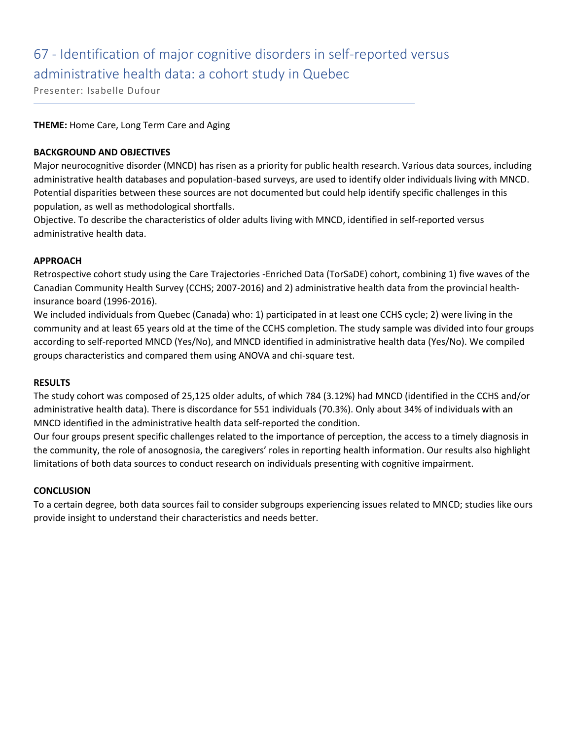# 67 - Identification of major cognitive disorders in self-reported versus administrative health data: a cohort study in Quebec

Presenter: Isabelle Dufour

**THEME:** Home Care, Long Term Care and Aging

**BACKGROUND AND OBJECTIVES**

Major neurocognitive disorder (MNCD) has risen as a priority for public health research. Various data sources, including administrative health databases and population-based surveys, are used to identify older individuals living with MNCD. Potential disparities between these sources are not documented but could help identify specific challenges in this population, as well as methodological shortfalls.

Objective. To describe the characteristics of older adults living with MNCD, identified in self-reported versus administrative health data.

**APPROACH**

Retrospective cohort study using the Care Trajectories -Enriched Data (TorSaDE) cohort, combining 1) five waves of the Canadian Community Health Survey (CCHS; 2007-2016) and 2) administrative health data from the provincial health-insurance board (1996-2016).

We included individuals from Quebec (Canada) who: 1) participated in at least one CCHS cycle; 2) were living in the community and at least 65 years old at the time of the CCHS completion. The study sample was divided into four groups according to self-reported MNCD (Yes/No), and MNCD identified in administrative health data (Yes/No). We compiled groups characteristics and compared them using ANOVA and chi-square test.

**RESULTS**

The study cohort was composed of 25,125 older adults, of which 784 (3.12%) had MNCD (identified in the CCHS and/or administrative health data). There is discordance for 551 individuals (70.3%). Only about 34% of individuals with an MNCD identified in the administrative health data self-reported the condition.

Our four groups present specific challenges related to the importance of perception, the access to a timely diagnosis in the community, the role of anosognosia, the caregivers' roles in reporting health information. Our results also highlight limitations of both data sources to conduct research on individuals presenting with cognitive impairment.

**CONCLUSION**

To a certain degree, both data sources fail to consider subgroups experiencing issues related to MNCD; studies like ours provide insight to understand their characteristics and needs better.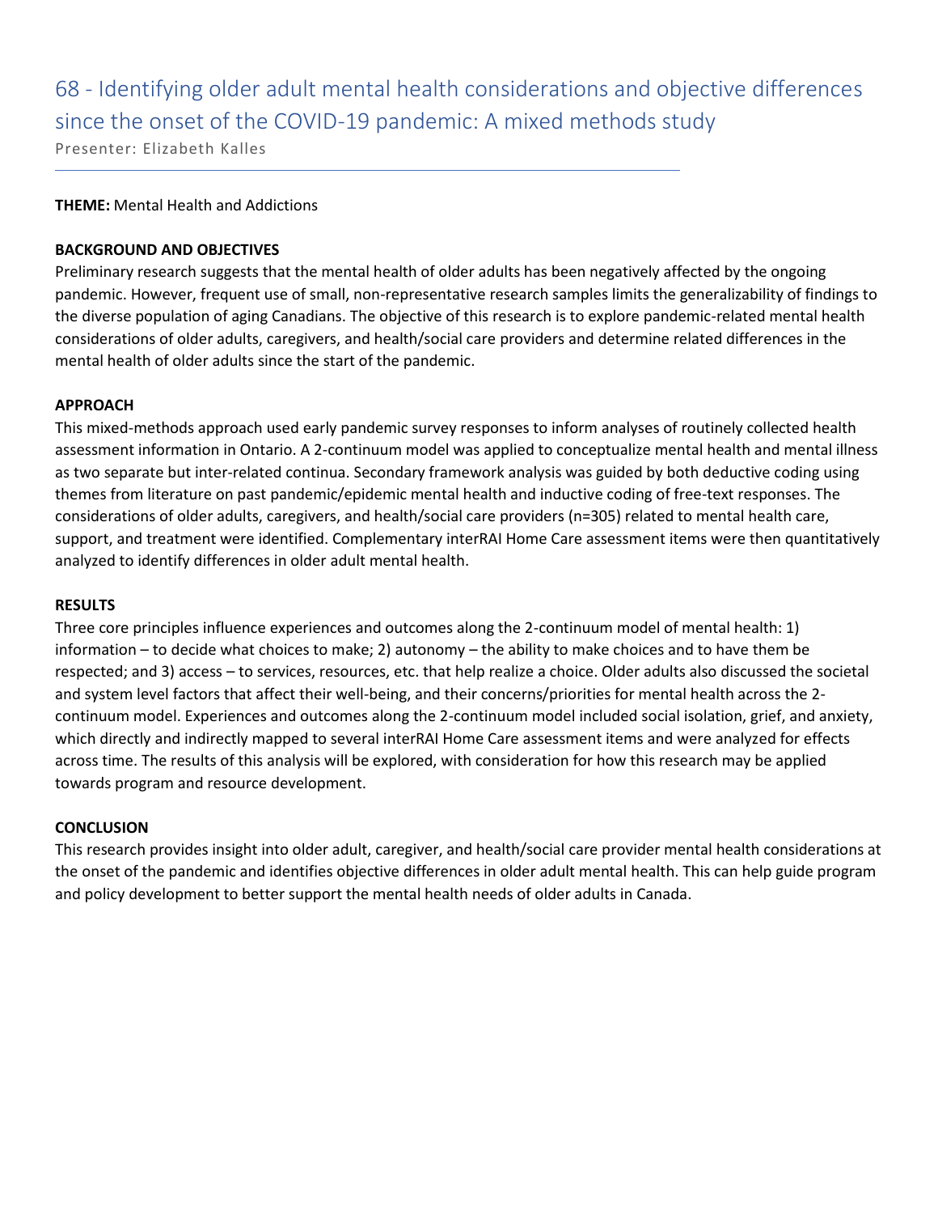# 68 - Identifying older adult mental health considerations and objective differences since the onset of the COVID-19 pandemic: A mixed methods study

Presenter: Elizabeth Kalles

**THEME:** Mental Health and Addictions

**BACKGROUND AND OBJECTIVES**

Preliminary research suggests that the mental health of older adults has been negatively affected by the ongoing pandemic. However, frequent use of small, non-representative research samples limits the generalizability of findings to the diverse population of aging Canadians. The objective of this research is to explore pandemic-related mental health considerations of older adults, caregivers, and health/social care providers and determine related differences in the mental health of older adults since the start of the pandemic.

**APPROACH**

This mixed-methods approach used early pandemic survey responses to inform analyses of routinely collected health assessment information in Ontario. A 2-continuum model was applied to conceptualize mental health and mental illness as two separate but inter-related continua. Secondary framework analysis was guided by both deductive coding using themes from literature on past pandemic/epidemic mental health and inductive coding of free-text responses. The considerations of older adults, caregivers, and health/social care providers (n=305) related to mental health care, support, and treatment were identified. Complementary interRAI Home Care assessment items were then quantitatively analyzed to identify differences in older adult mental health.

**RESULTS**

Three core principles influence experiences and outcomes along the 2-continuum model of mental health: 1) information – to decide what choices to make; 2) autonomy – the ability to make choices and to have them be respected; and 3) access – to services, resources, etc. that help realize a choice. Older adults also discussed the societal and system level factors that affect their well-being, and their concerns/priorities for mental health across the 2-continuum model. Experiences and outcomes along the 2-continuum model included social isolation, grief, and anxiety, which directly and indirectly mapped to several interRAI Home Care assessment items and were analyzed for effects across time. The results of this analysis will be explored, with consideration for how this research may be applied towards program and resource development.

**CONCLUSION**

This research provides insight into older adult, caregiver, and health/social care provider mental health considerations at the onset of the pandemic and identifies objective differences in older adult mental health. This can help guide program and policy development to better support the mental health needs of older adults in Canada.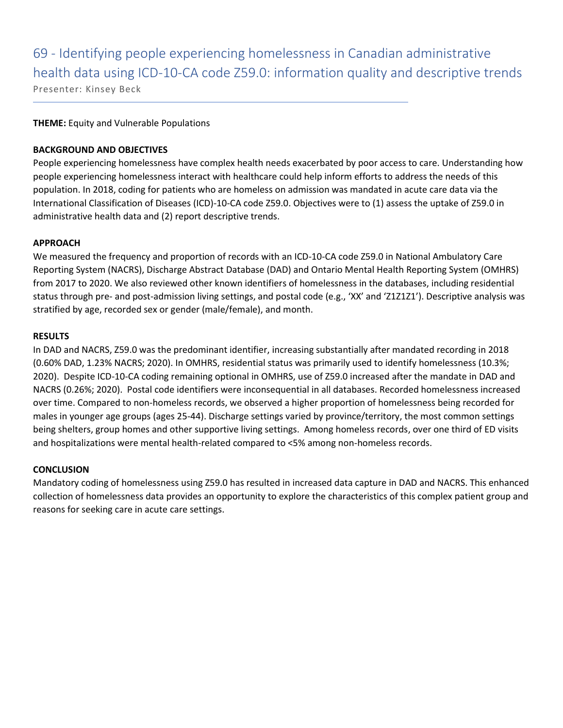# 69 - Identifying people experiencing homelessness in Canadian administrative health data using ICD-10-CA code Z59.0: information quality and descriptive trends

Presenter: Kinsey Beck

**THEME:** Equity and Vulnerable Populations

**BACKGROUND AND OBJECTIVES**

People experiencing homelessness have complex health needs exacerbated by poor access to care. Understanding how people experiencing homelessness interact with healthcare could help inform efforts to address the needs of this population. In 2018, coding for patients who are homeless on admission was mandated in acute care data via the International Classification of Diseases (ICD)-10-CA code Z59.0. Objectives were to (1) assess the uptake of Z59.0 in administrative health data and (2) report descriptive trends.

**APPROACH**

We measured the frequency and proportion of records with an ICD-10-CA code Z59.0 in National Ambulatory Care Reporting System (NACRS), Discharge Abstract Database (DAD) and Ontario Mental Health Reporting System (OMHRS) from 2017 to 2020. We also reviewed other known identifiers of homelessness in the databases, including residential status through pre- and post-admission living settings, and postal code (e.g., 'XX' and 'Z1Z1Z1'). Descriptive analysis was stratified by age, recorded sex or gender (male/female), and month.

**RESULTS**

In DAD and NACRS, Z59.0 was the predominant identifier, increasing substantially after mandated recording in 2018 (0.60% DAD, 1.23% NACRS; 2020). In OMHRS, residential status was primarily used to identify homelessness (10.3%; 2020). Despite ICD-10-CA coding remaining optional in OMHRS, use of Z59.0 increased after the mandate in DAD and NACRS (0.26%; 2020). Postal code identifiers were inconsequential in all databases. Recorded homelessness increased over time. Compared to non-homeless records, we observed a higher proportion of homelessness being recorded for males in younger age groups (ages 25-44). Discharge settings varied by province/territory, the most common settings being shelters, group homes and other supportive living settings. Among homeless records, over one third of ED visits and hospitalizations were mental health-related compared to <5% among non-homeless records.

**CONCLUSION**

Mandatory coding of homelessness using Z59.0 has resulted in increased data capture in DAD and NACRS. This enhanced collection of homelessness data provides an opportunity to explore the characteristics of this complex patient group and reasons for seeking care in acute care settings.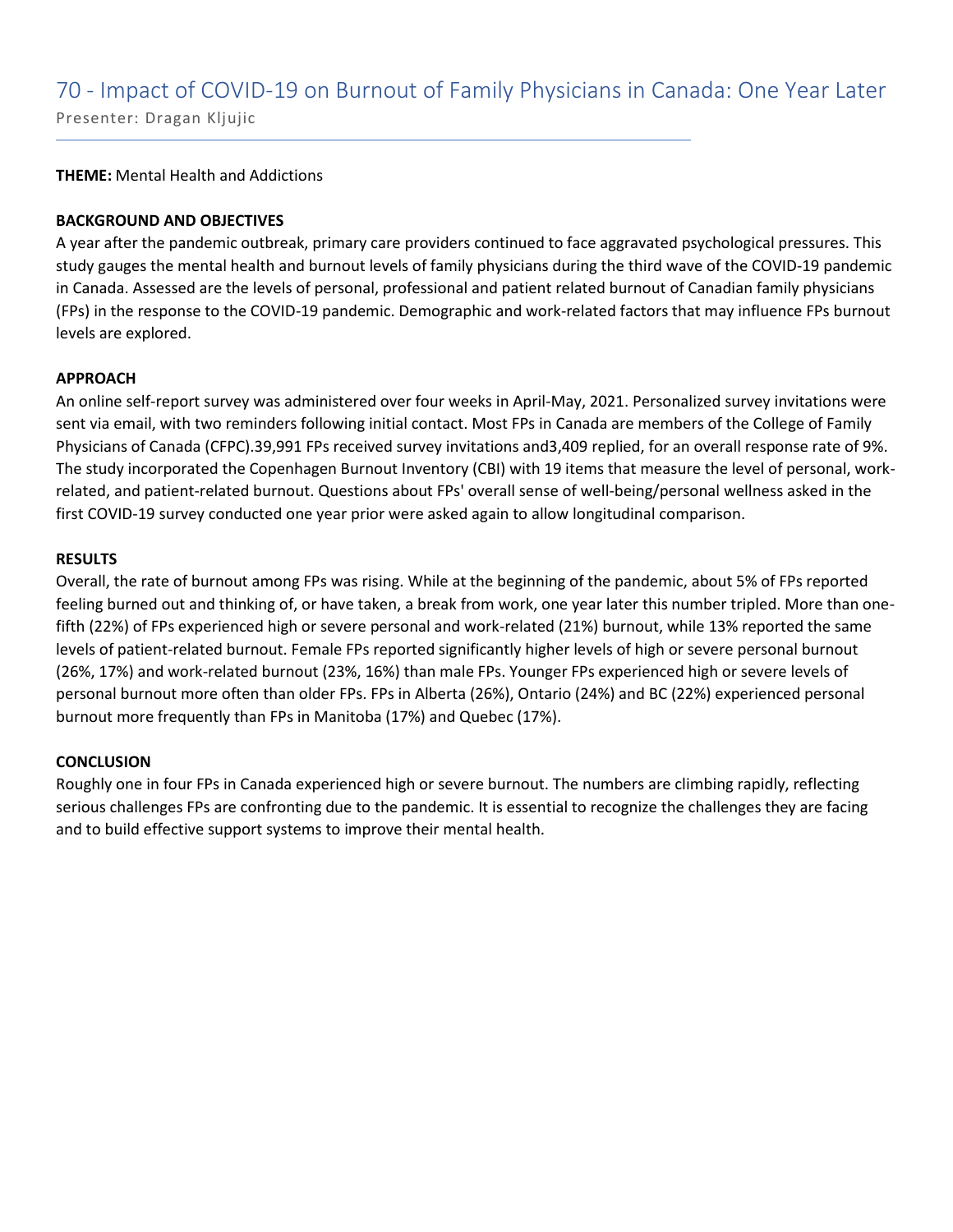# 70 - Impact of COVID-19 on Burnout of Family Physicians in Canada: One Year Later

Presenter: Dragan Kljujic

**THEME:** Mental Health and Addictions

**BACKGROUND AND OBJECTIVES**

A year after the pandemic outbreak, primary care providers continued to face aggravated psychological pressures. This study gauges the mental health and burnout levels of family physicians during the third wave of the COVID-19 pandemic in Canada. Assessed are the levels of personal, professional and patient related burnout of Canadian family physicians (FPs) in the response to the COVID-19 pandemic. Demographic and work-related factors that may influence FPs burnout levels are explored.

**APPROACH**

An online self-report survey was administered over four weeks in April-May, 2021. Personalized survey invitations were sent via email, with two reminders following initial contact. Most FPs in Canada are members of the College of Family Physicians of Canada (CFPC).39,991 FPs received survey invitations and3,409 replied, for an overall response rate of 9%. The study incorporated the Copenhagen Burnout Inventory (CBI) with 19 items that measure the level of personal, work-related, and patient-related burnout. Questions about FPs' overall sense of well-being/personal wellness asked in the first COVID-19 survey conducted one year prior were asked again to allow longitudinal comparison.

**RESULTS**

Overall, the rate of burnout among FPs was rising. While at the beginning of the pandemic, about 5% of FPs reported feeling burned out and thinking of, or have taken, a break from work, one year later this number tripled. More than one-fifth (22%) of FPs experienced high or severe personal and work-related (21%) burnout, while 13% reported the same levels of patient-related burnout. Female FPs reported significantly higher levels of high or severe personal burnout (26%, 17%) and work-related burnout (23%, 16%) than male FPs. Younger FPs experienced high or severe levels of personal burnout more often than older FPs. FPs in Alberta (26%), Ontario (24%) and BC (22%) experienced personal burnout more frequently than FPs in Manitoba (17%) and Quebec (17%).

**CONCLUSION**

Roughly one in four FPs in Canada experienced high or severe burnout. The numbers are climbing rapidly, reflecting serious challenges FPs are confronting due to the pandemic. It is essential to recognize the challenges they are facing and to build effective support systems to improve their mental health.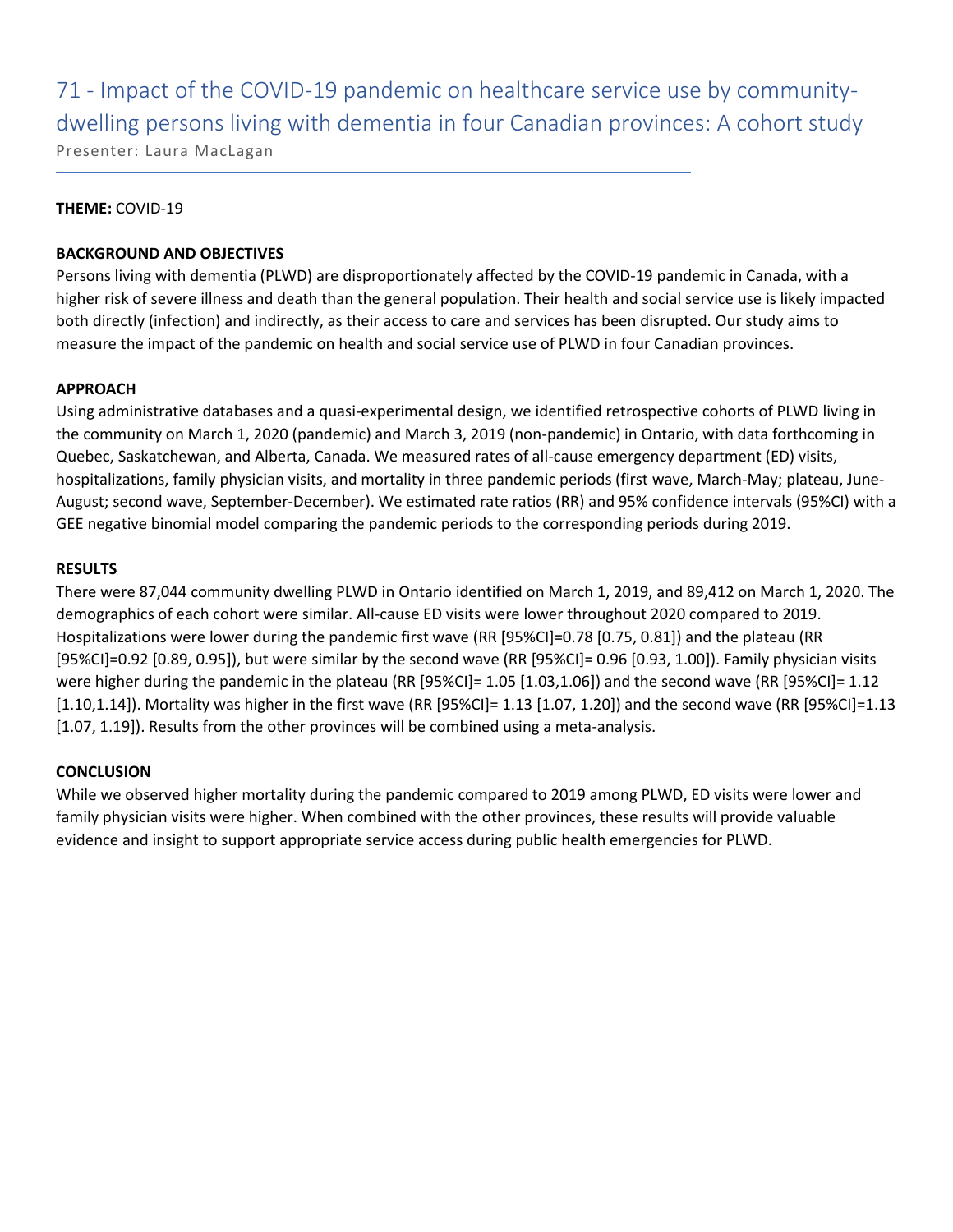# 71 - Impact of the COVID-19 pandemic on healthcare service use by community-dwelling persons living with dementia in four Canadian provinces: A cohort study

Presenter: Laura MacLagan

**THEME:** COVID-19

**BACKGROUND AND OBJECTIVES**

Persons living with dementia (PLWD) are disproportionately affected by the COVID-19 pandemic in Canada, with a higher risk of severe illness and death than the general population. Their health and social service use is likely impacted both directly (infection) and indirectly, as their access to care and services has been disrupted. Our study aims to measure the impact of the pandemic on health and social service use of PLWD in four Canadian provinces.

**APPROACH**

Using administrative databases and a quasi-experimental design, we identified retrospective cohorts of PLWD living in the community on March 1, 2020 (pandemic) and March 3, 2019 (non-pandemic) in Ontario, with data forthcoming in Quebec, Saskatchewan, and Alberta, Canada. We measured rates of all-cause emergency department (ED) visits, hospitalizations, family physician visits, and mortality in three pandemic periods (first wave, March-May; plateau, June-August; second wave, September-December). We estimated rate ratios (RR) and 95% confidence intervals (95%CI) with a GEE negative binomial model comparing the pandemic periods to the corresponding periods during 2019.

**RESULTS**

There were 87,044 community dwelling PLWD in Ontario identified on March 1, 2019, and 89,412 on March 1, 2020. The demographics of each cohort were similar. All-cause ED visits were lower throughout 2020 compared to 2019. Hospitalizations were lower during the pandemic first wave (RR [95%CI]=0.78 [0.75, 0.81]) and the plateau (RR [95%CI]=0.92 [0.89, 0.95]), but were similar by the second wave (RR [95%CI]= 0.96 [0.93, 1.00]). Family physician visits were higher during the pandemic in the plateau (RR [95%CI]= 1.05 [1.03,1.06]) and the second wave (RR [95%CI]= 1.12 [1.10,1.14]). Mortality was higher in the first wave (RR [95%CI]= 1.13 [1.07, 1.20]) and the second wave (RR [95%CI]=1.13 [1.07, 1.19]). Results from the other provinces will be combined using a meta-analysis.

**CONCLUSION**

While we observed higher mortality during the pandemic compared to 2019 among PLWD, ED visits were lower and family physician visits were higher. When combined with the other provinces, these results will provide valuable evidence and insight to support appropriate service access during public health emergencies for PLWD.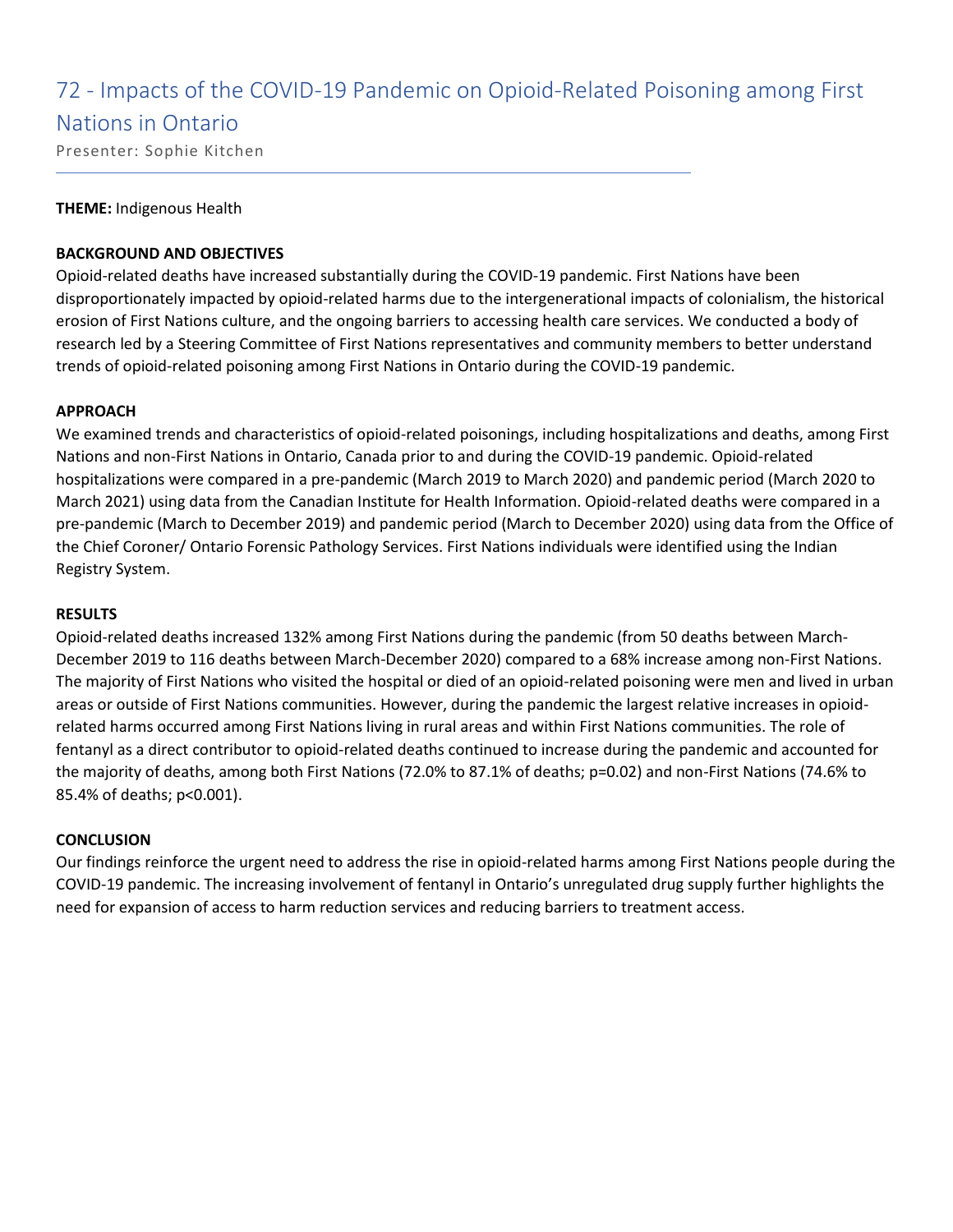# 72 - Impacts of the COVID-19 Pandemic on Opioid-Related Poisoning among First Nations in Ontario

Presenter: Sophie Kitchen

**THEME:** Indigenous Health

**BACKGROUND AND OBJECTIVES**

Opioid-related deaths have increased substantially during the COVID-19 pandemic. First Nations have been disproportionately impacted by opioid-related harms due to the intergenerational impacts of colonialism, the historical erosion of First Nations culture, and the ongoing barriers to accessing health care services. We conducted a body of research led by a Steering Committee of First Nations representatives and community members to better understand trends of opioid-related poisoning among First Nations in Ontario during the COVID-19 pandemic.

**APPROACH**

We examined trends and characteristics of opioid-related poisonings, including hospitalizations and deaths, among First Nations and non-First Nations in Ontario, Canada prior to and during the COVID-19 pandemic. Opioid-related hospitalizations were compared in a pre-pandemic (March 2019 to March 2020) and pandemic period (March 2020 to March 2021) using data from the Canadian Institute for Health Information. Opioid-related deaths were compared in a pre-pandemic (March to December 2019) and pandemic period (March to December 2020) using data from the Office of the Chief Coroner/ Ontario Forensic Pathology Services. First Nations individuals were identified using the Indian Registry System.

**RESULTS**

Opioid-related deaths increased 132% among First Nations during the pandemic (from 50 deaths between March-December 2019 to 116 deaths between March-December 2020) compared to a 68% increase among non-First Nations. The majority of First Nations who visited the hospital or died of an opioid-related poisoning were men and lived in urban areas or outside of First Nations communities. However, during the pandemic the largest relative increases in opioid-related harms occurred among First Nations living in rural areas and within First Nations communities. The role of fentanyl as a direct contributor to opioid-related deaths continued to increase during the pandemic and accounted for the majority of deaths, among both First Nations (72.0% to 87.1% of deaths; $p=0.02$) and non-First Nations (74.6% to 85.4% of deaths; $p<0.001$).

**CONCLUSION**

Our findings reinforce the urgent need to address the rise in opioid-related harms among First Nations people during the COVID-19 pandemic. The increasing involvement of fentanyl in Ontario's unregulated drug supply further highlights the need for expansion of access to harm reduction services and reducing barriers to treatment access.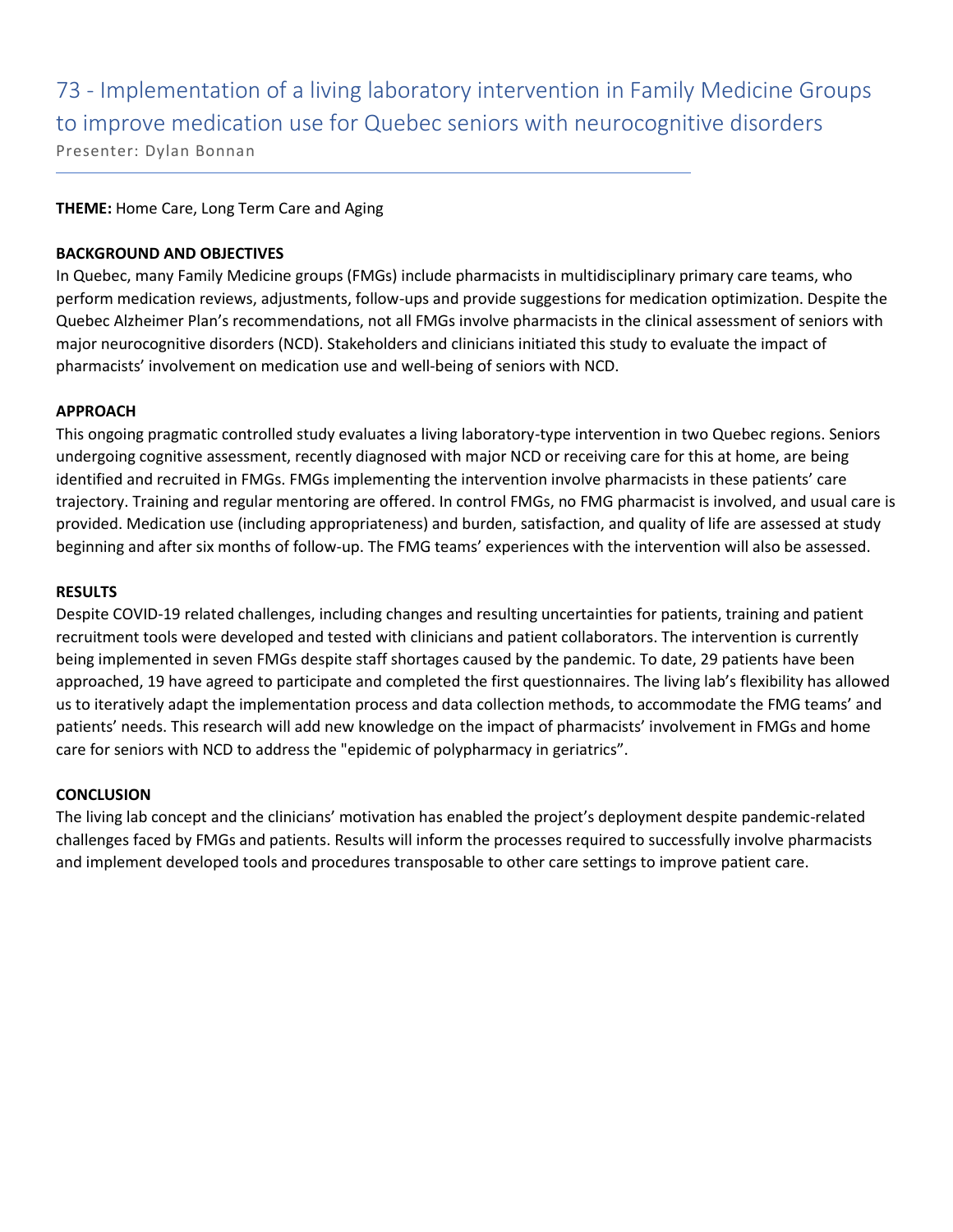# 73 - Implementation of a living laboratory intervention in Family Medicine Groups to improve medication use for Quebec seniors with neurocognitive disorders

Presenter: Dylan Bonnan

**THEME:** Home Care, Long Term Care and Aging

**BACKGROUND AND OBJECTIVES**

In Quebec, many Family Medicine groups (FMGs) include pharmacists in multidisciplinary primary care teams, who perform medication reviews, adjustments, follow-ups and provide suggestions for medication optimization. Despite the Quebec Alzheimer Plan's recommendations, not all FMGs involve pharmacists in the clinical assessment of seniors with major neurocognitive disorders (NCD). Stakeholders and clinicians initiated this study to evaluate the impact of pharmacists' involvement on medication use and well-being of seniors with NCD.

**APPROACH**

This ongoing pragmatic controlled study evaluates a living laboratory-type intervention in two Quebec regions. Seniors undergoing cognitive assessment, recently diagnosed with major NCD or receiving care for this at home, are being identified and recruited in FMGs. FMGs implementing the intervention involve pharmacists in these patients' care trajectory. Training and regular mentoring are offered. In control FMGs, no FMG pharmacist is involved, and usual care is provided. Medication use (including appropriateness) and burden, satisfaction, and quality of life are assessed at study beginning and after six months of follow-up. The FMG teams' experiences with the intervention will also be assessed.

**RESULTS**

Despite COVID-19 related challenges, including changes and resulting uncertainties for patients, training and patient recruitment tools were developed and tested with clinicians and patient collaborators. The intervention is currently being implemented in seven FMGs despite staff shortages caused by the pandemic. To date, 29 patients have been approached, 19 have agreed to participate and completed the first questionnaires. The living lab's flexibility has allowed us to iteratively adapt the implementation process and data collection methods, to accommodate the FMG teams' and patients' needs. This research will add new knowledge on the impact of pharmacists' involvement in FMGs and home care for seniors with NCD to address the "epidemic of polypharmacy in geriatrics".

**CONCLUSION**

The living lab concept and the clinicians' motivation has enabled the project's deployment despite pandemic-related challenges faced by FMGs and patients. Results will inform the processes required to successfully involve pharmacists and implement developed tools and procedures transposable to other care settings to improve patient care.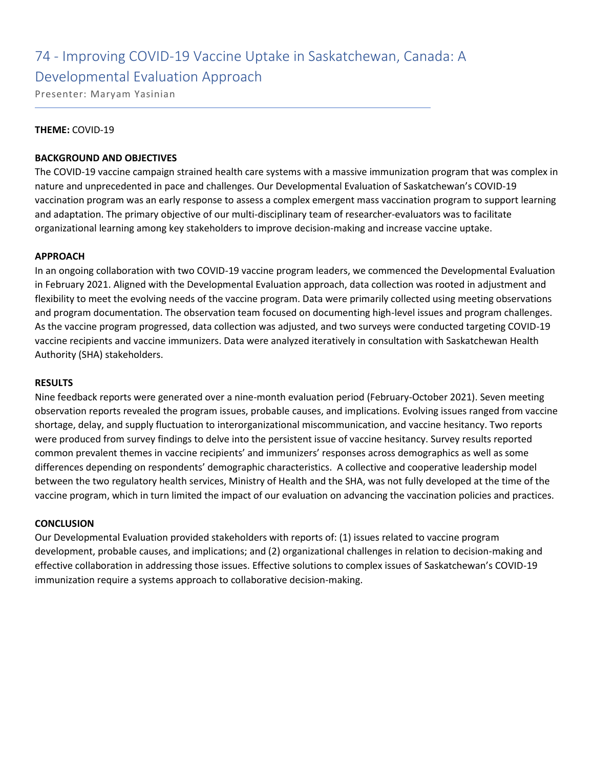# 74 - Improving COVID-19 Vaccine Uptake in Saskatchewan, Canada: A Developmental Evaluation Approach

Presenter: Maryam Yasinian

**THEME:** COVID-19

**BACKGROUND AND OBJECTIVES**

The COVID-19 vaccine campaign strained health care systems with a massive immunization program that was complex in nature and unprecedented in pace and challenges. Our Developmental Evaluation of Saskatchewan's COVID-19 vaccination program was an early response to assess a complex emergent mass vaccination program to support learning and adaptation. The primary objective of our multi-disciplinary team of researcher-evaluators was to facilitate organizational learning among key stakeholders to improve decision-making and increase vaccine uptake.

**APPROACH**

In an ongoing collaboration with two COVID-19 vaccine program leaders, we commenced the Developmental Evaluation in February 2021. Aligned with the Developmental Evaluation approach, data collection was rooted in adjustment and flexibility to meet the evolving needs of the vaccine program. Data were primarily collected using meeting observations and program documentation. The observation team focused on documenting high-level issues and program challenges. As the vaccine program progressed, data collection was adjusted, and two surveys were conducted targeting COVID-19 vaccine recipients and vaccine immunizers. Data were analyzed iteratively in consultation with Saskatchewan Health Authority (SHA) stakeholders.

**RESULTS**

Nine feedback reports were generated over a nine-month evaluation period (February-October 2021). Seven meeting observation reports revealed the program issues, probable causes, and implications. Evolving issues ranged from vaccine shortage, delay, and supply fluctuation to interorganizational miscommunication, and vaccine hesitancy. Two reports were produced from survey findings to delve into the persistent issue of vaccine hesitancy. Survey results reported common prevalent themes in vaccine recipients' and immunizers' responses across demographics as well as some differences depending on respondents' demographic characteristics. A collective and cooperative leadership model between the two regulatory health services, Ministry of Health and the SHA, was not fully developed at the time of the vaccine program, which in turn limited the impact of our evaluation on advancing the vaccination policies and practices.

**CONCLUSION**

Our Developmental Evaluation provided stakeholders with reports of: (1) issues related to vaccine program development, probable causes, and implications; and (2) organizational challenges in relation to decision-making and effective collaboration in addressing those issues. Effective solutions to complex issues of Saskatchewan's COVID-19 immunization require a systems approach to collaborative decision-making.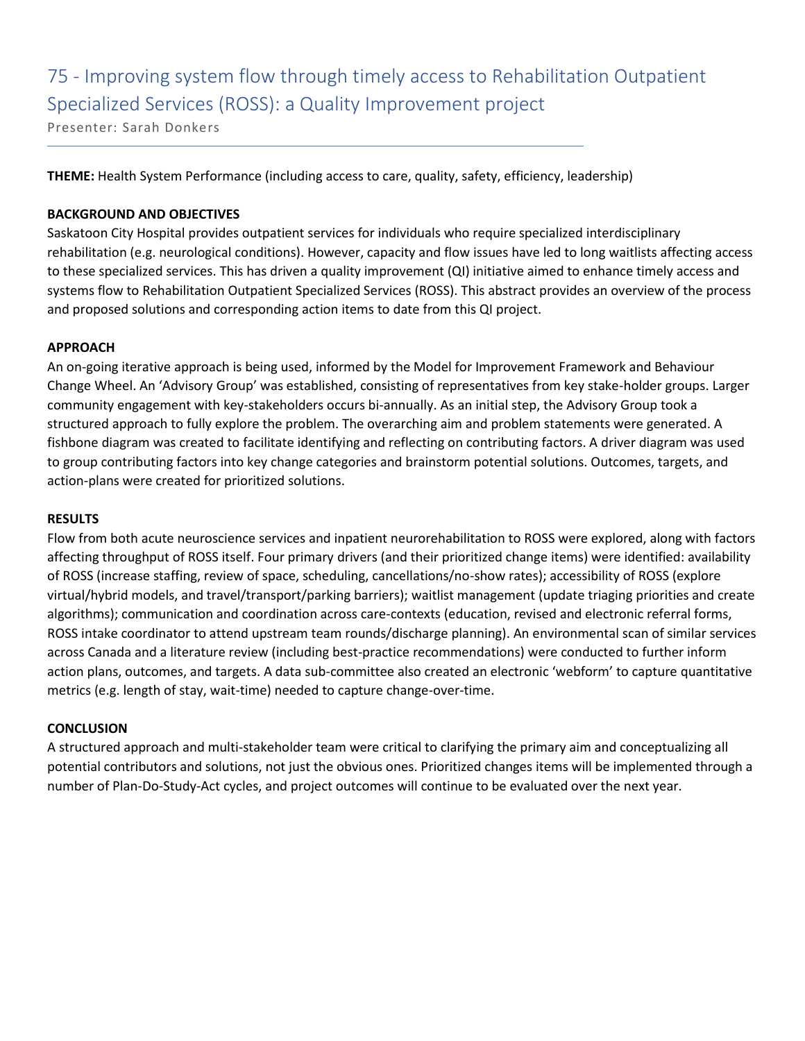# 75 - Improving system flow through timely access to Rehabilitation Outpatient Specialized Services (ROSS): a Quality Improvement project

Presenter: Sarah Donkers

**THEME:** Health System Performance (including access to care, quality, safety, efficiency, leadership)

**BACKGROUND AND OBJECTIVES**

Saskatoon City Hospital provides outpatient services for individuals who require specialized interdisciplinary rehabilitation (e.g. neurological conditions). However, capacity and flow issues have led to long waitlists affecting access to these specialized services. This has driven a quality improvement (QI) initiative aimed to enhance timely access and systems flow to Rehabilitation Outpatient Specialized Services (ROSS). This abstract provides an overview of the process and proposed solutions and corresponding action items to date from this QI project.

**APPROACH**

An on-going iterative approach is being used, informed by the Model for Improvement Framework and Behaviour Change Wheel. An 'Advisory Group' was established, consisting of representatives from key stake-holder groups. Larger community engagement with key-stakeholders occurs bi-annually. As an initial step, the Advisory Group took a structured approach to fully explore the problem. The overarching aim and problem statements were generated. A fishbone diagram was created to facilitate identifying and reflecting on contributing factors. A driver diagram was used to group contributing factors into key change categories and brainstorm potential solutions. Outcomes, targets, and action-plans were created for prioritized solutions.

**RESULTS**

Flow from both acute neuroscience services and inpatient neurorehabilitation to ROSS were explored, along with factors affecting throughput of ROSS itself. Four primary drivers (and their prioritized change items) were identified: availability of ROSS (increase staffing, review of space, scheduling, cancellations/no-show rates); accessibility of ROSS (explore virtual/hybrid models, and travel/transport/parking barriers); waitlist management (update triaging priorities and create algorithms); communication and coordination across care-contexts (education, revised and electronic referral forms, ROSS intake coordinator to attend upstream team rounds/discharge planning). An environmental scan of similar services across Canada and a literature review (including best-practice recommendations) were conducted to further inform action plans, outcomes, and targets. A data sub-committee also created an electronic 'webform' to capture quantitative metrics (e.g. length of stay, wait-time) needed to capture change-over-time.

**CONCLUSION**

A structured approach and multi-stakeholder team were critical to clarifying the primary aim and conceptualizing all potential contributors and solutions, not just the obvious ones. Prioritized changes items will be implemented through a number of Plan-Do-Study-Act cycles, and project outcomes will continue to be evaluated over the next year.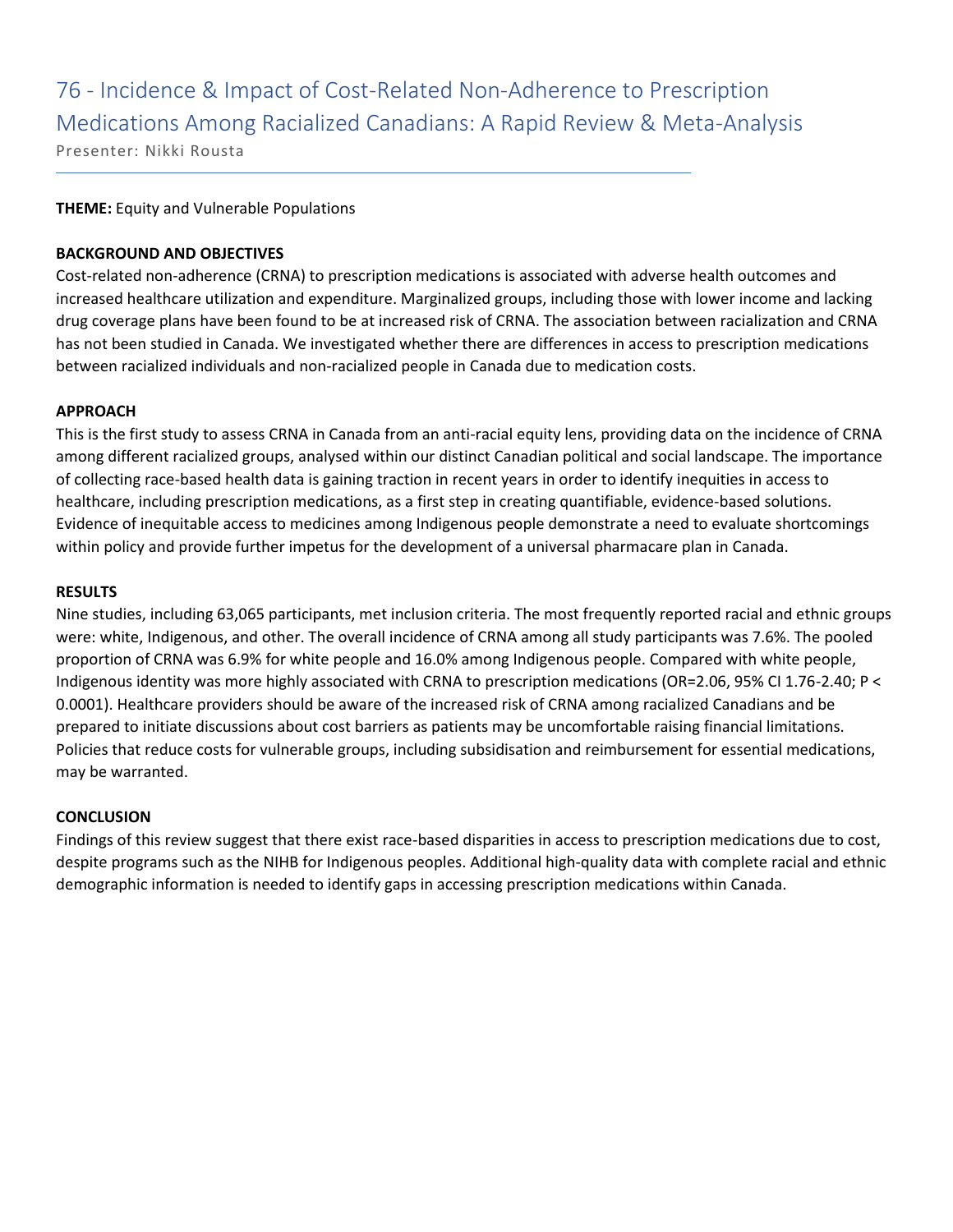# 76 - Incidence & Impact of Cost-Related Non-Adherence to Prescription Medications Among Racialized Canadians: A Rapid Review & Meta-Analysis

Presenter: Nikki Rousta

**THEME:** Equity and Vulnerable Populations

**BACKGROUND AND OBJECTIVES**

Cost-related non-adherence (CRNA) to prescription medications is associated with adverse health outcomes and increased healthcare utilization and expenditure. Marginalized groups, including those with lower income and lacking drug coverage plans have been found to be at increased risk of CRNA. The association between racialization and CRNA has not been studied in Canada. We investigated whether there are differences in access to prescription medications between racialized individuals and non-racialized people in Canada due to medication costs.

**APPROACH**

This is the first study to assess CRNA in Canada from an anti-racial equity lens, providing data on the incidence of CRNA among different racialized groups, analysed within our distinct Canadian political and social landscape. The importance of collecting race-based health data is gaining traction in recent years in order to identify inequities in access to healthcare, including prescription medications, as a first step in creating quantifiable, evidence-based solutions. Evidence of inequitable access to medicines among Indigenous people demonstrate a need to evaluate shortcomings within policy and provide further impetus for the development of a universal pharmacare plan in Canada.

**RESULTS**

Nine studies, including 63,065 participants, met inclusion criteria. The most frequently reported racial and ethnic groups were: white, Indigenous, and other. The overall incidence of CRNA among all study participants was 7.6%. The pooled proportion of CRNA was 6.9% for white people and 16.0% among Indigenous people. Compared with white people, Indigenous identity was more highly associated with CRNA to prescription medications (OR=2.06, 95% CI 1.76-2.40; $P < 0.0001$). Healthcare providers should be aware of the increased risk of CRNA among racialized Canadians and be prepared to initiate discussions about cost barriers as patients may be uncomfortable raising financial limitations. Policies that reduce costs for vulnerable groups, including subsidisation and reimbursement for essential medications, may be warranted.

**CONCLUSION**

Findings of this review suggest that there exist race-based disparities in access to prescription medications due to cost, despite programs such as the NIHB for Indigenous peoples. Additional high-quality data with complete racial and ethnic demographic information is needed to identify gaps in accessing prescription medications within Canada.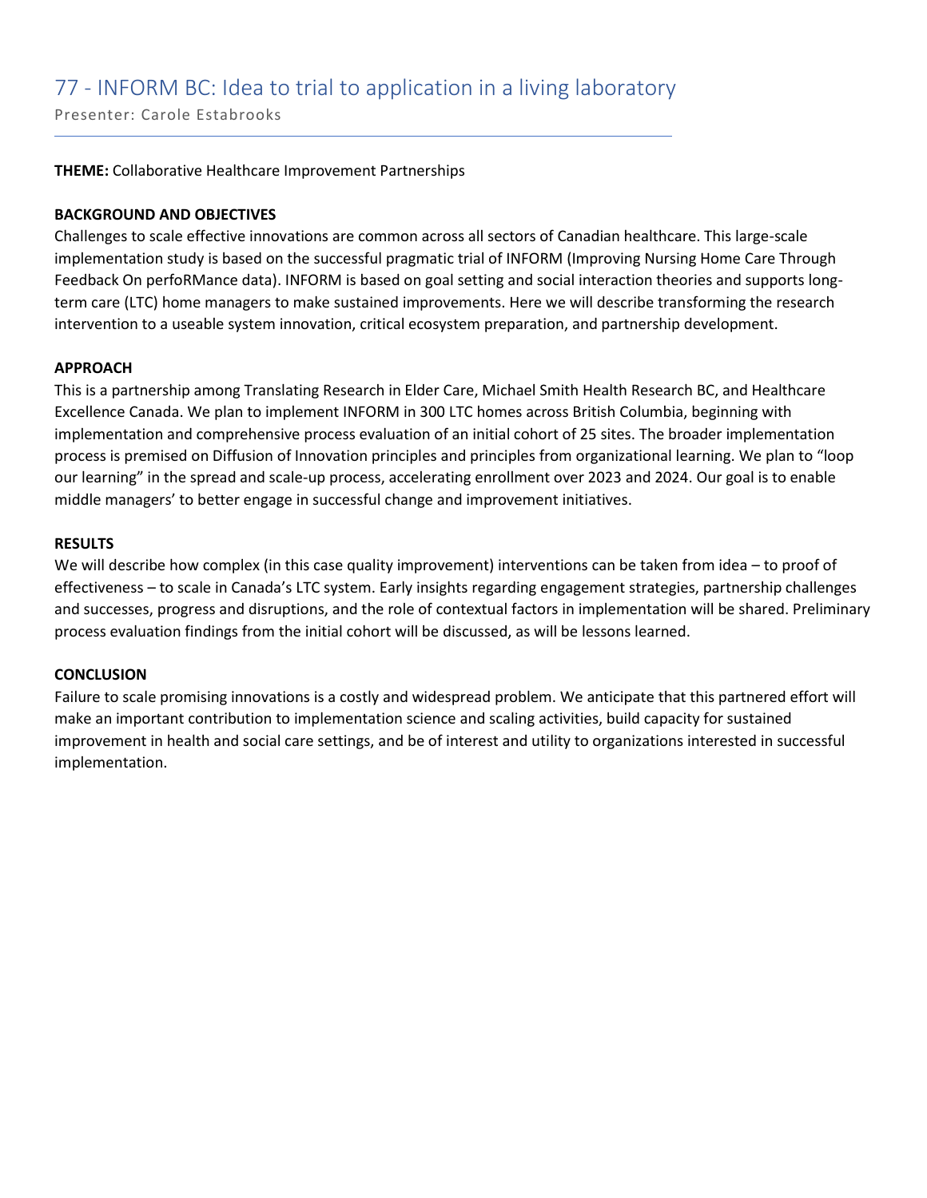# 77 - INFORM BC: Idea to trial to application in a living laboratory

Presenter: Carole Estabrooks

**THEME:** Collaborative Healthcare Improvement Partnerships

**BACKGROUND AND OBJECTIVES**

Challenges to scale effective innovations are common across all sectors of Canadian healthcare. This large-scale implementation study is based on the successful pragmatic trial of INFORM (Improving Nursing Home Care Through Feedback On perfoRMance data). INFORM is based on goal setting and social interaction theories and supports long-term care (LTC) home managers to make sustained improvements. Here we will describe transforming the research intervention to a useable system innovation, critical ecosystem preparation, and partnership development.

**APPROACH**

This is a partnership among Translating Research in Elder Care, Michael Smith Health Research BC, and Healthcare Excellence Canada. We plan to implement INFORM in 300 LTC homes across British Columbia, beginning with implementation and comprehensive process evaluation of an initial cohort of 25 sites. The broader implementation process is premised on Diffusion of Innovation principles and principles from organizational learning. We plan to "loop our learning" in the spread and scale-up process, accelerating enrollment over 2023 and 2024. Our goal is to enable middle managers' to better engage in successful change and improvement initiatives.

**RESULTS**

We will describe how complex (in this case quality improvement) interventions can be taken from idea – to proof of effectiveness – to scale in Canada's LTC system. Early insights regarding engagement strategies, partnership challenges and successes, progress and disruptions, and the role of contextual factors in implementation will be shared. Preliminary process evaluation findings from the initial cohort will be discussed, as will be lessons learned.

**CONCLUSION**

Failure to scale promising innovations is a costly and widespread problem. We anticipate that this partnered effort will make an important contribution to implementation science and scaling activities, build capacity for sustained improvement in health and social care settings, and be of interest and utility to organizations interested in successful implementation.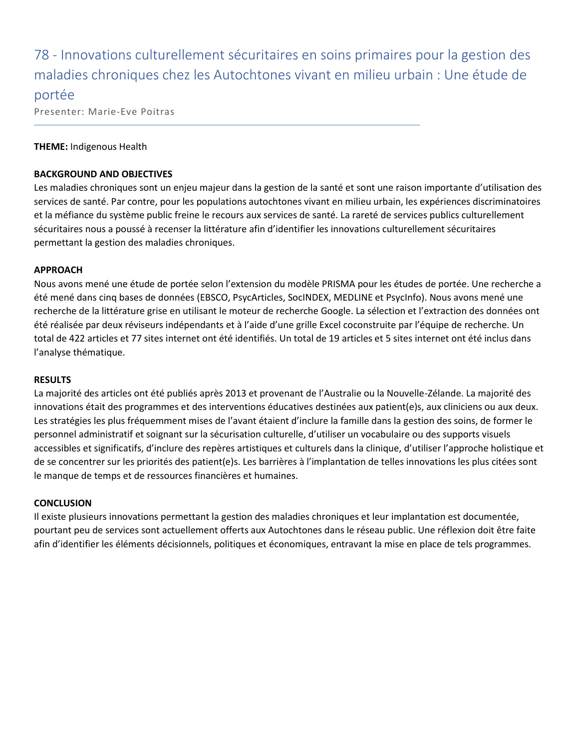# 78 - Innovations culturellement sécuritaires en soins primaires pour la gestion des maladies chroniques chez les Autochtones vivant en milieu urbain : Une étude de portée

Presenter: Marie-Eve Poitras

**THEME:** Indigenous Health

**BACKGROUND AND OBJECTIVES**

Les maladies chroniques sont un enjeu majeur dans la gestion de la santé et sont une raison importante d'utilisation des services de santé. Par contre, pour les populations autochtones vivant en milieu urbain, les expériences discriminatoires et la méfiance du système public freine le recours aux services de santé. La rareté de services publics culturellement sécuritaires nous a poussé à recenser la littérature afin d'identifier les innovations culturellement sécuritaires permettant la gestion des maladies chroniques.

**APPROACH**

Nous avons mené une étude de portée selon l'extension du modèle PRISMA pour les études de portée. Une recherche a été mené dans cinq bases de données (EBSCO, PsycArticles, SocINDEX, MEDLINE et PsycInfo). Nous avons mené une recherche de la littérature grise en utilisant le moteur de recherche Google. La sélection et l'extraction des données ont été réalisée par deux réviseurs indépendants et à l'aide d'une grille Excel coconstruite par l'équipe de recherche. Un total de 422 articles et 77 sites internet ont été identifiés. Un total de 19 articles et 5 sites internet ont été inclus dans l'analyse thématique.

**RESULTS**

La majorité des articles ont été publiés après 2013 et provenant de l'Australie ou la Nouvelle-Zélande. La majorité des innovations était des programmes et des interventions éducatives destinées aux patient(e)s, aux cliniciens ou aux deux. Les stratégies les plus fréquemment mises de l'avant étaient d'inclure la famille dans la gestion des soins, de former le personnel administratif et soignant sur la sécurisation culturelle, d'utiliser un vocabulaire ou des supports visuels accessibles et significatifs, d'inclure des repères artistiques et culturels dans la clinique, d'utiliser l'approche holistique et de se concentrer sur les priorités des patient(e)s. Les barrières à l'implantation de telles innovations les plus citées sont le manque de temps et de ressources financières et humaines.

**CONCLUSION**

Il existe plusieurs innovations permettant la gestion des maladies chroniques et leur implantation est documentée, pourtant peu de services sont actuellement offerts aux Autochtones dans le réseau public. Une réflexion doit être faite afin d'identifier les éléments décisionnels, politiques et économiques, entravant la mise en place de tels programmes.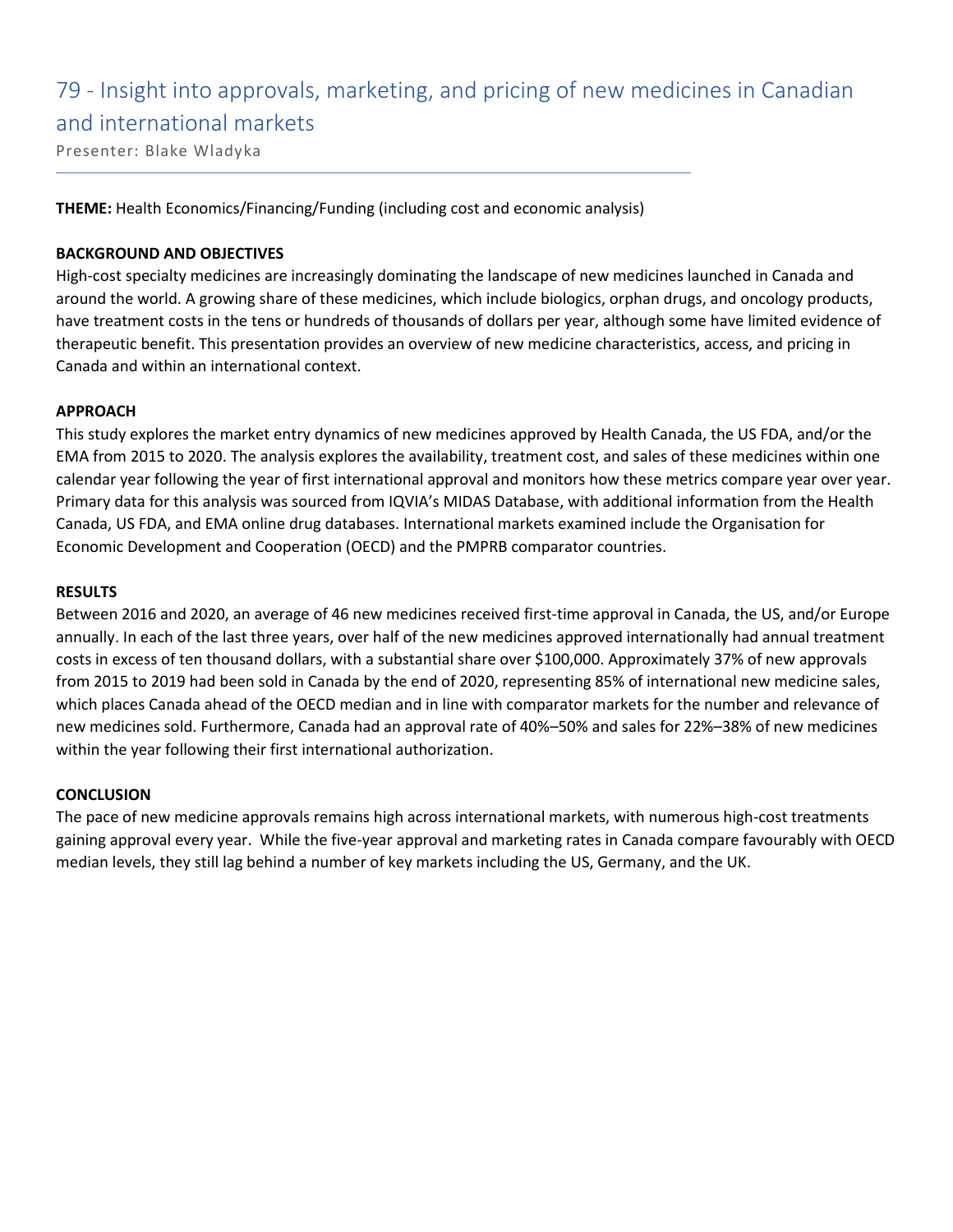## 79 - Insight into approvals, marketing, and pricing of new medicines in Canadian and international markets

Presenter: Blake Wladyka

**THEME:** Health Economics/Financing/Funding (including cost and economic analysis)

**BACKGROUND AND OBJECTIVES**

High-cost specialty medicines are increasingly dominating the landscape of new medicines launched in Canada and around the world. A growing share of these medicines, which include biologics, orphan drugs, and oncology products, have treatment costs in the tens or hundreds of thousands of dollars per year, although some have limited evidence of therapeutic benefit. This presentation provides an overview of new medicine characteristics, access, and pricing in Canada and within an international context.

**APPROACH**

This study explores the market entry dynamics of new medicines approved by Health Canada, the US FDA, and/or the EMA from 2015 to 2020. The analysis explores the availability, treatment cost, and sales of these medicines within one calendar year following the year of first international approval and monitors how these metrics compare year over year. Primary data for this analysis was sourced from IQVIA's MIDAS Database, with additional information from the Health Canada, US FDA, and EMA online drug databases. International markets examined include the Organisation for Economic Development and Cooperation (OECD) and the PMPRB comparator countries.

**RESULTS**

Between 2016 and 2020, an average of 46 new medicines received first-time approval in Canada, the US, and/or Europe annually. In each of the last three years, over half of the new medicines approved internationally had annual treatment costs in excess of ten thousand dollars, with a substantial share over $100,000. Approximately 37% of new approvals from 2015 to 2019 had been sold in Canada by the end of 2020, representing 85% of international new medicine sales, which places Canada ahead of the OECD median and in line with comparator markets for the number and relevance of new medicines sold. Furthermore, Canada had an approval rate of 40%–50% and sales for 22%–38% of new medicines within the year following their first international authorization.

**CONCLUSION**

The pace of new medicine approvals remains high across international markets, with numerous high-cost treatments gaining approval every year. While the five-year approval and marketing rates in Canada compare favourably with OECD median levels, they still lag behind a number of key markets including the US, Germany, and the UK.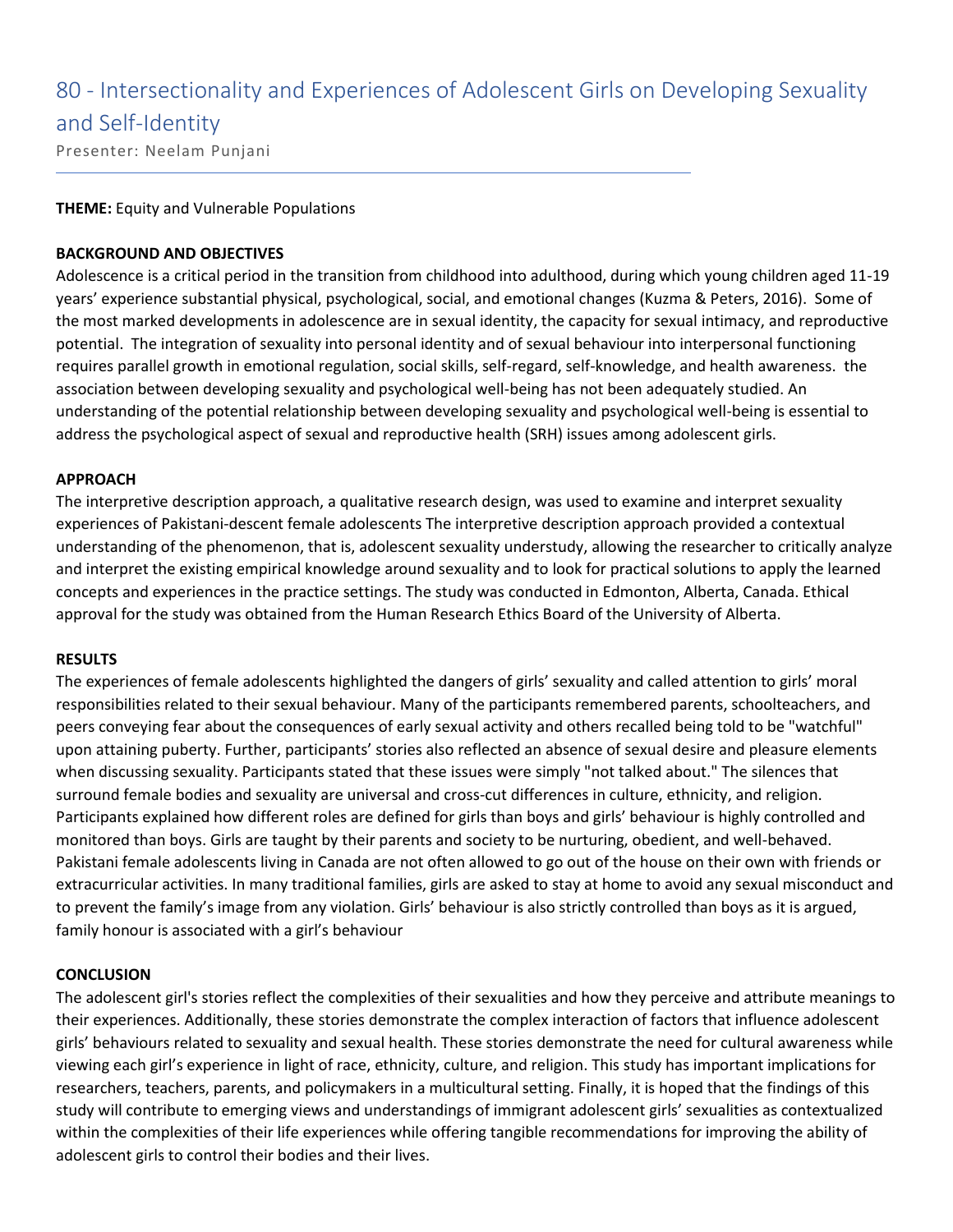# 80 - Intersectionality and Experiences of Adolescent Girls on Developing Sexuality and Self-Identity

Presenter: Neelam Punjani

**THEME:** Equity and Vulnerable Populations

**BACKGROUND AND OBJECTIVES**

Adolescence is a critical period in the transition from childhood into adulthood, during which young children aged 11-19 years' experience substantial physical, psychological, social, and emotional changes (Kuzma & Peters, 2016). Some of the most marked developments in adolescence are in sexual identity, the capacity for sexual intimacy, and reproductive potential. The integration of sexuality into personal identity and of sexual behaviour into interpersonal functioning requires parallel growth in emotional regulation, social skills, self-regard, self-knowledge, and health awareness. the association between developing sexuality and psychological well-being has not been adequately studied. An understanding of the potential relationship between developing sexuality and psychological well-being is essential to address the psychological aspect of sexual and reproductive health (SRH) issues among adolescent girls.

**APPROACH**

The interpretive description approach, a qualitative research design, was used to examine and interpret sexuality experiences of Pakistani-descent female adolescents The interpretive description approach provided a contextual understanding of the phenomenon, that is, adolescent sexuality understudy, allowing the researcher to critically analyze and interpret the existing empirical knowledge around sexuality and to look for practical solutions to apply the learned concepts and experiences in the practice settings. The study was conducted in Edmonton, Alberta, Canada. Ethical approval for the study was obtained from the Human Research Ethics Board of the University of Alberta.

**RESULTS**

The experiences of female adolescents highlighted the dangers of girls' sexuality and called attention to girls' moral responsibilities related to their sexual behaviour. Many of the participants remembered parents, schoolteachers, and peers conveying fear about the consequences of early sexual activity and others recalled being told to be "watchful" upon attaining puberty. Further, participants' stories also reflected an absence of sexual desire and pleasure elements when discussing sexuality. Participants stated that these issues were simply "not talked about." The silences that surround female bodies and sexuality are universal and cross-cut differences in culture, ethnicity, and religion. Participants explained how different roles are defined for girls than boys and girls' behaviour is highly controlled and monitored than boys. Girls are taught by their parents and society to be nurturing, obedient, and well-behaved. Pakistani female adolescents living in Canada are not often allowed to go out of the house on their own with friends or extracurricular activities. In many traditional families, girls are asked to stay at home to avoid any sexual misconduct and to prevent the family's image from any violation. Girls' behaviour is also strictly controlled than boys as it is argued, family honour is associated with a girl's behaviour

**CONCLUSION**

The adolescent girl's stories reflect the complexities of their sexualities and how they perceive and attribute meanings to their experiences. Additionally, these stories demonstrate the complex interaction of factors that influence adolescent girls' behaviours related to sexuality and sexual health. These stories demonstrate the need for cultural awareness while viewing each girl's experience in light of race, ethnicity, culture, and religion. This study has important implications for researchers, teachers, parents, and policymakers in a multicultural setting. Finally, it is hoped that the findings of this study will contribute to emerging views and understandings of immigrant adolescent girls' sexualities as contextualized within the complexities of their life experiences while offering tangible recommendations for improving the ability of adolescent girls to control their bodies and their lives.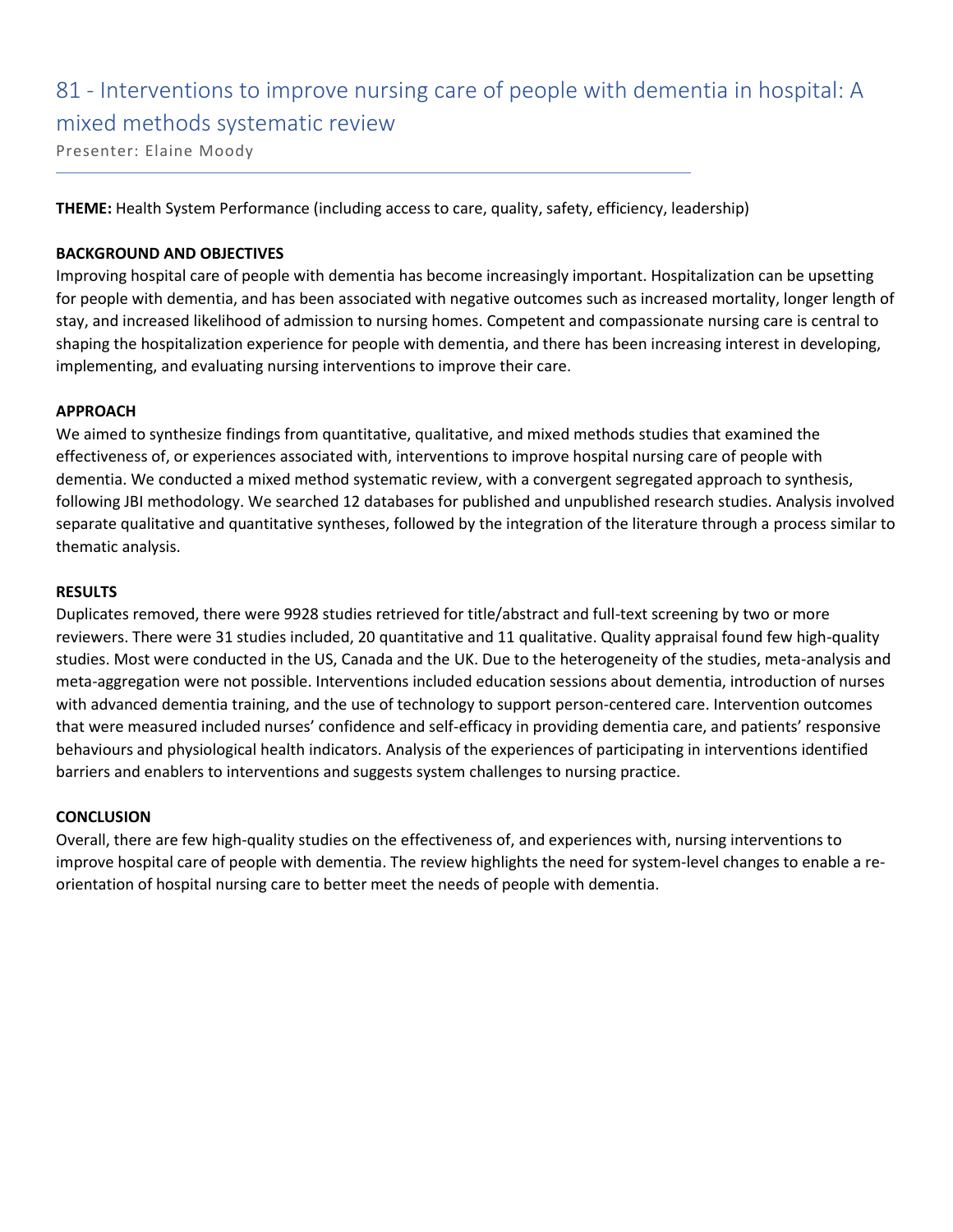# 81 - Interventions to improve nursing care of people with dementia in hospital: A mixed methods systematic review

Presenter: Elaine Moody

---

**THEME:** Health System Performance (including access to care, quality, safety, efficiency, leadership)

**BACKGROUND AND OBJECTIVES**

Improving hospital care of people with dementia has become increasingly important. Hospitalization can be upsetting for people with dementia, and has been associated with negative outcomes such as increased mortality, longer length of stay, and increased likelihood of admission to nursing homes. Competent and compassionate nursing care is central to shaping the hospitalization experience for people with dementia, and there has been increasing interest in developing, implementing, and evaluating nursing interventions to improve their care.

**APPROACH**

We aimed to synthesize findings from quantitative, qualitative, and mixed methods studies that examined the effectiveness of, or experiences associated with, interventions to improve hospital nursing care of people with dementia. We conducted a mixed method systematic review, with a convergent segregated approach to synthesis, following JBI methodology. We searched 12 databases for published and unpublished research studies. Analysis involved separate qualitative and quantitative syntheses, followed by the integration of the literature through a process similar to thematic analysis.

**RESULTS**

Duplicates removed, there were 9928 studies retrieved for title/abstract and full-text screening by two or more reviewers. There were 31 studies included, 20 quantitative and 11 qualitative. Quality appraisal found few high-quality studies. Most were conducted in the US, Canada and the UK. Due to the heterogeneity of the studies, meta-analysis and meta-aggregation were not possible. Interventions included education sessions about dementia, introduction of nurses with advanced dementia training, and the use of technology to support person-centered care. Intervention outcomes that were measured included nurses' confidence and self-efficacy in providing dementia care, and patients' responsive behaviours and physiological health indicators. Analysis of the experiences of participating in interventions identified barriers and enablers to interventions and suggests system challenges to nursing practice.

**CONCLUSION**

Overall, there are few high-quality studies on the effectiveness of, and experiences with, nursing interventions to improve hospital care of people with dementia. The review highlights the need for system-level changes to enable a re-orientation of hospital nursing care to better meet the needs of people with dementia.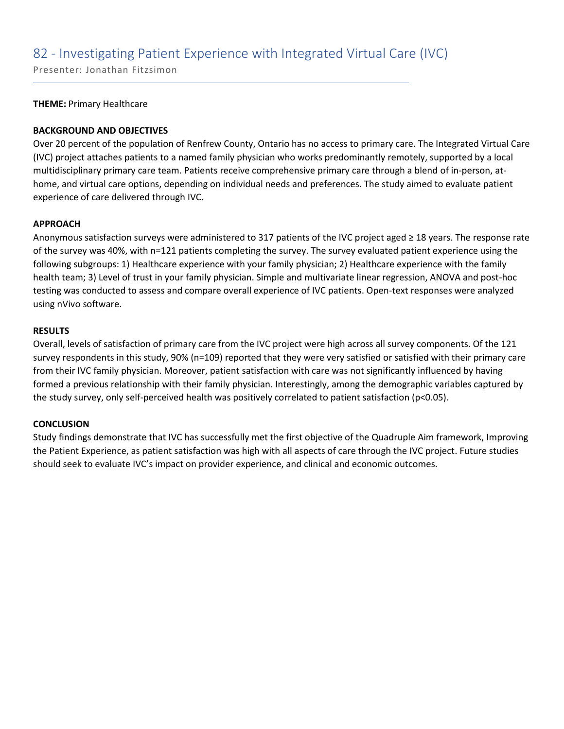# 82 - Investigating Patient Experience with Integrated Virtual Care (IVC)

Presenter: Jonathan Fitzsimon

**THEME:** Primary Healthcare

**BACKGROUND AND OBJECTIVES**

Over 20 percent of the population of Renfrew County, Ontario has no access to primary care. The Integrated Virtual Care (IVC) project attaches patients to a named family physician who works predominantly remotely, supported by a local multidisciplinary primary care team. Patients receive comprehensive primary care through a blend of in-person, at-home, and virtual care options, depending on individual needs and preferences. The study aimed to evaluate patient experience of care delivered through IVC.

**APPROACH**

Anonymous satisfaction surveys were administered to 317 patients of the IVC project aged ≥ 18 years. The response rate of the survey was 40%, with n=121 patients completing the survey. The survey evaluated patient experience using the following subgroups: 1) Healthcare experience with your family physician; 2) Healthcare experience with the family health team; 3) Level of trust in your family physician. Simple and multivariate linear regression, ANOVA and post-hoc testing was conducted to assess and compare overall experience of IVC patients. Open-text responses were analyzed using nVivo software.

**RESULTS**

Overall, levels of satisfaction of primary care from the IVC project were high across all survey components. Of the 121 survey respondents in this study, 90% (n=109) reported that they were very satisfied or satisfied with their primary care from their IVC family physician. Moreover, patient satisfaction with care was not significantly influenced by having formed a previous relationship with their family physician. Interestingly, among the demographic variables captured by the study survey, only self-perceived health was positively correlated to patient satisfaction ($p<0.05$).

**CONCLUSION**

Study findings demonstrate that IVC has successfully met the first objective of the Quadruple Aim framework, Improving the Patient Experience, as patient satisfaction was high with all aspects of care through the IVC project. Future studies should seek to evaluate IVC's impact on provider experience, and clinical and economic outcomes.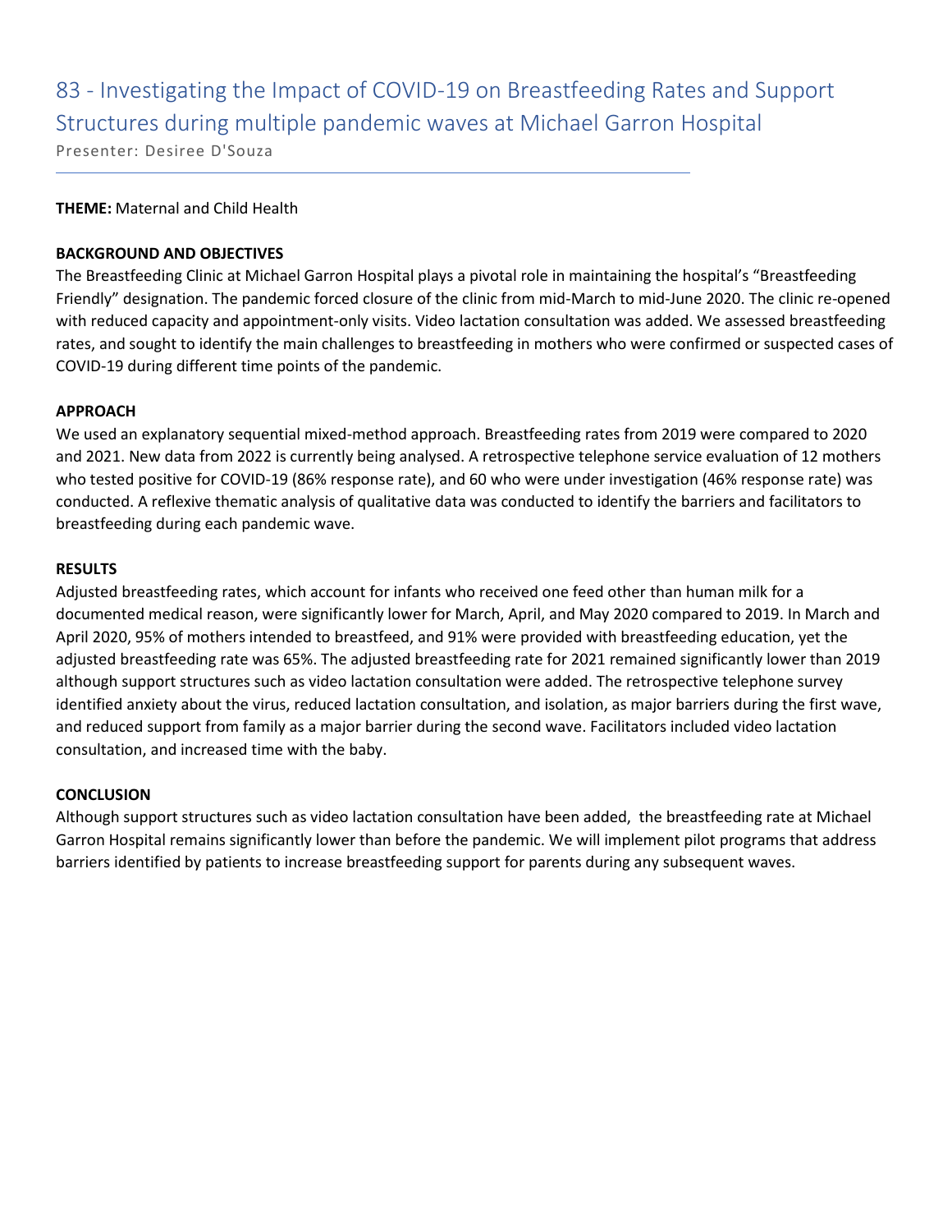# 83 - Investigating the Impact of COVID-19 on Breastfeeding Rates and Support Structures during multiple pandemic waves at Michael Garron Hospital

Presenter: Desiree D'Souza

**THEME:** Maternal and Child Health

**BACKGROUND AND OBJECTIVES**

The Breastfeeding Clinic at Michael Garron Hospital plays a pivotal role in maintaining the hospital's "Breastfeeding Friendly" designation. The pandemic forced closure of the clinic from mid-March to mid-June 2020. The clinic re-opened with reduced capacity and appointment-only visits. Video lactation consultation was added. We assessed breastfeeding rates, and sought to identify the main challenges to breastfeeding in mothers who were confirmed or suspected cases of COVID-19 during different time points of the pandemic.

**APPROACH**

We used an explanatory sequential mixed-method approach. Breastfeeding rates from 2019 were compared to 2020 and 2021. New data from 2022 is currently being analysed. A retrospective telephone service evaluation of 12 mothers who tested positive for COVID-19 (86% response rate), and 60 who were under investigation (46% response rate) was conducted. A reflexive thematic analysis of qualitative data was conducted to identify the barriers and facilitators to breastfeeding during each pandemic wave.

**RESULTS**

Adjusted breastfeeding rates, which account for infants who received one feed other than human milk for a documented medical reason, were significantly lower for March, April, and May 2020 compared to 2019. In March and April 2020, 95% of mothers intended to breastfeed, and 91% were provided with breastfeeding education, yet the adjusted breastfeeding rate was 65%. The adjusted breastfeeding rate for 2021 remained significantly lower than 2019 although support structures such as video lactation consultation were added. The retrospective telephone survey identified anxiety about the virus, reduced lactation consultation, and isolation, as major barriers during the first wave, and reduced support from family as a major barrier during the second wave. Facilitators included video lactation consultation, and increased time with the baby.

**CONCLUSION**

Although support structures such as video lactation consultation have been added, the breastfeeding rate at Michael Garron Hospital remains significantly lower than before the pandemic. We will implement pilot programs that address barriers identified by patients to increase breastfeeding support for parents during any subsequent waves.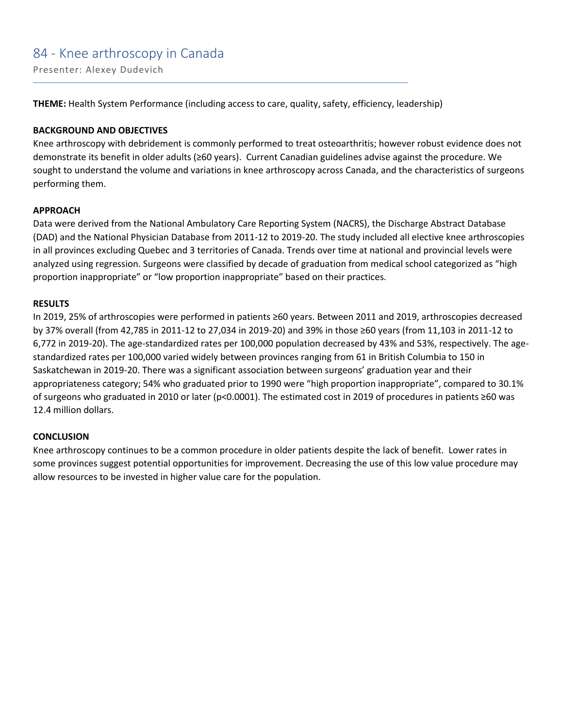## 84 - Knee arthroscopy in Canada

Presenter: Alexey Dudevich

**THEME:** Health System Performance (including access to care, quality, safety, efficiency, leadership)

**BACKGROUND AND OBJECTIVES**

Knee arthroscopy with debridement is commonly performed to treat osteoarthritis; however robust evidence does not demonstrate its benefit in older adults (≥60 years). Current Canadian guidelines advise against the procedure. We sought to understand the volume and variations in knee arthroscopy across Canada, and the characteristics of surgeons performing them.

**APPROACH**

Data were derived from the National Ambulatory Care Reporting System (NACRS), the Discharge Abstract Database (DAD) and the National Physician Database from 2011-12 to 2019-20. The study included all elective knee arthroscopies in all provinces excluding Quebec and 3 territories of Canada. Trends over time at national and provincial levels were analyzed using regression. Surgeons were classified by decade of graduation from medical school categorized as "high proportion inappropriate" or "low proportion inappropriate" based on their practices.

**RESULTS**

In 2019, 25% of arthroscopies were performed in patients ≥60 years. Between 2011 and 2019, arthroscopies decreased by 37% overall (from 42,785 in 2011-12 to 27,034 in 2019-20) and 39% in those ≥60 years (from 11,103 in 2011-12 to 6,772 in 2019-20). The age-standardized rates per 100,000 population decreased by 43% and 53%, respectively. The age-standardized rates per 100,000 varied widely between provinces ranging from 61 in British Columbia to 150 in Saskatchewan in 2019-20. There was a significant association between surgeons' graduation year and their appropriateness category; 54% who graduated prior to 1990 were "high proportion inappropriate", compared to 30.1% of surgeons who graduated in 2010 or later ($p<0.0001$). The estimated cost in 2019 of procedures in patients ≥60 was 12.4 million dollars.

**CONCLUSION**

Knee arthroscopy continues to be a common procedure in older patients despite the lack of benefit. Lower rates in some provinces suggest potential opportunities for improvement. Decreasing the use of this low value procedure may allow resources to be invested in higher value care for the population.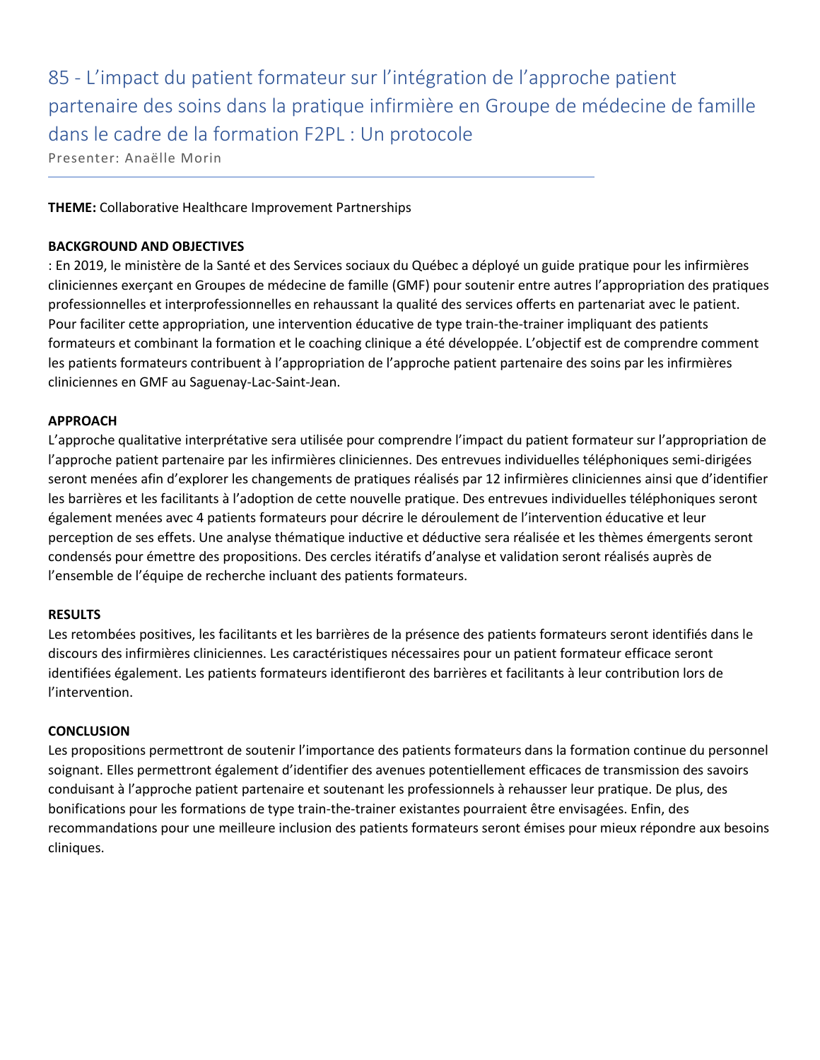# 85 - L'impact du patient formateur sur l'intégration de l'approche patient partenaire des soins dans la pratique infirmière en Groupe de médecine de famille dans le cadre de la formation F2PL : Un protocole

Presenter: Anaëlle Morin

**THEME:** Collaborative Healthcare Improvement Partnerships

**BACKGROUND AND OBJECTIVES**

: En 2019, le ministère de la Santé et des Services sociaux du Québec a déployé un guide pratique pour les infirmières cliniciennes exerçant en Groupes de médecine de famille (GMF) pour soutenir entre autres l'appropriation des pratiques professionnelles et interprofessionnelles en rehaussant la qualité des services offerts en partenariat avec le patient. Pour faciliter cette appropriation, une intervention éducative de type train-the-trainer impliquant des patients formateurs et combinant la formation et le coaching clinique a été développée. L'objectif est de comprendre comment les patients formateurs contribuent à l'appropriation de l'approche patient partenaire des soins par les infirmières cliniciennes en GMF au Saguenay-Lac-Saint-Jean.

**APPROACH**

L'approche qualitative interprétative sera utilisée pour comprendre l'impact du patient formateur sur l'appropriation de l'approche patient partenaire par les infirmières cliniciennes. Des entrevues individuelles téléphoniques semi-dirigées seront menées afin d'explorer les changements de pratiques réalisés par 12 infirmières cliniciennes ainsi que d'identifier les barrières et les facilitants à l'adoption de cette nouvelle pratique. Des entrevues individuelles téléphoniques seront également menées avec 4 patients formateurs pour décrire le déroulement de l'intervention éducative et leur perception de ses effets. Une analyse thématique inductive et déductive sera réalisée et les thèmes émergents seront condensés pour émettre des propositions. Des cercles itératifs d'analyse et validation seront réalisés auprès de l'ensemble de l'équipe de recherche incluant des patients formateurs.

**RESULTS**

Les retombées positives, les facilitants et les barrières de la présence des patients formateurs seront identifiés dans le discours des infirmières cliniciennes. Les caractéristiques nécessaires pour un patient formateur efficace seront identifiées également. Les patients formateurs identifieront des barrières et facilitants à leur contribution lors de l'intervention.

**CONCLUSION**

Les propositions permettront de soutenir l'importance des patients formateurs dans la formation continue du personnel soignant. Elles permettront également d'identifier des avenues potentiellement efficaces de transmission des savoirs conduisant à l'approche patient partenaire et soutenant les professionnels à rehausser leur pratique. De plus, des bonifications pour les formations de type train-the-trainer existantes pourraient être envisagées. Enfin, des recommandations pour une meilleure inclusion des patients formateurs seront émises pour mieux répondre aux besoins cliniques.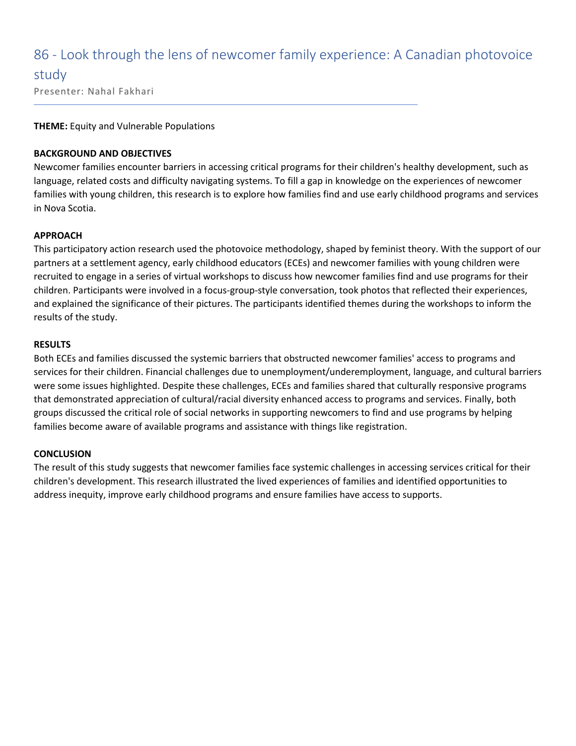# 86 - Look through the lens of newcomer family experience: A Canadian photovoice study

Presenter: Nahal Fakhari

**THEME:** Equity and Vulnerable Populations

**BACKGROUND AND OBJECTIVES**

Newcomer families encounter barriers in accessing critical programs for their children's healthy development, such as language, related costs and difficulty navigating systems. To fill a gap in knowledge on the experiences of newcomer families with young children, this research is to explore how families find and use early childhood programs and services in Nova Scotia.

**APPROACH**

This participatory action research used the photovoice methodology, shaped by feminist theory. With the support of our partners at a settlement agency, early childhood educators (ECEs) and newcomer families with young children were recruited to engage in a series of virtual workshops to discuss how newcomer families find and use programs for their children. Participants were involved in a focus-group-style conversation, took photos that reflected their experiences, and explained the significance of their pictures. The participants identified themes during the workshops to inform the results of the study.

**RESULTS**

Both ECEs and families discussed the systemic barriers that obstructed newcomer families' access to programs and services for their children. Financial challenges due to unemployment/underemployment, language, and cultural barriers were some issues highlighted. Despite these challenges, ECEs and families shared that culturally responsive programs that demonstrated appreciation of cultural/racial diversity enhanced access to programs and services. Finally, both groups discussed the critical role of social networks in supporting newcomers to find and use programs by helping families become aware of available programs and assistance with things like registration.

**CONCLUSION**

The result of this study suggests that newcomer families face systemic challenges in accessing services critical for their children's development. This research illustrated the lived experiences of families and identified opportunities to address inequity, improve early childhood programs and ensure families have access to supports.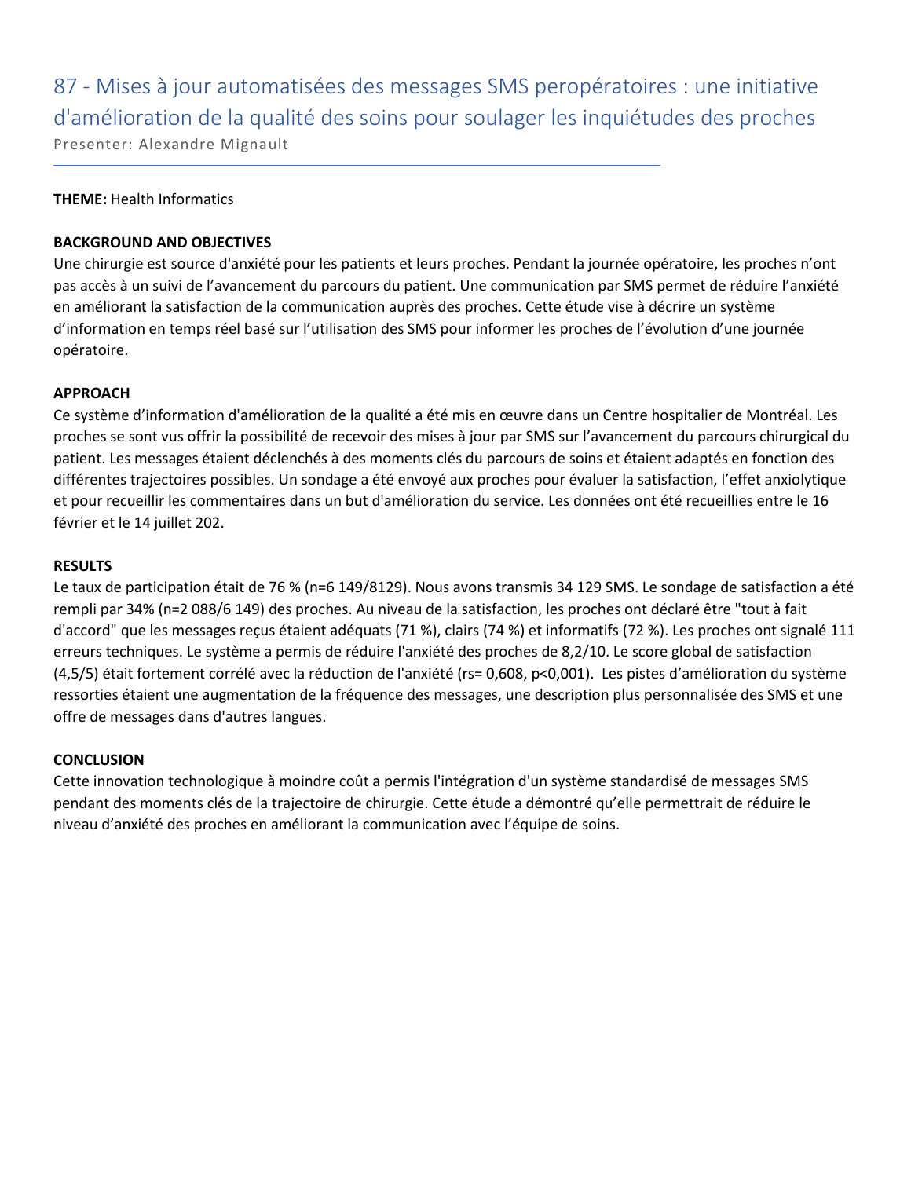# 87 - Mises à jour automatisées des messages SMS peropératoires : une initiative d'amélioration de la qualité des soins pour soulager les inquiétudes des proches

Presenter: Alexandre Mignault

**THEME:** Health Informatics

**BACKGROUND AND OBJECTIVES**

Une chirurgie est source d'anxiété pour les patients et leurs proches. Pendant la journée opératoire, les proches n'ont pas accès à un suivi de l'avancement du parcours du patient. Une communication par SMS permet de réduire l'anxiété en améliorant la satisfaction de la communication auprès des proches. Cette étude vise à décrire un système d'information en temps réel basé sur l'utilisation des SMS pour informer les proches de l'évolution d'une journée opératoire.

**APPROACH**

Ce système d'information d'amélioration de la qualité a été mis en œuvre dans un Centre hospitalier de Montréal. Les proches se sont vus offrir la possibilité de recevoir des mises à jour par SMS sur l'avancement du parcours chirurgical du patient. Les messages étaient déclenchés à des moments clés du parcours de soins et étaient adaptés en fonction des différentes trajectoires possibles. Un sondage a été envoyé aux proches pour évaluer la satisfaction, l'effet anxiolytique et pour recueillir les commentaires dans un but d'amélioration du service. Les données ont été recueillies entre le 16 février et le 14 juillet 202.

**RESULTS**

Le taux de participation était de 76 % (n=6 149/8129). Nous avons transmis 34 129 SMS. Le sondage de satisfaction a été rempli par 34% (n=2 088/6 149) des proches. Au niveau de la satisfaction, les proches ont déclaré être "tout à fait d'accord" que les messages reçus étaient adéquats (71 %), clairs (74 %) et informatifs (72 %). Les proches ont signalé 111 erreurs techniques. Le système a permis de réduire l'anxiété des proches de 8,2/10. Le score global de satisfaction (4,5/5) était fortement corrélé avec la réduction de l'anxiété ($r_s$= 0,608, $p$<0,001). Les pistes d'amélioration du système ressorties étaient une augmentation de la fréquence des messages, une description plus personnalisée des SMS et une offre de messages dans d'autres langues.

**CONCLUSION**

Cette innovation technologique à moindre coût a permis l'intégration d'un système standardisé de messages SMS pendant des moments clés de la trajectoire de chirurgie. Cette étude a démontré qu'elle permettrait de réduire le niveau d'anxiété des proches en améliorant la communication avec l'équipe de soins.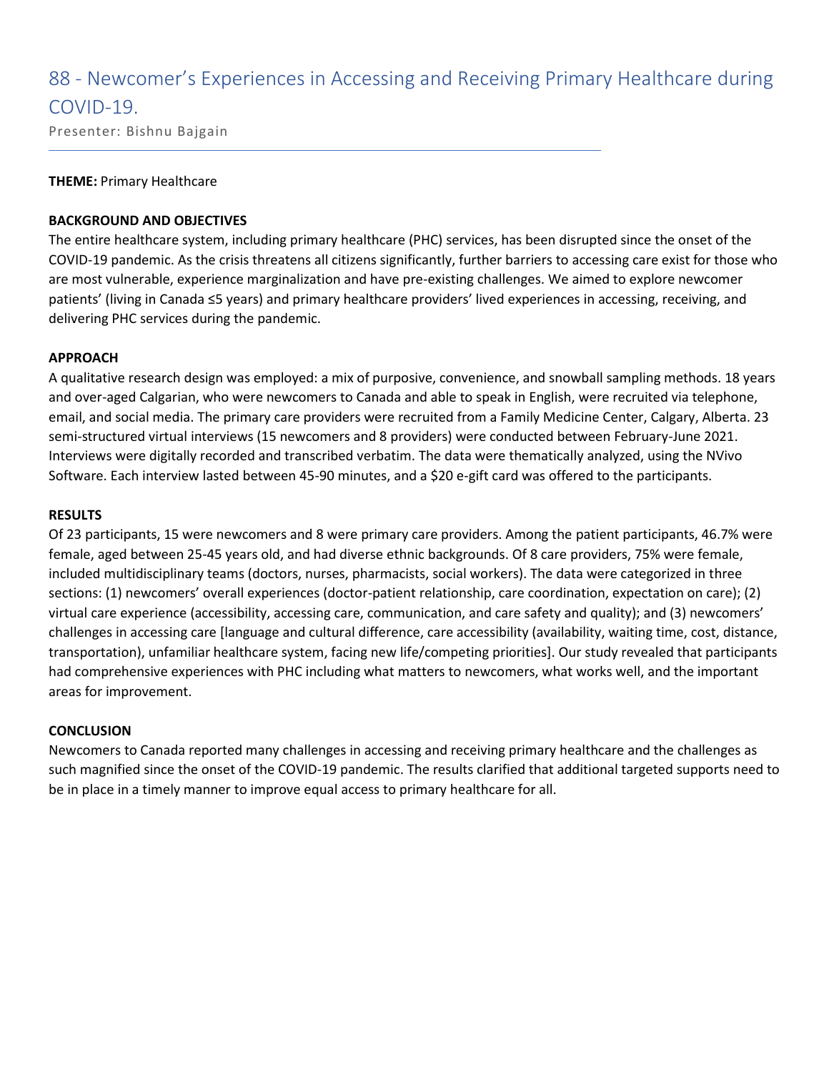# 88 - Newcomer's Experiences in Accessing and Receiving Primary Healthcare during COVID-19.

Presenter: Bishnu Bajgain

---

**THEME:** Primary Healthcare

**BACKGROUND AND OBJECTIVES**

The entire healthcare system, including primary healthcare (PHC) services, has been disrupted since the onset of the COVID-19 pandemic. As the crisis threatens all citizens significantly, further barriers to accessing care exist for those who are most vulnerable, experience marginalization and have pre-existing challenges. We aimed to explore newcomer patients' (living in Canada ≤5 years) and primary healthcare providers' lived experiences in accessing, receiving, and delivering PHC services during the pandemic.

**APPROACH**

A qualitative research design was employed: a mix of purposive, convenience, and snowball sampling methods. 18 years and over-aged Calgarian, who were newcomers to Canada and able to speak in English, were recruited via telephone, email, and social media. The primary care providers were recruited from a Family Medicine Center, Calgary, Alberta. 23 semi-structured virtual interviews (15 newcomers and 8 providers) were conducted between February-June 2021. Interviews were digitally recorded and transcribed verbatim. The data were thematically analyzed, using the NVivo Software. Each interview lasted between 45-90 minutes, and a $20 e-gift card was offered to the participants.

**RESULTS**

Of 23 participants, 15 were newcomers and 8 were primary care providers. Among the patient participants, 46.7% were female, aged between 25-45 years old, and had diverse ethnic backgrounds. Of 8 care providers, 75% were female, included multidisciplinary teams (doctors, nurses, pharmacists, social workers). The data were categorized in three sections: (1) newcomers' overall experiences (doctor-patient relationship, care coordination, expectation on care); (2) virtual care experience (accessibility, accessing care, communication, and care safety and quality); and (3) newcomers' challenges in accessing care [language and cultural difference, care accessibility (availability, waiting time, cost, distance, transportation), unfamiliar healthcare system, facing new life/competing priorities]. Our study revealed that participants had comprehensive experiences with PHC including what matters to newcomers, what works well, and the important areas for improvement.

**CONCLUSION**

Newcomers to Canada reported many challenges in accessing and receiving primary healthcare and the challenges as such magnified since the onset of the COVID-19 pandemic. The results clarified that additional targeted supports need to be in place in a timely manner to improve equal access to primary healthcare for all.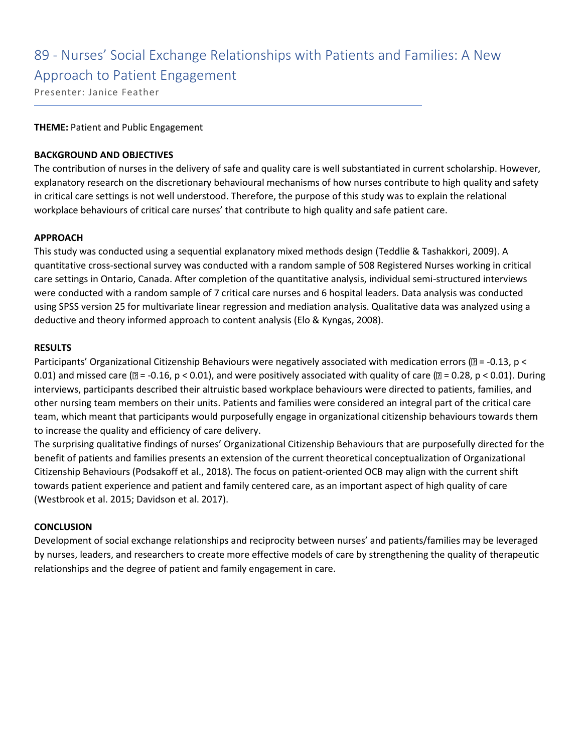# 89 - Nurses' Social Exchange Relationships with Patients and Families: A New Approach to Patient Engagement

Presenter: Janice Feather

**THEME:** Patient and Public Engagement

**BACKGROUND AND OBJECTIVES**

The contribution of nurses in the delivery of safe and quality care is well substantiated in current scholarship. However, explanatory research on the discretionary behavioural mechanisms of how nurses contribute to high quality and safety in critical care settings is not well understood. Therefore, the purpose of this study was to explain the relational workplace behaviours of critical care nurses' that contribute to high quality and safe patient care.

**APPROACH**

This study was conducted using a sequential explanatory mixed methods design (Teddlie & Tashakkori, 2009). A quantitative cross-sectional survey was conducted with a random sample of 508 Registered Nurses working in critical care settings in Ontario, Canada. After completion of the quantitative analysis, individual semi-structured interviews were conducted with a random sample of 7 critical care nurses and 6 hospital leaders. Data analysis was conducted using SPSS version 25 for multivariate linear regression and mediation analysis. Qualitative data was analyzed using a deductive and theory informed approach to content analysis (Elo & Kyngas, 2008).

**RESULTS**

Participants' Organizational Citizenship Behaviours were negatively associated with medication errors (� = -0.13, $p < 0.01$) and missed care (� = -0.16, $p < 0.01$), and were positively associated with quality of care (� = 0.28, $p < 0.01$). During interviews, participants described their altruistic based workplace behaviours were directed to patients, families, and other nursing team members on their units. Patients and families were considered an integral part of the critical care team, which meant that participants would purposefully engage in organizational citizenship behaviours towards them to increase the quality and efficiency of care delivery.

The surprising qualitative findings of nurses' Organizational Citizenship Behaviours that are purposefully directed for the benefit of patients and families presents an extension of the current theoretical conceptualization of Organizational Citizenship Behaviours (Podsakoff et al., 2018). The focus on patient-oriented OCB may align with the current shift towards patient experience and patient and family centered care, as an important aspect of high quality of care (Westbrook et al. 2015; Davidson et al. 2017).

**CONCLUSION**

Development of social exchange relationships and reciprocity between nurses' and patients/families may be leveraged by nurses, leaders, and researchers to create more effective models of care by strengthening the quality of therapeutic relationships and the degree of patient and family engagement in care.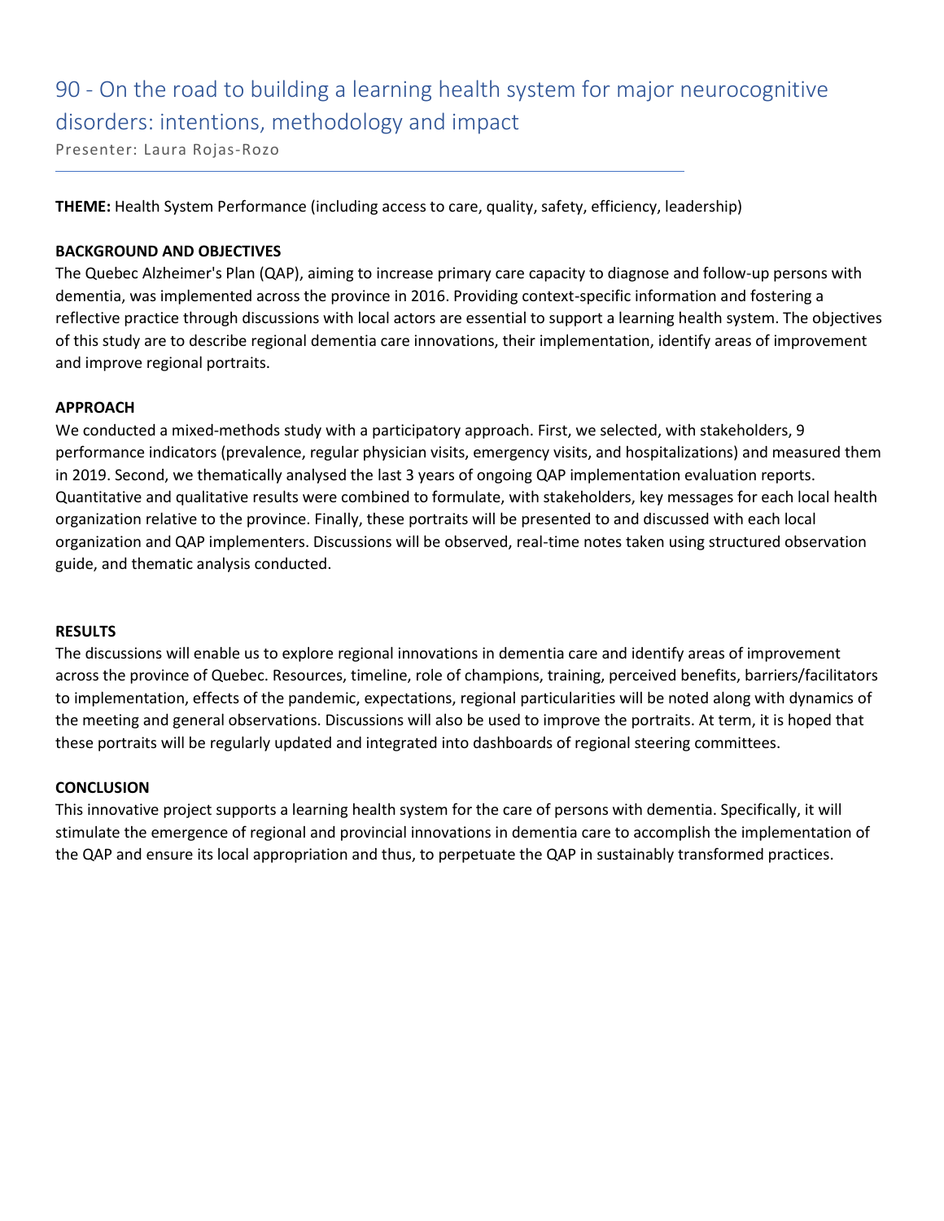# 90 - On the road to building a learning health system for major neurocognitive disorders: intentions, methodology and impact

Presenter: Laura Rojas-Rozo

**THEME:** Health System Performance (including access to care, quality, safety, efficiency, leadership)

**BACKGROUND AND OBJECTIVES**

The Quebec Alzheimer's Plan (QAP), aiming to increase primary care capacity to diagnose and follow-up persons with dementia, was implemented across the province in 2016. Providing context-specific information and fostering a reflective practice through discussions with local actors are essential to support a learning health system. The objectives of this study are to describe regional dementia care innovations, their implementation, identify areas of improvement and improve regional portraits.

**APPROACH**

We conducted a mixed-methods study with a participatory approach. First, we selected, with stakeholders, 9 performance indicators (prevalence, regular physician visits, emergency visits, and hospitalizations) and measured them in 2019. Second, we thematically analysed the last 3 years of ongoing QAP implementation evaluation reports. Quantitative and qualitative results were combined to formulate, with stakeholders, key messages for each local health organization relative to the province. Finally, these portraits will be presented to and discussed with each local organization and QAP implementers. Discussions will be observed, real-time notes taken using structured observation guide, and thematic analysis conducted.

**RESULTS**

The discussions will enable us to explore regional innovations in dementia care and identify areas of improvement across the province of Quebec. Resources, timeline, role of champions, training, perceived benefits, barriers/facilitators to implementation, effects of the pandemic, expectations, regional particularities will be noted along with dynamics of the meeting and general observations. Discussions will also be used to improve the portraits. At term, it is hoped that these portraits will be regularly updated and integrated into dashboards of regional steering committees.

**CONCLUSION**

This innovative project supports a learning health system for the care of persons with dementia. Specifically, it will stimulate the emergence of regional and provincial innovations in dementia care to accomplish the implementation of the QAP and ensure its local appropriation and thus, to perpetuate the QAP in sustainably transformed practices.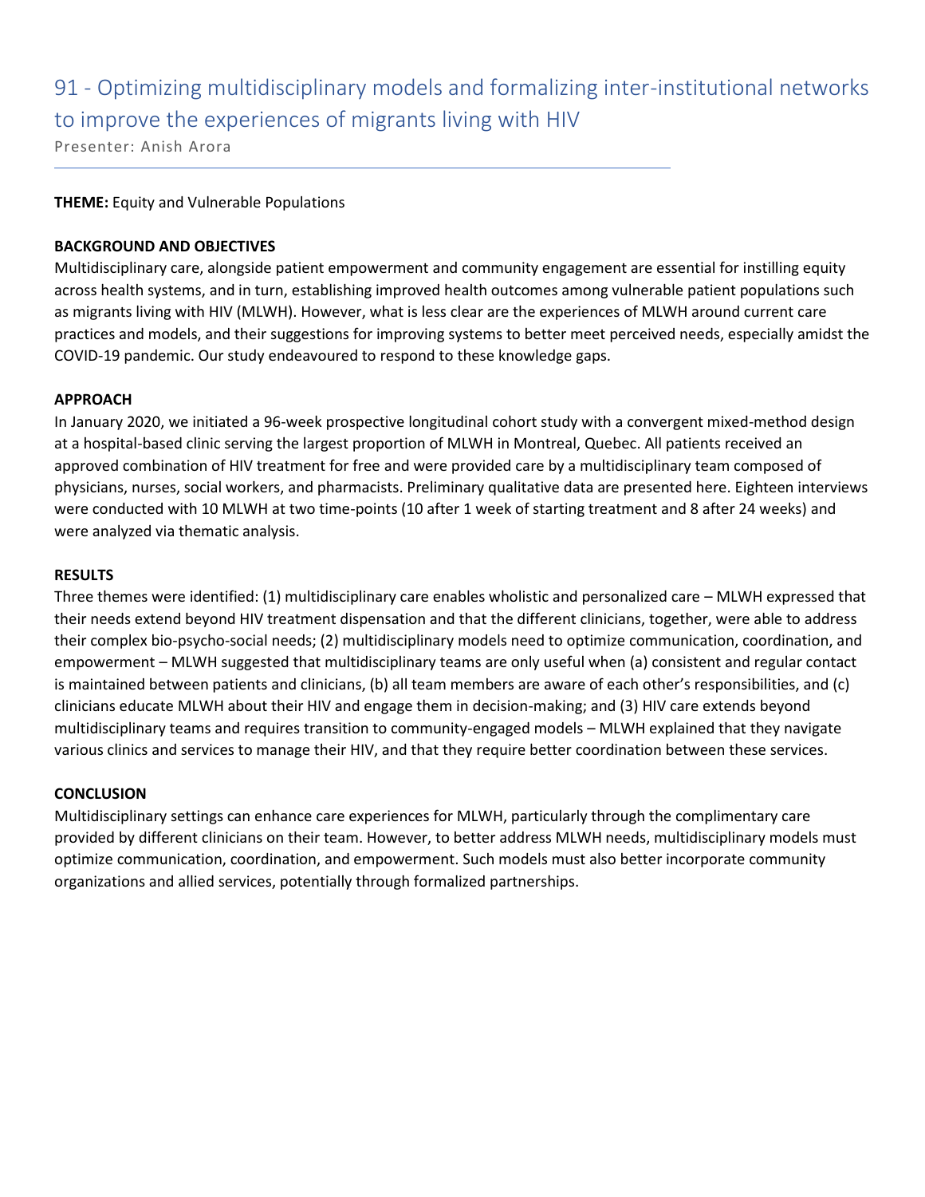# 91 - Optimizing multidisciplinary models and formalizing inter-institutional networks to improve the experiences of migrants living with HIV

Presenter: Anish Arora

**THEME:** Equity and Vulnerable Populations

**BACKGROUND AND OBJECTIVES**

Multidisciplinary care, alongside patient empowerment and community engagement are essential for instilling equity across health systems, and in turn, establishing improved health outcomes among vulnerable patient populations such as migrants living with HIV (MLWH). However, what is less clear are the experiences of MLWH around current care practices and models, and their suggestions for improving systems to better meet perceived needs, especially amidst the COVID-19 pandemic. Our study endeavoured to respond to these knowledge gaps.

**APPROACH**

In January 2020, we initiated a 96-week prospective longitudinal cohort study with a convergent mixed-method design at a hospital-based clinic serving the largest proportion of MLWH in Montreal, Quebec. All patients received an approved combination of HIV treatment for free and were provided care by a multidisciplinary team composed of physicians, nurses, social workers, and pharmacists. Preliminary qualitative data are presented here. Eighteen interviews were conducted with 10 MLWH at two time-points (10 after 1 week of starting treatment and 8 after 24 weeks) and were analyzed via thematic analysis.

**RESULTS**

Three themes were identified: (1) multidisciplinary care enables wholistic and personalized care – MLWH expressed that their needs extend beyond HIV treatment dispensation and that the different clinicians, together, were able to address their complex bio-psycho-social needs; (2) multidisciplinary models need to optimize communication, coordination, and empowerment – MLWH suggested that multidisciplinary teams are only useful when (a) consistent and regular contact is maintained between patients and clinicians, (b) all team members are aware of each other's responsibilities, and (c) clinicians educate MLWH about their HIV and engage them in decision-making; and (3) HIV care extends beyond multidisciplinary teams and requires transition to community-engaged models – MLWH explained that they navigate various clinics and services to manage their HIV, and that they require better coordination between these services.

**CONCLUSION**

Multidisciplinary settings can enhance care experiences for MLWH, particularly through the complimentary care provided by different clinicians on their team. However, to better address MLWH needs, multidisciplinary models must optimize communication, coordination, and empowerment. Such models must also better incorporate community organizations and allied services, potentially through formalized partnerships.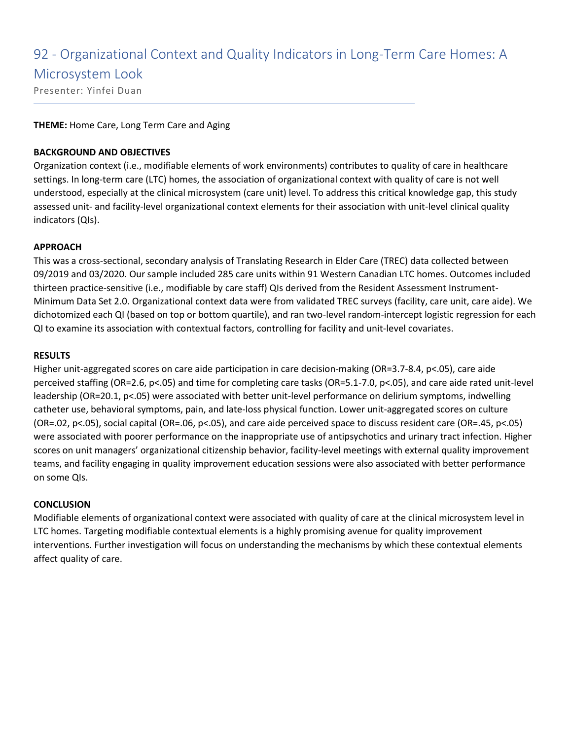# 92 - Organizational Context and Quality Indicators in Long-Term Care Homes: A Microsystem Look

Presenter: Yinfei Duan

**THEME:** Home Care, Long Term Care and Aging

**BACKGROUND AND OBJECTIVES**

Organization context (i.e., modifiable elements of work environments) contributes to quality of care in healthcare settings. In long-term care (LTC) homes, the association of organizational context with quality of care is not well understood, especially at the clinical microsystem (care unit) level. To address this critical knowledge gap, this study assessed unit- and facility-level organizational context elements for their association with unit-level clinical quality indicators (QIs).

**APPROACH**

This was a cross-sectional, secondary analysis of Translating Research in Elder Care (TREC) data collected between 09/2019 and 03/2020. Our sample included 285 care units within 91 Western Canadian LTC homes. Outcomes included thirteen practice-sensitive (i.e., modifiable by care staff) QIs derived from the Resident Assessment Instrument-Minimum Data Set 2.0. Organizational context data were from validated TREC surveys (facility, care unit, care aide). We dichotomized each QI (based on top or bottom quartile), and ran two-level random-intercept logistic regression for each QI to examine its association with contextual factors, controlling for facility and unit-level covariates.

**RESULTS**

Higher unit-aggregated scores on care aide participation in care decision-making (OR=3.7-8.4, $p<.05$), care aide perceived staffing (OR=2.6, $p<.05$) and time for completing care tasks (OR=5.1-7.0, $p<.05$), and care aide rated unit-level leadership (OR=20.1, $p<.05$) were associated with better unit-level performance on delirium symptoms, indwelling catheter use, behavioral symptoms, pain, and late-loss physical function. Lower unit-aggregated scores on culture (OR=.02, $p<.05$), social capital (OR=.06, $p<.05$), and care aide perceived space to discuss resident care (OR=.45, $p<.05$) were associated with poorer performance on the inappropriate use of antipsychotics and urinary tract infection. Higher scores on unit managers' organizational citizenship behavior, facility-level meetings with external quality improvement teams, and facility engaging in quality improvement education sessions were also associated with better performance on some QIs.

**CONCLUSION**

Modifiable elements of organizational context were associated with quality of care at the clinical microsystem level in LTC homes. Targeting modifiable contextual elements is a highly promising avenue for quality improvement interventions. Further investigation will focus on understanding the mechanisms by which these contextual elements affect quality of care.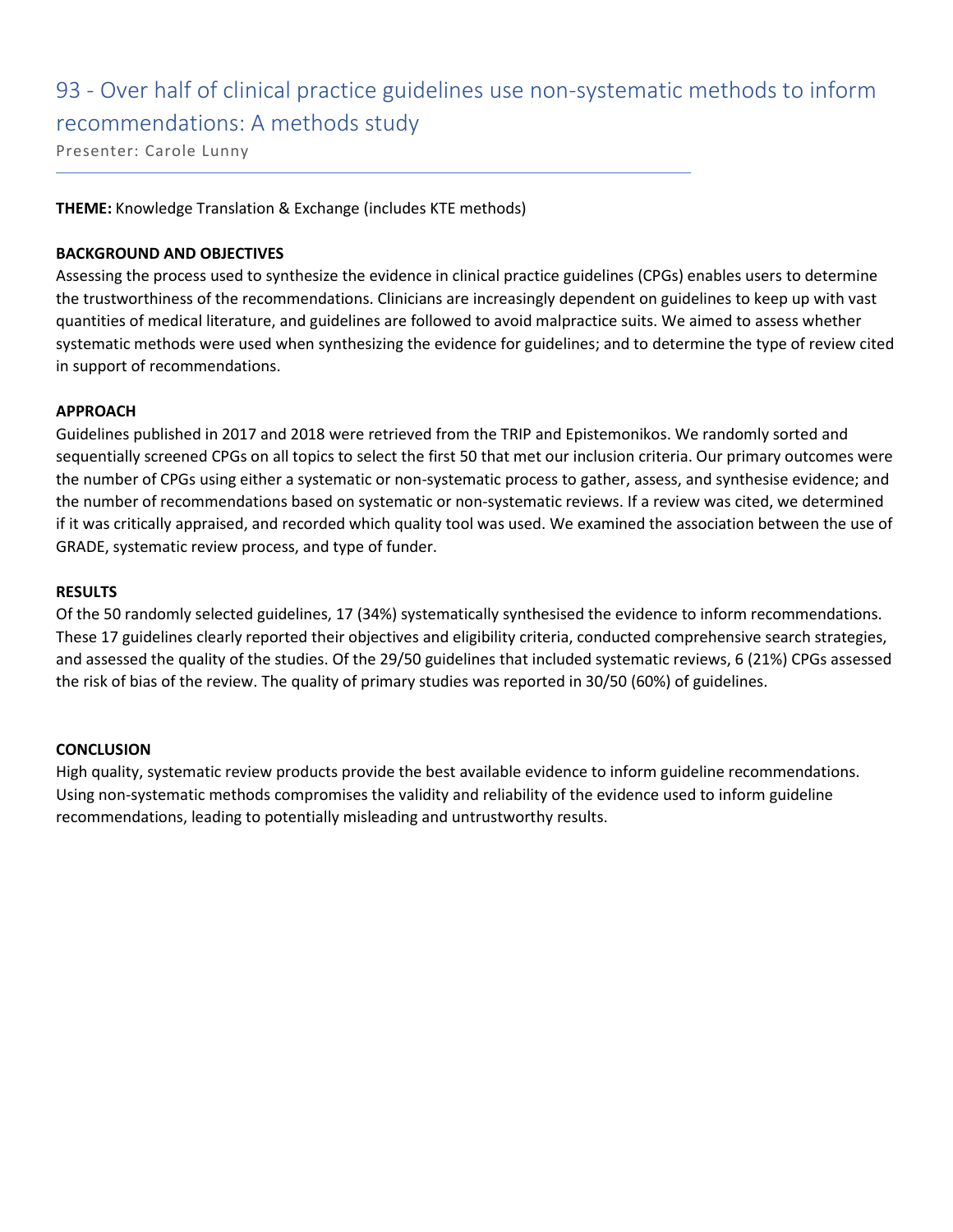# 93 - Over half of clinical practice guidelines use non-systematic methods to inform recommendations: A methods study

Presenter: Carole Lunny

**THEME:** Knowledge Translation & Exchange (includes KTE methods)

**BACKGROUND AND OBJECTIVES**

Assessing the process used to synthesize the evidence in clinical practice guidelines (CPGs) enables users to determine the trustworthiness of the recommendations. Clinicians are increasingly dependent on guidelines to keep up with vast quantities of medical literature, and guidelines are followed to avoid malpractice suits. We aimed to assess whether systematic methods were used when synthesizing the evidence for guidelines; and to determine the type of review cited in support of recommendations.

**APPROACH**

Guidelines published in 2017 and 2018 were retrieved from the TRIP and Epistemonikos. We randomly sorted and sequentially screened CPGs on all topics to select the first 50 that met our inclusion criteria. Our primary outcomes were the number of CPGs using either a systematic or non-systematic process to gather, assess, and synthesise evidence; and the number of recommendations based on systematic or non-systematic reviews. If a review was cited, we determined if it was critically appraised, and recorded which quality tool was used. We examined the association between the use of GRADE, systematic review process, and type of funder.

**RESULTS**

Of the 50 randomly selected guidelines, 17 (34%) systematically synthesised the evidence to inform recommendations. These 17 guidelines clearly reported their objectives and eligibility criteria, conducted comprehensive search strategies, and assessed the quality of the studies. Of the 29/50 guidelines that included systematic reviews, 6 (21%) CPGs assessed the risk of bias of the review. The quality of primary studies was reported in 30/50 (60%) of guidelines.

**CONCLUSION**

High quality, systematic review products provide the best available evidence to inform guideline recommendations. Using non-systematic methods compromises the validity and reliability of the evidence used to inform guideline recommendations, leading to potentially misleading and untrustworthy results.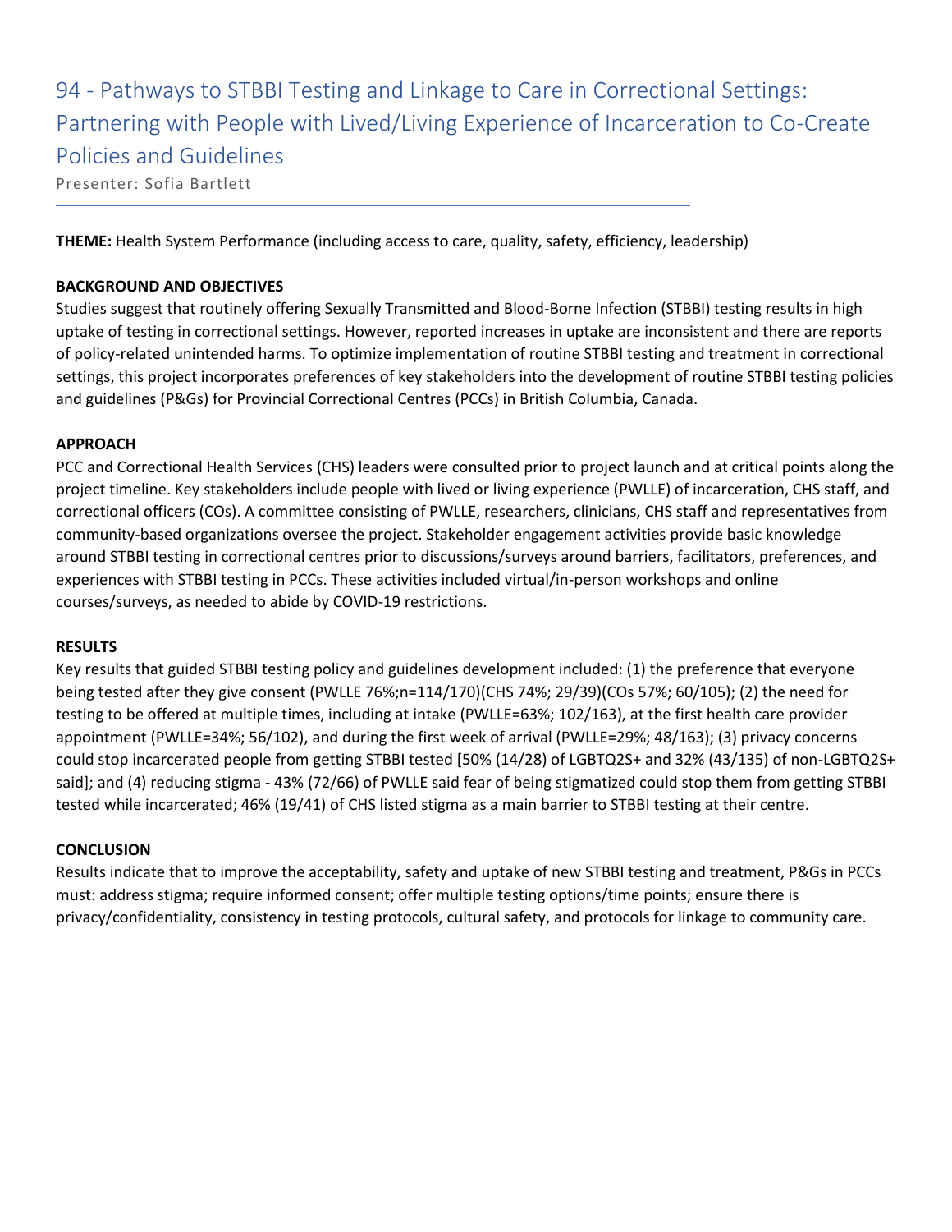# 94 - Pathways to STBBI Testing and Linkage to Care in Correctional Settings: Partnering with People with Lived/Living Experience of Incarceration to Co-Create Policies and Guidelines

Presenter: Sofia Bartlett

**THEME:** Health System Performance (including access to care, quality, safety, efficiency, leadership)

**BACKGROUND AND OBJECTIVES**

Studies suggest that routinely offering Sexually Transmitted and Blood-Borne Infection (STBBI) testing results in high uptake of testing in correctional settings. However, reported increases in uptake are inconsistent and there are reports of policy-related unintended harms. To optimize implementation of routine STBBI testing and treatment in correctional settings, this project incorporates preferences of key stakeholders into the development of routine STBBI testing policies and guidelines (P&Gs) for Provincial Correctional Centres (PCCs) in British Columbia, Canada.

**APPROACH**

PCC and Correctional Health Services (CHS) leaders were consulted prior to project launch and at critical points along the project timeline. Key stakeholders include people with lived or living experience (PWLLE) of incarceration, CHS staff, and correctional officers (COs). A committee consisting of PWLLE, researchers, clinicians, CHS staff and representatives from community-based organizations oversee the project. Stakeholder engagement activities provide basic knowledge around STBBI testing in correctional centres prior to discussions/surveys around barriers, facilitators, preferences, and experiences with STBBI testing in PCCs. These activities included virtual/in-person workshops and online courses/surveys, as needed to abide by COVID-19 restrictions.

**RESULTS**

Key results that guided STBBI testing policy and guidelines development included: (1) the preference that everyone being tested after they give consent (PWLLE 76%;n=114/170)(CHS 74%; 29/39)(COs 57%; 60/105); (2) the need for testing to be offered at multiple times, including at intake (PWLLE=63%; 102/163), at the first health care provider appointment (PWLLE=34%; 56/102), and during the first week of arrival (PWLLE=29%; 48/163); (3) privacy concerns could stop incarcerated people from getting STBBI tested [50% (14/28) of LGBTQ2S+ and 32% (43/135) of non-LGBTQ2S+ said]; and (4) reducing stigma - 43% (72/66) of PWLLE said fear of being stigmatized could stop them from getting STBBI tested while incarcerated; 46% (19/41) of CHS listed stigma as a main barrier to STBBI testing at their centre.

**CONCLUSION**

Results indicate that to improve the acceptability, safety and uptake of new STBBI testing and treatment, P&Gs in PCCs must: address stigma; require informed consent; offer multiple testing options/time points; ensure there is privacy/confidentiality, consistency in testing protocols, cultural safety, and protocols for linkage to community care.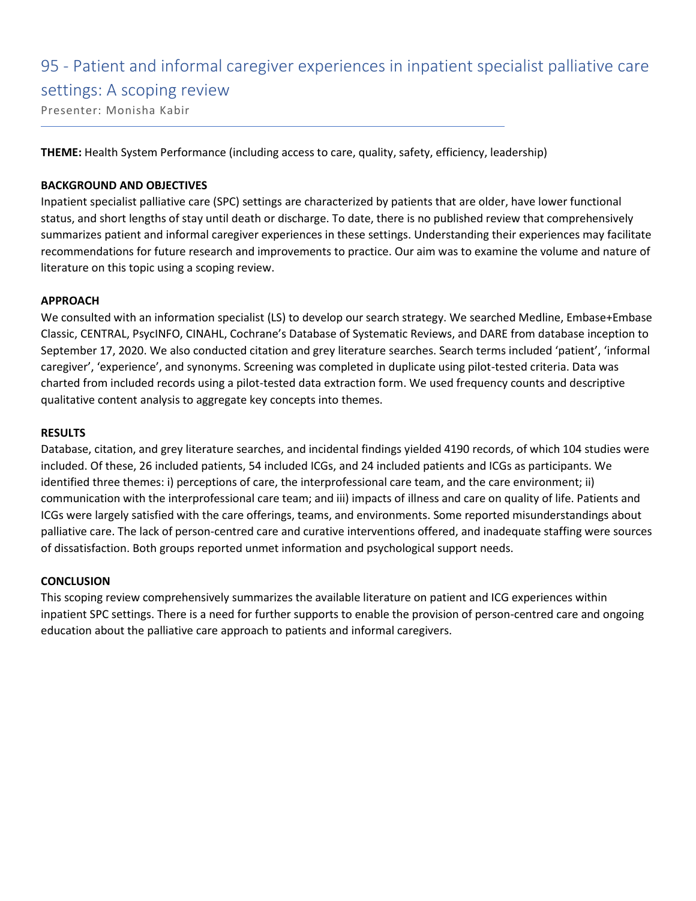# 95 - Patient and informal caregiver experiences in inpatient specialist palliative care settings: A scoping review

Presenter: Monisha Kabir

**THEME:** Health System Performance (including access to care, quality, safety, efficiency, leadership)

**BACKGROUND AND OBJECTIVES**

Inpatient specialist palliative care (SPC) settings are characterized by patients that are older, have lower functional status, and short lengths of stay until death or discharge. To date, there is no published review that comprehensively summarizes patient and informal caregiver experiences in these settings. Understanding their experiences may facilitate recommendations for future research and improvements to practice. Our aim was to examine the volume and nature of literature on this topic using a scoping review.

**APPROACH**

We consulted with an information specialist (LS) to develop our search strategy. We searched Medline, Embase+Embase Classic, CENTRAL, PsycINFO, CINAHL, Cochrane's Database of Systematic Reviews, and DARE from database inception to September 17, 2020. We also conducted citation and grey literature searches. Search terms included 'patient', 'informal caregiver', 'experience', and synonyms. Screening was completed in duplicate using pilot-tested criteria. Data was charted from included records using a pilot-tested data extraction form. We used frequency counts and descriptive qualitative content analysis to aggregate key concepts into themes.

**RESULTS**

Database, citation, and grey literature searches, and incidental findings yielded 4190 records, of which 104 studies were included. Of these, 26 included patients, 54 included ICGs, and 24 included patients and ICGs as participants. We identified three themes: i) perceptions of care, the interprofessional care team, and the care environment; ii) communication with the interprofessional care team; and iii) impacts of illness and care on quality of life. Patients and ICGs were largely satisfied with the care offerings, teams, and environments. Some reported misunderstandings about palliative care. The lack of person-centred care and curative interventions offered, and inadequate staffing were sources of dissatisfaction. Both groups reported unmet information and psychological support needs.

**CONCLUSION**

This scoping review comprehensively summarizes the available literature on patient and ICG experiences within inpatient SPC settings. There is a need for further supports to enable the provision of person-centred care and ongoing education about the palliative care approach to patients and informal caregivers.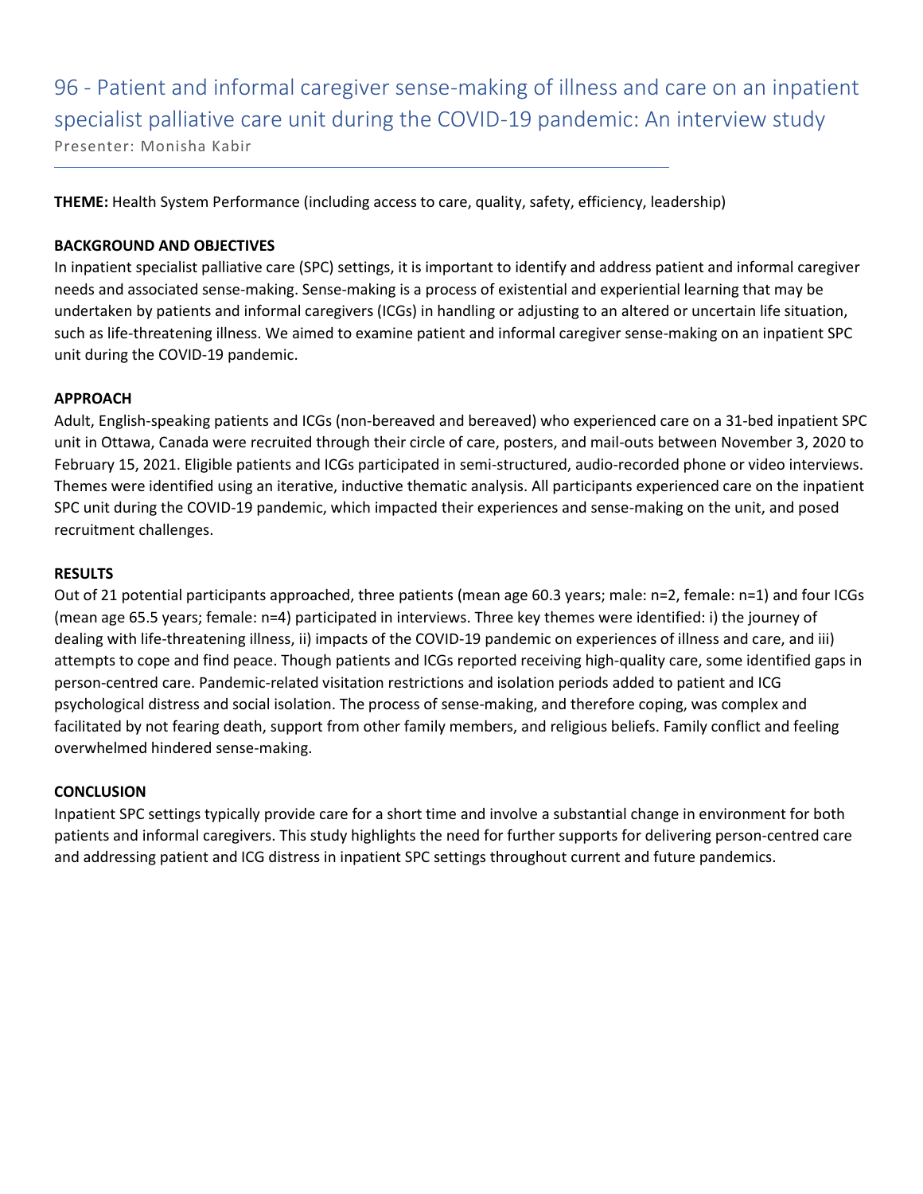# 96 - Patient and informal caregiver sense-making of illness and care on an inpatient specialist palliative care unit during the COVID-19 pandemic: An interview study

Presenter: Monisha Kabir

**THEME:** Health System Performance (including access to care, quality, safety, efficiency, leadership)

**BACKGROUND AND OBJECTIVES**

In inpatient specialist palliative care (SPC) settings, it is important to identify and address patient and informal caregiver needs and associated sense-making. Sense-making is a process of existential and experiential learning that may be undertaken by patients and informal caregivers (ICGs) in handling or adjusting to an altered or uncertain life situation, such as life-threatening illness. We aimed to examine patient and informal caregiver sense-making on an inpatient SPC unit during the COVID-19 pandemic.

**APPROACH**

Adult, English-speaking patients and ICGs (non-bereaved and bereaved) who experienced care on a 31-bed inpatient SPC unit in Ottawa, Canada were recruited through their circle of care, posters, and mail-outs between November 3, 2020 to February 15, 2021. Eligible patients and ICGs participated in semi-structured, audio-recorded phone or video interviews. Themes were identified using an iterative, inductive thematic analysis. All participants experienced care on the inpatient SPC unit during the COVID-19 pandemic, which impacted their experiences and sense-making on the unit, and posed recruitment challenges.

**RESULTS**

Out of 21 potential participants approached, three patients (mean age 60.3 years; male: n=2, female: n=1) and four ICGs (mean age 65.5 years; female: n=4) participated in interviews. Three key themes were identified: i) the journey of dealing with life-threatening illness, ii) impacts of the COVID-19 pandemic on experiences of illness and care, and iii) attempts to cope and find peace. Though patients and ICGs reported receiving high-quality care, some identified gaps in person-centred care. Pandemic-related visitation restrictions and isolation periods added to patient and ICG psychological distress and social isolation. The process of sense-making, and therefore coping, was complex and facilitated by not fearing death, support from other family members, and religious beliefs. Family conflict and feeling overwhelmed hindered sense-making.

**CONCLUSION**

Inpatient SPC settings typically provide care for a short time and involve a substantial change in environment for both patients and informal caregivers. This study highlights the need for further supports for delivering person-centred care and addressing patient and ICG distress in inpatient SPC settings throughout current and future pandemics.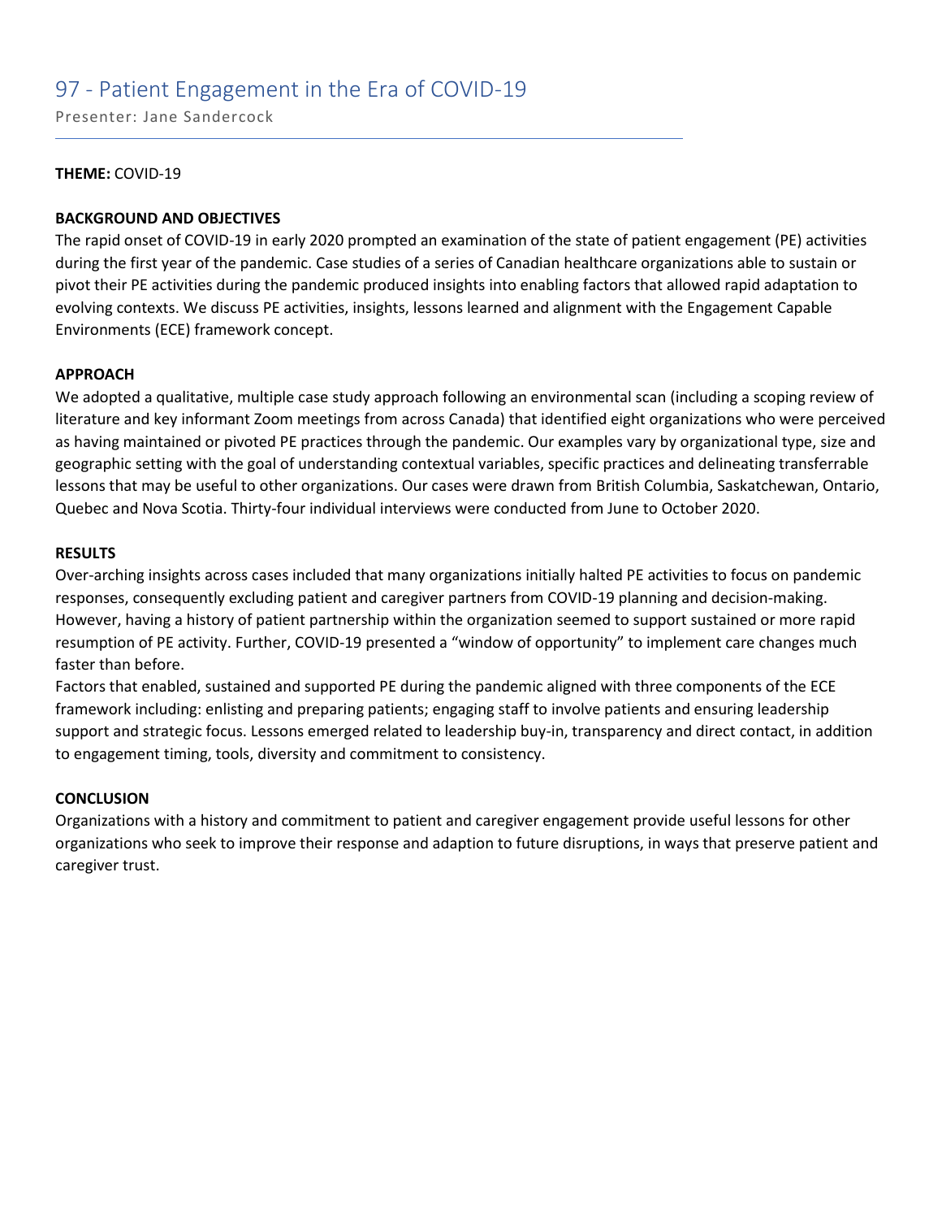# 97 - Patient Engagement in the Era of COVID-19

Presenter: Jane Sandercock

**THEME:** COVID-19

**BACKGROUND AND OBJECTIVES**

The rapid onset of COVID-19 in early 2020 prompted an examination of the state of patient engagement (PE) activities during the first year of the pandemic. Case studies of a series of Canadian healthcare organizations able to sustain or pivot their PE activities during the pandemic produced insights into enabling factors that allowed rapid adaptation to evolving contexts. We discuss PE activities, insights, lessons learned and alignment with the Engagement Capable Environments (ECE) framework concept.

**APPROACH**

We adopted a qualitative, multiple case study approach following an environmental scan (including a scoping review of literature and key informant Zoom meetings from across Canada) that identified eight organizations who were perceived as having maintained or pivoted PE practices through the pandemic. Our examples vary by organizational type, size and geographic setting with the goal of understanding contextual variables, specific practices and delineating transferrable lessons that may be useful to other organizations. Our cases were drawn from British Columbia, Saskatchewan, Ontario, Quebec and Nova Scotia. Thirty-four individual interviews were conducted from June to October 2020.

**RESULTS**

Over-arching insights across cases included that many organizations initially halted PE activities to focus on pandemic responses, consequently excluding patient and caregiver partners from COVID-19 planning and decision-making. However, having a history of patient partnership within the organization seemed to support sustained or more rapid resumption of PE activity. Further, COVID-19 presented a "window of opportunity" to implement care changes much faster than before.

Factors that enabled, sustained and supported PE during the pandemic aligned with three components of the ECE framework including: enlisting and preparing patients; engaging staff to involve patients and ensuring leadership support and strategic focus. Lessons emerged related to leadership buy-in, transparency and direct contact, in addition to engagement timing, tools, diversity and commitment to consistency.

**CONCLUSION**

Organizations with a history and commitment to patient and caregiver engagement provide useful lessons for other organizations who seek to improve their response and adaption to future disruptions, in ways that preserve patient and caregiver trust.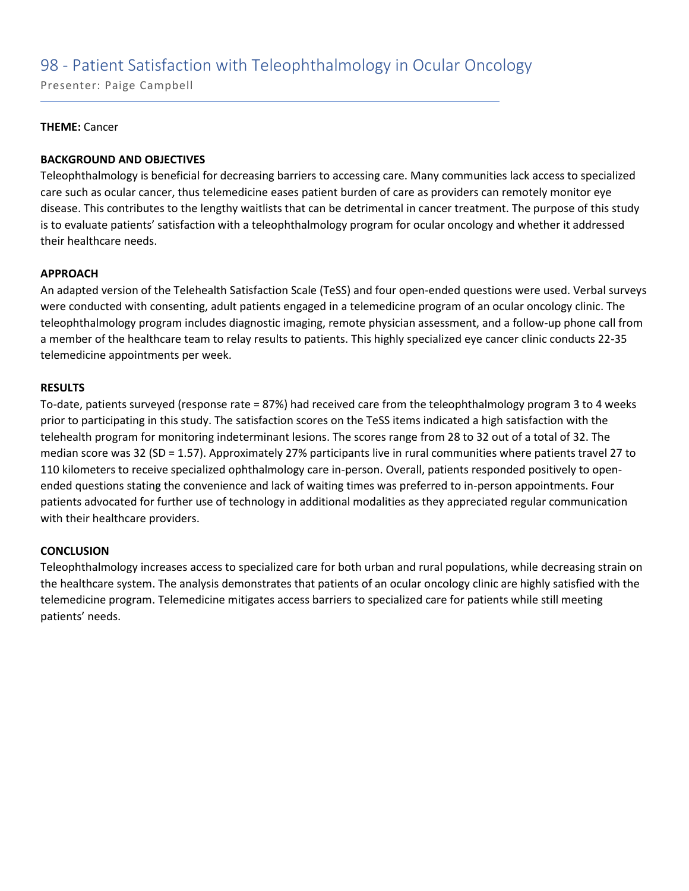# 98 - Patient Satisfaction with Teleophthalmology in Ocular Oncology

Presenter: Paige Campbell

**THEME:** Cancer

**BACKGROUND AND OBJECTIVES**

Teleophthalmology is beneficial for decreasing barriers to accessing care. Many communities lack access to specialized care such as ocular cancer, thus telemedicine eases patient burden of care as providers can remotely monitor eye disease. This contributes to the lengthy waitlists that can be detrimental in cancer treatment. The purpose of this study is to evaluate patients' satisfaction with a teleophthalmology program for ocular oncology and whether it addressed their healthcare needs.

**APPROACH**

An adapted version of the Telehealth Satisfaction Scale (TeSS) and four open-ended questions were used. Verbal surveys were conducted with consenting, adult patients engaged in a telemedicine program of an ocular oncology clinic. The teleophthalmology program includes diagnostic imaging, remote physician assessment, and a follow-up phone call from a member of the healthcare team to relay results to patients. This highly specialized eye cancer clinic conducts 22-35 telemedicine appointments per week.

**RESULTS**

To-date, patients surveyed (response rate = 87%) had received care from the teleophthalmology program 3 to 4 weeks prior to participating in this study. The satisfaction scores on the TeSS items indicated a high satisfaction with the telehealth program for monitoring indeterminant lesions. The scores range from 28 to 32 out of a total of 32. The median score was 32 (SD = 1.57). Approximately 27% participants live in rural communities where patients travel 27 to 110 kilometers to receive specialized ophthalmology care in-person. Overall, patients responded positively to open-ended questions stating the convenience and lack of waiting times was preferred to in-person appointments. Four patients advocated for further use of technology in additional modalities as they appreciated regular communication with their healthcare providers.

**CONCLUSION**

Teleophthalmology increases access to specialized care for both urban and rural populations, while decreasing strain on the healthcare system. The analysis demonstrates that patients of an ocular oncology clinic are highly satisfied with the telemedicine program. Telemedicine mitigates access barriers to specialized care for patients while still meeting patients' needs.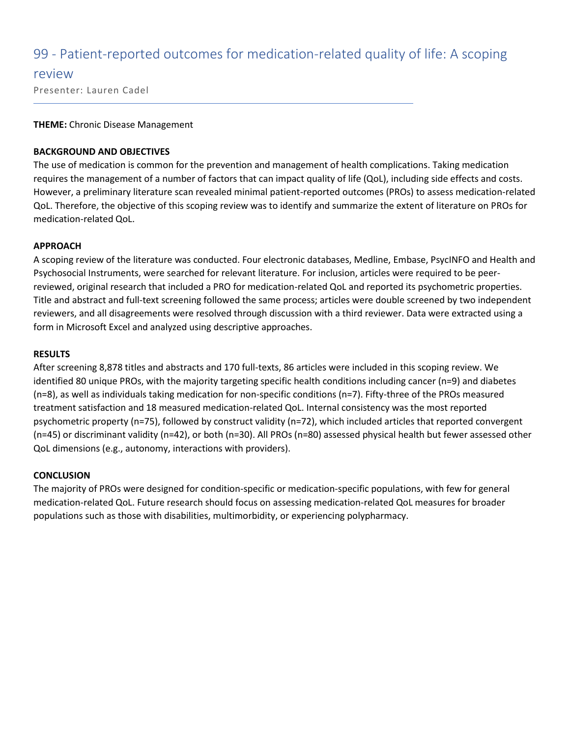# 99 - Patient-reported outcomes for medication-related quality of life: A scoping review

Presenter: Lauren Cadel

**THEME:** Chronic Disease Management

**BACKGROUND AND OBJECTIVES**

The use of medication is common for the prevention and management of health complications. Taking medication requires the management of a number of factors that can impact quality of life (QoL), including side effects and costs. However, a preliminary literature scan revealed minimal patient-reported outcomes (PROs) to assess medication-related QoL. Therefore, the objective of this scoping review was to identify and summarize the extent of literature on PROs for medication-related QoL.

**APPROACH**

A scoping review of the literature was conducted. Four electronic databases, Medline, Embase, PsycINFO and Health and Psychosocial Instruments, were searched for relevant literature. For inclusion, articles were required to be peer-reviewed, original research that included a PRO for medication-related QoL and reported its psychometric properties. Title and abstract and full-text screening followed the same process; articles were double screened by two independent reviewers, and all disagreements were resolved through discussion with a third reviewer. Data were extracted using a form in Microsoft Excel and analyzed using descriptive approaches.

**RESULTS**

After screening 8,878 titles and abstracts and 170 full-texts, 86 articles were included in this scoping review. We identified 80 unique PROs, with the majority targeting specific health conditions including cancer (n=9) and diabetes (n=8), as well as individuals taking medication for non-specific conditions (n=7). Fifty-three of the PROs measured treatment satisfaction and 18 measured medication-related QoL. Internal consistency was the most reported psychometric property (n=75), followed by construct validity (n=72), which included articles that reported convergent (n=45) or discriminant validity (n=42), or both (n=30). All PROs (n=80) assessed physical health but fewer assessed other QoL dimensions (e.g., autonomy, interactions with providers).

**CONCLUSION**

The majority of PROs were designed for condition-specific or medication-specific populations, with few for general medication-related QoL. Future research should focus on assessing medication-related QoL measures for broader populations such as those with disabilities, multimorbidity, or experiencing polypharmacy.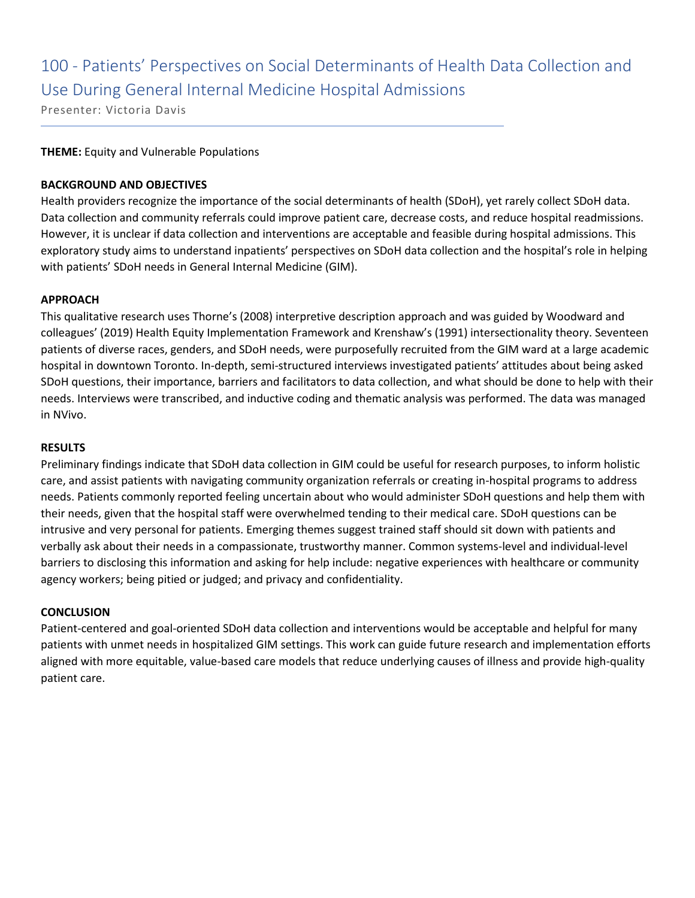# 100 - Patients' Perspectives on Social Determinants of Health Data Collection and Use During General Internal Medicine Hospital Admissions

Presenter: Victoria Davis

**THEME:** Equity and Vulnerable Populations

**BACKGROUND AND OBJECTIVES**

Health providers recognize the importance of the social determinants of health (SDoH), yet rarely collect SDoH data. Data collection and community referrals could improve patient care, decrease costs, and reduce hospital readmissions. However, it is unclear if data collection and interventions are acceptable and feasible during hospital admissions. This exploratory study aims to understand inpatients' perspectives on SDoH data collection and the hospital's role in helping with patients' SDoH needs in General Internal Medicine (GIM).

**APPROACH**

This qualitative research uses Thorne's (2008) interpretive description approach and was guided by Woodward and colleagues' (2019) Health Equity Implementation Framework and Krenshaw's (1991) intersectionality theory. Seventeen patients of diverse races, genders, and SDoH needs, were purposefully recruited from the GIM ward at a large academic hospital in downtown Toronto. In-depth, semi-structured interviews investigated patients' attitudes about being asked SDoH questions, their importance, barriers and facilitators to data collection, and what should be done to help with their needs. Interviews were transcribed, and inductive coding and thematic analysis was performed. The data was managed in NVivo.

**RESULTS**

Preliminary findings indicate that SDoH data collection in GIM could be useful for research purposes, to inform holistic care, and assist patients with navigating community organization referrals or creating in-hospital programs to address needs. Patients commonly reported feeling uncertain about who would administer SDoH questions and help them with their needs, given that the hospital staff were overwhelmed tending to their medical care. SDoH questions can be intrusive and very personal for patients. Emerging themes suggest trained staff should sit down with patients and verbally ask about their needs in a compassionate, trustworthy manner. Common systems-level and individual-level barriers to disclosing this information and asking for help include: negative experiences with healthcare or community agency workers; being pitied or judged; and privacy and confidentiality.

**CONCLUSION**

Patient-centered and goal-oriented SDoH data collection and interventions would be acceptable and helpful for many patients with unmet needs in hospitalized GIM settings. This work can guide future research and implementation efforts aligned with more equitable, value-based care models that reduce underlying causes of illness and provide high-quality patient care.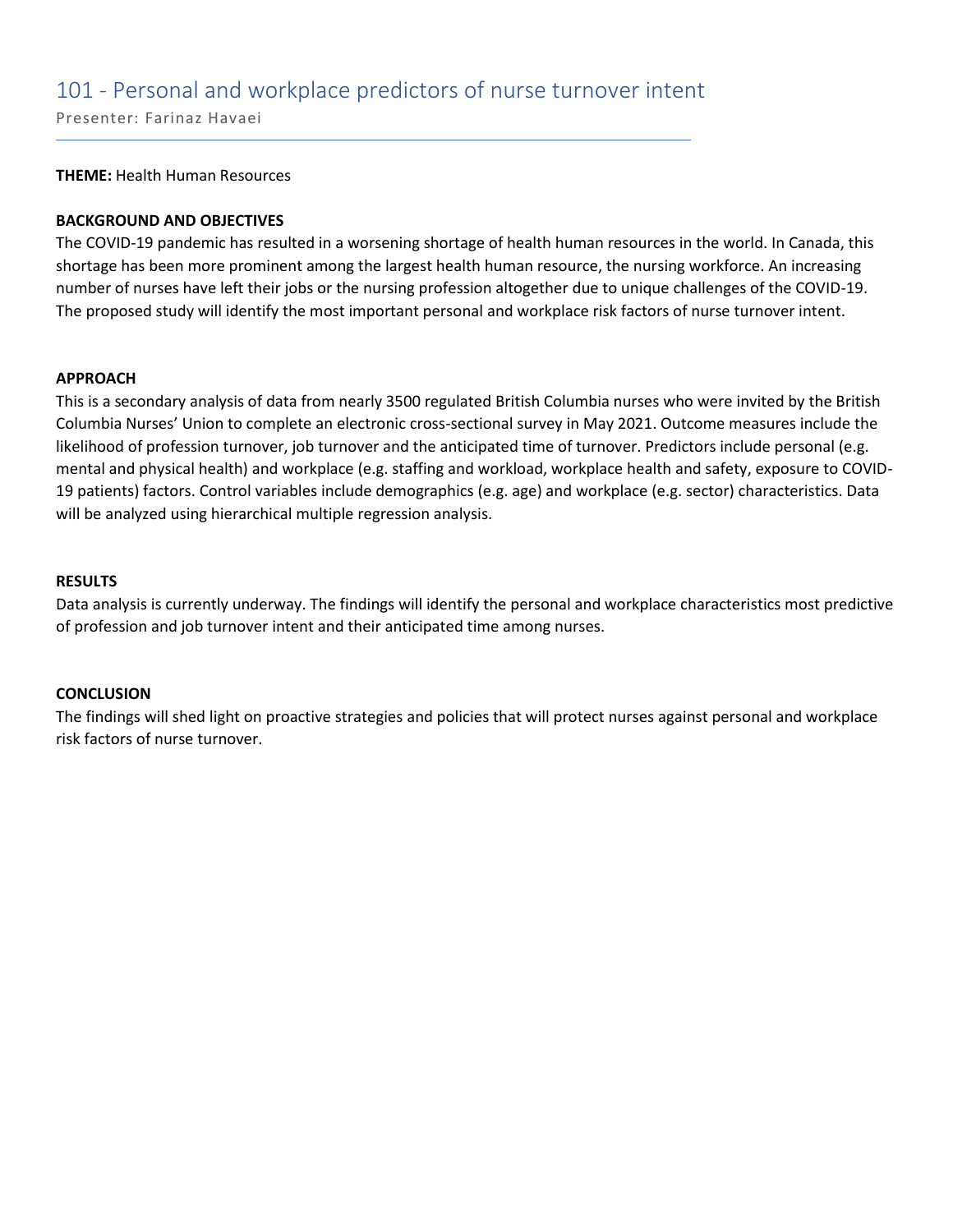# 101 - Personal and workplace predictors of nurse turnover intent

Presenter: Farinaz Havaei

---

**THEME:** Health Human Resources

**BACKGROUND AND OBJECTIVES**

The COVID-19 pandemic has resulted in a worsening shortage of health human resources in the world. In Canada, this shortage has been more prominent among the largest health human resource, the nursing workforce. An increasing number of nurses have left their jobs or the nursing profession altogether due to unique challenges of the COVID-19. The proposed study will identify the most important personal and workplace risk factors of nurse turnover intent.

**APPROACH**

This is a secondary analysis of data from nearly 3500 regulated British Columbia nurses who were invited by the British Columbia Nurses' Union to complete an electronic cross-sectional survey in May 2021. Outcome measures include the likelihood of profession turnover, job turnover and the anticipated time of turnover. Predictors include personal (e.g. mental and physical health) and workplace (e.g. staffing and workload, workplace health and safety, exposure to COVID-19 patients) factors. Control variables include demographics (e.g. age) and workplace (e.g. sector) characteristics. Data will be analyzed using hierarchical multiple regression analysis.

**RESULTS**

Data analysis is currently underway. The findings will identify the personal and workplace characteristics most predictive of profession and job turnover intent and their anticipated time among nurses.

**CONCLUSION**

The findings will shed light on proactive strategies and policies that will protect nurses against personal and workplace risk factors of nurse turnover.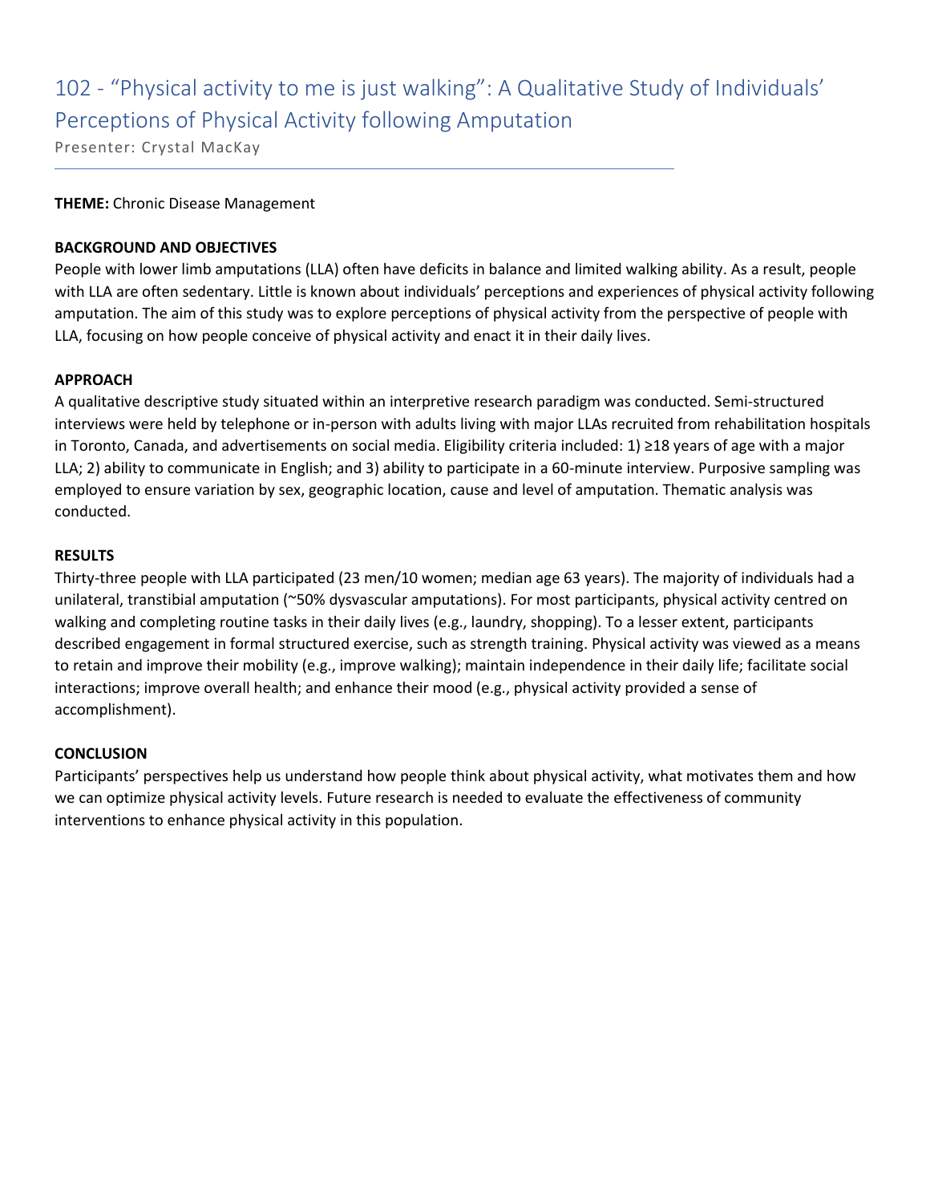# 102 - "Physical activity to me is just walking": A Qualitative Study of Individuals' Perceptions of Physical Activity following Amputation

Presenter: Crystal MacKay

**THEME:** Chronic Disease Management

**BACKGROUND AND OBJECTIVES**

People with lower limb amputations (LLA) often have deficits in balance and limited walking ability. As a result, people with LLA are often sedentary. Little is known about individuals' perceptions and experiences of physical activity following amputation. The aim of this study was to explore perceptions of physical activity from the perspective of people with LLA, focusing on how people conceive of physical activity and enact it in their daily lives.

**APPROACH**

A qualitative descriptive study situated within an interpretive research paradigm was conducted. Semi-structured interviews were held by telephone or in-person with adults living with major LLAs recruited from rehabilitation hospitals in Toronto, Canada, and advertisements on social media. Eligibility criteria included: 1) ≥18 years of age with a major LLA; 2) ability to communicate in English; and 3) ability to participate in a 60-minute interview. Purposive sampling was employed to ensure variation by sex, geographic location, cause and level of amputation. Thematic analysis was conducted.

**RESULTS**

Thirty-three people with LLA participated (23 men/10 women; median age 63 years). The majority of individuals had a unilateral, transtibial amputation (~50% dysvascular amputations). For most participants, physical activity centred on walking and completing routine tasks in their daily lives (e.g., laundry, shopping). To a lesser extent, participants described engagement in formal structured exercise, such as strength training. Physical activity was viewed as a means to retain and improve their mobility (e.g., improve walking); maintain independence in their daily life; facilitate social interactions; improve overall health; and enhance their mood (e.g., physical activity provided a sense of accomplishment).

**CONCLUSION**

Participants' perspectives help us understand how people think about physical activity, what motivates them and how we can optimize physical activity levels. Future research is needed to evaluate the effectiveness of community interventions to enhance physical activity in this population.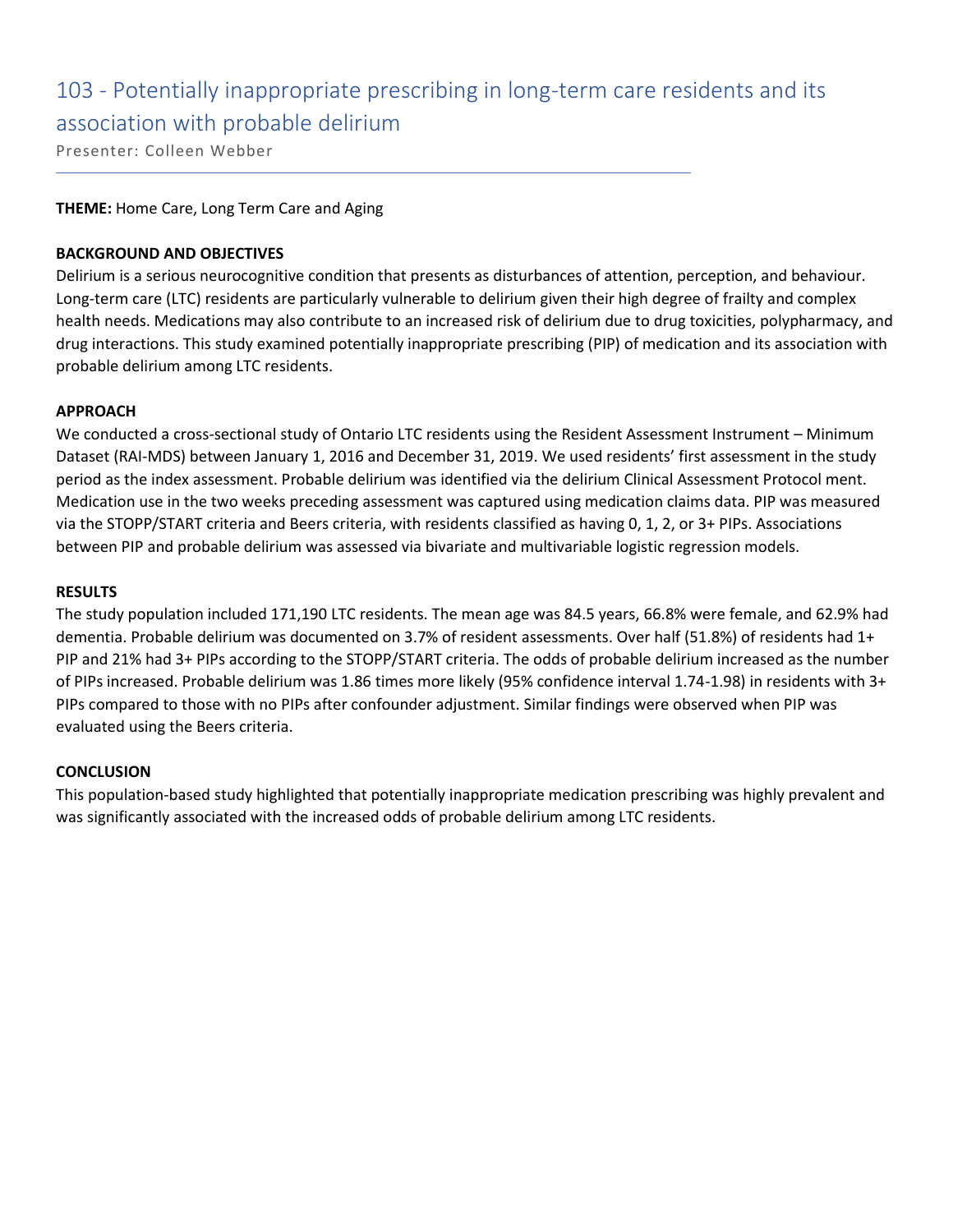# 103 - Potentially inappropriate prescribing in long-term care residents and its association with probable delirium

Presenter: Colleen Webber

**THEME:** Home Care, Long Term Care and Aging

**BACKGROUND AND OBJECTIVES**

Delirium is a serious neurocognitive condition that presents as disturbances of attention, perception, and behaviour. Long-term care (LTC) residents are particularly vulnerable to delirium given their high degree of frailty and complex health needs. Medications may also contribute to an increased risk of delirium due to drug toxicities, polypharmacy, and drug interactions. This study examined potentially inappropriate prescribing (PIP) of medication and its association with probable delirium among LTC residents.

**APPROACH**

We conducted a cross-sectional study of Ontario LTC residents using the Resident Assessment Instrument – Minimum Dataset (RAI-MDS) between January 1, 2016 and December 31, 2019. We used residents' first assessment in the study period as the index assessment. Probable delirium was identified via the delirium Clinical Assessment Protocol ment. Medication use in the two weeks preceding assessment was captured using medication claims data. PIP was measured via the STOPP/START criteria and Beers criteria, with residents classified as having 0, 1, 2, or 3+ PIPs. Associations between PIP and probable delirium was assessed via bivariate and multivariable logistic regression models.

**RESULTS**

The study population included 171,190 LTC residents. The mean age was 84.5 years, 66.8% were female, and 62.9% had dementia. Probable delirium was documented on 3.7% of resident assessments. Over half (51.8%) of residents had 1+ PIP and 21% had 3+ PIPs according to the STOPP/START criteria. The odds of probable delirium increased as the number of PIPs increased. Probable delirium was 1.86 times more likely (95% confidence interval 1.74-1.98) in residents with 3+ PIPs compared to those with no PIPs after confounder adjustment. Similar findings were observed when PIP was evaluated using the Beers criteria.

**CONCLUSION**

This population-based study highlighted that potentially inappropriate medication prescribing was highly prevalent and was significantly associated with the increased odds of probable delirium among LTC residents.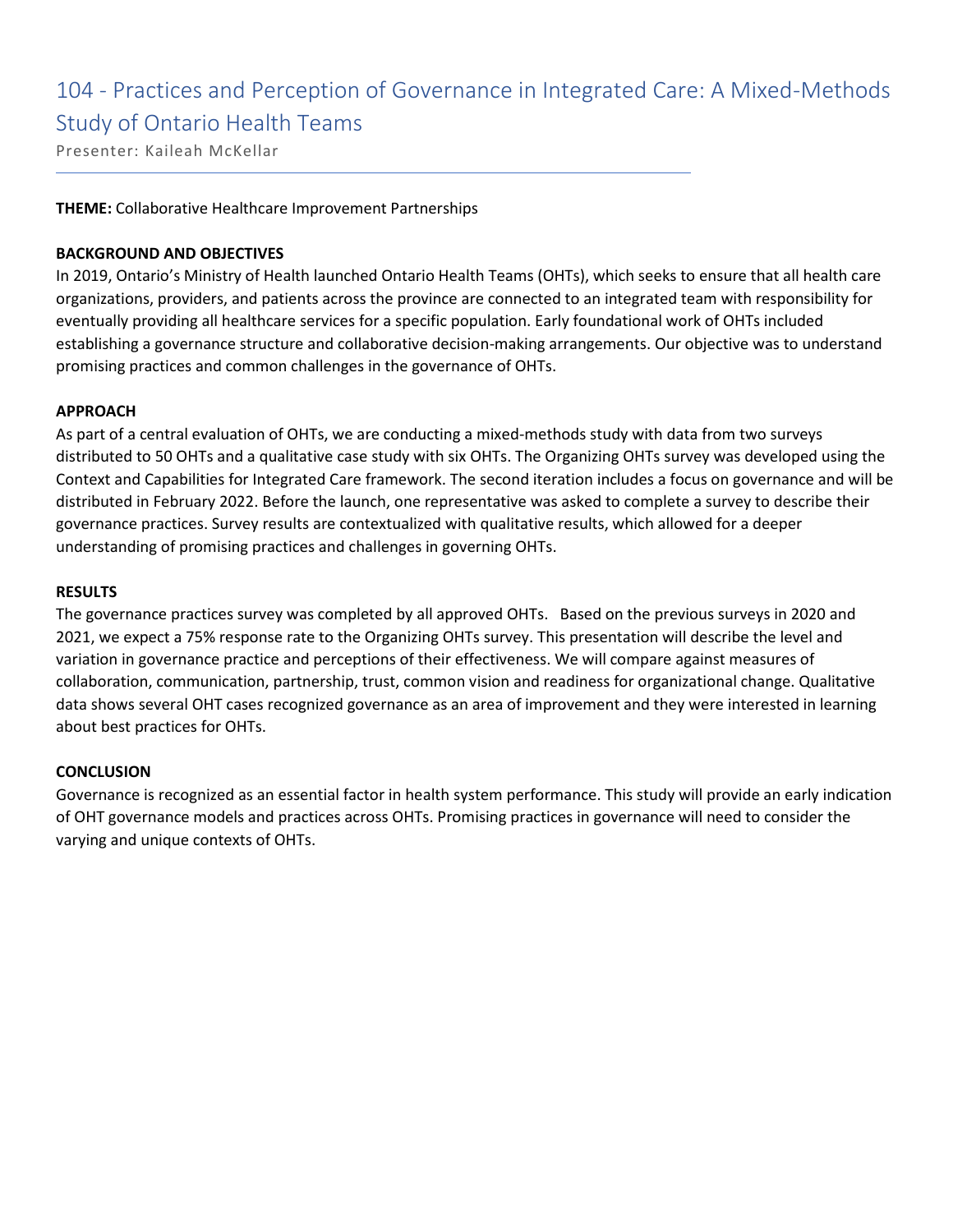# 104 - Practices and Perception of Governance in Integrated Care: A Mixed-Methods Study of Ontario Health Teams

Presenter: Kaileah McKellar

**THEME:** Collaborative Healthcare Improvement Partnerships

**BACKGROUND AND OBJECTIVES**

In 2019, Ontario's Ministry of Health launched Ontario Health Teams (OHTs), which seeks to ensure that all health care organizations, providers, and patients across the province are connected to an integrated team with responsibility for eventually providing all healthcare services for a specific population. Early foundational work of OHTs included establishing a governance structure and collaborative decision-making arrangements. Our objective was to understand promising practices and common challenges in the governance of OHTs.

**APPROACH**

As part of a central evaluation of OHTs, we are conducting a mixed-methods study with data from two surveys distributed to 50 OHTs and a qualitative case study with six OHTs. The Organizing OHTs survey was developed using the Context and Capabilities for Integrated Care framework. The second iteration includes a focus on governance and will be distributed in February 2022. Before the launch, one representative was asked to complete a survey to describe their governance practices. Survey results are contextualized with qualitative results, which allowed for a deeper understanding of promising practices and challenges in governing OHTs.

**RESULTS**

The governance practices survey was completed by all approved OHTs. Based on the previous surveys in 2020 and 2021, we expect a 75% response rate to the Organizing OHTs survey. This presentation will describe the level and variation in governance practice and perceptions of their effectiveness. We will compare against measures of collaboration, communication, partnership, trust, common vision and readiness for organizational change. Qualitative data shows several OHT cases recognized governance as an area of improvement and they were interested in learning about best practices for OHTs.

**CONCLUSION**

Governance is recognized as an essential factor in health system performance. This study will provide an early indication of OHT governance models and practices across OHTs. Promising practices in governance will need to consider the varying and unique contexts of OHTs.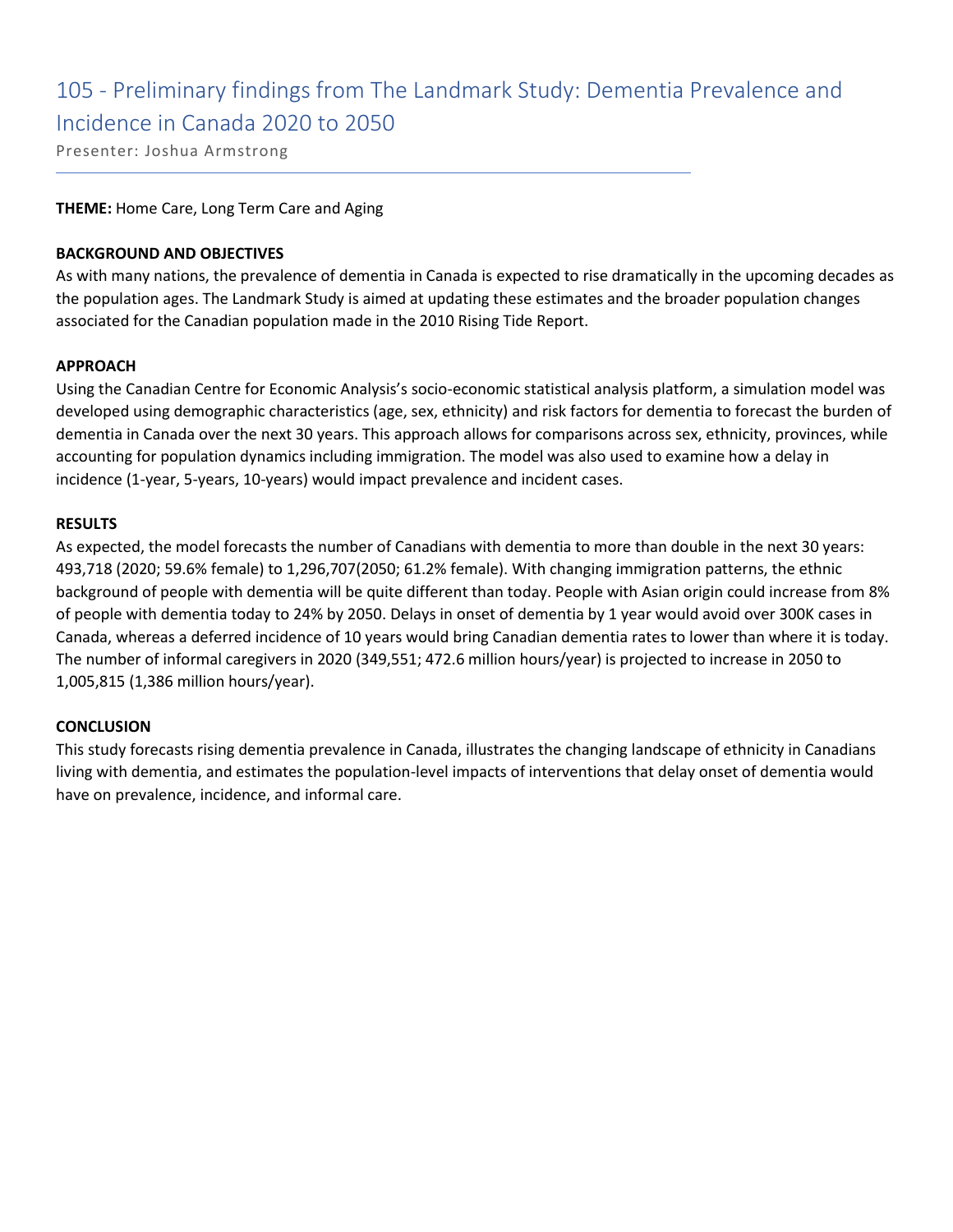# 105 - Preliminary findings from The Landmark Study: Dementia Prevalence and Incidence in Canada 2020 to 2050

Presenter: Joshua Armstrong

**THEME:** Home Care, Long Term Care and Aging

**BACKGROUND AND OBJECTIVES**

As with many nations, the prevalence of dementia in Canada is expected to rise dramatically in the upcoming decades as the population ages. The Landmark Study is aimed at updating these estimates and the broader population changes associated for the Canadian population made in the 2010 Rising Tide Report.

**APPROACH**

Using the Canadian Centre for Economic Analysis's socio-economic statistical analysis platform, a simulation model was developed using demographic characteristics (age, sex, ethnicity) and risk factors for dementia to forecast the burden of dementia in Canada over the next 30 years. This approach allows for comparisons across sex, ethnicity, provinces, while accounting for population dynamics including immigration. The model was also used to examine how a delay in incidence (1-year, 5-years, 10-years) would impact prevalence and incident cases.

**RESULTS**

As expected, the model forecasts the number of Canadians with dementia to more than double in the next 30 years: 493,718 (2020; 59.6% female) to 1,296,707(2050; 61.2% female). With changing immigration patterns, the ethnic background of people with dementia will be quite different than today. People with Asian origin could increase from 8% of people with dementia today to 24% by 2050. Delays in onset of dementia by 1 year would avoid over 300K cases in Canada, whereas a deferred incidence of 10 years would bring Canadian dementia rates to lower than where it is today. The number of informal caregivers in 2020 (349,551; 472.6 million hours/year) is projected to increase in 2050 to 1,005,815 (1,386 million hours/year).

**CONCLUSION**

This study forecasts rising dementia prevalence in Canada, illustrates the changing landscape of ethnicity in Canadians living with dementia, and estimates the population-level impacts of interventions that delay onset of dementia would have on prevalence, incidence, and informal care.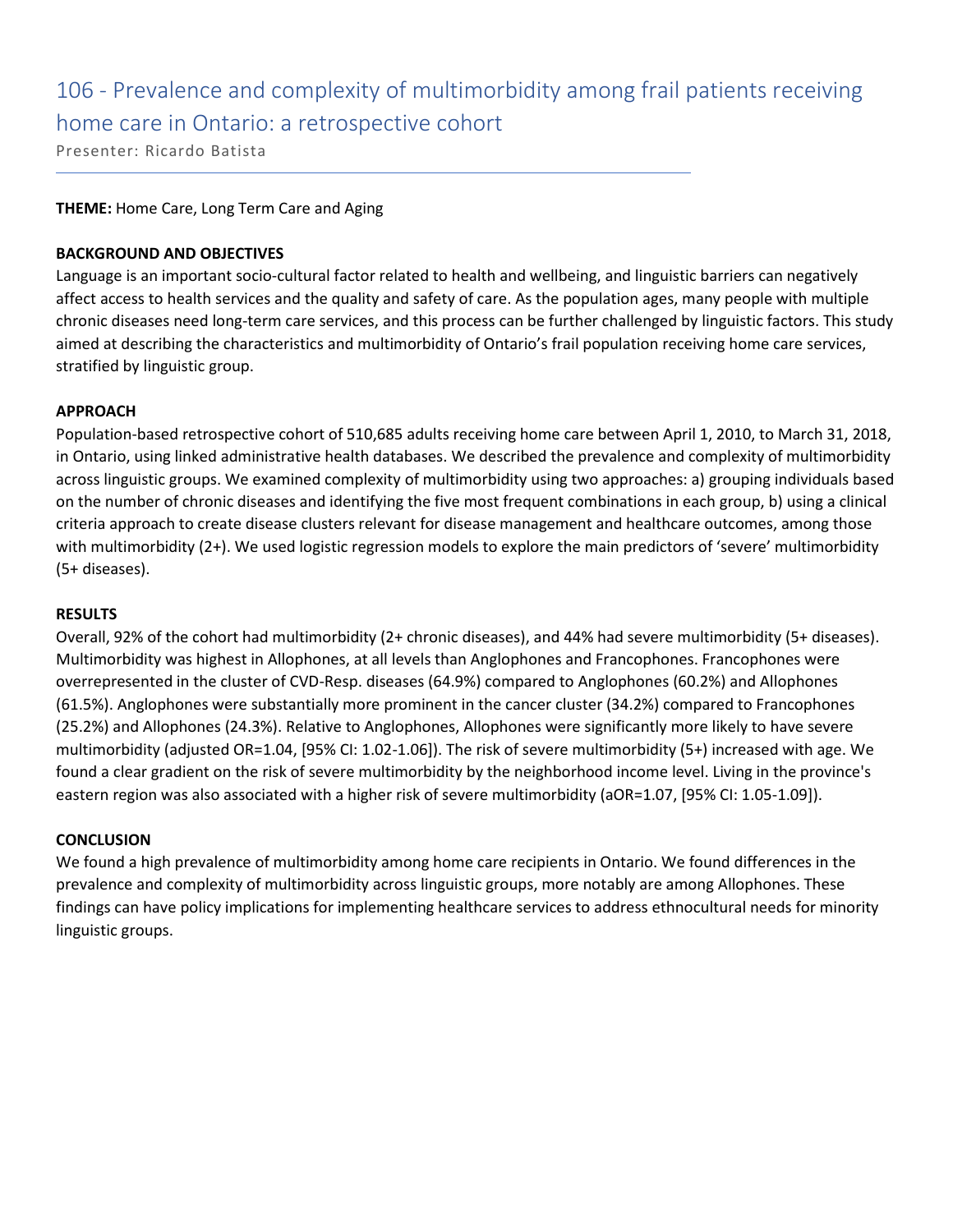# 106 - Prevalence and complexity of multimorbidity among frail patients receiving home care in Ontario: a retrospective cohort

Presenter: Ricardo Batista

**THEME:** Home Care, Long Term Care and Aging

**BACKGROUND AND OBJECTIVES**

Language is an important socio-cultural factor related to health and wellbeing, and linguistic barriers can negatively affect access to health services and the quality and safety of care. As the population ages, many people with multiple chronic diseases need long-term care services, and this process can be further challenged by linguistic factors. This study aimed at describing the characteristics and multimorbidity of Ontario's frail population receiving home care services, stratified by linguistic group.

**APPROACH**

Population-based retrospective cohort of 510,685 adults receiving home care between April 1, 2010, to March 31, 2018, in Ontario, using linked administrative health databases. We described the prevalence and complexity of multimorbidity across linguistic groups. We examined complexity of multimorbidity using two approaches: a) grouping individuals based on the number of chronic diseases and identifying the five most frequent combinations in each group, b) using a clinical criteria approach to create disease clusters relevant for disease management and healthcare outcomes, among those with multimorbidity (2+). We used logistic regression models to explore the main predictors of 'severe' multimorbidity (5+ diseases).

**RESULTS**

Overall, 92% of the cohort had multimorbidity (2+ chronic diseases), and 44% had severe multimorbidity (5+ diseases). Multimorbidity was highest in Allophones, at all levels than Anglophones and Francophones. Francophones were overrepresented in the cluster of CVD-Resp. diseases (64.9%) compared to Anglophones (60.2%) and Allophones (61.5%). Anglophones were substantially more prominent in the cancer cluster (34.2%) compared to Francophones (25.2%) and Allophones (24.3%). Relative to Anglophones, Allophones were significantly more likely to have severe multimorbidity (adjusted OR=1.04, [95% CI: 1.02-1.06]). The risk of severe multimorbidity (5+) increased with age. We found a clear gradient on the risk of severe multimorbidity by the neighborhood income level. Living in the province's eastern region was also associated with a higher risk of severe multimorbidity (aOR=1.07, [95% CI: 1.05-1.09]).

**CONCLUSION**

We found a high prevalence of multimorbidity among home care recipients in Ontario. We found differences in the prevalence and complexity of multimorbidity across linguistic groups, more notably are among Allophones. These findings can have policy implications for implementing healthcare services to address ethnocultural needs for minority linguistic groups.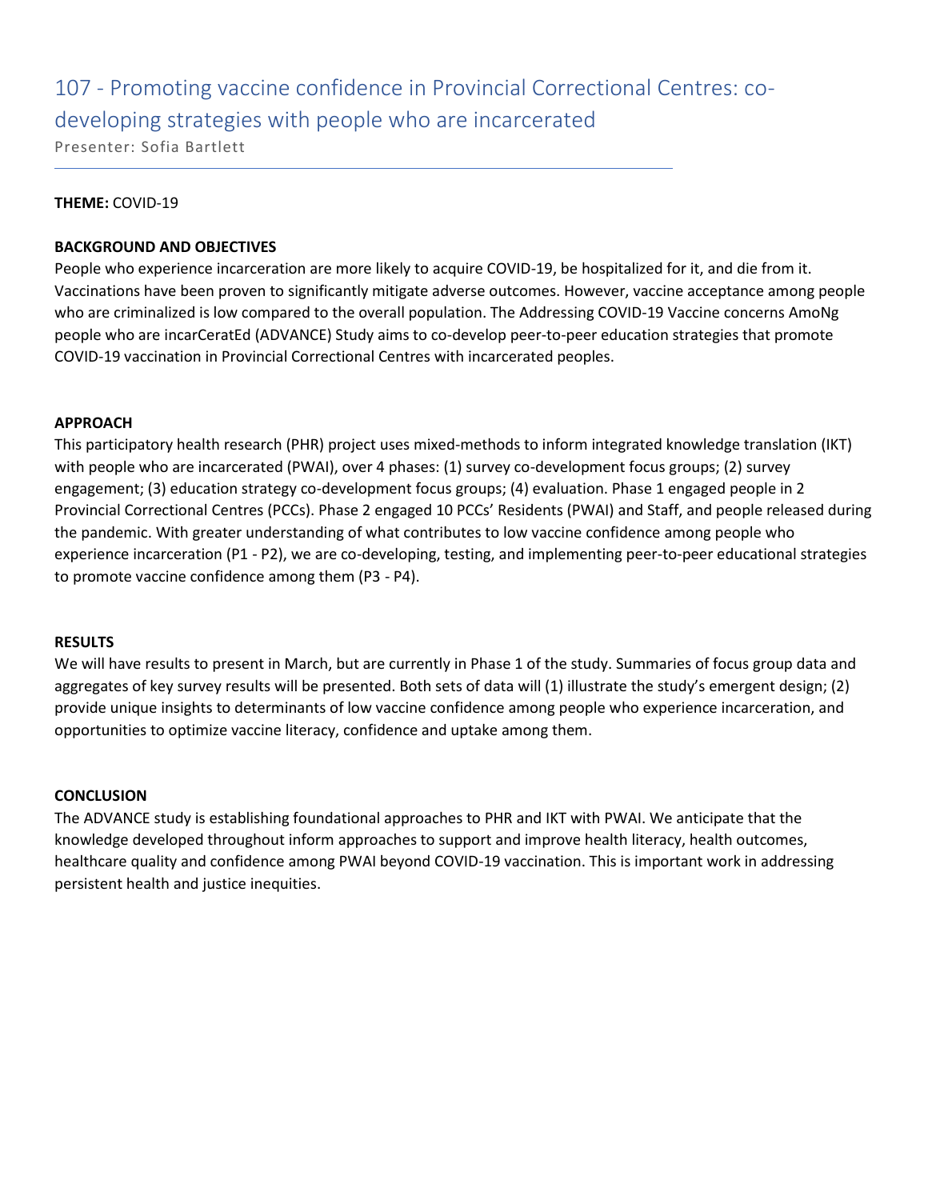# 107 - Promoting vaccine confidence in Provincial Correctional Centres: co-developing strategies with people who are incarcerated

Presenter: Sofia Bartlett

**THEME:** COVID-19

**BACKGROUND AND OBJECTIVES**

People who experience incarceration are more likely to acquire COVID-19, be hospitalized for it, and die from it. Vaccinations have been proven to significantly mitigate adverse outcomes. However, vaccine acceptance among people who are criminalized is low compared to the overall population. The Addressing COVID-19 Vaccine concerns AmoNg people who are incarCeratEd (ADVANCE) Study aims to co-develop peer-to-peer education strategies that promote COVID-19 vaccination in Provincial Correctional Centres with incarcerated peoples.

**APPROACH**

This participatory health research (PHR) project uses mixed-methods to inform integrated knowledge translation (IKT) with people who are incarcerated (PWAI), over 4 phases: (1) survey co-development focus groups; (2) survey engagement; (3) education strategy co-development focus groups; (4) evaluation. Phase 1 engaged people in 2 Provincial Correctional Centres (PCCs). Phase 2 engaged 10 PCCs' Residents (PWAI) and Staff, and people released during the pandemic. With greater understanding of what contributes to low vaccine confidence among people who experience incarceration (P1 - P2), we are co-developing, testing, and implementing peer-to-peer educational strategies to promote vaccine confidence among them (P3 - P4).

**RESULTS**

We will have results to present in March, but are currently in Phase 1 of the study. Summaries of focus group data and aggregates of key survey results will be presented. Both sets of data will (1) illustrate the study's emergent design; (2) provide unique insights to determinants of low vaccine confidence among people who experience incarceration, and opportunities to optimize vaccine literacy, confidence and uptake among them.

**CONCLUSION**

The ADVANCE study is establishing foundational approaches to PHR and IKT with PWAI. We anticipate that the knowledge developed throughout inform approaches to support and improve health literacy, health outcomes, healthcare quality and confidence among PWAI beyond COVID-19 vaccination. This is important work in addressing persistent health and justice inequities.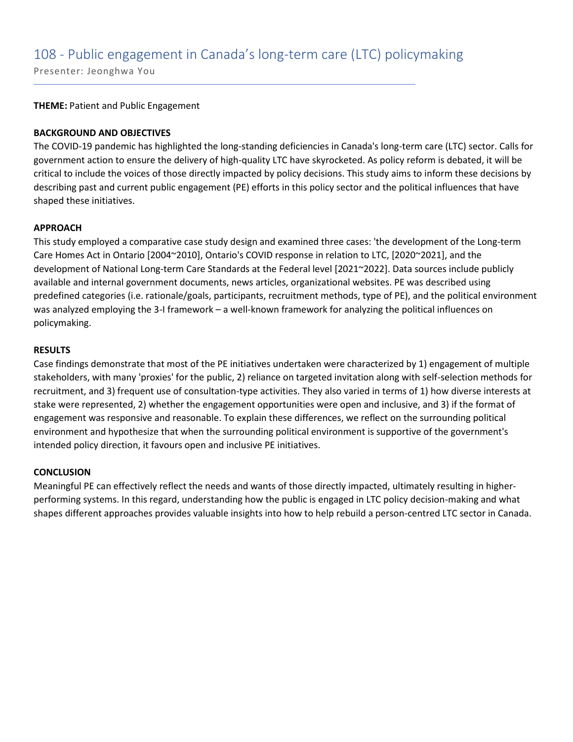# 108 - Public engagement in Canada's long-term care (LTC) policymaking

Presenter: Jeonghwa You

**THEME:** Patient and Public Engagement

**BACKGROUND AND OBJECTIVES**

The COVID-19 pandemic has highlighted the long-standing deficiencies in Canada's long-term care (LTC) sector. Calls for government action to ensure the delivery of high-quality LTC have skyrocketed. As policy reform is debated, it will be critical to include the voices of those directly impacted by policy decisions. This study aims to inform these decisions by describing past and current public engagement (PE) efforts in this policy sector and the political influences that have shaped these initiatives.

**APPROACH**

This study employed a comparative case study design and examined three cases: 'the development of the Long-term Care Homes Act in Ontario [2004~2010], Ontario's COVID response in relation to LTC, [2020~2021], and the development of National Long-term Care Standards at the Federal level [2021~2022]. Data sources include publicly available and internal government documents, news articles, organizational websites. PE was described using predefined categories (i.e. rationale/goals, participants, recruitment methods, type of PE), and the political environment was analyzed employing the 3-I framework – a well-known framework for analyzing the political influences on policymaking.

**RESULTS**

Case findings demonstrate that most of the PE initiatives undertaken were characterized by 1) engagement of multiple stakeholders, with many 'proxies' for the public, 2) reliance on targeted invitation along with self-selection methods for recruitment, and 3) frequent use of consultation-type activities. They also varied in terms of 1) how diverse interests at stake were represented, 2) whether the engagement opportunities were open and inclusive, and 3) if the format of engagement was responsive and reasonable. To explain these differences, we reflect on the surrounding political environment and hypothesize that when the surrounding political environment is supportive of the government's intended policy direction, it favours open and inclusive PE initiatives.

**CONCLUSION**

Meaningful PE can effectively reflect the needs and wants of those directly impacted, ultimately resulting in higher-performing systems. In this regard, understanding how the public is engaged in LTC policy decision-making and what shapes different approaches provides valuable insights into how to help rebuild a person-centred LTC sector in Canada.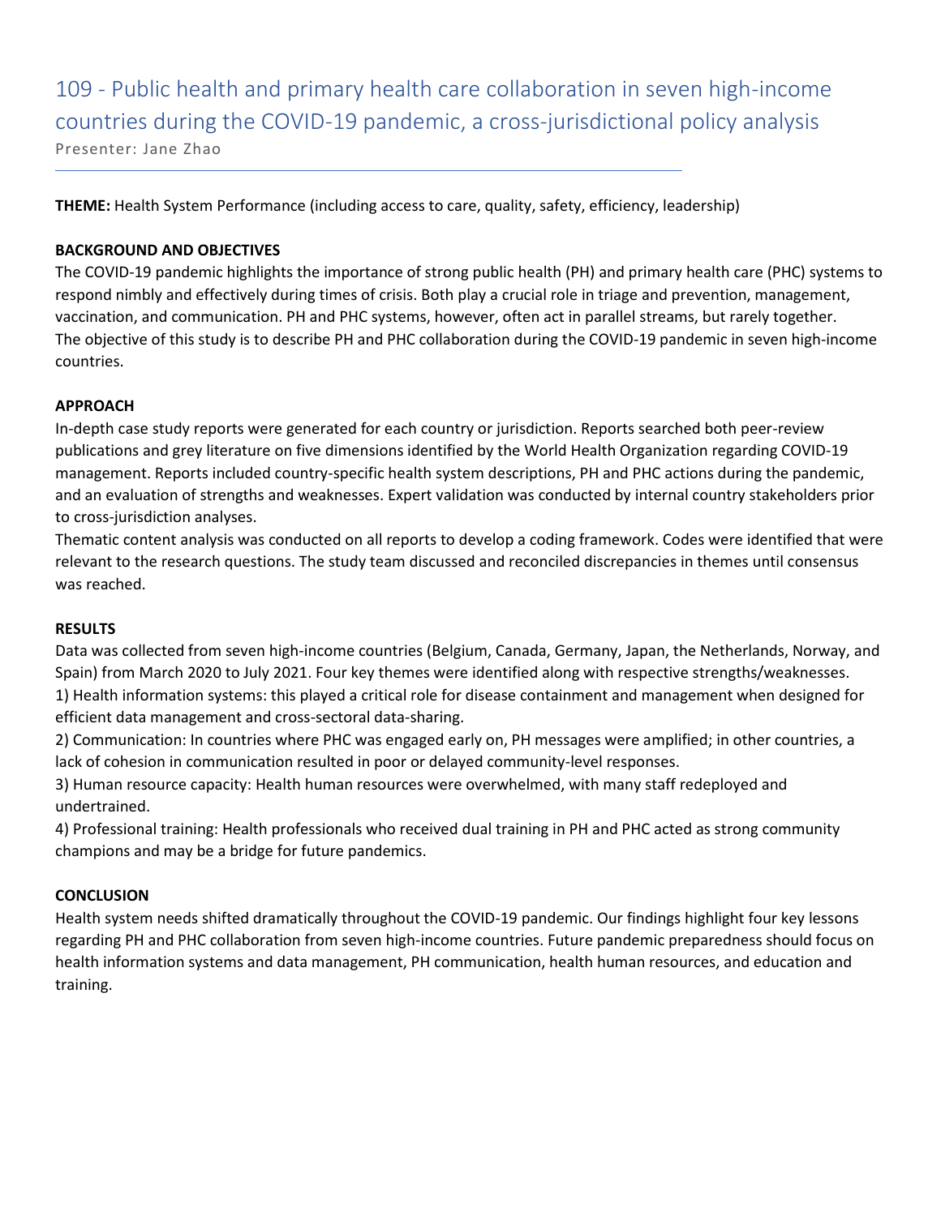# 109 - Public health and primary health care collaboration in seven high-income countries during the COVID-19 pandemic, a cross-jurisdictional policy analysis

Presenter: Jane Zhao

**THEME:** Health System Performance (including access to care, quality, safety, efficiency, leadership)

**BACKGROUND AND OBJECTIVES**

The COVID-19 pandemic highlights the importance of strong public health (PH) and primary health care (PHC) systems to respond nimbly and effectively during times of crisis. Both play a crucial role in triage and prevention, management, vaccination, and communication. PH and PHC systems, however, often act in parallel streams, but rarely together. The objective of this study is to describe PH and PHC collaboration during the COVID-19 pandemic in seven high-income countries.

**APPROACH**

In-depth case study reports were generated for each country or jurisdiction. Reports searched both peer-review publications and grey literature on five dimensions identified by the World Health Organization regarding COVID-19 management. Reports included country-specific health system descriptions, PH and PHC actions during the pandemic, and an evaluation of strengths and weaknesses. Expert validation was conducted by internal country stakeholders prior to cross-jurisdiction analyses.

Thematic content analysis was conducted on all reports to develop a coding framework. Codes were identified that were relevant to the research questions. The study team discussed and reconciled discrepancies in themes until consensus was reached.

**RESULTS**

Data was collected from seven high-income countries (Belgium, Canada, Germany, Japan, the Netherlands, Norway, and Spain) from March 2020 to July 2021. Four key themes were identified along with respective strengths/weaknesses.

1) Health information systems: this played a critical role for disease containment and management when designed for efficient data management and cross-sectoral data-sharing.

2) Communication: In countries where PHC was engaged early on, PH messages were amplified; in other countries, a lack of cohesion in communication resulted in poor or delayed community-level responses.

3) Human resource capacity: Health human resources were overwhelmed, with many staff redeployed and undertrained.

4) Professional training: Health professionals who received dual training in PH and PHC acted as strong community champions and may be a bridge for future pandemics.

**CONCLUSION**

Health system needs shifted dramatically throughout the COVID-19 pandemic. Our findings highlight four key lessons regarding PH and PHC collaboration from seven high-income countries. Future pandemic preparedness should focus on health information systems and data management, PH communication, health human resources, and education and training.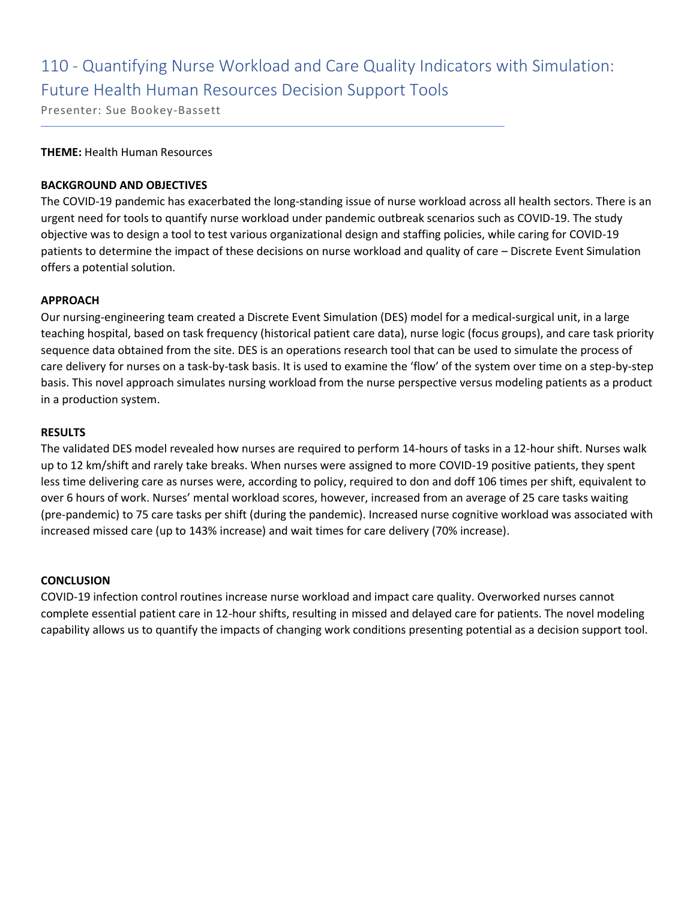# 110 - Quantifying Nurse Workload and Care Quality Indicators with Simulation: Future Health Human Resources Decision Support Tools

Presenter: Sue Bookey-Bassett

**THEME:** Health Human Resources

**BACKGROUND AND OBJECTIVES**

The COVID-19 pandemic has exacerbated the long-standing issue of nurse workload across all health sectors. There is an urgent need for tools to quantify nurse workload under pandemic outbreak scenarios such as COVID-19. The study objective was to design a tool to test various organizational design and staffing policies, while caring for COVID-19 patients to determine the impact of these decisions on nurse workload and quality of care – Discrete Event Simulation offers a potential solution.

**APPROACH**

Our nursing-engineering team created a Discrete Event Simulation (DES) model for a medical-surgical unit, in a large teaching hospital, based on task frequency (historical patient care data), nurse logic (focus groups), and care task priority sequence data obtained from the site. DES is an operations research tool that can be used to simulate the process of care delivery for nurses on a task-by-task basis. It is used to examine the 'flow' of the system over time on a step-by-step basis. This novel approach simulates nursing workload from the nurse perspective versus modeling patients as a product in a production system.

**RESULTS**

The validated DES model revealed how nurses are required to perform 14-hours of tasks in a 12-hour shift. Nurses walk up to 12 km/shift and rarely take breaks. When nurses were assigned to more COVID-19 positive patients, they spent less time delivering care as nurses were, according to policy, required to don and doff 106 times per shift, equivalent to over 6 hours of work. Nurses' mental workload scores, however, increased from an average of 25 care tasks waiting (pre-pandemic) to 75 care tasks per shift (during the pandemic). Increased nurse cognitive workload was associated with increased missed care (up to 143% increase) and wait times for care delivery (70% increase).

**CONCLUSION**

COVID-19 infection control routines increase nurse workload and impact care quality. Overworked nurses cannot complete essential patient care in 12-hour shifts, resulting in missed and delayed care for patients. The novel modeling capability allows us to quantify the impacts of changing work conditions presenting potential as a decision support tool.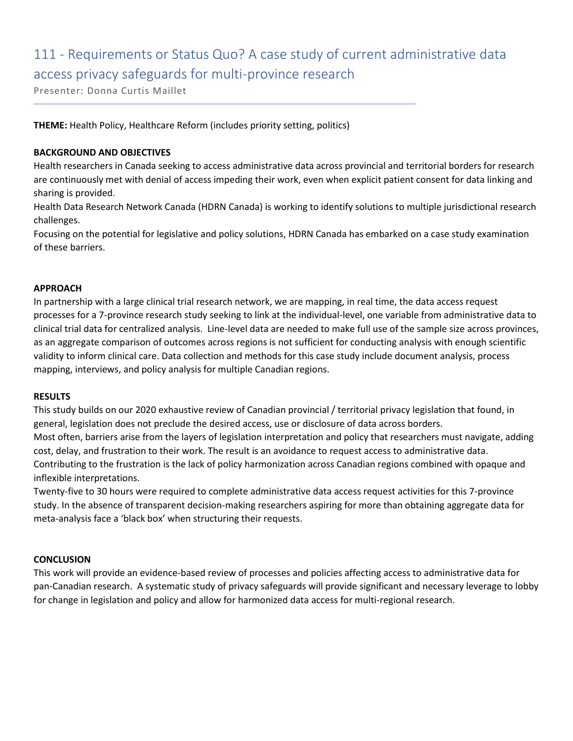# 111 - Requirements or Status Quo? A case study of current administrative data access privacy safeguards for multi-province research

Presenter: Donna Curtis Maillet

**THEME:** Health Policy, Healthcare Reform (includes priority setting, politics)

**BACKGROUND AND OBJECTIVES**

Health researchers in Canada seeking to access administrative data across provincial and territorial borders for research are continuously met with denial of access impeding their work, even when explicit patient consent for data linking and sharing is provided.

Health Data Research Network Canada (HDRN Canada) is working to identify solutions to multiple jurisdictional research challenges.

Focusing on the potential for legislative and policy solutions, HDRN Canada has embarked on a case study examination of these barriers.

**APPROACH**

In partnership with a large clinical trial research network, we are mapping, in real time, the data access request processes for a 7-province research study seeking to link at the individual-level, one variable from administrative data to clinical trial data for centralized analysis. Line-level data are needed to make full use of the sample size across provinces, as an aggregate comparison of outcomes across regions is not sufficient for conducting analysis with enough scientific validity to inform clinical care. Data collection and methods for this case study include document analysis, process mapping, interviews, and policy analysis for multiple Canadian regions.

**RESULTS**

This study builds on our 2020 exhaustive review of Canadian provincial / territorial privacy legislation that found, in general, legislation does not preclude the desired access, use or disclosure of data across borders.

Most often, barriers arise from the layers of legislation interpretation and policy that researchers must navigate, adding cost, delay, and frustration to their work. The result is an avoidance to request access to administrative data.

Contributing to the frustration is the lack of policy harmonization across Canadian regions combined with opaque and inflexible interpretations.

Twenty-five to 30 hours were required to complete administrative data access request activities for this 7-province study. In the absence of transparent decision-making researchers aspiring for more than obtaining aggregate data for meta-analysis face a 'black box' when structuring their requests.

**CONCLUSION**

This work will provide an evidence-based review of processes and policies affecting access to administrative data for pan-Canadian research. A systematic study of privacy safeguards will provide significant and necessary leverage to lobby for change in legislation and policy and allow for harmonized data access for multi-regional research.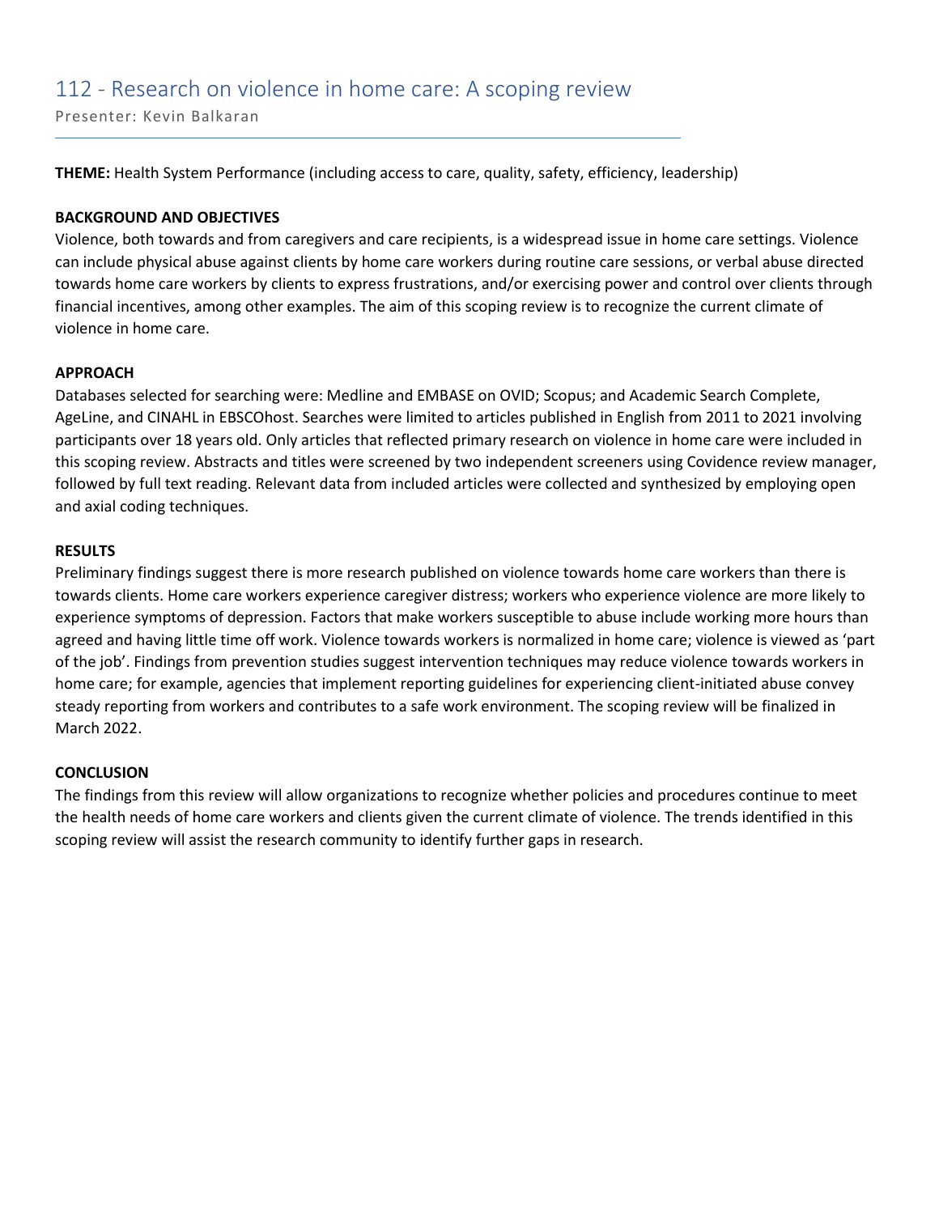# 112 - Research on violence in home care: A scoping review

Presenter: Kevin Balkaran

**THEME:** Health System Performance (including access to care, quality, safety, efficiency, leadership)

**BACKGROUND AND OBJECTIVES**

Violence, both towards and from caregivers and care recipients, is a widespread issue in home care settings. Violence can include physical abuse against clients by home care workers during routine care sessions, or verbal abuse directed towards home care workers by clients to express frustrations, and/or exercising power and control over clients through financial incentives, among other examples. The aim of this scoping review is to recognize the current climate of violence in home care.

**APPROACH**

Databases selected for searching were: Medline and EMBASE on OVID; Scopus; and Academic Search Complete, AgeLine, and CINAHL in EBSCOhost. Searches were limited to articles published in English from 2011 to 2021 involving participants over 18 years old. Only articles that reflected primary research on violence in home care were included in this scoping review. Abstracts and titles were screened by two independent screeners using Covidence review manager, followed by full text reading. Relevant data from included articles were collected and synthesized by employing open and axial coding techniques.

**RESULTS**

Preliminary findings suggest there is more research published on violence towards home care workers than there is towards clients. Home care workers experience caregiver distress; workers who experience violence are more likely to experience symptoms of depression. Factors that make workers susceptible to abuse include working more hours than agreed and having little time off work. Violence towards workers is normalized in home care; violence is viewed as 'part of the job'. Findings from prevention studies suggest intervention techniques may reduce violence towards workers in home care; for example, agencies that implement reporting guidelines for experiencing client-initiated abuse convey steady reporting from workers and contributes to a safe work environment. The scoping review will be finalized in March 2022.

**CONCLUSION**

The findings from this review will allow organizations to recognize whether policies and procedures continue to meet the health needs of home care workers and clients given the current climate of violence. The trends identified in this scoping review will assist the research community to identify further gaps in research.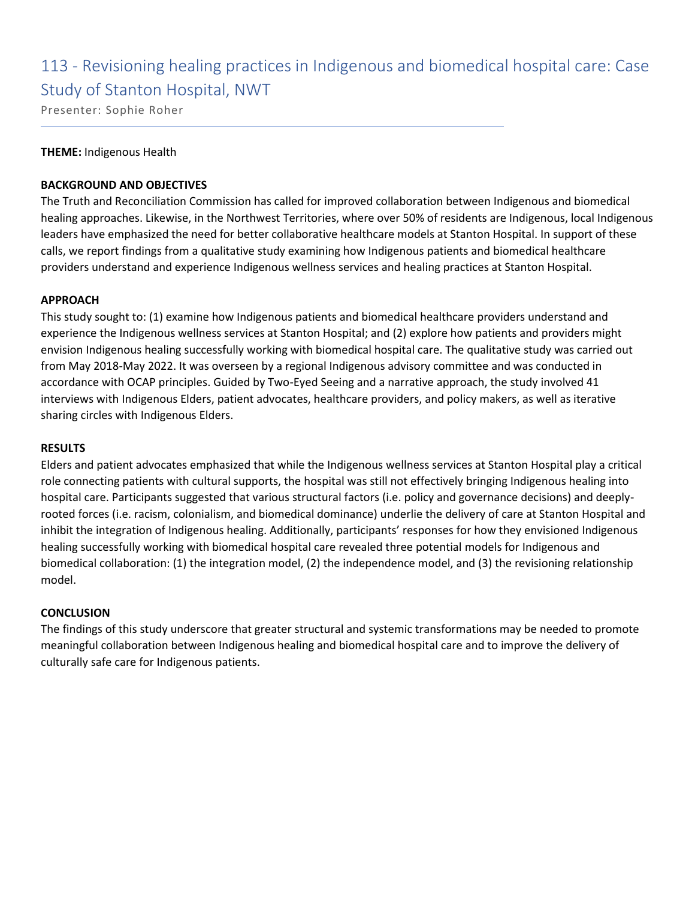# 113 - Revisioning healing practices in Indigenous and biomedical hospital care: Case Study of Stanton Hospital, NWT

Presenter: Sophie Roher

**THEME:** Indigenous Health

**BACKGROUND AND OBJECTIVES**

The Truth and Reconciliation Commission has called for improved collaboration between Indigenous and biomedical healing approaches. Likewise, in the Northwest Territories, where over 50% of residents are Indigenous, local Indigenous leaders have emphasized the need for better collaborative healthcare models at Stanton Hospital. In support of these calls, we report findings from a qualitative study examining how Indigenous patients and biomedical healthcare providers understand and experience Indigenous wellness services and healing practices at Stanton Hospital.

**APPROACH**

This study sought to: (1) examine how Indigenous patients and biomedical healthcare providers understand and experience the Indigenous wellness services at Stanton Hospital; and (2) explore how patients and providers might envision Indigenous healing successfully working with biomedical hospital care. The qualitative study was carried out from May 2018-May 2022. It was overseen by a regional Indigenous advisory committee and was conducted in accordance with OCAP principles. Guided by Two-Eyed Seeing and a narrative approach, the study involved 41 interviews with Indigenous Elders, patient advocates, healthcare providers, and policy makers, as well as iterative sharing circles with Indigenous Elders.

**RESULTS**

Elders and patient advocates emphasized that while the Indigenous wellness services at Stanton Hospital play a critical role connecting patients with cultural supports, the hospital was still not effectively bringing Indigenous healing into hospital care. Participants suggested that various structural factors (i.e. policy and governance decisions) and deeply-rooted forces (i.e. racism, colonialism, and biomedical dominance) underlie the delivery of care at Stanton Hospital and inhibit the integration of Indigenous healing. Additionally, participants' responses for how they envisioned Indigenous healing successfully working with biomedical hospital care revealed three potential models for Indigenous and biomedical collaboration: (1) the integration model, (2) the independence model, and (3) the revisioning relationship model.

**CONCLUSION**

The findings of this study underscore that greater structural and systemic transformations may be needed to promote meaningful collaboration between Indigenous healing and biomedical hospital care and to improve the delivery of culturally safe care for Indigenous patients.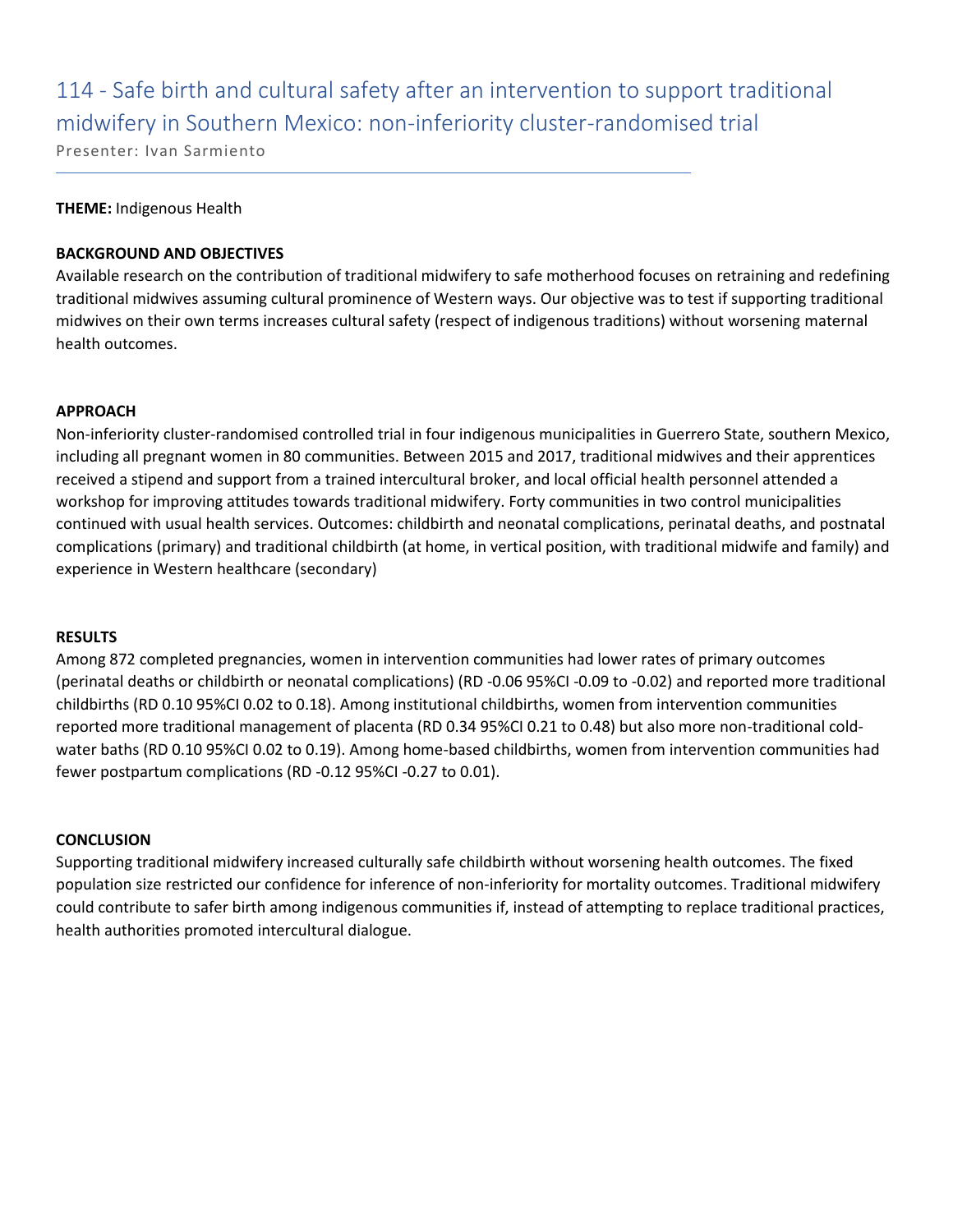# 114 - Safe birth and cultural safety after an intervention to support traditional midwifery in Southern Mexico: non-inferiority cluster-randomised trial

Presenter: Ivan Sarmiento

**THEME:** Indigenous Health

**BACKGROUND AND OBJECTIVES**

Available research on the contribution of traditional midwifery to safe motherhood focuses on retraining and redefining traditional midwives assuming cultural prominence of Western ways. Our objective was to test if supporting traditional midwives on their own terms increases cultural safety (respect of indigenous traditions) without worsening maternal health outcomes.

**APPROACH**

Non-inferiority cluster-randomised controlled trial in four indigenous municipalities in Guerrero State, southern Mexico, including all pregnant women in 80 communities. Between 2015 and 2017, traditional midwives and their apprentices received a stipend and support from a trained intercultural broker, and local official health personnel attended a workshop for improving attitudes towards traditional midwifery. Forty communities in two control municipalities continued with usual health services. Outcomes: childbirth and neonatal complications, perinatal deaths, and postnatal complications (primary) and traditional childbirth (at home, in vertical position, with traditional midwife and family) and experience in Western healthcare (secondary)

**RESULTS**

Among 872 completed pregnancies, women in intervention communities had lower rates of primary outcomes (perinatal deaths or childbirth or neonatal complications) (RD -0.06 95%CI -0.09 to -0.02) and reported more traditional childbirths (RD 0.10 95%CI 0.02 to 0.18). Among institutional childbirths, women from intervention communities reported more traditional management of placenta (RD 0.34 95%CI 0.21 to 0.48) but also more non-traditional cold-water baths (RD 0.10 95%CI 0.02 to 0.19). Among home-based childbirths, women from intervention communities had fewer postpartum complications (RD -0.12 95%CI -0.27 to 0.01).

**CONCLUSION**

Supporting traditional midwifery increased culturally safe childbirth without worsening health outcomes. The fixed population size restricted our confidence for inference of non-inferiority for mortality outcomes. Traditional midwifery could contribute to safer birth among indigenous communities if, instead of attempting to replace traditional practices, health authorities promoted intercultural dialogue.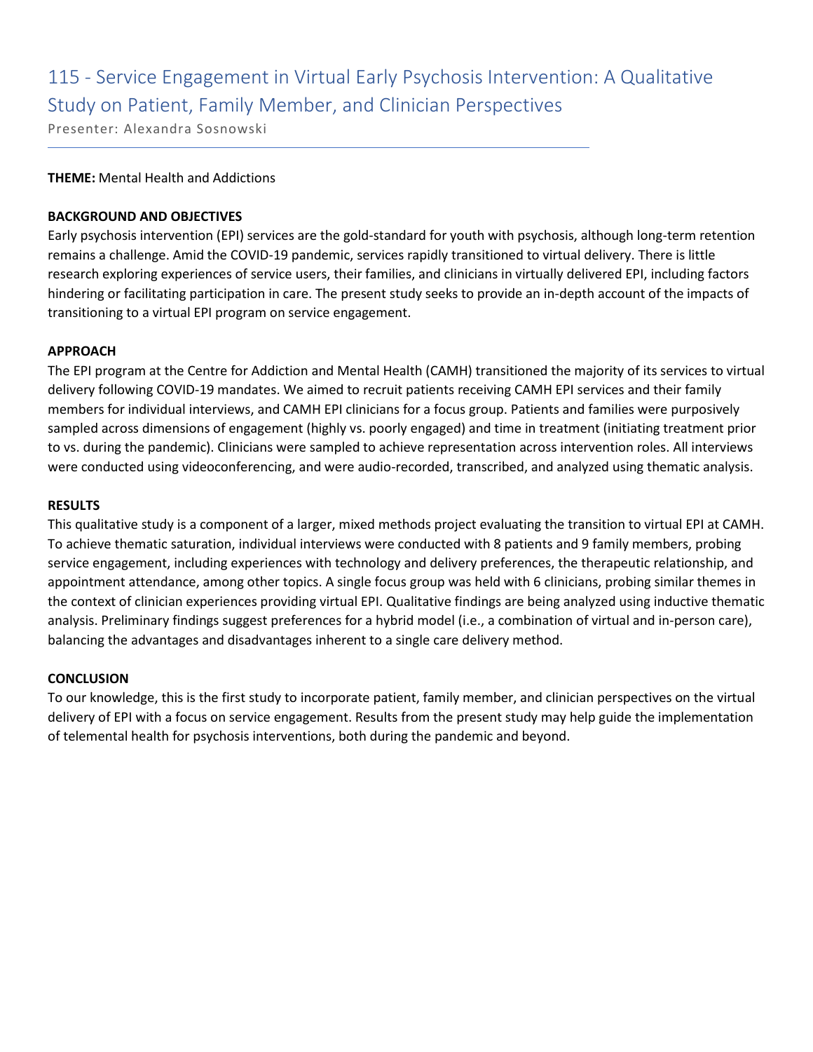# 115 - Service Engagement in Virtual Early Psychosis Intervention: A Qualitative Study on Patient, Family Member, and Clinician Perspectives

Presenter: Alexandra Sosnowski

**THEME:** Mental Health and Addictions

**BACKGROUND AND OBJECTIVES**

Early psychosis intervention (EPI) services are the gold-standard for youth with psychosis, although long-term retention remains a challenge. Amid the COVID-19 pandemic, services rapidly transitioned to virtual delivery. There is little research exploring experiences of service users, their families, and clinicians in virtually delivered EPI, including factors hindering or facilitating participation in care. The present study seeks to provide an in-depth account of the impacts of transitioning to a virtual EPI program on service engagement.

**APPROACH**

The EPI program at the Centre for Addiction and Mental Health (CAMH) transitioned the majority of its services to virtual delivery following COVID-19 mandates. We aimed to recruit patients receiving CAMH EPI services and their family members for individual interviews, and CAMH EPI clinicians for a focus group. Patients and families were purposively sampled across dimensions of engagement (highly vs. poorly engaged) and time in treatment (initiating treatment prior to vs. during the pandemic). Clinicians were sampled to achieve representation across intervention roles. All interviews were conducted using videoconferencing, and were audio-recorded, transcribed, and analyzed using thematic analysis.

**RESULTS**

This qualitative study is a component of a larger, mixed methods project evaluating the transition to virtual EPI at CAMH. To achieve thematic saturation, individual interviews were conducted with 8 patients and 9 family members, probing service engagement, including experiences with technology and delivery preferences, the therapeutic relationship, and appointment attendance, among other topics. A single focus group was held with 6 clinicians, probing similar themes in the context of clinician experiences providing virtual EPI. Qualitative findings are being analyzed using inductive thematic analysis. Preliminary findings suggest preferences for a hybrid model (i.e., a combination of virtual and in-person care), balancing the advantages and disadvantages inherent to a single care delivery method.

**CONCLUSION**

To our knowledge, this is the first study to incorporate patient, family member, and clinician perspectives on the virtual delivery of EPI with a focus on service engagement. Results from the present study may help guide the implementation of telemental health for psychosis interventions, both during the pandemic and beyond.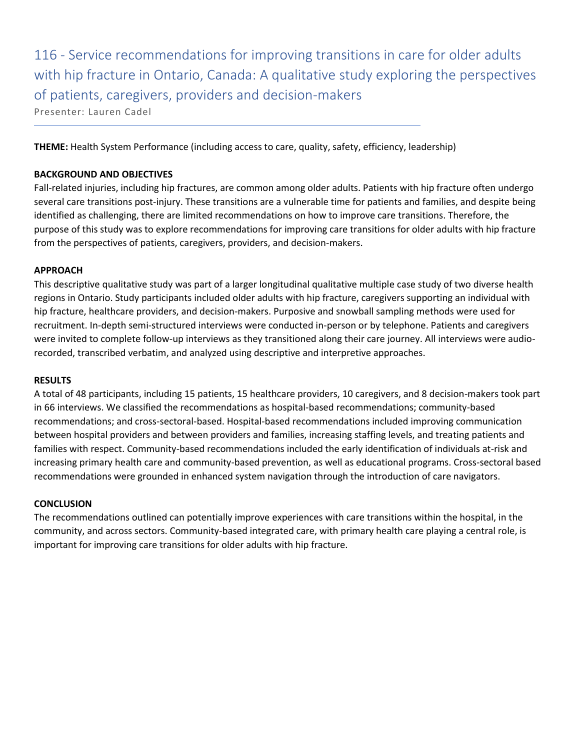# 116 - Service recommendations for improving transitions in care for older adults with hip fracture in Ontario, Canada: A qualitative study exploring the perspectives of patients, caregivers, providers and decision-makers

Presenter: Lauren Cadel

---

**THEME:** Health System Performance (including access to care, quality, safety, efficiency, leadership)

**BACKGROUND AND OBJECTIVES**

Fall-related injuries, including hip fractures, are common among older adults. Patients with hip fracture often undergo several care transitions post-injury. These transitions are a vulnerable time for patients and families, and despite being identified as challenging, there are limited recommendations on how to improve care transitions. Therefore, the purpose of this study was to explore recommendations for improving care transitions for older adults with hip fracture from the perspectives of patients, caregivers, providers, and decision-makers.

**APPROACH**

This descriptive qualitative study was part of a larger longitudinal qualitative multiple case study of two diverse health regions in Ontario. Study participants included older adults with hip fracture, caregivers supporting an individual with hip fracture, healthcare providers, and decision-makers. Purposive and snowball sampling methods were used for recruitment. In-depth semi-structured interviews were conducted in-person or by telephone. Patients and caregivers were invited to complete follow-up interviews as they transitioned along their care journey. All interviews were audio-recorded, transcribed verbatim, and analyzed using descriptive and interpretive approaches.

**RESULTS**

A total of 48 participants, including 15 patients, 15 healthcare providers, 10 caregivers, and 8 decision-makers took part in 66 interviews. We classified the recommendations as hospital-based recommendations; community-based recommendations; and cross-sectoral-based. Hospital-based recommendations included improving communication between hospital providers and between providers and families, increasing staffing levels, and treating patients and families with respect. Community-based recommendations included the early identification of individuals at-risk and increasing primary health care and community-based prevention, as well as educational programs. Cross-sectoral based recommendations were grounded in enhanced system navigation through the introduction of care navigators.

**CONCLUSION**

The recommendations outlined can potentially improve experiences with care transitions within the hospital, in the community, and across sectors. Community-based integrated care, with primary health care playing a central role, is important for improving care transitions for older adults with hip fracture.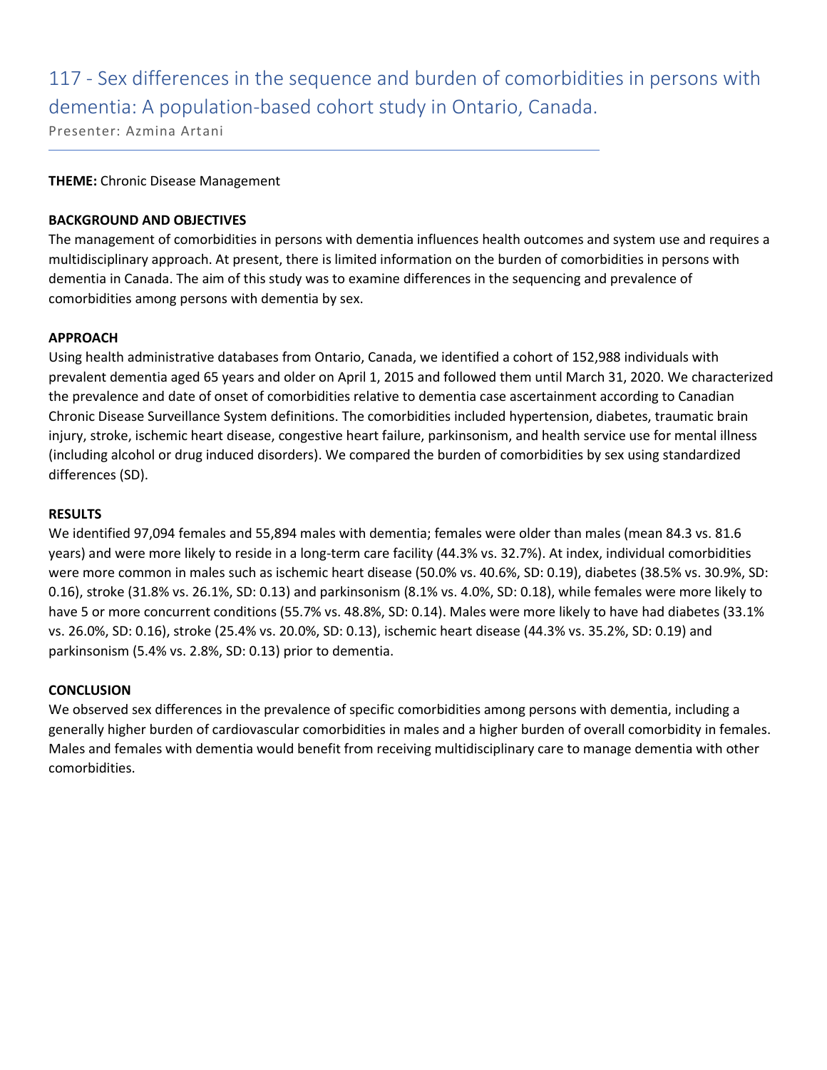# 117 - Sex differences in the sequence and burden of comorbidities in persons with dementia: A population-based cohort study in Ontario, Canada.

Presenter: Azmina Artani

**THEME:** Chronic Disease Management

**BACKGROUND AND OBJECTIVES**

The management of comorbidities in persons with dementia influences health outcomes and system use and requires a multidisciplinary approach. At present, there is limited information on the burden of comorbidities in persons with dementia in Canada. The aim of this study was to examine differences in the sequencing and prevalence of comorbidities among persons with dementia by sex.

**APPROACH**

Using health administrative databases from Ontario, Canada, we identified a cohort of 152,988 individuals with prevalent dementia aged 65 years and older on April 1, 2015 and followed them until March 31, 2020. We characterized the prevalence and date of onset of comorbidities relative to dementia case ascertainment according to Canadian Chronic Disease Surveillance System definitions. The comorbidities included hypertension, diabetes, traumatic brain injury, stroke, ischemic heart disease, congestive heart failure, parkinsonism, and health service use for mental illness (including alcohol or drug induced disorders). We compared the burden of comorbidities by sex using standardized differences (SD).

**RESULTS**

We identified 97,094 females and 55,894 males with dementia; females were older than males (mean 84.3 vs. 81.6 years) and were more likely to reside in a long-term care facility (44.3% vs. 32.7%). At index, individual comorbidities were more common in males such as ischemic heart disease (50.0% vs. 40.6%, SD: 0.19), diabetes (38.5% vs. 30.9%, SD: 0.16), stroke (31.8% vs. 26.1%, SD: 0.13) and parkinsonism (8.1% vs. 4.0%, SD: 0.18), while females were more likely to have 5 or more concurrent conditions (55.7% vs. 48.8%, SD: 0.14). Males were more likely to have had diabetes (33.1% vs. 26.0%, SD: 0.16), stroke (25.4% vs. 20.0%, SD: 0.13), ischemic heart disease (44.3% vs. 35.2%, SD: 0.19) and parkinsonism (5.4% vs. 2.8%, SD: 0.13) prior to dementia.

**CONCLUSION**

We observed sex differences in the prevalence of specific comorbidities among persons with dementia, including a generally higher burden of cardiovascular comorbidities in males and a higher burden of overall comorbidity in females. Males and females with dementia would benefit from receiving multidisciplinary care to manage dementia with other comorbidities.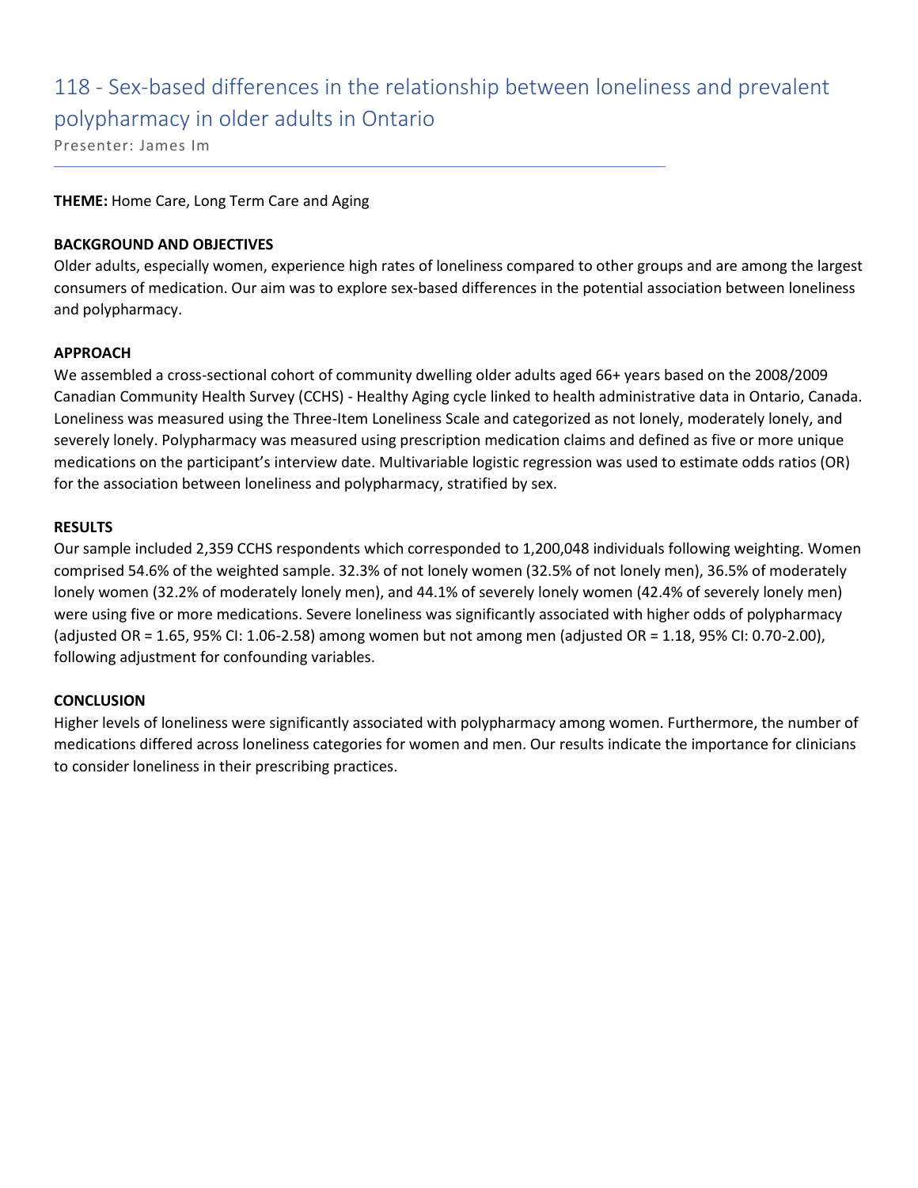# 118 - Sex-based differences in the relationship between loneliness and prevalent polypharmacy in older adults in Ontario

Presenter: James Im

**THEME:** Home Care, Long Term Care and Aging

**BACKGROUND AND OBJECTIVES**

Older adults, especially women, experience high rates of loneliness compared to other groups and are among the largest consumers of medication. Our aim was to explore sex-based differences in the potential association between loneliness and polypharmacy.

**APPROACH**

We assembled a cross-sectional cohort of community dwelling older adults aged 66+ years based on the 2008/2009 Canadian Community Health Survey (CCHS) - Healthy Aging cycle linked to health administrative data in Ontario, Canada. Loneliness was measured using the Three-Item Loneliness Scale and categorized as not lonely, moderately lonely, and severely lonely. Polypharmacy was measured using prescription medication claims and defined as five or more unique medications on the participant's interview date. Multivariable logistic regression was used to estimate odds ratios (OR) for the association between loneliness and polypharmacy, stratified by sex.

**RESULTS**

Our sample included 2,359 CCHS respondents which corresponded to 1,200,048 individuals following weighting. Women comprised 54.6% of the weighted sample. 32.3% of not lonely women (32.5% of not lonely men), 36.5% of moderately lonely women (32.2% of moderately lonely men), and 44.1% of severely lonely women (42.4% of severely lonely men) were using five or more medications. Severe loneliness was significantly associated with higher odds of polypharmacy (adjusted OR = 1.65, 95% CI: 1.06-2.58) among women but not among men (adjusted OR = 1.18, 95% CI: 0.70-2.00), following adjustment for confounding variables.

**CONCLUSION**

Higher levels of loneliness were significantly associated with polypharmacy among women. Furthermore, the number of medications differed across loneliness categories for women and men. Our results indicate the importance for clinicians to consider loneliness in their prescribing practices.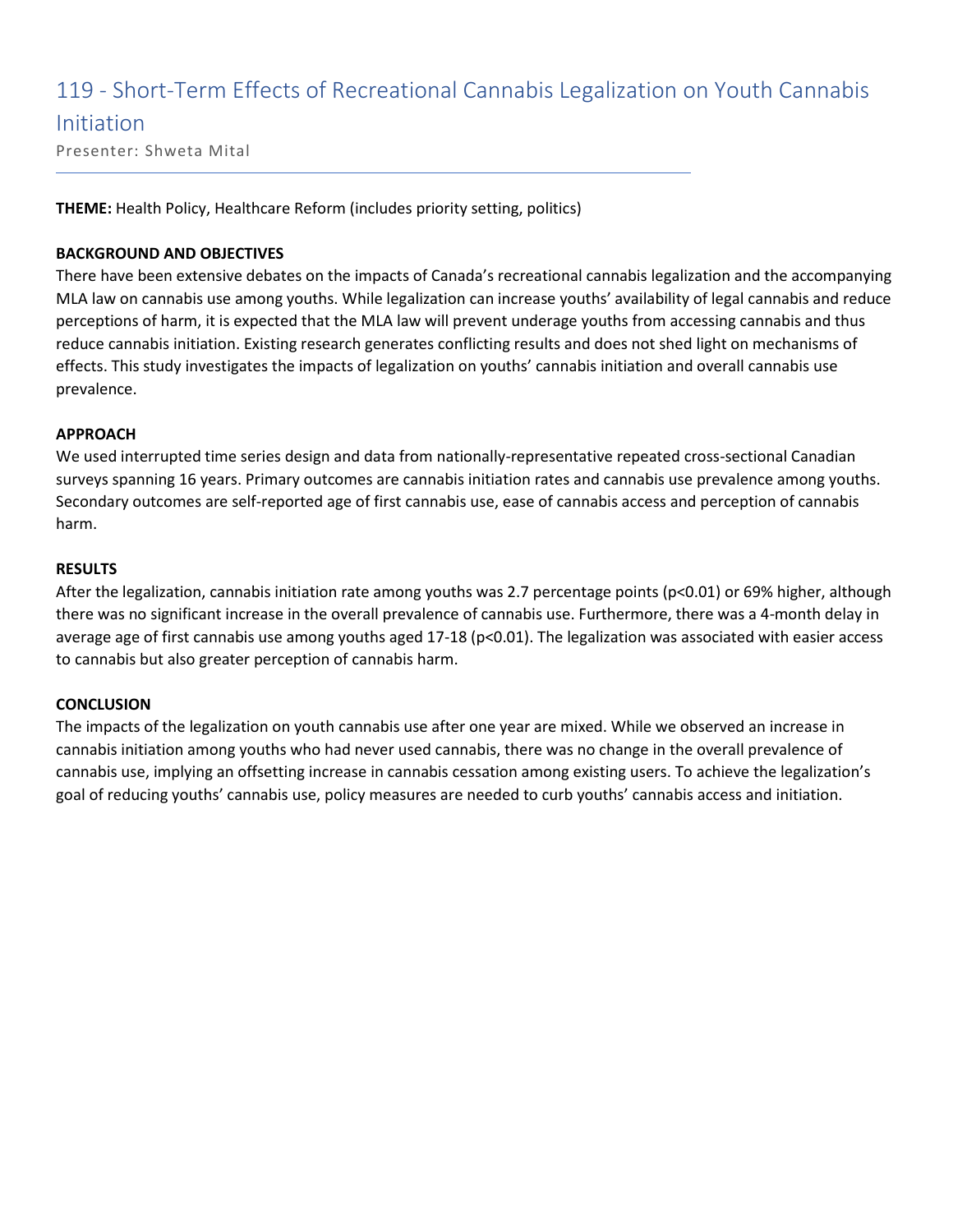# 119 - Short-Term Effects of Recreational Cannabis Legalization on Youth Cannabis Initiation

Presenter: Shweta Mital

**THEME:** Health Policy, Healthcare Reform (includes priority setting, politics)

**BACKGROUND AND OBJECTIVES**

There have been extensive debates on the impacts of Canada's recreational cannabis legalization and the accompanying MLA law on cannabis use among youths. While legalization can increase youths' availability of legal cannabis and reduce perceptions of harm, it is expected that the MLA law will prevent underage youths from accessing cannabis and thus reduce cannabis initiation. Existing research generates conflicting results and does not shed light on mechanisms of effects. This study investigates the impacts of legalization on youths' cannabis initiation and overall cannabis use prevalence.

**APPROACH**

We used interrupted time series design and data from nationally-representative repeated cross-sectional Canadian surveys spanning 16 years. Primary outcomes are cannabis initiation rates and cannabis use prevalence among youths. Secondary outcomes are self-reported age of first cannabis use, ease of cannabis access and perception of cannabis harm.

**RESULTS**

After the legalization, cannabis initiation rate among youths was 2.7 percentage points ($p<0.01$) or 69% higher, although there was no significant increase in the overall prevalence of cannabis use. Furthermore, there was a 4-month delay in average age of first cannabis use among youths aged 17-18 ($p<0.01$). The legalization was associated with easier access to cannabis but also greater perception of cannabis harm.

**CONCLUSION**

The impacts of the legalization on youth cannabis use after one year are mixed. While we observed an increase in cannabis initiation among youths who had never used cannabis, there was no change in the overall prevalence of cannabis use, implying an offsetting increase in cannabis cessation among existing users. To achieve the legalization's goal of reducing youths' cannabis use, policy measures are needed to curb youths' cannabis access and initiation.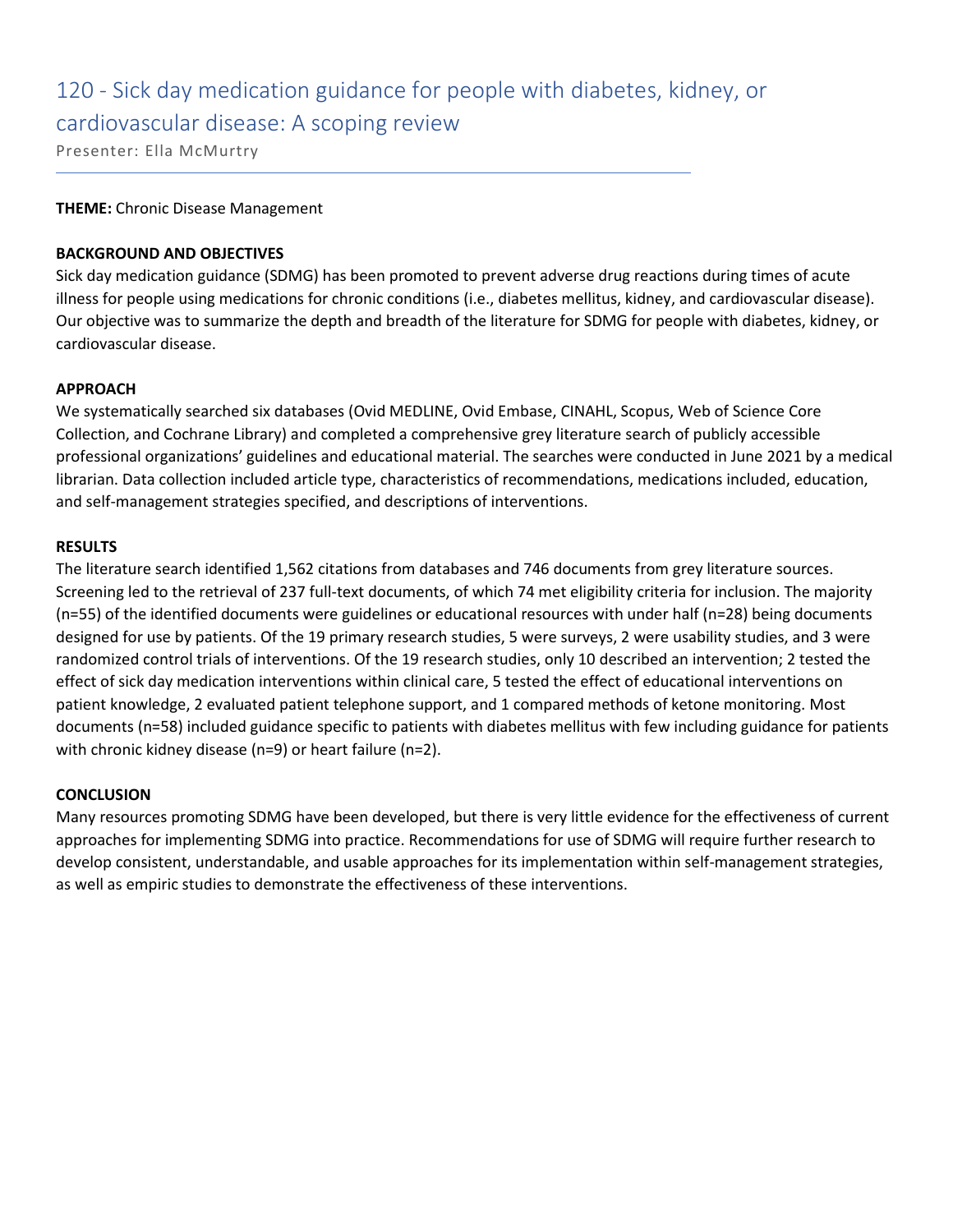# 120 - Sick day medication guidance for people with diabetes, kidney, or cardiovascular disease: A scoping review

Presenter: Ella McMurtry

**THEME:** Chronic Disease Management

**BACKGROUND AND OBJECTIVES**

Sick day medication guidance (SDMG) has been promoted to prevent adverse drug reactions during times of acute illness for people using medications for chronic conditions (i.e., diabetes mellitus, kidney, and cardiovascular disease). Our objective was to summarize the depth and breadth of the literature for SDMG for people with diabetes, kidney, or cardiovascular disease.

**APPROACH**

We systematically searched six databases (Ovid MEDLINE, Ovid Embase, CINAHL, Scopus, Web of Science Core Collection, and Cochrane Library) and completed a comprehensive grey literature search of publicly accessible professional organizations' guidelines and educational material. The searches were conducted in June 2021 by a medical librarian. Data collection included article type, characteristics of recommendations, medications included, education, and self-management strategies specified, and descriptions of interventions.

**RESULTS**

The literature search identified 1,562 citations from databases and 746 documents from grey literature sources. Screening led to the retrieval of 237 full-text documents, of which 74 met eligibility criteria for inclusion. The majority (n=55) of the identified documents were guidelines or educational resources with under half (n=28) being documents designed for use by patients. Of the 19 primary research studies, 5 were surveys, 2 were usability studies, and 3 were randomized control trials of interventions. Of the 19 research studies, only 10 described an intervention; 2 tested the effect of sick day medication interventions within clinical care, 5 tested the effect of educational interventions on patient knowledge, 2 evaluated patient telephone support, and 1 compared methods of ketone monitoring. Most documents (n=58) included guidance specific to patients with diabetes mellitus with few including guidance for patients with chronic kidney disease (n=9) or heart failure (n=2).

**CONCLUSION**

Many resources promoting SDMG have been developed, but there is very little evidence for the effectiveness of current approaches for implementing SDMG into practice. Recommendations for use of SDMG will require further research to develop consistent, understandable, and usable approaches for its implementation within self-management strategies, as well as empiric studies to demonstrate the effectiveness of these interventions.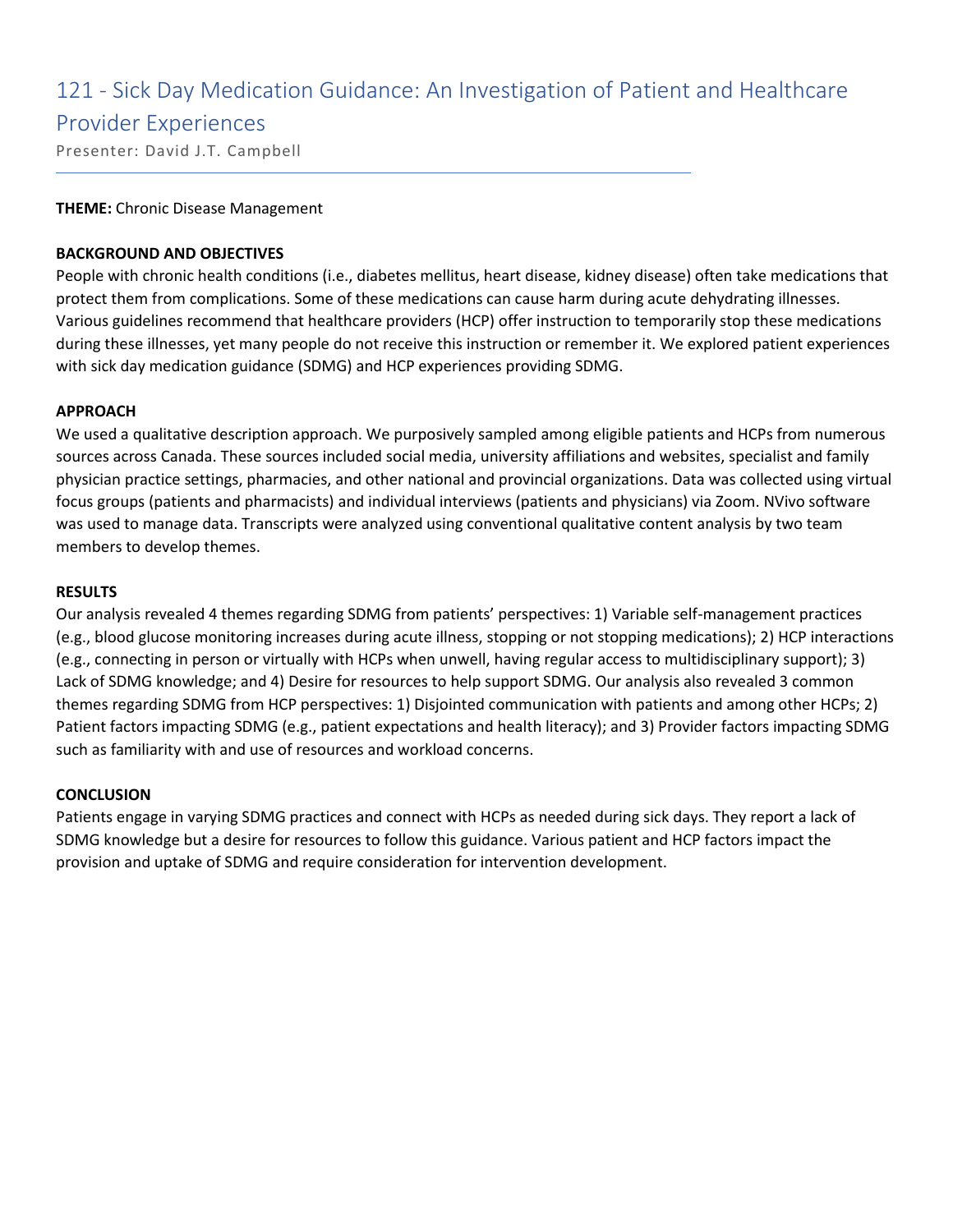# 121 - Sick Day Medication Guidance: An Investigation of Patient and Healthcare Provider Experiences

Presenter: David J.T. Campbell

**THEME:** Chronic Disease Management

**BACKGROUND AND OBJECTIVES**

People with chronic health conditions (i.e., diabetes mellitus, heart disease, kidney disease) often take medications that protect them from complications. Some of these medications can cause harm during acute dehydrating illnesses. Various guidelines recommend that healthcare providers (HCP) offer instruction to temporarily stop these medications during these illnesses, yet many people do not receive this instruction or remember it. We explored patient experiences with sick day medication guidance (SDMG) and HCP experiences providing SDMG.

**APPROACH**

We used a qualitative description approach. We purposively sampled among eligible patients and HCPs from numerous sources across Canada. These sources included social media, university affiliations and websites, specialist and family physician practice settings, pharmacies, and other national and provincial organizations. Data was collected using virtual focus groups (patients and pharmacists) and individual interviews (patients and physicians) via Zoom. NVivo software was used to manage data. Transcripts were analyzed using conventional qualitative content analysis by two team members to develop themes.

**RESULTS**

Our analysis revealed 4 themes regarding SDMG from patients' perspectives: 1) Variable self-management practices (e.g., blood glucose monitoring increases during acute illness, stopping or not stopping medications); 2) HCP interactions (e.g., connecting in person or virtually with HCPs when unwell, having regular access to multidisciplinary support); 3) Lack of SDMG knowledge; and 4) Desire for resources to help support SDMG. Our analysis also revealed 3 common themes regarding SDMG from HCP perspectives: 1) Disjointed communication with patients and among other HCPs; 2) Patient factors impacting SDMG (e.g., patient expectations and health literacy); and 3) Provider factors impacting SDMG such as familiarity with and use of resources and workload concerns.

**CONCLUSION**

Patients engage in varying SDMG practices and connect with HCPs as needed during sick days. They report a lack of SDMG knowledge but a desire for resources to follow this guidance. Various patient and HCP factors impact the provision and uptake of SDMG and require consideration for intervention development.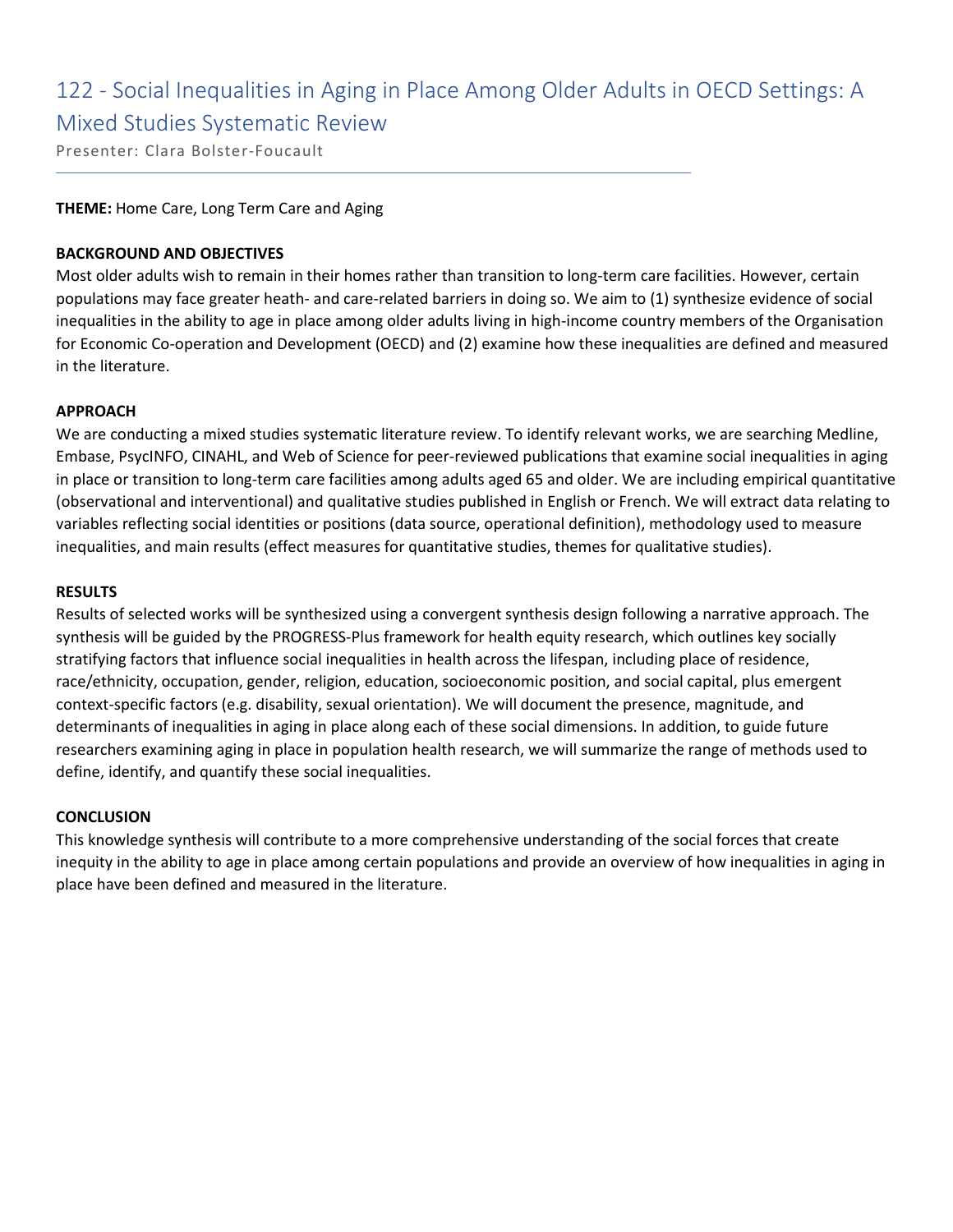# 122 - Social Inequalities in Aging in Place Among Older Adults in OECD Settings: A Mixed Studies Systematic Review

Presenter: Clara Bolster-Foucault

**THEME:** Home Care, Long Term Care and Aging

**BACKGROUND AND OBJECTIVES**

Most older adults wish to remain in their homes rather than transition to long-term care facilities. However, certain populations may face greater heath- and care-related barriers in doing so. We aim to (1) synthesize evidence of social inequalities in the ability to age in place among older adults living in high-income country members of the Organisation for Economic Co-operation and Development (OECD) and (2) examine how these inequalities are defined and measured in the literature.

**APPROACH**

We are conducting a mixed studies systematic literature review. To identify relevant works, we are searching Medline, Embase, PsycINFO, CINAHL, and Web of Science for peer-reviewed publications that examine social inequalities in aging in place or transition to long-term care facilities among adults aged 65 and older. We are including empirical quantitative (observational and interventional) and qualitative studies published in English or French. We will extract data relating to variables reflecting social identities or positions (data source, operational definition), methodology used to measure inequalities, and main results (effect measures for quantitative studies, themes for qualitative studies).

**RESULTS**

Results of selected works will be synthesized using a convergent synthesis design following a narrative approach. The synthesis will be guided by the PROGRESS-Plus framework for health equity research, which outlines key socially stratifying factors that influence social inequalities in health across the lifespan, including place of residence, race/ethnicity, occupation, gender, religion, education, socioeconomic position, and social capital, plus emergent context-specific factors (e.g. disability, sexual orientation). We will document the presence, magnitude, and determinants of inequalities in aging in place along each of these social dimensions. In addition, to guide future researchers examining aging in place in population health research, we will summarize the range of methods used to define, identify, and quantify these social inequalities.

**CONCLUSION**

This knowledge synthesis will contribute to a more comprehensive understanding of the social forces that create inequity in the ability to age in place among certain populations and provide an overview of how inequalities in aging in place have been defined and measured in the literature.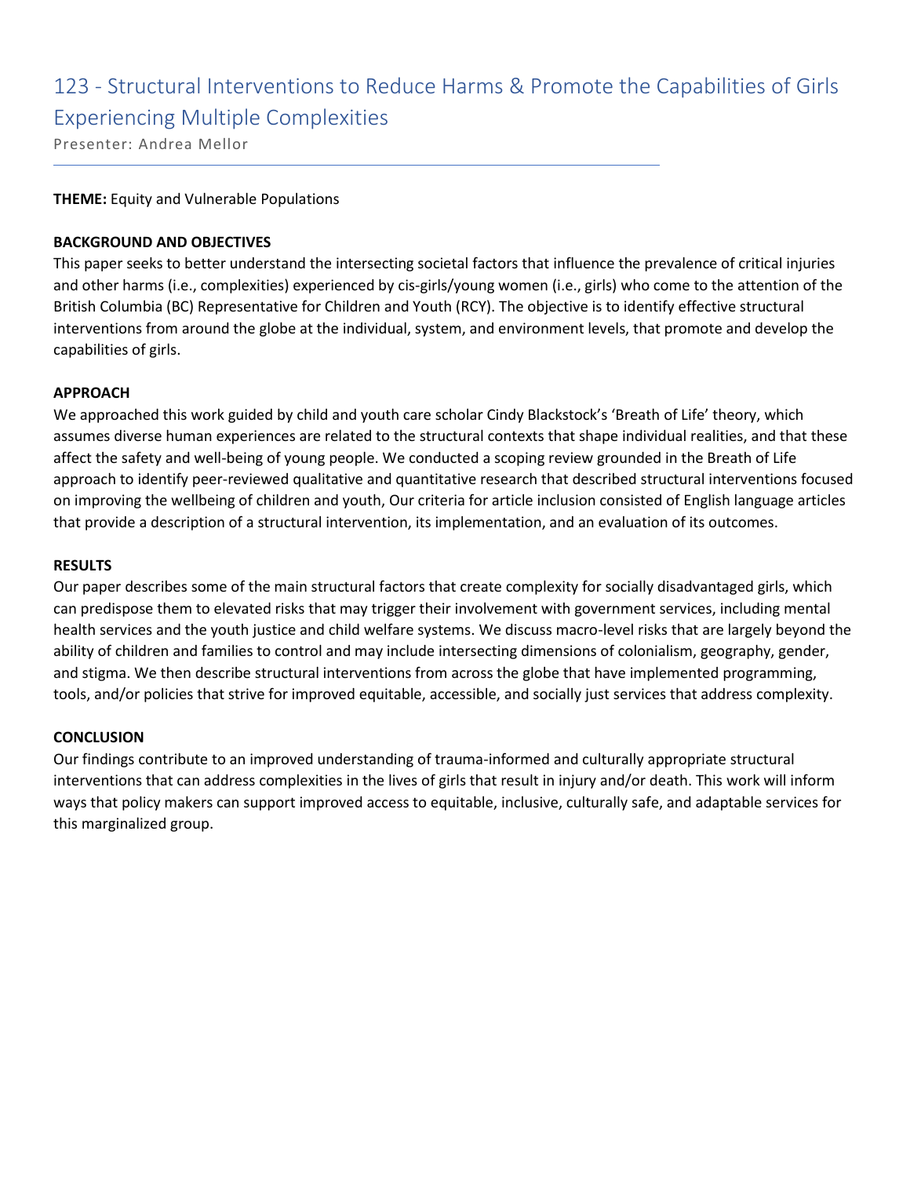# 123 - Structural Interventions to Reduce Harms & Promote the Capabilities of Girls Experiencing Multiple Complexities

Presenter: Andrea Mellor

---

**THEME:** Equity and Vulnerable Populations

**BACKGROUND AND OBJECTIVES**

This paper seeks to better understand the intersecting societal factors that influence the prevalence of critical injuries and other harms (i.e., complexities) experienced by cis-girls/young women (i.e., girls) who come to the attention of the British Columbia (BC) Representative for Children and Youth (RCY). The objective is to identify effective structural interventions from around the globe at the individual, system, and environment levels, that promote and develop the capabilities of girls.

**APPROACH**

We approached this work guided by child and youth care scholar Cindy Blackstock's 'Breath of Life' theory, which assumes diverse human experiences are related to the structural contexts that shape individual realities, and that these affect the safety and well-being of young people. We conducted a scoping review grounded in the Breath of Life approach to identify peer-reviewed qualitative and quantitative research that described structural interventions focused on improving the wellbeing of children and youth, Our criteria for article inclusion consisted of English language articles that provide a description of a structural intervention, its implementation, and an evaluation of its outcomes.

**RESULTS**

Our paper describes some of the main structural factors that create complexity for socially disadvantaged girls, which can predispose them to elevated risks that may trigger their involvement with government services, including mental health services and the youth justice and child welfare systems. We discuss macro-level risks that are largely beyond the ability of children and families to control and may include intersecting dimensions of colonialism, geography, gender, and stigma. We then describe structural interventions from across the globe that have implemented programming, tools, and/or policies that strive for improved equitable, accessible, and socially just services that address complexity.

**CONCLUSION**

Our findings contribute to an improved understanding of trauma-informed and culturally appropriate structural interventions that can address complexities in the lives of girls that result in injury and/or death. This work will inform ways that policy makers can support improved access to equitable, inclusive, culturally safe, and adaptable services for this marginalized group.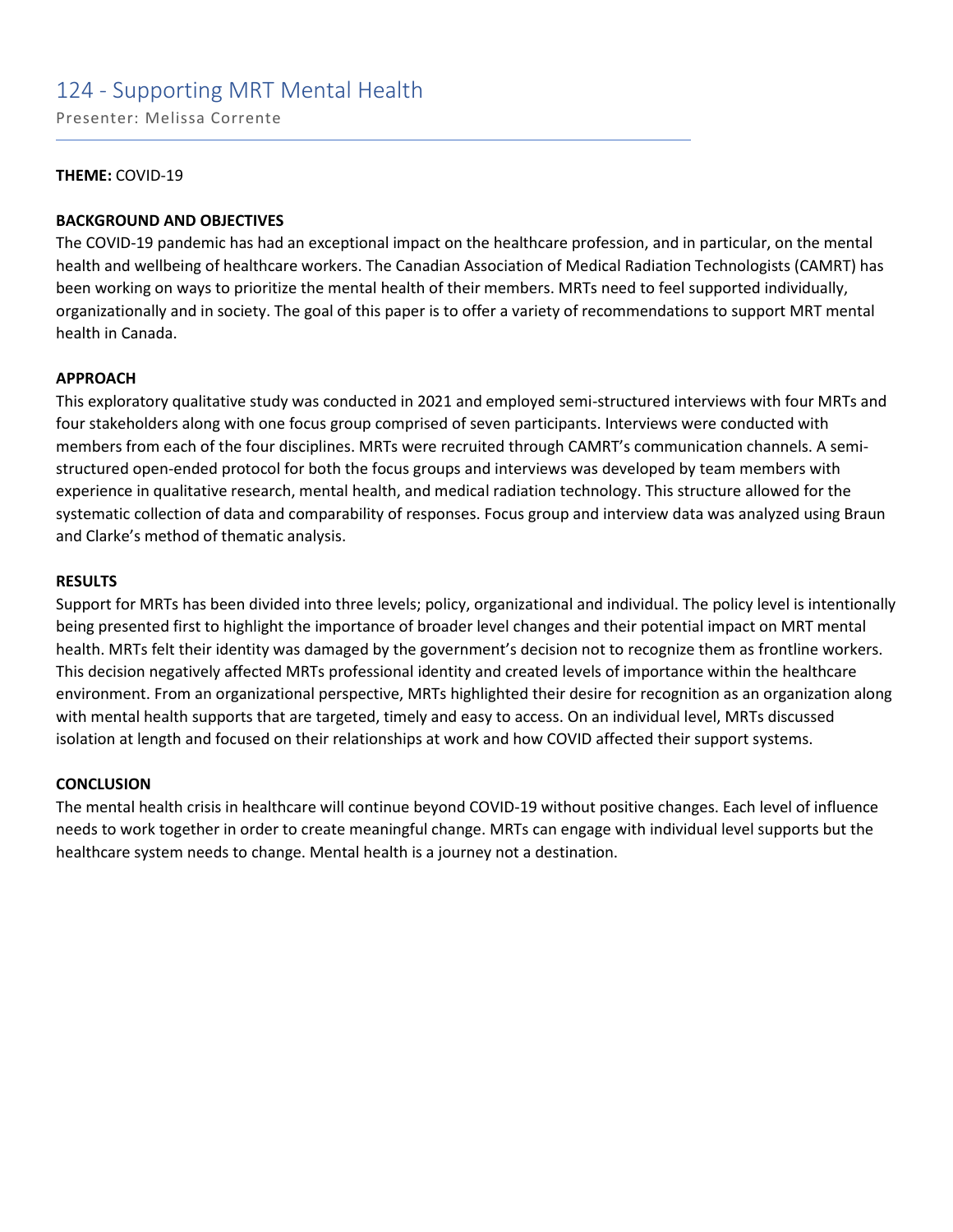# 124 - Supporting MRT Mental Health

Presenter: Melissa Corrente

**THEME:** COVID-19

**BACKGROUND AND OBJECTIVES**

The COVID-19 pandemic has had an exceptional impact on the healthcare profession, and in particular, on the mental health and wellbeing of healthcare workers. The Canadian Association of Medical Radiation Technologists (CAMRT) has been working on ways to prioritize the mental health of their members. MRTs need to feel supported individually, organizationally and in society. The goal of this paper is to offer a variety of recommendations to support MRT mental health in Canada.

**APPROACH**

This exploratory qualitative study was conducted in 2021 and employed semi-structured interviews with four MRTs and four stakeholders along with one focus group comprised of seven participants. Interviews were conducted with members from each of the four disciplines. MRTs were recruited through CAMRT's communication channels. A semi-structured open-ended protocol for both the focus groups and interviews was developed by team members with experience in qualitative research, mental health, and medical radiation technology. This structure allowed for the systematic collection of data and comparability of responses. Focus group and interview data was analyzed using Braun and Clarke's method of thematic analysis.

**RESULTS**

Support for MRTs has been divided into three levels; policy, organizational and individual. The policy level is intentionally being presented first to highlight the importance of broader level changes and their potential impact on MRT mental health. MRTs felt their identity was damaged by the government's decision not to recognize them as frontline workers. This decision negatively affected MRTs professional identity and created levels of importance within the healthcare environment. From an organizational perspective, MRTs highlighted their desire for recognition as an organization along with mental health supports that are targeted, timely and easy to access. On an individual level, MRTs discussed isolation at length and focused on their relationships at work and how COVID affected their support systems.

**CONCLUSION**

The mental health crisis in healthcare will continue beyond COVID-19 without positive changes. Each level of influence needs to work together in order to create meaningful change. MRTs can engage with individual level supports but the healthcare system needs to change. Mental health is a journey not a destination.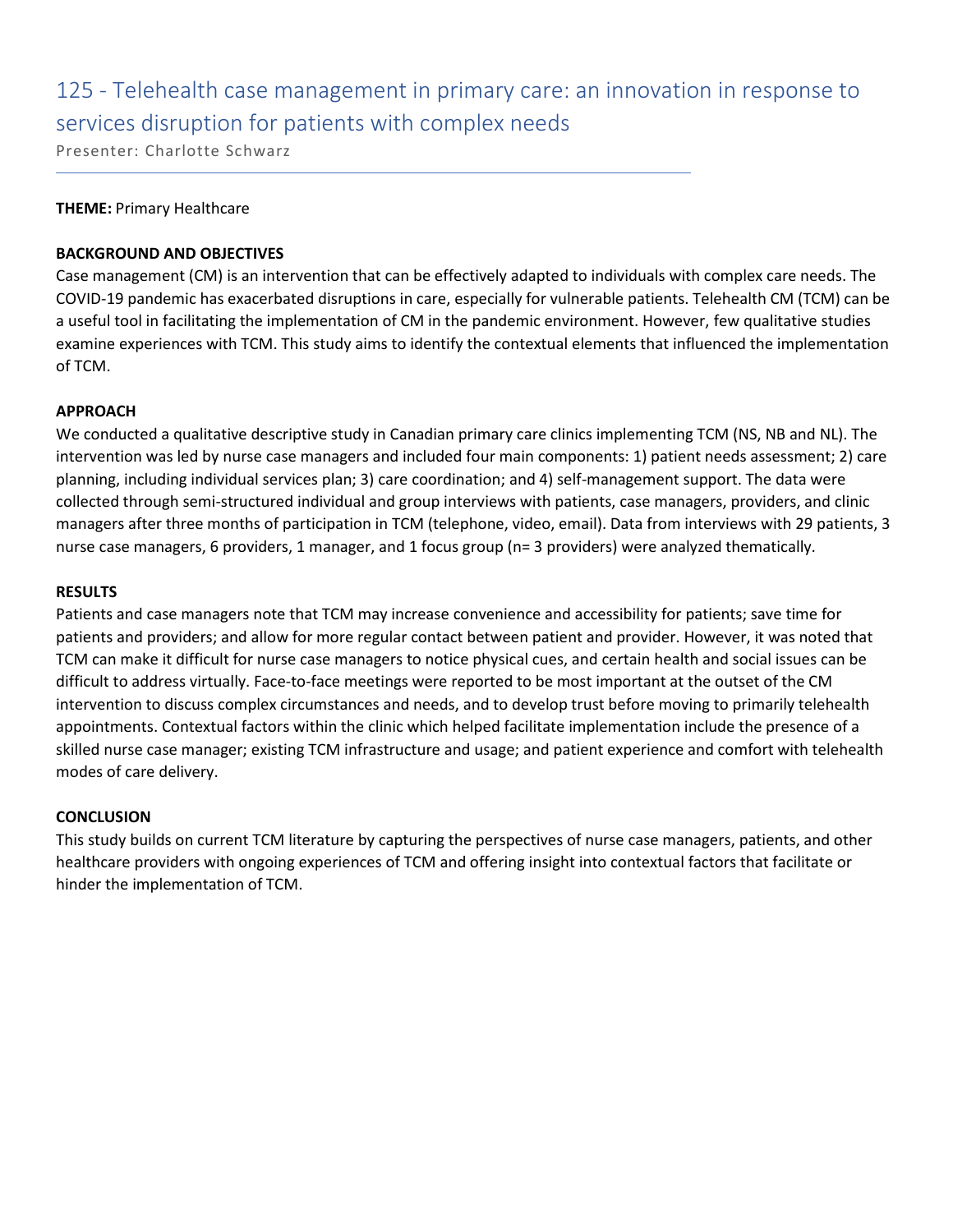# 125 - Telehealth case management in primary care: an innovation in response to services disruption for patients with complex needs

Presenter: Charlotte Schwarz

**THEME:** Primary Healthcare

**BACKGROUND AND OBJECTIVES**

Case management (CM) is an intervention that can be effectively adapted to individuals with complex care needs. The COVID-19 pandemic has exacerbated disruptions in care, especially for vulnerable patients. Telehealth CM (TCM) can be a useful tool in facilitating the implementation of CM in the pandemic environment. However, few qualitative studies examine experiences with TCM. This study aims to identify the contextual elements that influenced the implementation of TCM.

**APPROACH**

We conducted a qualitative descriptive study in Canadian primary care clinics implementing TCM (NS, NB and NL). The intervention was led by nurse case managers and included four main components: 1) patient needs assessment; 2) care planning, including individual services plan; 3) care coordination; and 4) self-management support. The data were collected through semi-structured individual and group interviews with patients, case managers, providers, and clinic managers after three months of participation in TCM (telephone, video, email). Data from interviews with 29 patients, 3 nurse case managers, 6 providers, 1 manager, and 1 focus group (n= 3 providers) were analyzed thematically.

**RESULTS**

Patients and case managers note that TCM may increase convenience and accessibility for patients; save time for patients and providers; and allow for more regular contact between patient and provider. However, it was noted that TCM can make it difficult for nurse case managers to notice physical cues, and certain health and social issues can be difficult to address virtually. Face-to-face meetings were reported to be most important at the outset of the CM intervention to discuss complex circumstances and needs, and to develop trust before moving to primarily telehealth appointments. Contextual factors within the clinic which helped facilitate implementation include the presence of a skilled nurse case manager; existing TCM infrastructure and usage; and patient experience and comfort with telehealth modes of care delivery.

**CONCLUSION**

This study builds on current TCM literature by capturing the perspectives of nurse case managers, patients, and other healthcare providers with ongoing experiences of TCM and offering insight into contextual factors that facilitate or hinder the implementation of TCM.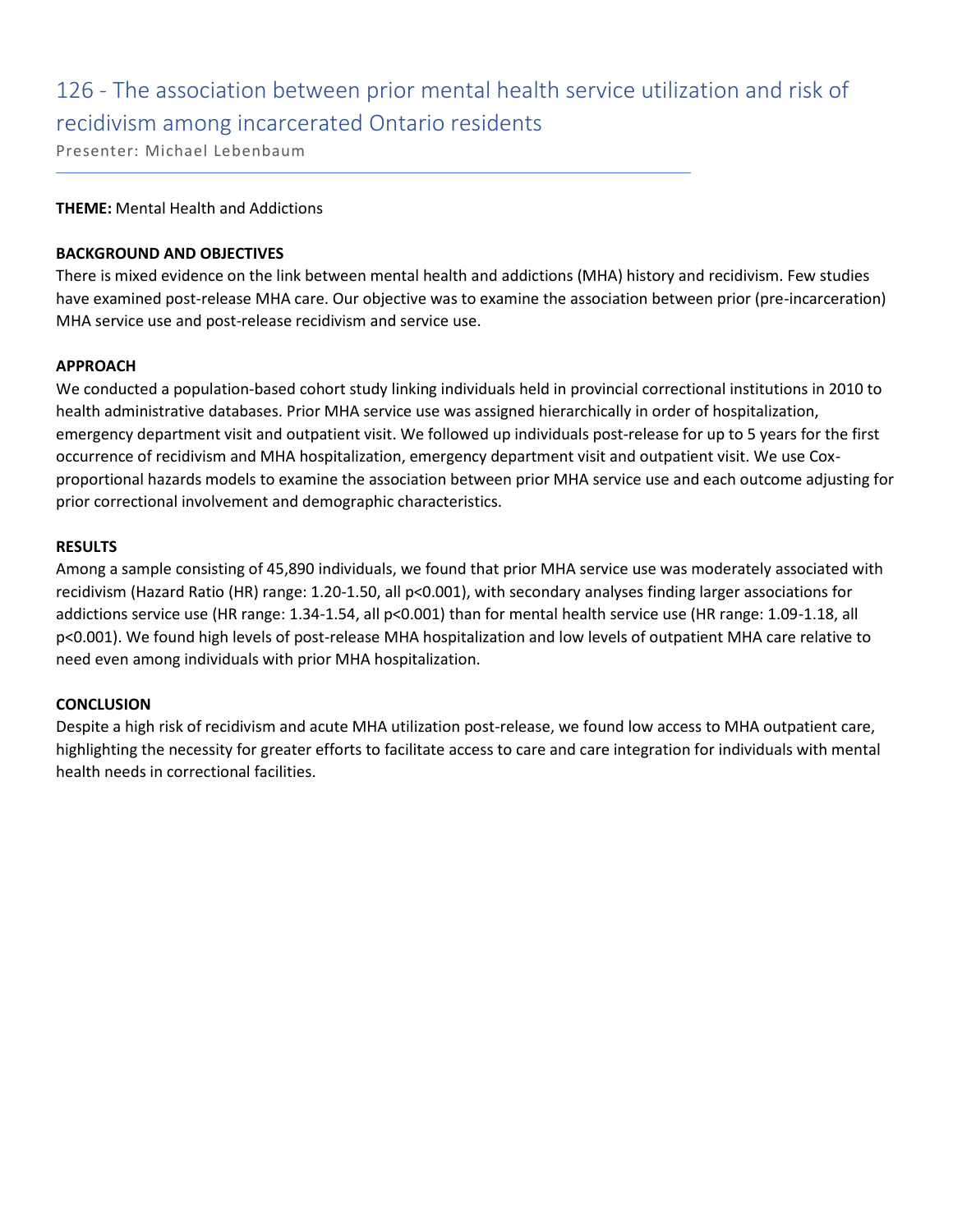# 126 - The association between prior mental health service utilization and risk of recidivism among incarcerated Ontario residents

Presenter: Michael Lebenbaum

**THEME:** Mental Health and Addictions

**BACKGROUND AND OBJECTIVES**

There is mixed evidence on the link between mental health and addictions (MHA) history and recidivism. Few studies have examined post-release MHA care. Our objective was to examine the association between prior (pre-incarceration) MHA service use and post-release recidivism and service use.

**APPROACH**

We conducted a population-based cohort study linking individuals held in provincial correctional institutions in 2010 to health administrative databases. Prior MHA service use was assigned hierarchically in order of hospitalization, emergency department visit and outpatient visit. We followed up individuals post-release for up to 5 years for the first occurrence of recidivism and MHA hospitalization, emergency department visit and outpatient visit. We use Cox-proportional hazards models to examine the association between prior MHA service use and each outcome adjusting for prior correctional involvement and demographic characteristics.

**RESULTS**

Among a sample consisting of 45,890 individuals, we found that prior MHA service use was moderately associated with recidivism (Hazard Ratio (HR) range: 1.20-1.50, all $p<0.001$), with secondary analyses finding larger associations for addictions service use (HR range: 1.34-1.54, all $p<0.001$) than for mental health service use (HR range: 1.09-1.18, all $p<0.001$). We found high levels of post-release MHA hospitalization and low levels of outpatient MHA care relative to need even among individuals with prior MHA hospitalization.

**CONCLUSION**

Despite a high risk of recidivism and acute MHA utilization post-release, we found low access to MHA outpatient care, highlighting the necessity for greater efforts to facilitate access to care and care integration for individuals with mental health needs in correctional facilities.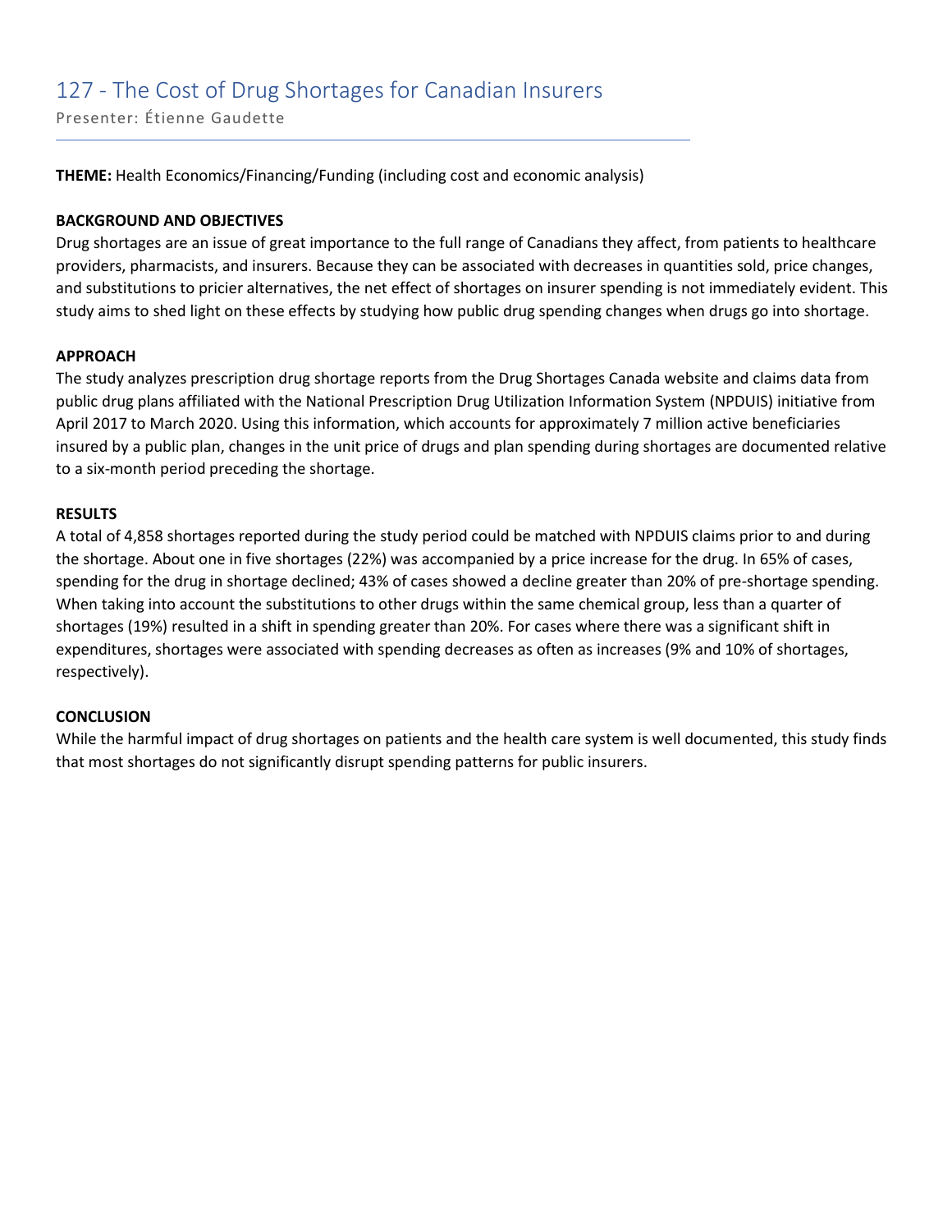## 127 - The Cost of Drug Shortages for Canadian Insurers

Presenter: Étienne Gaudette

**THEME:** Health Economics/Financing/Funding (including cost and economic analysis)

**BACKGROUND AND OBJECTIVES**

Drug shortages are an issue of great importance to the full range of Canadians they affect, from patients to healthcare providers, pharmacists, and insurers. Because they can be associated with decreases in quantities sold, price changes, and substitutions to pricier alternatives, the net effect of shortages on insurer spending is not immediately evident. This study aims to shed light on these effects by studying how public drug spending changes when drugs go into shortage.

**APPROACH**

The study analyzes prescription drug shortage reports from the Drug Shortages Canada website and claims data from public drug plans affiliated with the National Prescription Drug Utilization Information System (NPDUIS) initiative from April 2017 to March 2020. Using this information, which accounts for approximately 7 million active beneficiaries insured by a public plan, changes in the unit price of drugs and plan spending during shortages are documented relative to a six-month period preceding the shortage.

**RESULTS**

A total of 4,858 shortages reported during the study period could be matched with NPDUIS claims prior to and during the shortage. About one in five shortages (22%) was accompanied by a price increase for the drug. In 65% of cases, spending for the drug in shortage declined; 43% of cases showed a decline greater than 20% of pre-shortage spending. When taking into account the substitutions to other drugs within the same chemical group, less than a quarter of shortages (19%) resulted in a shift in spending greater than 20%. For cases where there was a significant shift in expenditures, shortages were associated with spending decreases as often as increases (9% and 10% of shortages, respectively).

**CONCLUSION**

While the harmful impact of drug shortages on patients and the health care system is well documented, this study finds that most shortages do not significantly disrupt spending patterns for public insurers.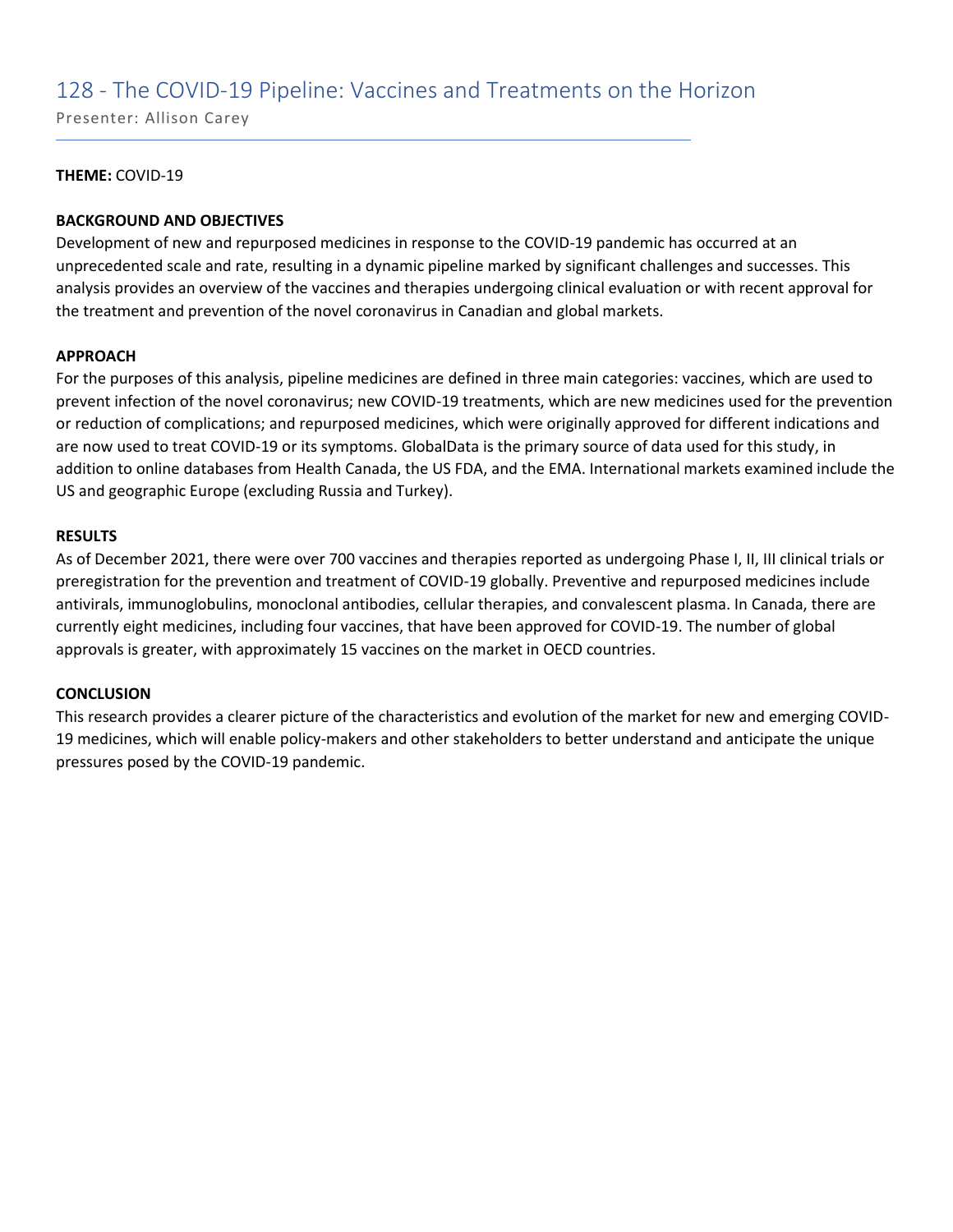## 128 - The COVID-19 Pipeline: Vaccines and Treatments on the Horizon

Presenter: Allison Carey

**THEME:** COVID-19

**BACKGROUND AND OBJECTIVES**

Development of new and repurposed medicines in response to the COVID-19 pandemic has occurred at an unprecedented scale and rate, resulting in a dynamic pipeline marked by significant challenges and successes. This analysis provides an overview of the vaccines and therapies undergoing clinical evaluation or with recent approval for the treatment and prevention of the novel coronavirus in Canadian and global markets.

**APPROACH**

For the purposes of this analysis, pipeline medicines are defined in three main categories: vaccines, which are used to prevent infection of the novel coronavirus; new COVID-19 treatments, which are new medicines used for the prevention or reduction of complications; and repurposed medicines, which were originally approved for different indications and are now used to treat COVID-19 or its symptoms. GlobalData is the primary source of data used for this study, in addition to online databases from Health Canada, the US FDA, and the EMA. International markets examined include the US and geographic Europe (excluding Russia and Turkey).

**RESULTS**

As of December 2021, there were over 700 vaccines and therapies reported as undergoing Phase I, II, III clinical trials or preregistration for the prevention and treatment of COVID-19 globally. Preventive and repurposed medicines include antivirals, immunoglobulins, monoclonal antibodies, cellular therapies, and convalescent plasma. In Canada, there are currently eight medicines, including four vaccines, that have been approved for COVID-19. The number of global approvals is greater, with approximately 15 vaccines on the market in OECD countries.

**CONCLUSION**

This research provides a clearer picture of the characteristics and evolution of the market for new and emerging COVID-19 medicines, which will enable policy-makers and other stakeholders to better understand and anticipate the unique pressures posed by the COVID-19 pandemic.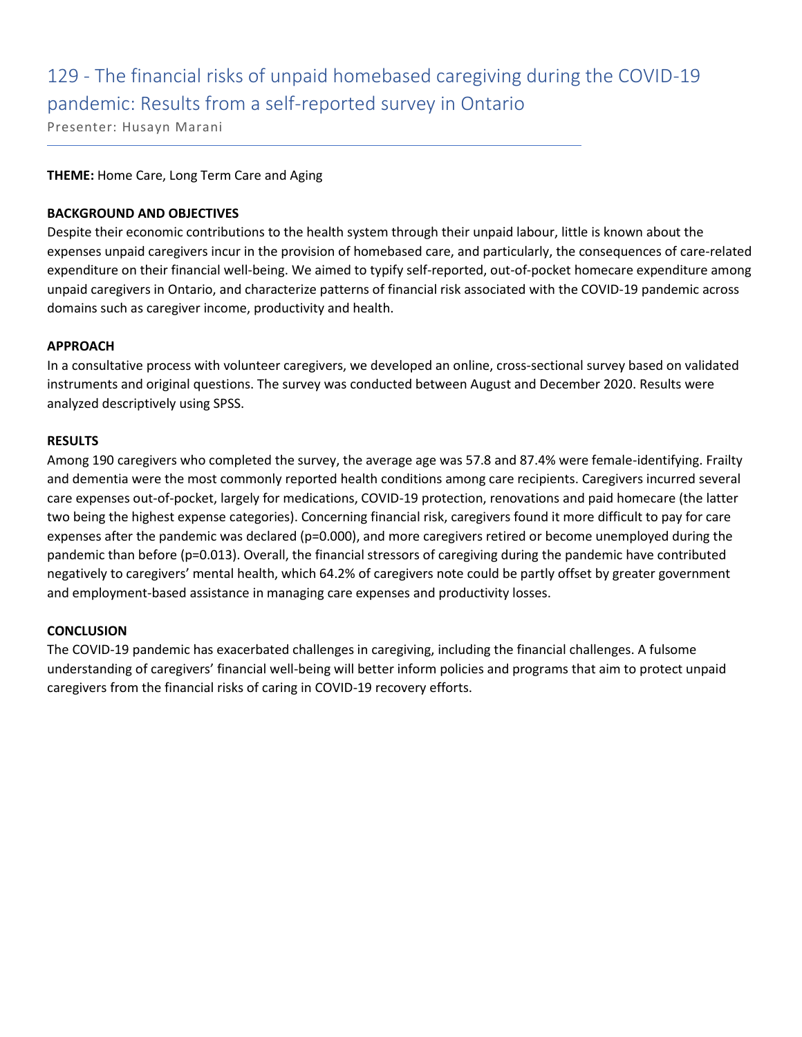# 129 - The financial risks of unpaid homebased caregiving during the COVID-19 pandemic: Results from a self-reported survey in Ontario

Presenter: Husayn Marani

**THEME:** Home Care, Long Term Care and Aging

**BACKGROUND AND OBJECTIVES**

Despite their economic contributions to the health system through their unpaid labour, little is known about the expenses unpaid caregivers incur in the provision of homebased care, and particularly, the consequences of care-related expenditure on their financial well-being. We aimed to typify self-reported, out-of-pocket homecare expenditure among unpaid caregivers in Ontario, and characterize patterns of financial risk associated with the COVID-19 pandemic across domains such as caregiver income, productivity and health.

**APPROACH**

In a consultative process with volunteer caregivers, we developed an online, cross-sectional survey based on validated instruments and original questions. The survey was conducted between August and December 2020. Results were analyzed descriptively using SPSS.

**RESULTS**

Among 190 caregivers who completed the survey, the average age was 57.8 and 87.4% were female-identifying. Frailty and dementia were the most commonly reported health conditions among care recipients. Caregivers incurred several care expenses out-of-pocket, largely for medications, COVID-19 protection, renovations and paid homecare (the latter two being the highest expense categories). Concerning financial risk, caregivers found it more difficult to pay for care expenses after the pandemic was declared ($p=0.000$), and more caregivers retired or become unemployed during the pandemic than before ($p=0.013$). Overall, the financial stressors of caregiving during the pandemic have contributed negatively to caregivers' mental health, which 64.2% of caregivers note could be partly offset by greater government and employment-based assistance in managing care expenses and productivity losses.

**CONCLUSION**

The COVID-19 pandemic has exacerbated challenges in caregiving, including the financial challenges. A fulsome understanding of caregivers' financial well-being will better inform policies and programs that aim to protect unpaid caregivers from the financial risks of caring in COVID-19 recovery efforts.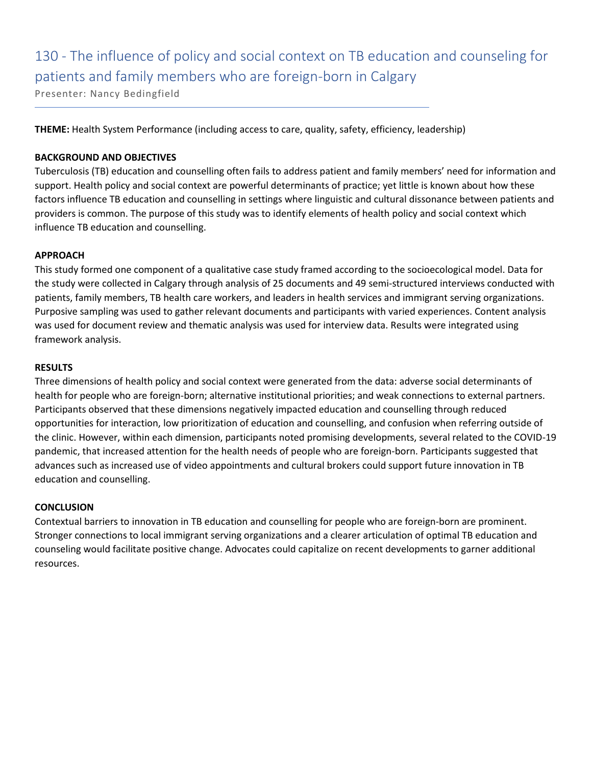# 130 - The influence of policy and social context on TB education and counseling for patients and family members who are foreign-born in Calgary

Presenter: Nancy Bedingfield

**THEME:** Health System Performance (including access to care, quality, safety, efficiency, leadership)

**BACKGROUND AND OBJECTIVES**

Tuberculosis (TB) education and counselling often fails to address patient and family members' need for information and support. Health policy and social context are powerful determinants of practice; yet little is known about how these factors influence TB education and counselling in settings where linguistic and cultural dissonance between patients and providers is common. The purpose of this study was to identify elements of health policy and social context which influence TB education and counselling.

**APPROACH**

This study formed one component of a qualitative case study framed according to the socioecological model. Data for the study were collected in Calgary through analysis of 25 documents and 49 semi-structured interviews conducted with patients, family members, TB health care workers, and leaders in health services and immigrant serving organizations. Purposive sampling was used to gather relevant documents and participants with varied experiences. Content analysis was used for document review and thematic analysis was used for interview data. Results were integrated using framework analysis.

**RESULTS**

Three dimensions of health policy and social context were generated from the data: adverse social determinants of health for people who are foreign-born; alternative institutional priorities; and weak connections to external partners. Participants observed that these dimensions negatively impacted education and counselling through reduced opportunities for interaction, low prioritization of education and counselling, and confusion when referring outside of the clinic. However, within each dimension, participants noted promising developments, several related to the COVID-19 pandemic, that increased attention for the health needs of people who are foreign-born. Participants suggested that advances such as increased use of video appointments and cultural brokers could support future innovation in TB education and counselling.

**CONCLUSION**

Contextual barriers to innovation in TB education and counselling for people who are foreign-born are prominent. Stronger connections to local immigrant serving organizations and a clearer articulation of optimal TB education and counseling would facilitate positive change. Advocates could capitalize on recent developments to garner additional resources.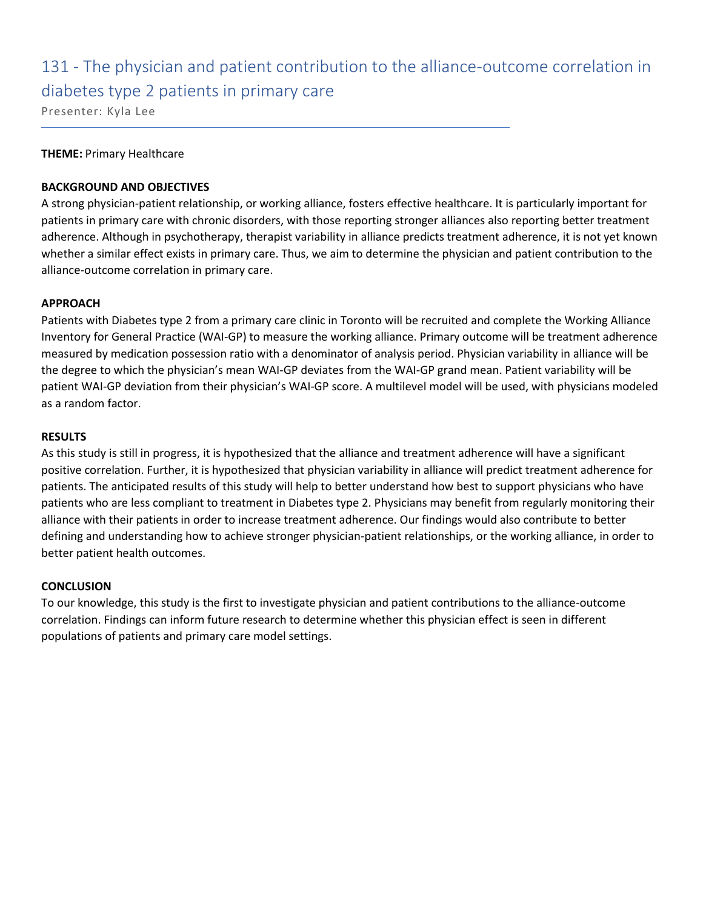# 131 - The physician and patient contribution to the alliance-outcome correlation in diabetes type 2 patients in primary care

Presenter: Kyla Lee

**THEME:** Primary Healthcare

**BACKGROUND AND OBJECTIVES**

A strong physician-patient relationship, or working alliance, fosters effective healthcare. It is particularly important for patients in primary care with chronic disorders, with those reporting stronger alliances also reporting better treatment adherence. Although in psychotherapy, therapist variability in alliance predicts treatment adherence, it is not yet known whether a similar effect exists in primary care. Thus, we aim to determine the physician and patient contribution to the alliance-outcome correlation in primary care.

**APPROACH**

Patients with Diabetes type 2 from a primary care clinic in Toronto will be recruited and complete the Working Alliance Inventory for General Practice (WAI-GP) to measure the working alliance. Primary outcome will be treatment adherence measured by medication possession ratio with a denominator of analysis period. Physician variability in alliance will be the degree to which the physician's mean WAI-GP deviates from the WAI-GP grand mean. Patient variability will be patient WAI-GP deviation from their physician's WAI-GP score. A multilevel model will be used, with physicians modeled as a random factor.

**RESULTS**

As this study is still in progress, it is hypothesized that the alliance and treatment adherence will have a significant positive correlation. Further, it is hypothesized that physician variability in alliance will predict treatment adherence for patients. The anticipated results of this study will help to better understand how best to support physicians who have patients who are less compliant to treatment in Diabetes type 2. Physicians may benefit from regularly monitoring their alliance with their patients in order to increase treatment adherence. Our findings would also contribute to better defining and understanding how to achieve stronger physician-patient relationships, or the working alliance, in order to better patient health outcomes.

**CONCLUSION**

To our knowledge, this study is the first to investigate physician and patient contributions to the alliance-outcome correlation. Findings can inform future research to determine whether this physician effect is seen in different populations of patients and primary care model settings.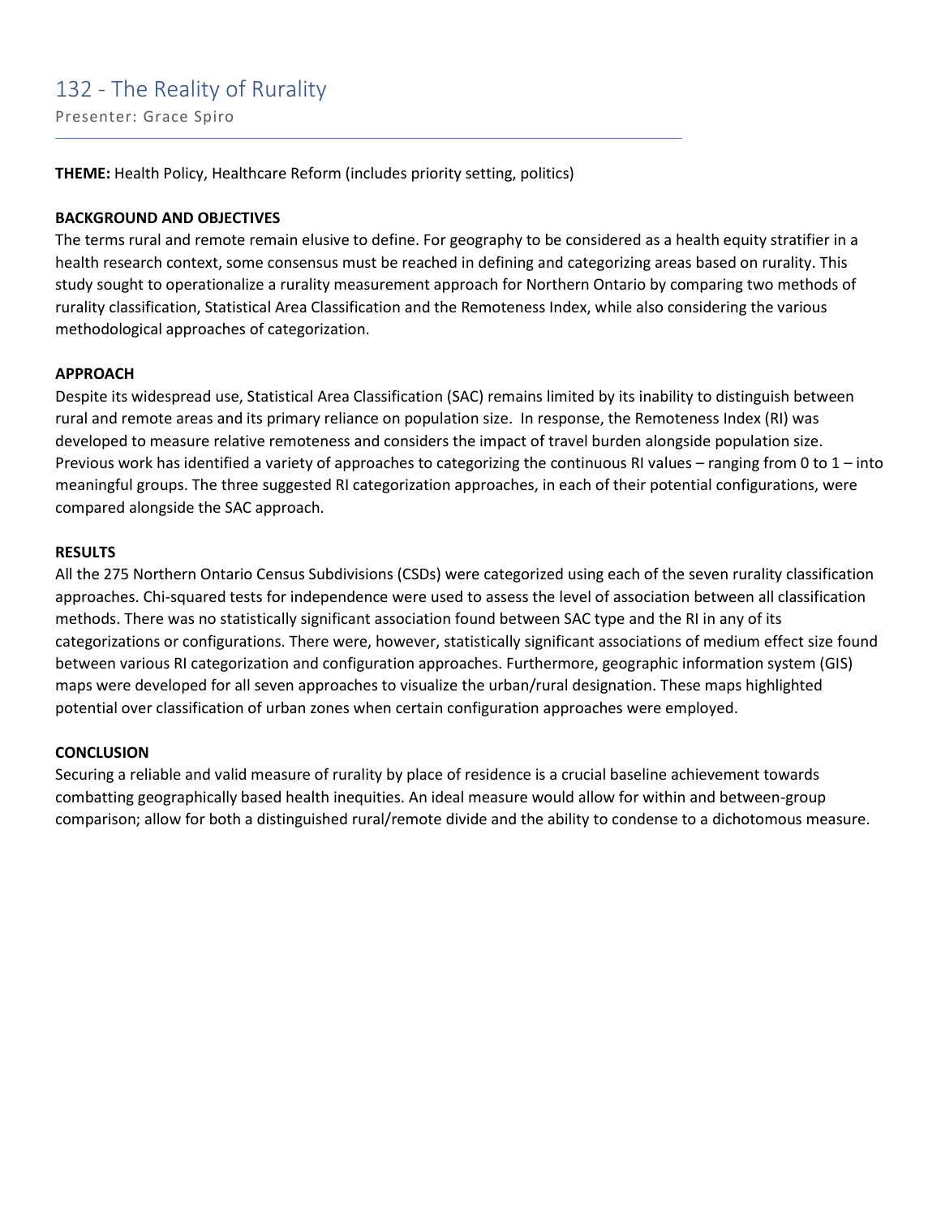# 132 - The Reality of Rurality

Presenter: Grace Spiro

**THEME:** Health Policy, Healthcare Reform (includes priority setting, politics)

**BACKGROUND AND OBJECTIVES**

The terms rural and remote remain elusive to define. For geography to be considered as a health equity stratifier in a health research context, some consensus must be reached in defining and categorizing areas based on rurality. This study sought to operationalize a rurality measurement approach for Northern Ontario by comparing two methods of rurality classification, Statistical Area Classification and the Remoteness Index, while also considering the various methodological approaches of categorization.

**APPROACH**

Despite its widespread use, Statistical Area Classification (SAC) remains limited by its inability to distinguish between rural and remote areas and its primary reliance on population size. In response, the Remoteness Index (RI) was developed to measure relative remoteness and considers the impact of travel burden alongside population size. Previous work has identified a variety of approaches to categorizing the continuous RI values – ranging from 0 to 1 – into meaningful groups. The three suggested RI categorization approaches, in each of their potential configurations, were compared alongside the SAC approach.

**RESULTS**

All the 275 Northern Ontario Census Subdivisions (CSDs) were categorized using each of the seven rurality classification approaches. Chi-squared tests for independence were used to assess the level of association between all classification methods. There was no statistically significant association found between SAC type and the RI in any of its categorizations or configurations. There were, however, statistically significant associations of medium effect size found between various RI categorization and configuration approaches. Furthermore, geographic information system (GIS) maps were developed for all seven approaches to visualize the urban/rural designation. These maps highlighted potential over classification of urban zones when certain configuration approaches were employed.

**CONCLUSION**

Securing a reliable and valid measure of rurality by place of residence is a crucial baseline achievement towards combatting geographically based health inequities. An ideal measure would allow for within and between-group comparison; allow for both a distinguished rural/remote divide and the ability to condense to a dichotomous measure.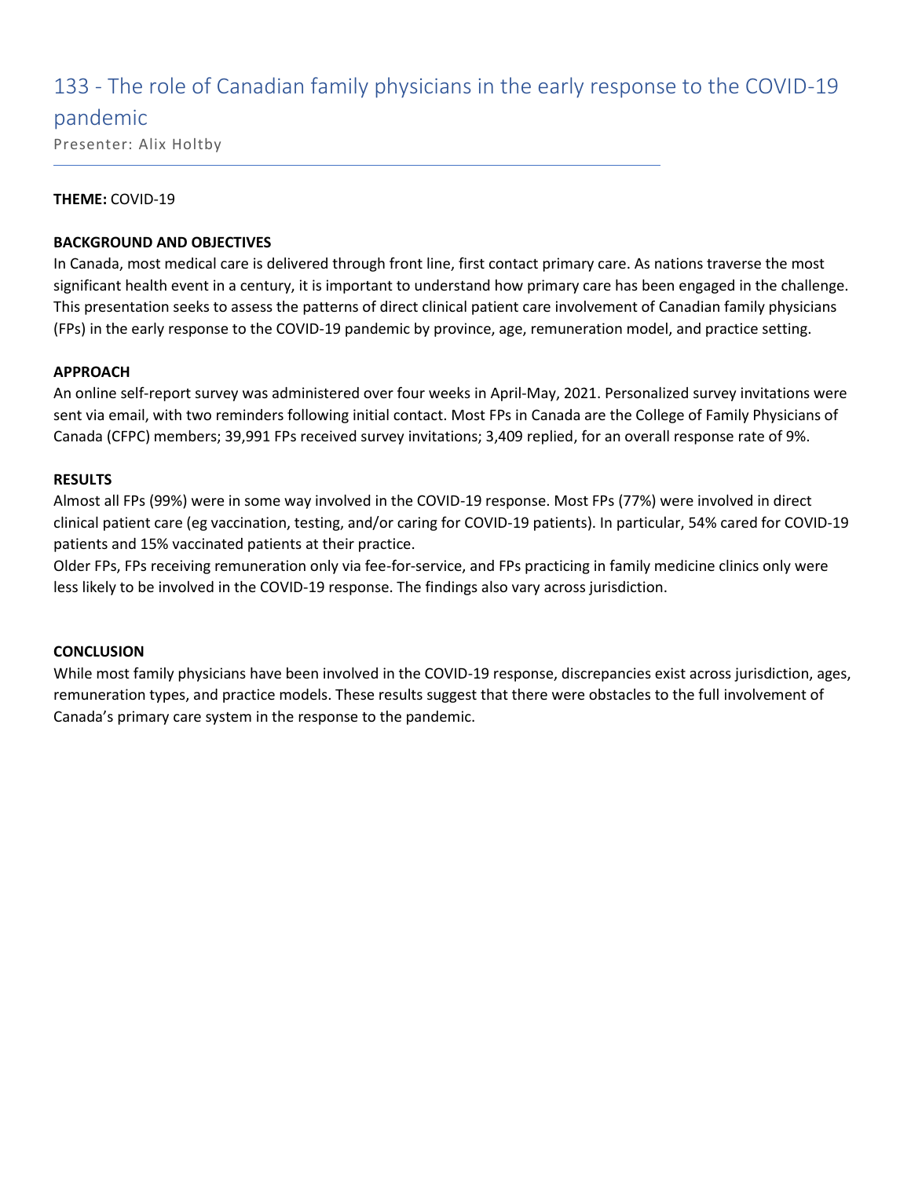# 133 - The role of Canadian family physicians in the early response to the COVID-19 pandemic

Presenter: Alix Holtby

**THEME:** COVID-19

**BACKGROUND AND OBJECTIVES**

In Canada, most medical care is delivered through front line, first contact primary care. As nations traverse the most significant health event in a century, it is important to understand how primary care has been engaged in the challenge. This presentation seeks to assess the patterns of direct clinical patient care involvement of Canadian family physicians (FPs) in the early response to the COVID-19 pandemic by province, age, remuneration model, and practice setting.

**APPROACH**

An online self-report survey was administered over four weeks in April-May, 2021. Personalized survey invitations were sent via email, with two reminders following initial contact. Most FPs in Canada are the College of Family Physicians of Canada (CFPC) members; 39,991 FPs received survey invitations; 3,409 replied, for an overall response rate of 9%.

**RESULTS**

Almost all FPs (99%) were in some way involved in the COVID-19 response. Most FPs (77%) were involved in direct clinical patient care (eg vaccination, testing, and/or caring for COVID-19 patients). In particular, 54% cared for COVID-19 patients and 15% vaccinated patients at their practice.

Older FPs, FPs receiving remuneration only via fee-for-service, and FPs practicing in family medicine clinics only were less likely to be involved in the COVID-19 response. The findings also vary across jurisdiction.

**CONCLUSION**

While most family physicians have been involved in the COVID-19 response, discrepancies exist across jurisdiction, ages, remuneration types, and practice models. These results suggest that there were obstacles to the full involvement of Canada's primary care system in the response to the pandemic.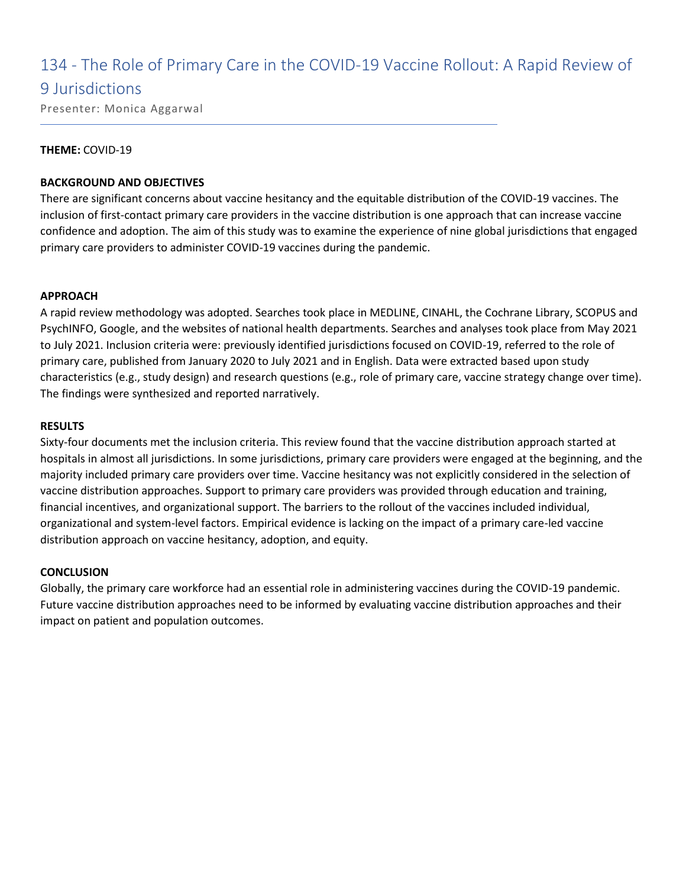# 134 - The Role of Primary Care in the COVID-19 Vaccine Rollout: A Rapid Review of 9 Jurisdictions

Presenter: Monica Aggarwal

**THEME:** COVID-19

**BACKGROUND AND OBJECTIVES**

There are significant concerns about vaccine hesitancy and the equitable distribution of the COVID-19 vaccines. The inclusion of first-contact primary care providers in the vaccine distribution is one approach that can increase vaccine confidence and adoption. The aim of this study was to examine the experience of nine global jurisdictions that engaged primary care providers to administer COVID-19 vaccines during the pandemic.

**APPROACH**

A rapid review methodology was adopted. Searches took place in MEDLINE, CINAHL, the Cochrane Library, SCOPUS and PsychINFO, Google, and the websites of national health departments. Searches and analyses took place from May 2021 to July 2021. Inclusion criteria were: previously identified jurisdictions focused on COVID-19, referred to the role of primary care, published from January 2020 to July 2021 and in English. Data were extracted based upon study characteristics (e.g., study design) and research questions (e.g., role of primary care, vaccine strategy change over time). The findings were synthesized and reported narratively.

**RESULTS**

Sixty-four documents met the inclusion criteria. This review found that the vaccine distribution approach started at hospitals in almost all jurisdictions. In some jurisdictions, primary care providers were engaged at the beginning, and the majority included primary care providers over time. Vaccine hesitancy was not explicitly considered in the selection of vaccine distribution approaches. Support to primary care providers was provided through education and training, financial incentives, and organizational support. The barriers to the rollout of the vaccines included individual, organizational and system-level factors. Empirical evidence is lacking on the impact of a primary care-led vaccine distribution approach on vaccine hesitancy, adoption, and equity.

**CONCLUSION**

Globally, the primary care workforce had an essential role in administering vaccines during the COVID-19 pandemic. Future vaccine distribution approaches need to be informed by evaluating vaccine distribution approaches and their impact on patient and population outcomes.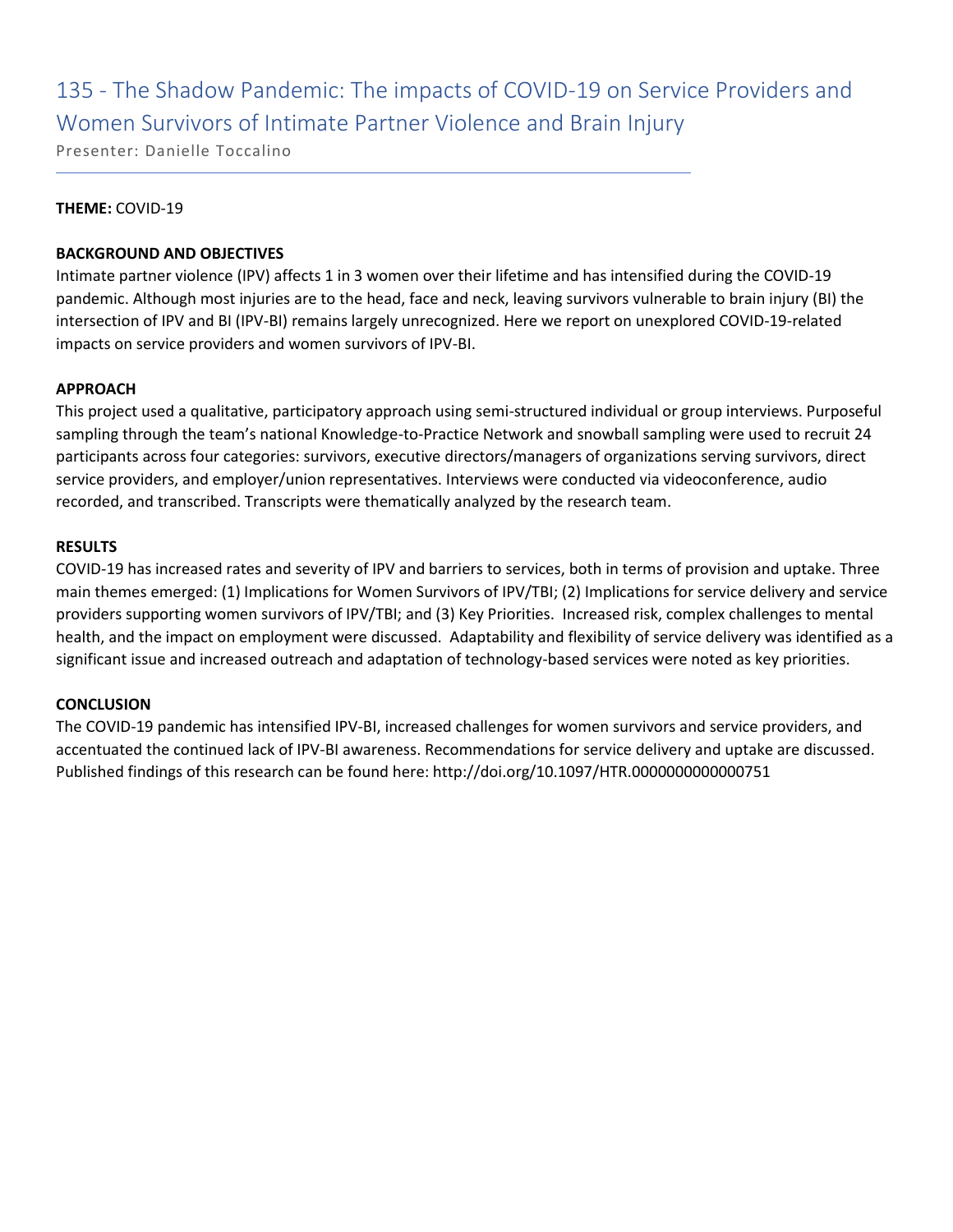# 135 - The Shadow Pandemic: The impacts of COVID-19 on Service Providers and Women Survivors of Intimate Partner Violence and Brain Injury

Presenter: Danielle Toccalino

**THEME:** COVID-19

**BACKGROUND AND OBJECTIVES**

Intimate partner violence (IPV) affects 1 in 3 women over their lifetime and has intensified during the COVID-19 pandemic. Although most injuries are to the head, face and neck, leaving survivors vulnerable to brain injury (BI) the intersection of IPV and BI (IPV-BI) remains largely unrecognized. Here we report on unexplored COVID-19-related impacts on service providers and women survivors of IPV-BI.

**APPROACH**

This project used a qualitative, participatory approach using semi-structured individual or group interviews. Purposeful sampling through the team's national Knowledge-to-Practice Network and snowball sampling were used to recruit 24 participants across four categories: survivors, executive directors/managers of organizations serving survivors, direct service providers, and employer/union representatives. Interviews were conducted via videoconference, audio recorded, and transcribed. Transcripts were thematically analyzed by the research team.

**RESULTS**

COVID-19 has increased rates and severity of IPV and barriers to services, both in terms of provision and uptake. Three main themes emerged: (1) Implications for Women Survivors of IPV/TBI; (2) Implications for service delivery and service providers supporting women survivors of IPV/TBI; and (3) Key Priorities. Increased risk, complex challenges to mental health, and the impact on employment were discussed. Adaptability and flexibility of service delivery was identified as a significant issue and increased outreach and adaptation of technology-based services were noted as key priorities.

**CONCLUSION**

The COVID-19 pandemic has intensified IPV-BI, increased challenges for women survivors and service providers, and accentuated the continued lack of IPV-BI awareness. Recommendations for service delivery and uptake are discussed. Published findings of this research can be found here: http://doi.org/10.1097/HTR.0000000000000751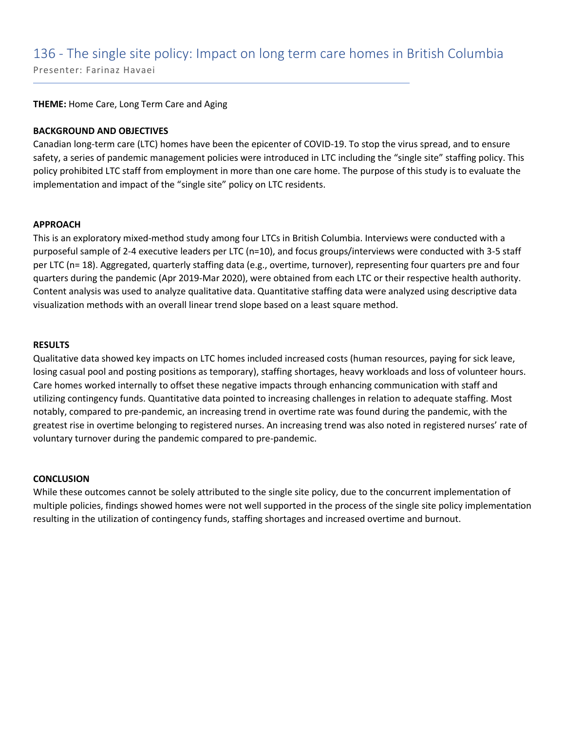# 136 - The single site policy: Impact on long term care homes in British Columbia

Presenter: Farinaz Havaei

**THEME:** Home Care, Long Term Care and Aging

**BACKGROUND AND OBJECTIVES**

Canadian long-term care (LTC) homes have been the epicenter of COVID-19. To stop the virus spread, and to ensure safety, a series of pandemic management policies were introduced in LTC including the "single site" staffing policy. This policy prohibited LTC staff from employment in more than one care home. The purpose of this study is to evaluate the implementation and impact of the "single site" policy on LTC residents.

**APPROACH**

This is an exploratory mixed-method study among four LTCs in British Columbia. Interviews were conducted with a purposeful sample of 2-4 executive leaders per LTC (n=10), and focus groups/interviews were conducted with 3-5 staff per LTC (n= 18). Aggregated, quarterly staffing data (e.g., overtime, turnover), representing four quarters pre and four quarters during the pandemic (Apr 2019-Mar 2020), were obtained from each LTC or their respective health authority. Content analysis was used to analyze qualitative data. Quantitative staffing data were analyzed using descriptive data visualization methods with an overall linear trend slope based on a least square method.

**RESULTS**

Qualitative data showed key impacts on LTC homes included increased costs (human resources, paying for sick leave, losing casual pool and posting positions as temporary), staffing shortages, heavy workloads and loss of volunteer hours. Care homes worked internally to offset these negative impacts through enhancing communication with staff and utilizing contingency funds. Quantitative data pointed to increasing challenges in relation to adequate staffing. Most notably, compared to pre-pandemic, an increasing trend in overtime rate was found during the pandemic, with the greatest rise in overtime belonging to registered nurses. An increasing trend was also noted in registered nurses' rate of voluntary turnover during the pandemic compared to pre-pandemic.

**CONCLUSION**

While these outcomes cannot be solely attributed to the single site policy, due to the concurrent implementation of multiple policies, findings showed homes were not well supported in the process of the single site policy implementation resulting in the utilization of contingency funds, staffing shortages and increased overtime and burnout.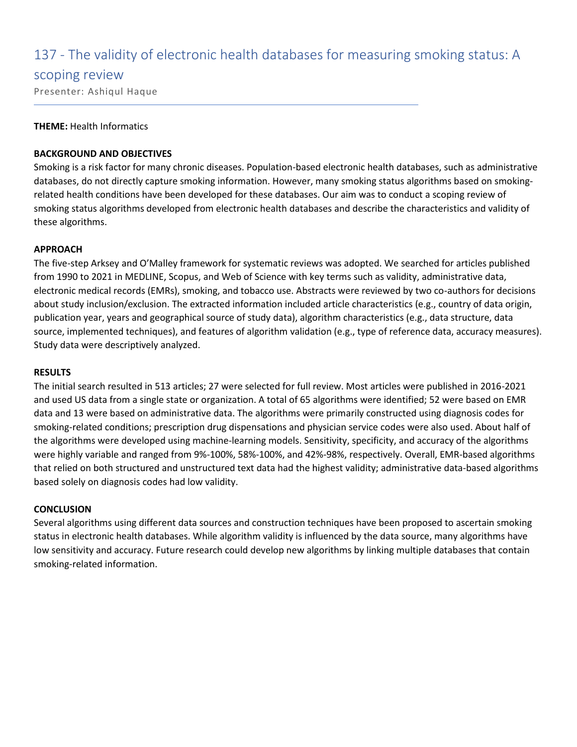# 137 - The validity of electronic health databases for measuring smoking status: A scoping review

Presenter: Ashiqul Haque

**THEME:** Health Informatics

**BACKGROUND AND OBJECTIVES**

Smoking is a risk factor for many chronic diseases. Population-based electronic health databases, such as administrative databases, do not directly capture smoking information. However, many smoking status algorithms based on smoking-related health conditions have been developed for these databases. Our aim was to conduct a scoping review of smoking status algorithms developed from electronic health databases and describe the characteristics and validity of these algorithms.

**APPROACH**

The five-step Arksey and O'Malley framework for systematic reviews was adopted. We searched for articles published from 1990 to 2021 in MEDLINE, Scopus, and Web of Science with key terms such as validity, administrative data, electronic medical records (EMRs), smoking, and tobacco use. Abstracts were reviewed by two co-authors for decisions about study inclusion/exclusion. The extracted information included article characteristics (e.g., country of data origin, publication year, years and geographical source of study data), algorithm characteristics (e.g., data structure, data source, implemented techniques), and features of algorithm validation (e.g., type of reference data, accuracy measures). Study data were descriptively analyzed.

**RESULTS**

The initial search resulted in 513 articles; 27 were selected for full review. Most articles were published in 2016-2021 and used US data from a single state or organization. A total of 65 algorithms were identified; 52 were based on EMR data and 13 were based on administrative data. The algorithms were primarily constructed using diagnosis codes for smoking-related conditions; prescription drug dispensations and physician service codes were also used. About half of the algorithms were developed using machine-learning models. Sensitivity, specificity, and accuracy of the algorithms were highly variable and ranged from 9%-100%, 58%-100%, and 42%-98%, respectively. Overall, EMR-based algorithms that relied on both structured and unstructured text data had the highest validity; administrative data-based algorithms based solely on diagnosis codes had low validity.

**CONCLUSION**

Several algorithms using different data sources and construction techniques have been proposed to ascertain smoking status in electronic health databases. While algorithm validity is influenced by the data source, many algorithms have low sensitivity and accuracy. Future research could develop new algorithms by linking multiple databases that contain smoking-related information.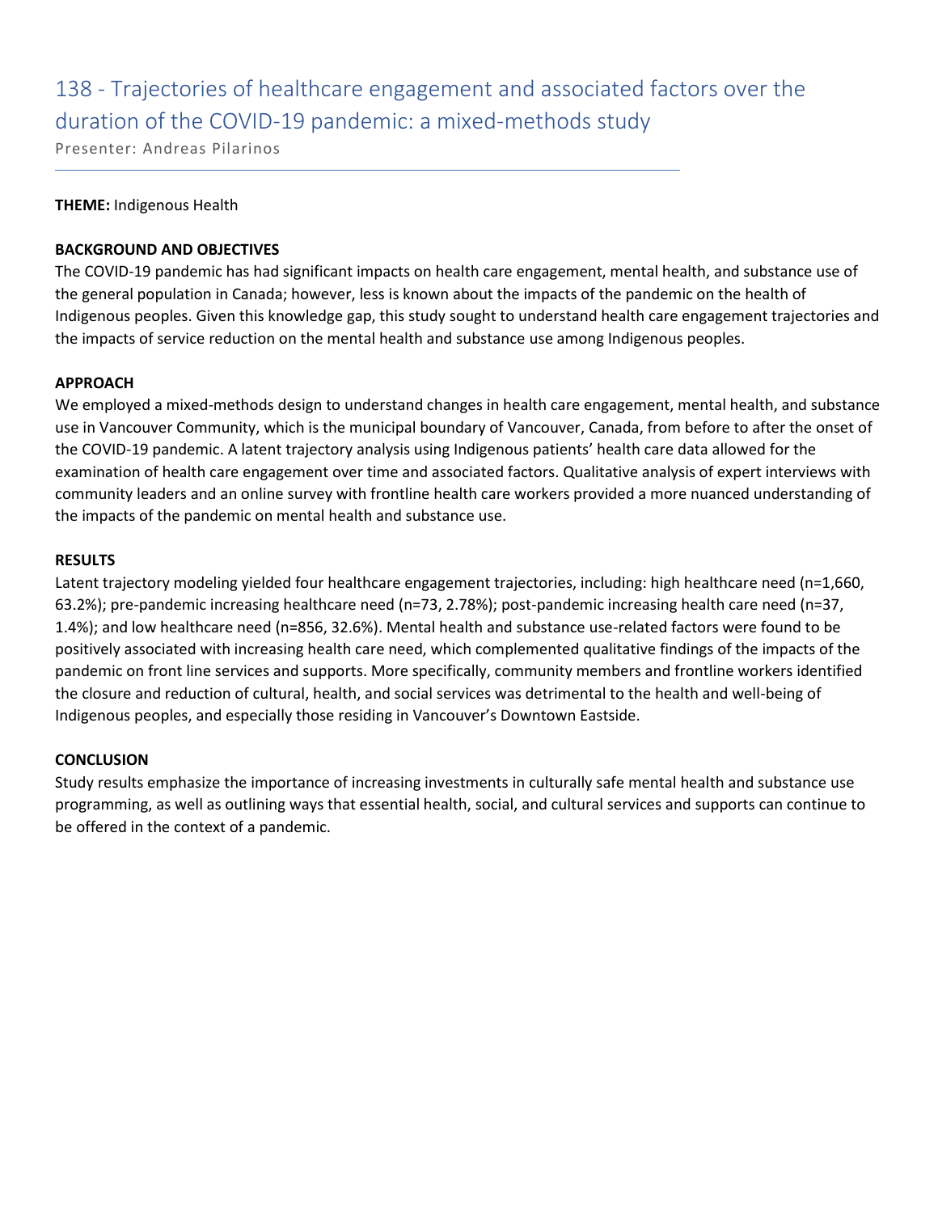# 138 - Trajectories of healthcare engagement and associated factors over the duration of the COVID-19 pandemic: a mixed-methods study

Presenter: Andreas Pilarinos

**THEME:** Indigenous Health

**BACKGROUND AND OBJECTIVES**

The COVID-19 pandemic has had significant impacts on health care engagement, mental health, and substance use of the general population in Canada; however, less is known about the impacts of the pandemic on the health of Indigenous peoples. Given this knowledge gap, this study sought to understand health care engagement trajectories and the impacts of service reduction on the mental health and substance use among Indigenous peoples.

**APPROACH**

We employed a mixed-methods design to understand changes in health care engagement, mental health, and substance use in Vancouver Community, which is the municipal boundary of Vancouver, Canada, from before to after the onset of the COVID-19 pandemic. A latent trajectory analysis using Indigenous patients' health care data allowed for the examination of health care engagement over time and associated factors. Qualitative analysis of expert interviews with community leaders and an online survey with frontline health care workers provided a more nuanced understanding of the impacts of the pandemic on mental health and substance use.

**RESULTS**

Latent trajectory modeling yielded four healthcare engagement trajectories, including: high healthcare need (n=1,660, 63.2%); pre-pandemic increasing healthcare need (n=73, 2.78%); post-pandemic increasing health care need (n=37, 1.4%); and low healthcare need (n=856, 32.6%). Mental health and substance use-related factors were found to be positively associated with increasing health care need, which complemented qualitative findings of the impacts of the pandemic on front line services and supports. More specifically, community members and frontline workers identified the closure and reduction of cultural, health, and social services was detrimental to the health and well-being of Indigenous peoples, and especially those residing in Vancouver's Downtown Eastside.

**CONCLUSION**

Study results emphasize the importance of increasing investments in culturally safe mental health and substance use programming, as well as outlining ways that essential health, social, and cultural services and supports can continue to be offered in the context of a pandemic.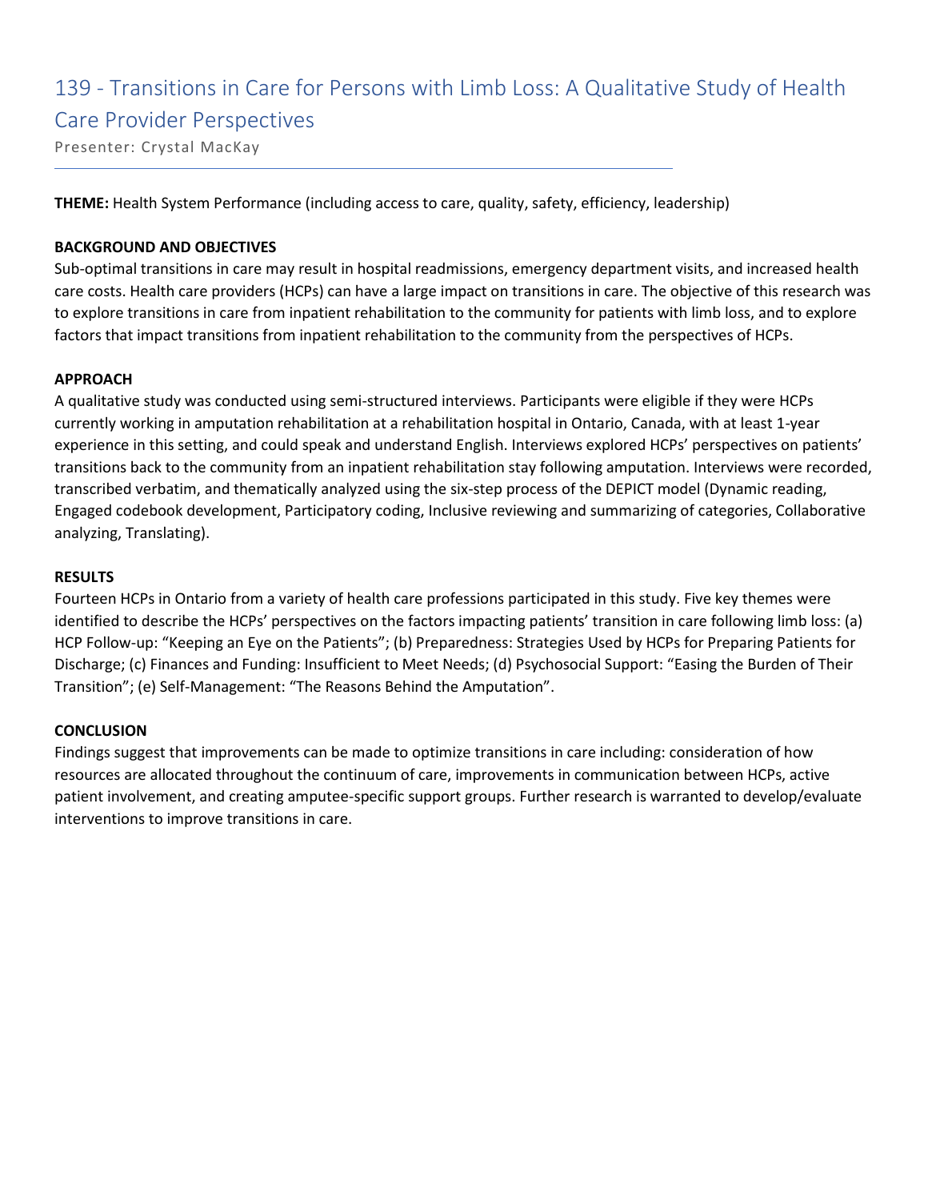# 139 - Transitions in Care for Persons with Limb Loss: A Qualitative Study of Health Care Provider Perspectives

Presenter: Crystal MacKay

**THEME:** Health System Performance (including access to care, quality, safety, efficiency, leadership)

**BACKGROUND AND OBJECTIVES**

Sub-optimal transitions in care may result in hospital readmissions, emergency department visits, and increased health care costs. Health care providers (HCPs) can have a large impact on transitions in care. The objective of this research was to explore transitions in care from inpatient rehabilitation to the community for patients with limb loss, and to explore factors that impact transitions from inpatient rehabilitation to the community from the perspectives of HCPs.

**APPROACH**

A qualitative study was conducted using semi-structured interviews. Participants were eligible if they were HCPs currently working in amputation rehabilitation at a rehabilitation hospital in Ontario, Canada, with at least 1-year experience in this setting, and could speak and understand English. Interviews explored HCPs' perspectives on patients' transitions back to the community from an inpatient rehabilitation stay following amputation. Interviews were recorded, transcribed verbatim, and thematically analyzed using the six-step process of the DEPICT model (Dynamic reading, Engaged codebook development, Participatory coding, Inclusive reviewing and summarizing of categories, Collaborative analyzing, Translating).

**RESULTS**

Fourteen HCPs in Ontario from a variety of health care professions participated in this study. Five key themes were identified to describe the HCPs' perspectives on the factors impacting patients' transition in care following limb loss: (a) HCP Follow-up: "Keeping an Eye on the Patients"; (b) Preparedness: Strategies Used by HCPs for Preparing Patients for Discharge; (c) Finances and Funding: Insufficient to Meet Needs; (d) Psychosocial Support: "Easing the Burden of Their Transition"; (e) Self-Management: "The Reasons Behind the Amputation".

**CONCLUSION**

Findings suggest that improvements can be made to optimize transitions in care including: consideration of how resources are allocated throughout the continuum of care, improvements in communication between HCPs, active patient involvement, and creating amputee-specific support groups. Further research is warranted to develop/evaluate interventions to improve transitions in care.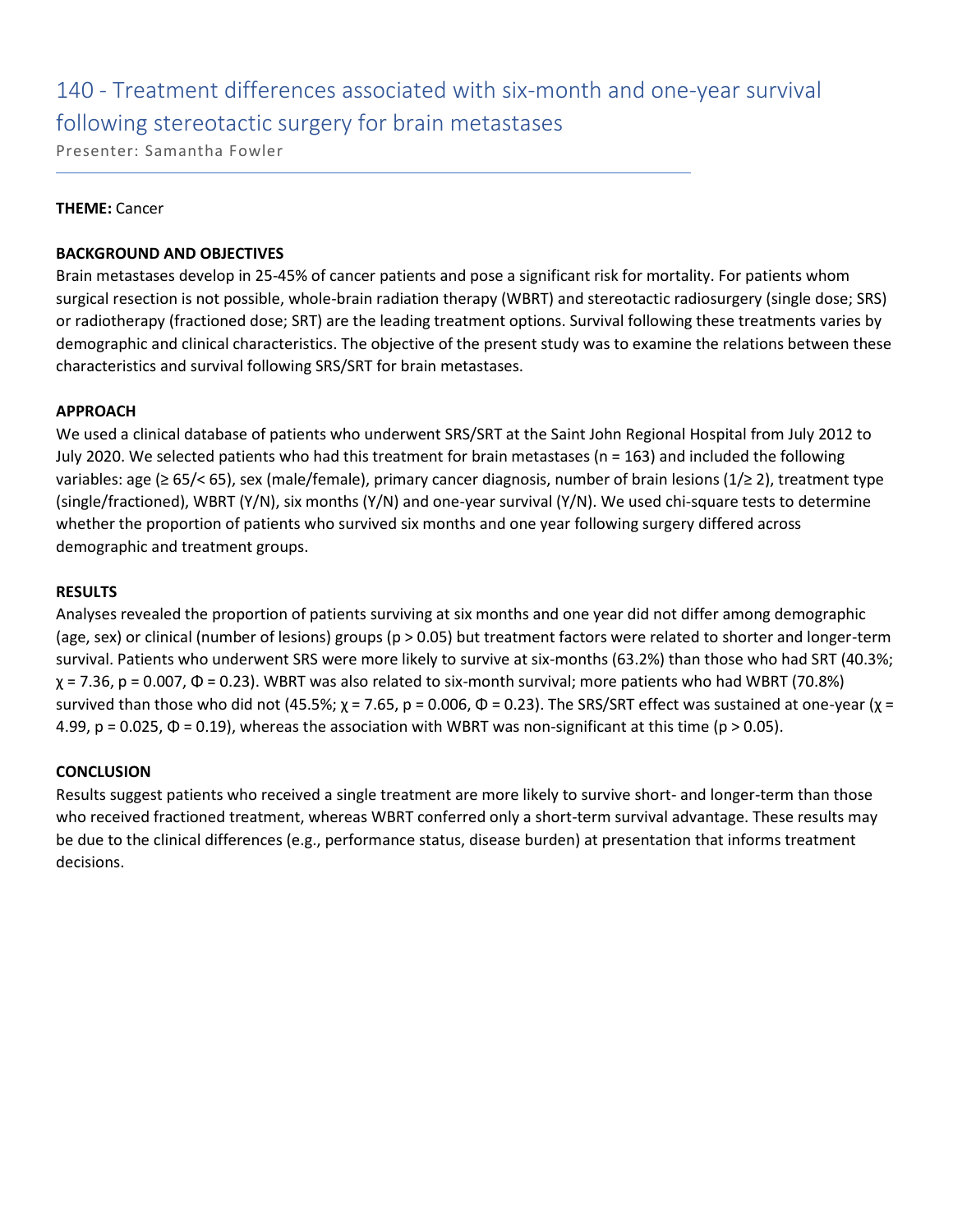# 140 - Treatment differences associated with six-month and one-year survival following stereotactic surgery for brain metastases

Presenter: Samantha Fowler

**THEME:** Cancer

**BACKGROUND AND OBJECTIVES**

Brain metastases develop in 25-45% of cancer patients and pose a significant risk for mortality. For patients whom surgical resection is not possible, whole-brain radiation therapy (WBRT) and stereotactic radiosurgery (single dose; SRS) or radiotherapy (fractioned dose; SRT) are the leading treatment options. Survival following these treatments varies by demographic and clinical characteristics. The objective of the present study was to examine the relations between these characteristics and survival following SRS/SRT for brain metastases.

**APPROACH**

We used a clinical database of patients who underwent SRS/SRT at the Saint John Regional Hospital from July 2012 to July 2020. We selected patients who had this treatment for brain metastases ($n = 163$) and included the following variables: age (≥ 65/< 65), sex (male/female), primary cancer diagnosis, number of brain lesions (1/≥ 2), treatment type (single/fractioned), WBRT (Y/N), six months (Y/N) and one-year survival (Y/N). We used chi-square tests to determine whether the proportion of patients who survived six months and one year following surgery differed across demographic and treatment groups.

**RESULTS**

Analyses revealed the proportion of patients surviving at six months and one year did not differ among demographic (age, sex) or clinical (number of lesions) groups ($p > 0.05$) but treatment factors were related to shorter and longer-term survival. Patients who underwent SRS were more likely to survive at six-months (63.2%) than those who had SRT (40.3%; $\chi = 7.36$, $p = 0.007$, $\Phi = 0.23$). WBRT was also related to six-month survival; more patients who had WBRT (70.8%) survived than those who did not (45.5%; $\chi = 7.65$, $p = 0.006$, $\Phi = 0.23$). The SRS/SRT effect was sustained at one-year ($\chi = 4.99$, $p = 0.025$, $\Phi = 0.19$), whereas the association with WBRT was non-significant at this time ($p > 0.05$).

**CONCLUSION**

Results suggest patients who received a single treatment are more likely to survive short- and longer-term than those who received fractioned treatment, whereas WBRT conferred only a short-term survival advantage. These results may be due to the clinical differences (e.g., performance status, disease burden) at presentation that informs treatment decisions.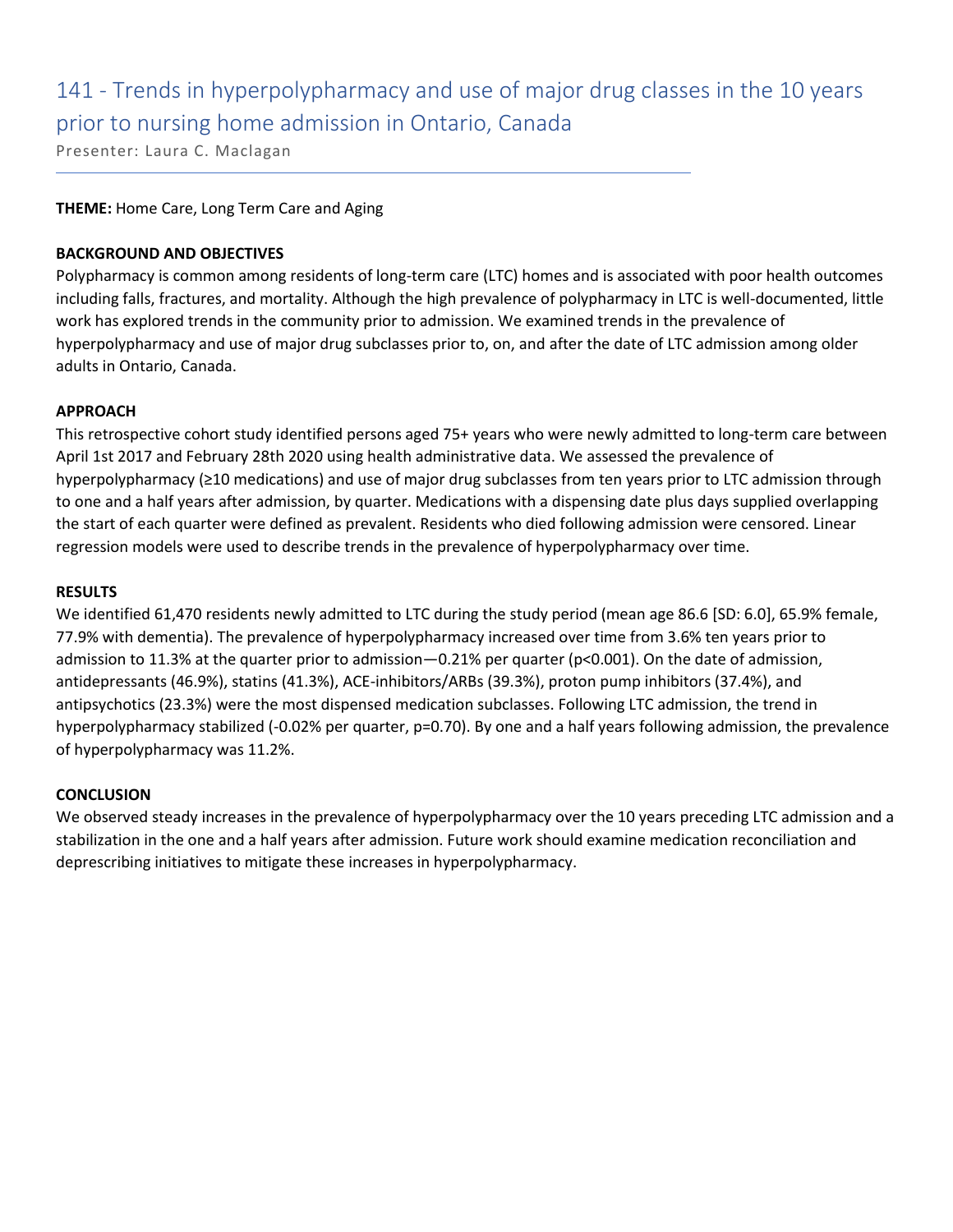# 141 - Trends in hyperpolypharmacy and use of major drug classes in the 10 years prior to nursing home admission in Ontario, Canada

Presenter: Laura C. Maclagan

**THEME:** Home Care, Long Term Care and Aging

**BACKGROUND AND OBJECTIVES**

Polypharmacy is common among residents of long-term care (LTC) homes and is associated with poor health outcomes including falls, fractures, and mortality. Although the high prevalence of polypharmacy in LTC is well-documented, little work has explored trends in the community prior to admission. We examined trends in the prevalence of hyperpolypharmacy and use of major drug subclasses prior to, on, and after the date of LTC admission among older adults in Ontario, Canada.

**APPROACH**

This retrospective cohort study identified persons aged 75+ years who were newly admitted to long-term care between April 1st 2017 and February 28th 2020 using health administrative data. We assessed the prevalence of hyperpolypharmacy (≥10 medications) and use of major drug subclasses from ten years prior to LTC admission through to one and a half years after admission, by quarter. Medications with a dispensing date plus days supplied overlapping the start of each quarter were defined as prevalent. Residents who died following admission were censored. Linear regression models were used to describe trends in the prevalence of hyperpolypharmacy over time.

**RESULTS**

We identified 61,470 residents newly admitted to LTC during the study period (mean age 86.6 [SD: 6.0], 65.9% female, 77.9% with dementia). The prevalence of hyperpolypharmacy increased over time from 3.6% ten years prior to admission to 11.3% at the quarter prior to admission—0.21% per quarter ($p<0.001$). On the date of admission, antidepressants (46.9%), statins (41.3%), ACE-inhibitors/ARBs (39.3%), proton pump inhibitors (37.4%), and antipsychotics (23.3%) were the most dispensed medication subclasses. Following LTC admission, the trend in hyperpolypharmacy stabilized (-0.02% per quarter, $p=0.70$). By one and a half years following admission, the prevalence of hyperpolypharmacy was 11.2%.

**CONCLUSION**

We observed steady increases in the prevalence of hyperpolypharmacy over the 10 years preceding LTC admission and a stabilization in the one and a half years after admission. Future work should examine medication reconciliation and deprescribing initiatives to mitigate these increases in hyperpolypharmacy.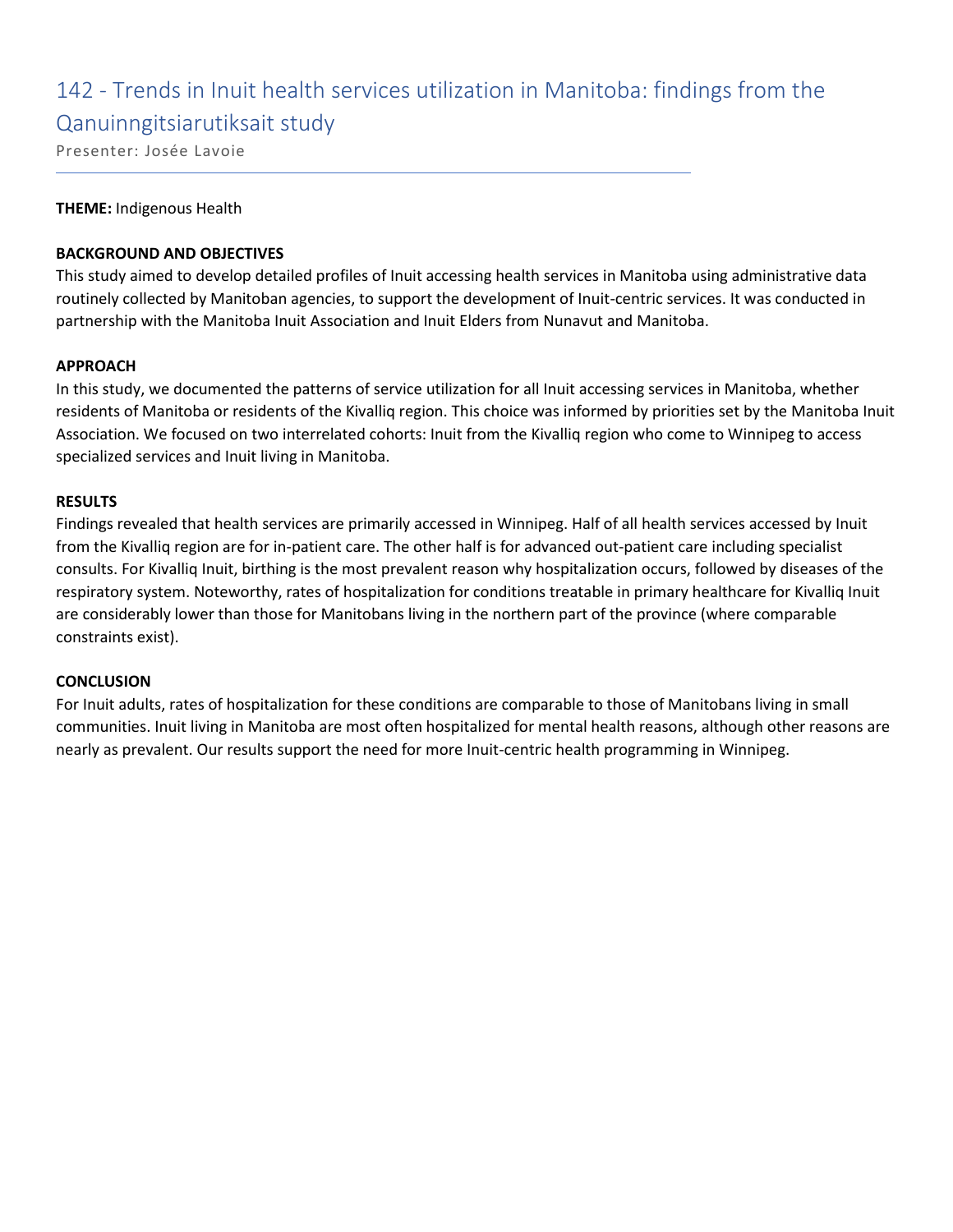# 142 - Trends in Inuit health services utilization in Manitoba: findings from the Qanuinngitsiarutiksait study

Presenter: Josée Lavoie

**THEME:** Indigenous Health

**BACKGROUND AND OBJECTIVES**

This study aimed to develop detailed profiles of Inuit accessing health services in Manitoba using administrative data routinely collected by Manitoban agencies, to support the development of Inuit-centric services. It was conducted in partnership with the Manitoba Inuit Association and Inuit Elders from Nunavut and Manitoba.

**APPROACH**

In this study, we documented the patterns of service utilization for all Inuit accessing services in Manitoba, whether residents of Manitoba or residents of the Kivalliq region. This choice was informed by priorities set by the Manitoba Inuit Association. We focused on two interrelated cohorts: Inuit from the Kivalliq region who come to Winnipeg to access specialized services and Inuit living in Manitoba.

**RESULTS**

Findings revealed that health services are primarily accessed in Winnipeg. Half of all health services accessed by Inuit from the Kivalliq region are for in-patient care. The other half is for advanced out-patient care including specialist consults. For Kivalliq Inuit, birthing is the most prevalent reason why hospitalization occurs, followed by diseases of the respiratory system. Noteworthy, rates of hospitalization for conditions treatable in primary healthcare for Kivalliq Inuit are considerably lower than those for Manitobans living in the northern part of the province (where comparable constraints exist).

**CONCLUSION**

For Inuit adults, rates of hospitalization for these conditions are comparable to those of Manitobans living in small communities. Inuit living in Manitoba are most often hospitalized for mental health reasons, although other reasons are nearly as prevalent. Our results support the need for more Inuit-centric health programming in Winnipeg.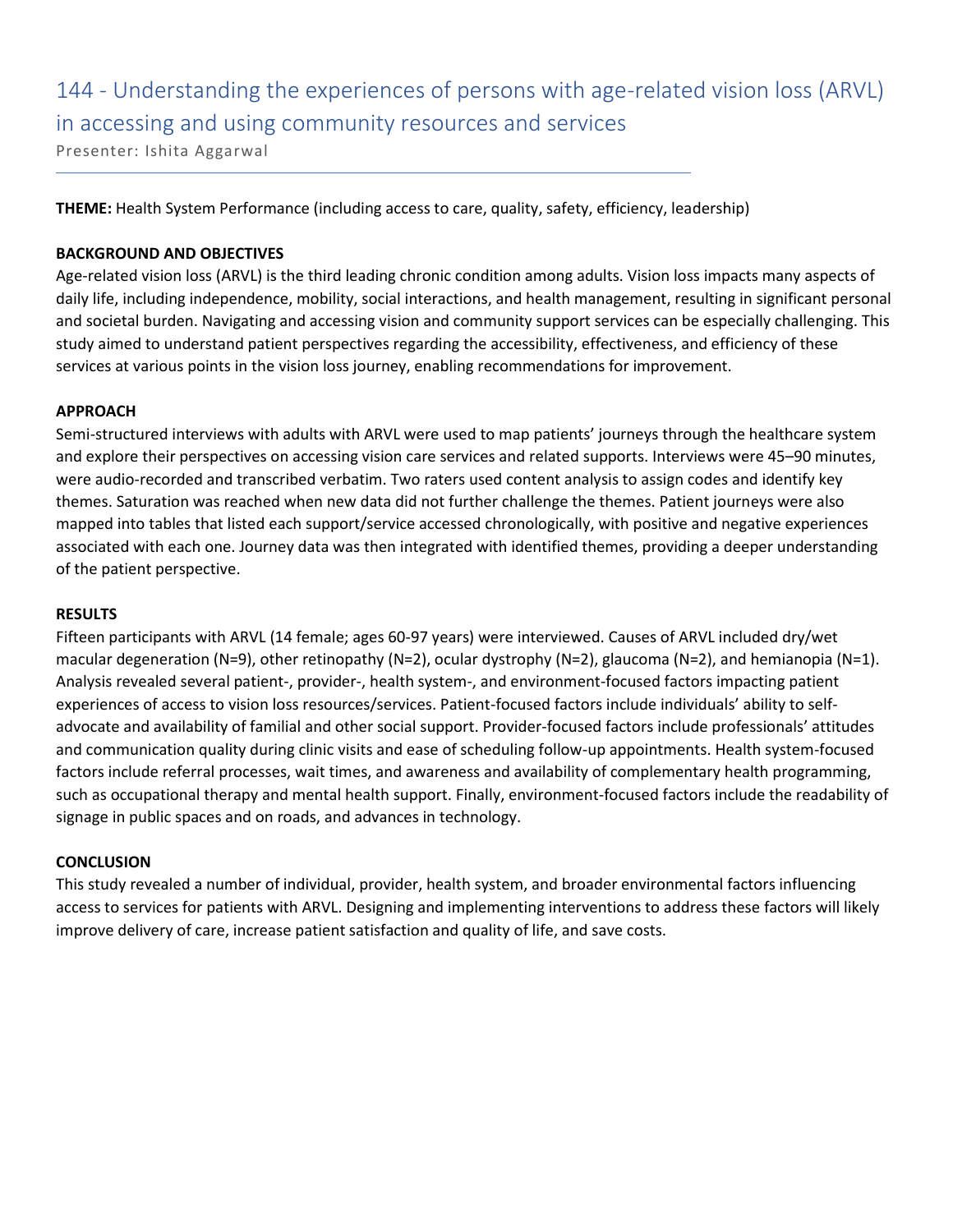# 144 - Understanding the experiences of persons with age-related vision loss (ARVL) in accessing and using community resources and services

Presenter: Ishita Aggarwal

**THEME:** Health System Performance (including access to care, quality, safety, efficiency, leadership)

**BACKGROUND AND OBJECTIVES**

Age-related vision loss (ARVL) is the third leading chronic condition among adults. Vision loss impacts many aspects of daily life, including independence, mobility, social interactions, and health management, resulting in significant personal and societal burden. Navigating and accessing vision and community support services can be especially challenging. This study aimed to understand patient perspectives regarding the accessibility, effectiveness, and efficiency of these services at various points in the vision loss journey, enabling recommendations for improvement.

**APPROACH**

Semi-structured interviews with adults with ARVL were used to map patients' journeys through the healthcare system and explore their perspectives on accessing vision care services and related supports. Interviews were 45–90 minutes, were audio-recorded and transcribed verbatim. Two raters used content analysis to assign codes and identify key themes. Saturation was reached when new data did not further challenge the themes. Patient journeys were also mapped into tables that listed each support/service accessed chronologically, with positive and negative experiences associated with each one. Journey data was then integrated with identified themes, providing a deeper understanding of the patient perspective.

**RESULTS**

Fifteen participants with ARVL (14 female; ages 60-97 years) were interviewed. Causes of ARVL included dry/wet macular degeneration (N=9), other retinopathy (N=2), ocular dystrophy (N=2), glaucoma (N=2), and hemianopia (N=1). Analysis revealed several patient-, provider-, health system-, and environment-focused factors impacting patient experiences of access to vision loss resources/services. Patient-focused factors include individuals' ability to self-advocate and availability of familial and other social support. Provider-focused factors include professionals' attitudes and communication quality during clinic visits and ease of scheduling follow-up appointments. Health system-focused factors include referral processes, wait times, and awareness and availability of complementary health programming, such as occupational therapy and mental health support. Finally, environment-focused factors include the readability of signage in public spaces and on roads, and advances in technology.

**CONCLUSION**

This study revealed a number of individual, provider, health system, and broader environmental factors influencing access to services for patients with ARVL. Designing and implementing interventions to address these factors will likely improve delivery of care, increase patient satisfaction and quality of life, and save costs.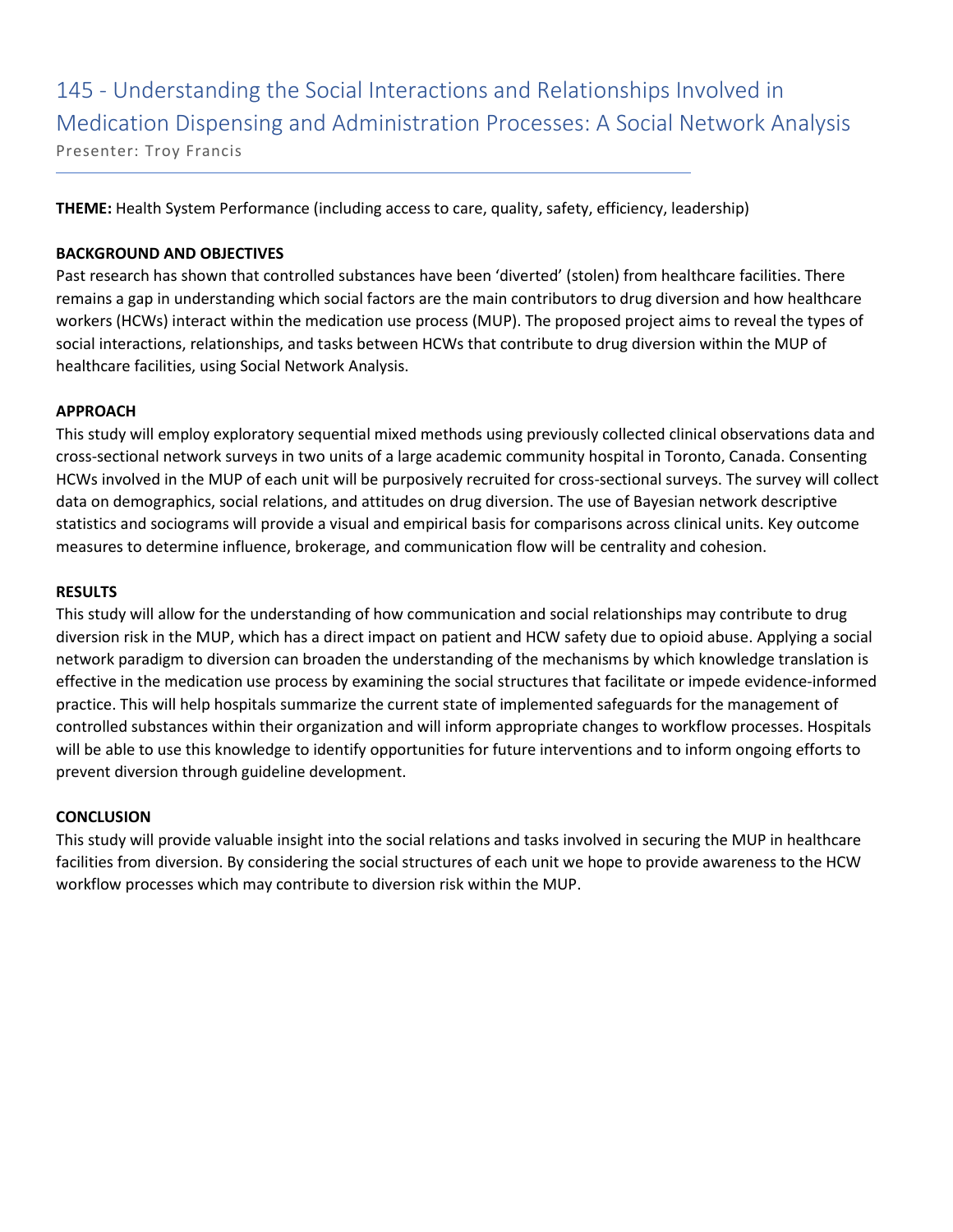# 145 - Understanding the Social Interactions and Relationships Involved in Medication Dispensing and Administration Processes: A Social Network Analysis

Presenter: Troy Francis

**THEME:** Health System Performance (including access to care, quality, safety, efficiency, leadership)

**BACKGROUND AND OBJECTIVES**

Past research has shown that controlled substances have been 'diverted' (stolen) from healthcare facilities. There remains a gap in understanding which social factors are the main contributors to drug diversion and how healthcare workers (HCWs) interact within the medication use process (MUP). The proposed project aims to reveal the types of social interactions, relationships, and tasks between HCWs that contribute to drug diversion within the MUP of healthcare facilities, using Social Network Analysis.

**APPROACH**

This study will employ exploratory sequential mixed methods using previously collected clinical observations data and cross-sectional network surveys in two units of a large academic community hospital in Toronto, Canada. Consenting HCWs involved in the MUP of each unit will be purposively recruited for cross-sectional surveys. The survey will collect data on demographics, social relations, and attitudes on drug diversion. The use of Bayesian network descriptive statistics and sociograms will provide a visual and empirical basis for comparisons across clinical units. Key outcome measures to determine influence, brokerage, and communication flow will be centrality and cohesion.

**RESULTS**

This study will allow for the understanding of how communication and social relationships may contribute to drug diversion risk in the MUP, which has a direct impact on patient and HCW safety due to opioid abuse. Applying a social network paradigm to diversion can broaden the understanding of the mechanisms by which knowledge translation is effective in the medication use process by examining the social structures that facilitate or impede evidence-informed practice. This will help hospitals summarize the current state of implemented safeguards for the management of controlled substances within their organization and will inform appropriate changes to workflow processes. Hospitals will be able to use this knowledge to identify opportunities for future interventions and to inform ongoing efforts to prevent diversion through guideline development.

**CONCLUSION**

This study will provide valuable insight into the social relations and tasks involved in securing the MUP in healthcare facilities from diversion. By considering the social structures of each unit we hope to provide awareness to the HCW workflow processes which may contribute to diversion risk within the MUP.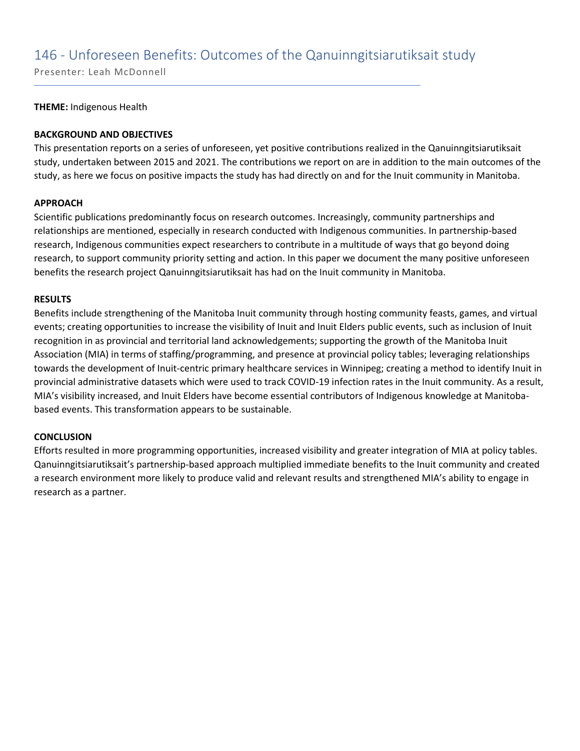# 146 - Unforeseen Benefits: Outcomes of the Qanuinngitsiarutiksait study

Presenter: Leah McDonnell

**THEME:** Indigenous Health

**BACKGROUND AND OBJECTIVES**

This presentation reports on a series of unforeseen, yet positive contributions realized in the Qanuinngitsiarutiksait study, undertaken between 2015 and 2021. The contributions we report on are in addition to the main outcomes of the study, as here we focus on positive impacts the study has had directly on and for the Inuit community in Manitoba.

**APPROACH**

Scientific publications predominantly focus on research outcomes. Increasingly, community partnerships and relationships are mentioned, especially in research conducted with Indigenous communities. In partnership-based research, Indigenous communities expect researchers to contribute in a multitude of ways that go beyond doing research, to support community priority setting and action. In this paper we document the many positive unforeseen benefits the research project Qanuinngitsiarutiksait has had on the Inuit community in Manitoba.

**RESULTS**

Benefits include strengthening of the Manitoba Inuit community through hosting community feasts, games, and virtual events; creating opportunities to increase the visibility of Inuit and Inuit Elders public events, such as inclusion of Inuit recognition in as provincial and territorial land acknowledgements; supporting the growth of the Manitoba Inuit Association (MIA) in terms of staffing/programming, and presence at provincial policy tables; leveraging relationships towards the development of Inuit-centric primary healthcare services in Winnipeg; creating a method to identify Inuit in provincial administrative datasets which were used to track COVID-19 infection rates in the Inuit community. As a result, MIA's visibility increased, and Inuit Elders have become essential contributors of Indigenous knowledge at Manitoba-based events. This transformation appears to be sustainable.

**CONCLUSION**

Efforts resulted in more programming opportunities, increased visibility and greater integration of MIA at policy tables. Qanuinngitsiarutiksait's partnership-based approach multiplied immediate benefits to the Inuit community and created a research environment more likely to produce valid and relevant results and strengthened MIA's ability to engage in research as a partner.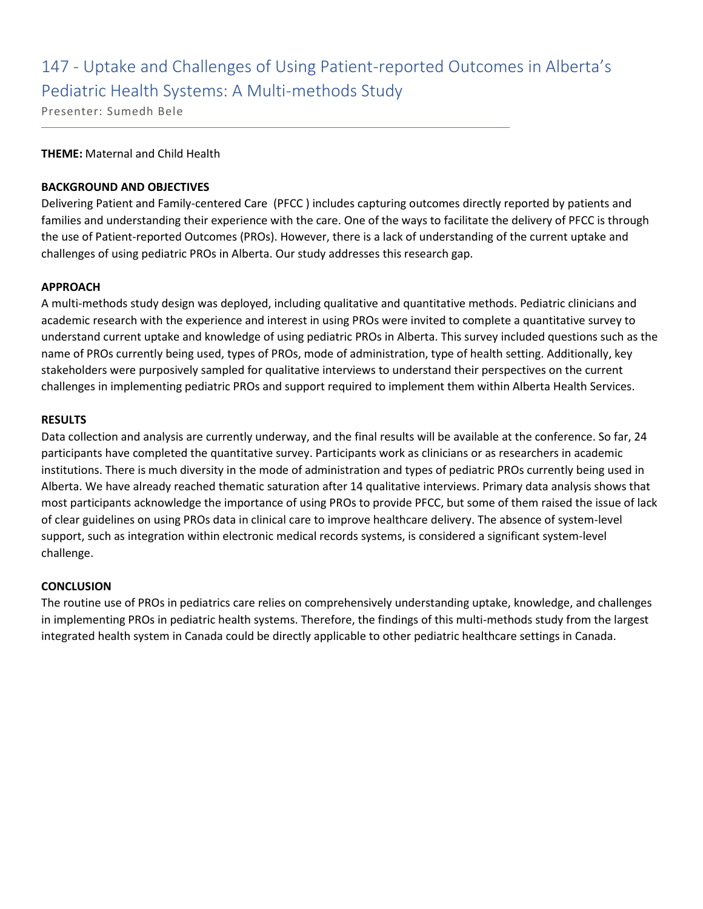# 147 - Uptake and Challenges of Using Patient-reported Outcomes in Alberta's Pediatric Health Systems: A Multi-methods Study

Presenter: Sumedh Bele

**THEME:** Maternal and Child Health

**BACKGROUND AND OBJECTIVES**

Delivering Patient and Family-centered Care (PFCC ) includes capturing outcomes directly reported by patients and families and understanding their experience with the care. One of the ways to facilitate the delivery of PFCC is through the use of Patient-reported Outcomes (PROs). However, there is a lack of understanding of the current uptake and challenges of using pediatric PROs in Alberta. Our study addresses this research gap.

**APPROACH**

A multi-methods study design was deployed, including qualitative and quantitative methods. Pediatric clinicians and academic research with the experience and interest in using PROs were invited to complete a quantitative survey to understand current uptake and knowledge of using pediatric PROs in Alberta. This survey included questions such as the name of PROs currently being used, types of PROs, mode of administration, type of health setting. Additionally, key stakeholders were purposively sampled for qualitative interviews to understand their perspectives on the current challenges in implementing pediatric PROs and support required to implement them within Alberta Health Services.

**RESULTS**

Data collection and analysis are currently underway, and the final results will be available at the conference. So far, 24 participants have completed the quantitative survey. Participants work as clinicians or as researchers in academic institutions. There is much diversity in the mode of administration and types of pediatric PROs currently being used in Alberta. We have already reached thematic saturation after 14 qualitative interviews. Primary data analysis shows that most participants acknowledge the importance of using PROs to provide PFCC, but some of them raised the issue of lack of clear guidelines on using PROs data in clinical care to improve healthcare delivery. The absence of system-level support, such as integration within electronic medical records systems, is considered a significant system-level challenge.

**CONCLUSION**

The routine use of PROs in pediatrics care relies on comprehensively understanding uptake, knowledge, and challenges in implementing PROs in pediatric health systems. Therefore, the findings of this multi-methods study from the largest integrated health system in Canada could be directly applicable to other pediatric healthcare settings in Canada.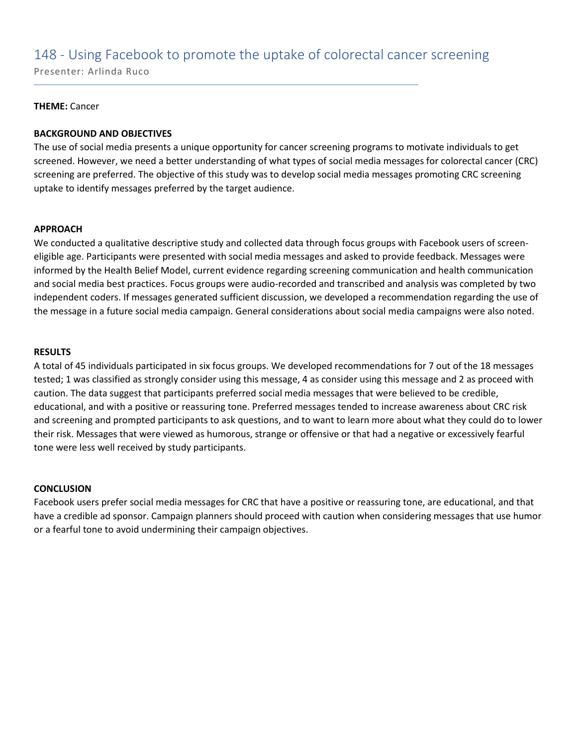# 148 - Using Facebook to promote the uptake of colorectal cancer screening

Presenter: Arlinda Ruco

**THEME:** Cancer

**BACKGROUND AND OBJECTIVES**

The use of social media presents a unique opportunity for cancer screening programs to motivate individuals to get screened. However, we need a better understanding of what types of social media messages for colorectal cancer (CRC) screening are preferred. The objective of this study was to develop social media messages promoting CRC screening uptake to identify messages preferred by the target audience.

**APPROACH**

We conducted a qualitative descriptive study and collected data through focus groups with Facebook users of screen-eligible age. Participants were presented with social media messages and asked to provide feedback. Messages were informed by the Health Belief Model, current evidence regarding screening communication and health communication and social media best practices. Focus groups were audio-recorded and transcribed and analysis was completed by two independent coders. If messages generated sufficient discussion, we developed a recommendation regarding the use of the message in a future social media campaign. General considerations about social media campaigns were also noted.

**RESULTS**

A total of 45 individuals participated in six focus groups. We developed recommendations for 7 out of the 18 messages tested; 1 was classified as strongly consider using this message, 4 as consider using this message and 2 as proceed with caution. The data suggest that participants preferred social media messages that were believed to be credible, educational, and with a positive or reassuring tone. Preferred messages tended to increase awareness about CRC risk and screening and prompted participants to ask questions, and to want to learn more about what they could do to lower their risk. Messages that were viewed as humorous, strange or offensive or that had a negative or excessively fearful tone were less well received by study participants.

**CONCLUSION**

Facebook users prefer social media messages for CRC that have a positive or reassuring tone, are educational, and that have a credible ad sponsor. Campaign planners should proceed with caution when considering messages that use humor or a fearful tone to avoid undermining their campaign objectives.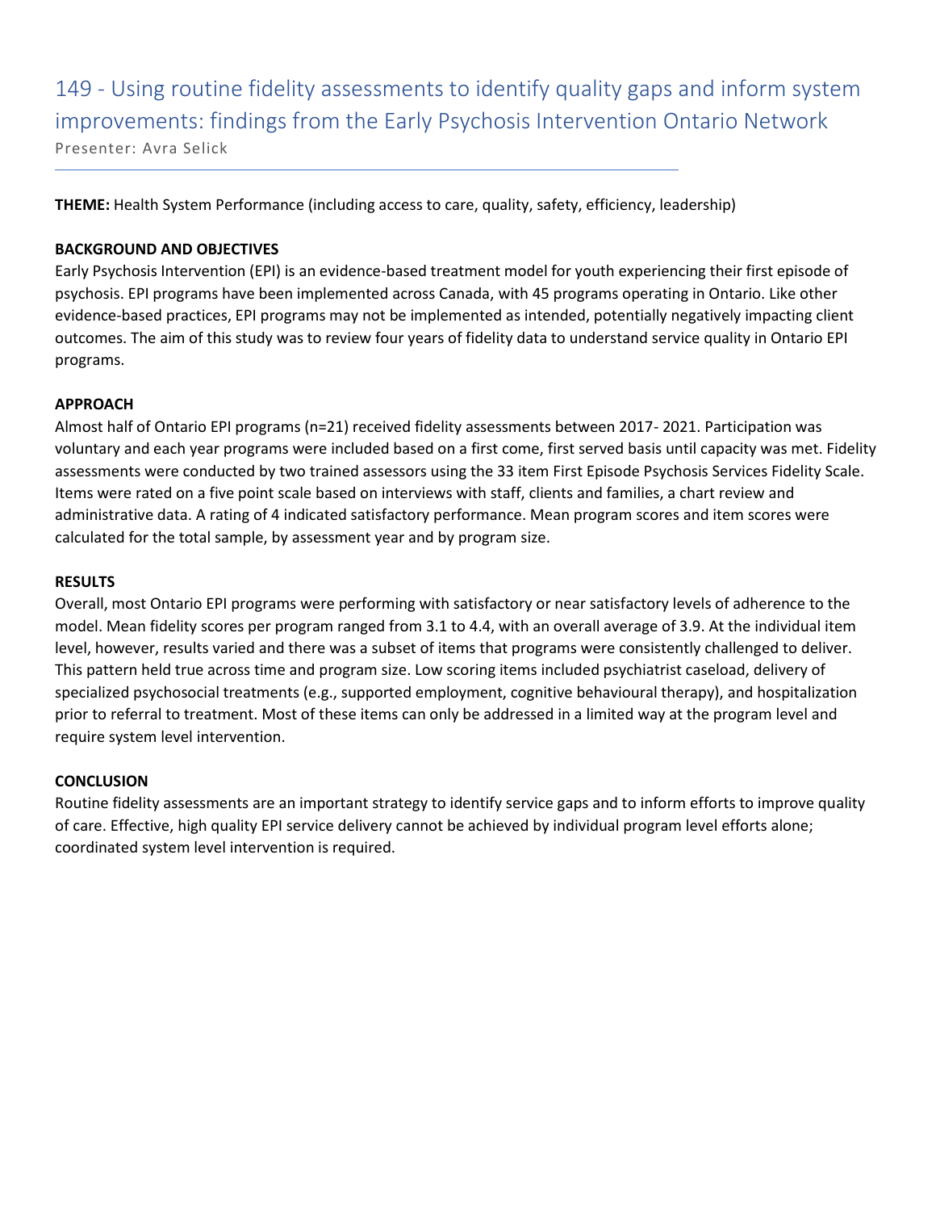# 149 - Using routine fidelity assessments to identify quality gaps and inform system improvements: findings from the Early Psychosis Intervention Ontario Network

Presenter: Avra Selick

**THEME:** Health System Performance (including access to care, quality, safety, efficiency, leadership)

**BACKGROUND AND OBJECTIVES**

Early Psychosis Intervention (EPI) is an evidence-based treatment model for youth experiencing their first episode of psychosis. EPI programs have been implemented across Canada, with 45 programs operating in Ontario. Like other evidence-based practices, EPI programs may not be implemented as intended, potentially negatively impacting client outcomes. The aim of this study was to review four years of fidelity data to understand service quality in Ontario EPI programs.

**APPROACH**

Almost half of Ontario EPI programs (n=21) received fidelity assessments between 2017- 2021. Participation was voluntary and each year programs were included based on a first come, first served basis until capacity was met. Fidelity assessments were conducted by two trained assessors using the 33 item First Episode Psychosis Services Fidelity Scale. Items were rated on a five point scale based on interviews with staff, clients and families, a chart review and administrative data. A rating of 4 indicated satisfactory performance. Mean program scores and item scores were calculated for the total sample, by assessment year and by program size.

**RESULTS**

Overall, most Ontario EPI programs were performing with satisfactory or near satisfactory levels of adherence to the model. Mean fidelity scores per program ranged from 3.1 to 4.4, with an overall average of 3.9. At the individual item level, however, results varied and there was a subset of items that programs were consistently challenged to deliver. This pattern held true across time and program size. Low scoring items included psychiatrist caseload, delivery of specialized psychosocial treatments (e.g., supported employment, cognitive behavioural therapy), and hospitalization prior to referral to treatment. Most of these items can only be addressed in a limited way at the program level and require system level intervention.

**CONCLUSION**

Routine fidelity assessments are an important strategy to identify service gaps and to inform efforts to improve quality of care. Effective, high quality EPI service delivery cannot be achieved by individual program level efforts alone; coordinated system level intervention is required.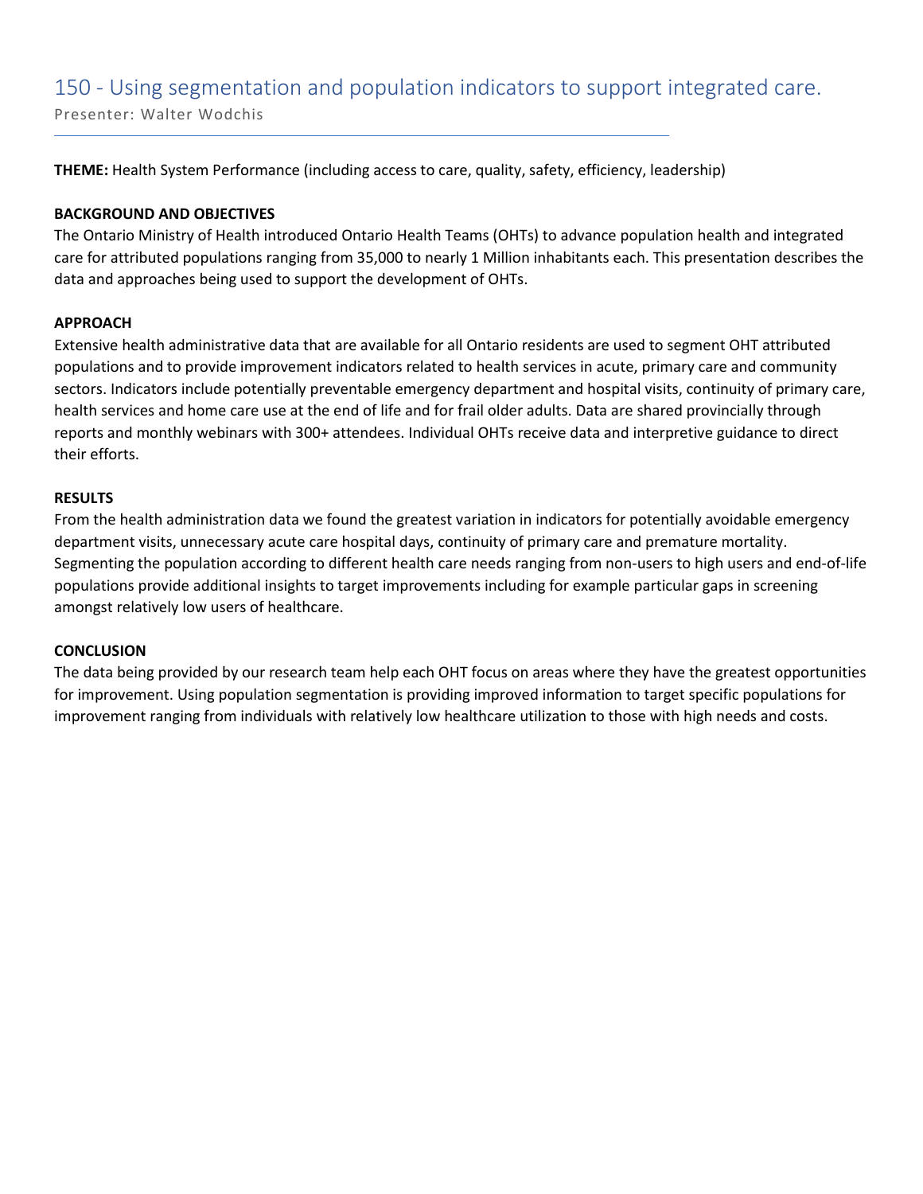## 150 - Using segmentation and population indicators to support integrated care.

Presenter: Walter Wodchis

**THEME:** Health System Performance (including access to care, quality, safety, efficiency, leadership)

**BACKGROUND AND OBJECTIVES**

The Ontario Ministry of Health introduced Ontario Health Teams (OHTs) to advance population health and integrated care for attributed populations ranging from 35,000 to nearly 1 Million inhabitants each. This presentation describes the data and approaches being used to support the development of OHTs.

**APPROACH**

Extensive health administrative data that are available for all Ontario residents are used to segment OHT attributed populations and to provide improvement indicators related to health services in acute, primary care and community sectors. Indicators include potentially preventable emergency department and hospital visits, continuity of primary care, health services and home care use at the end of life and for frail older adults. Data are shared provincially through reports and monthly webinars with 300+ attendees. Individual OHTs receive data and interpretive guidance to direct their efforts.

**RESULTS**

From the health administration data we found the greatest variation in indicators for potentially avoidable emergency department visits, unnecessary acute care hospital days, continuity of primary care and premature mortality. Segmenting the population according to different health care needs ranging from non-users to high users and end-of-life populations provide additional insights to target improvements including for example particular gaps in screening amongst relatively low users of healthcare.

**CONCLUSION**

The data being provided by our research team help each OHT focus on areas where they have the greatest opportunities for improvement. Using population segmentation is providing improved information to target specific populations for improvement ranging from individuals with relatively low healthcare utilization to those with high needs and costs.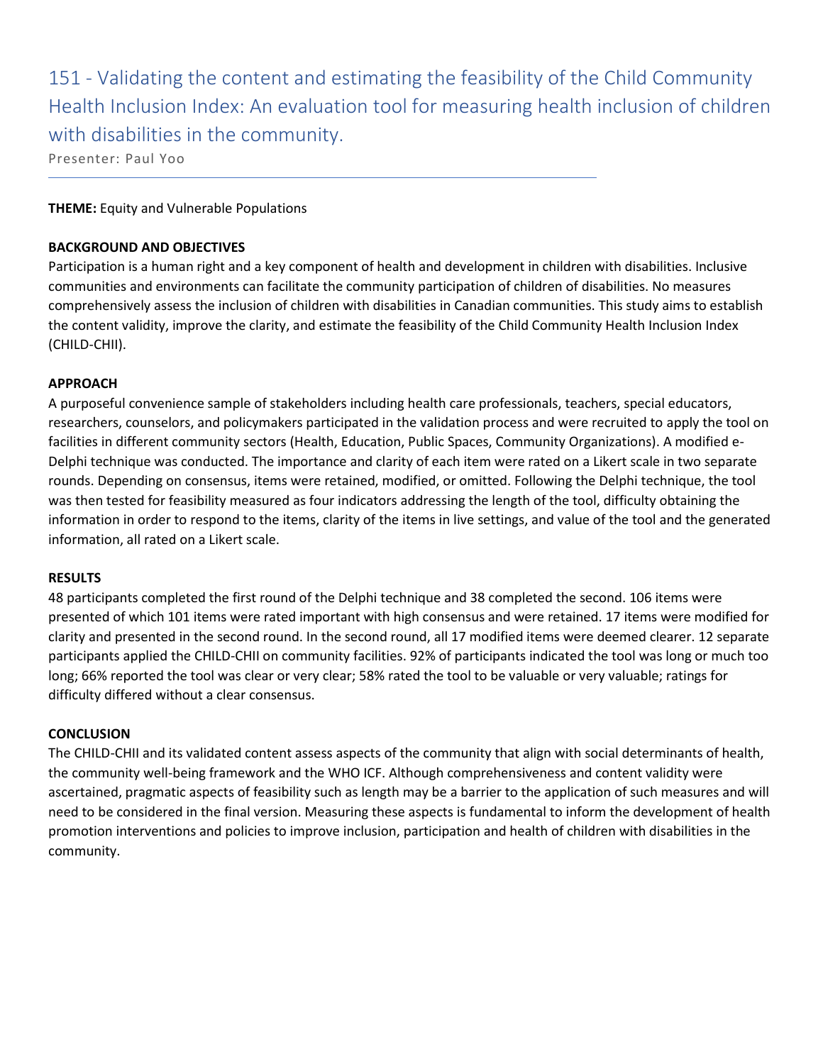# 151 - Validating the content and estimating the feasibility of the Child Community Health Inclusion Index: An evaluation tool for measuring health inclusion of children with disabilities in the community.

Presenter: Paul Yoo

**THEME:** Equity and Vulnerable Populations

**BACKGROUND AND OBJECTIVES**

Participation is a human right and a key component of health and development in children with disabilities. Inclusive communities and environments can facilitate the community participation of children of disabilities. No measures comprehensively assess the inclusion of children with disabilities in Canadian communities. This study aims to establish the content validity, improve the clarity, and estimate the feasibility of the Child Community Health Inclusion Index (CHILD-CHII).

**APPROACH**

A purposeful convenience sample of stakeholders including health care professionals, teachers, special educators, researchers, counselors, and policymakers participated in the validation process and were recruited to apply the tool on facilities in different community sectors (Health, Education, Public Spaces, Community Organizations). A modified e-Delphi technique was conducted. The importance and clarity of each item were rated on a Likert scale in two separate rounds. Depending on consensus, items were retained, modified, or omitted. Following the Delphi technique, the tool was then tested for feasibility measured as four indicators addressing the length of the tool, difficulty obtaining the information in order to respond to the items, clarity of the items in live settings, and value of the tool and the generated information, all rated on a Likert scale.

**RESULTS**

48 participants completed the first round of the Delphi technique and 38 completed the second. 106 items were presented of which 101 items were rated important with high consensus and were retained. 17 items were modified for clarity and presented in the second round. In the second round, all 17 modified items were deemed clearer. 12 separate participants applied the CHILD-CHII on community facilities. 92% of participants indicated the tool was long or much too long; 66% reported the tool was clear or very clear; 58% rated the tool to be valuable or very valuable; ratings for difficulty differed without a clear consensus.

**CONCLUSION**

The CHILD-CHII and its validated content assess aspects of the community that align with social determinants of health, the community well-being framework and the WHO ICF. Although comprehensiveness and content validity were ascertained, pragmatic aspects of feasibility such as length may be a barrier to the application of such measures and will need to be considered in the final version. Measuring these aspects is fundamental to inform the development of health promotion interventions and policies to improve inclusion, participation and health of children with disabilities in the community.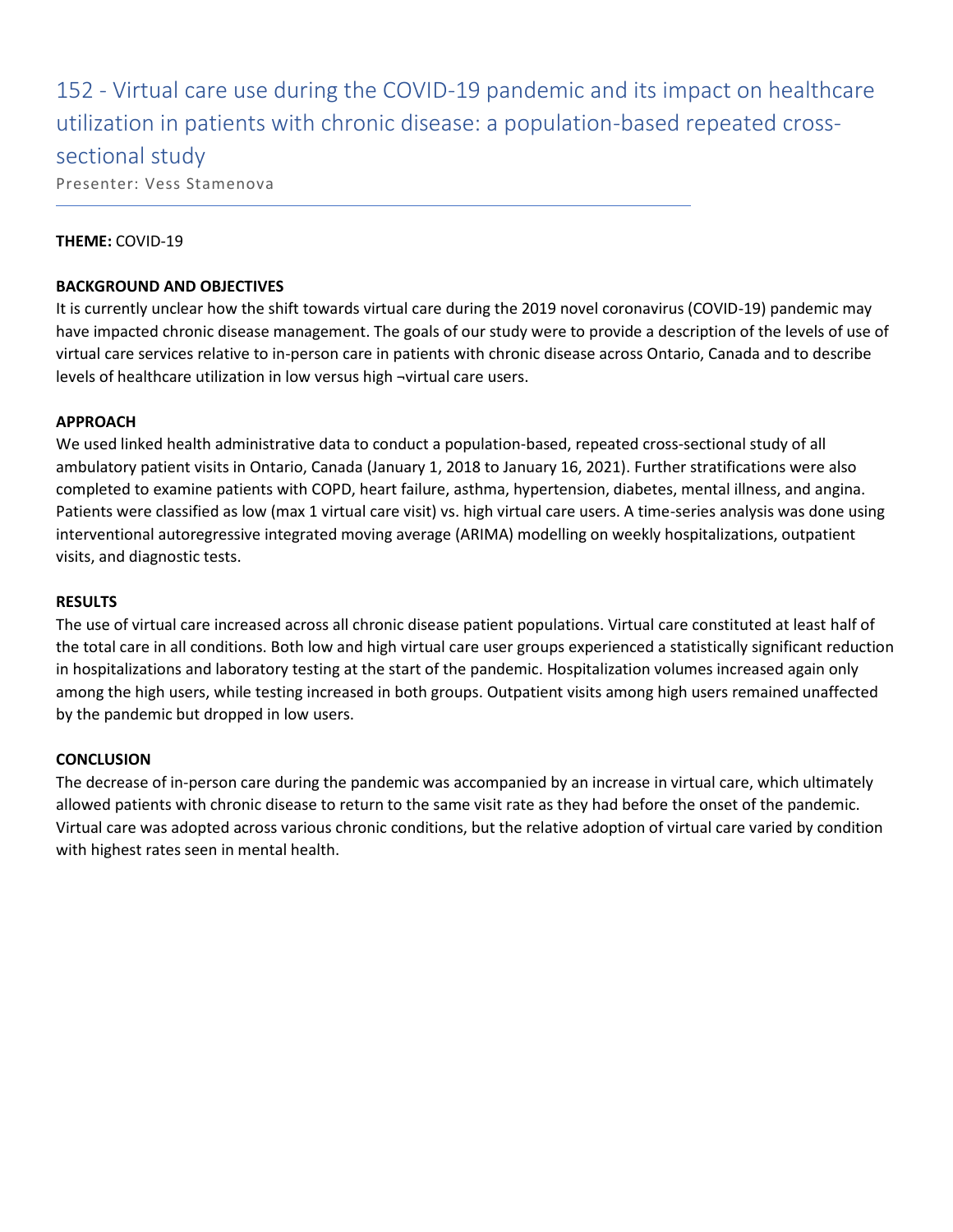# 152 - Virtual care use during the COVID-19 pandemic and its impact on healthcare utilization in patients with chronic disease: a population-based repeated cross-sectional study

Presenter: Vess Stamenova

**THEME:** COVID-19

**BACKGROUND AND OBJECTIVES**

It is currently unclear how the shift towards virtual care during the 2019 novel coronavirus (COVID-19) pandemic may have impacted chronic disease management. The goals of our study were to provide a description of the levels of use of virtual care services relative to in-person care in patients with chronic disease across Ontario, Canada and to describe levels of healthcare utilization in low versus high ¬virtual care users.

**APPROACH**

We used linked health administrative data to conduct a population-based, repeated cross-sectional study of all ambulatory patient visits in Ontario, Canada (January 1, 2018 to January 16, 2021). Further stratifications were also completed to examine patients with COPD, heart failure, asthma, hypertension, diabetes, mental illness, and angina. Patients were classified as low (max 1 virtual care visit) vs. high virtual care users. A time-series analysis was done using interventional autoregressive integrated moving average (ARIMA) modelling on weekly hospitalizations, outpatient visits, and diagnostic tests.

**RESULTS**

The use of virtual care increased across all chronic disease patient populations. Virtual care constituted at least half of the total care in all conditions. Both low and high virtual care user groups experienced a statistically significant reduction in hospitalizations and laboratory testing at the start of the pandemic. Hospitalization volumes increased again only among the high users, while testing increased in both groups. Outpatient visits among high users remained unaffected by the pandemic but dropped in low users.

**CONCLUSION**

The decrease of in-person care during the pandemic was accompanied by an increase in virtual care, which ultimately allowed patients with chronic disease to return to the same visit rate as they had before the onset of the pandemic. Virtual care was adopted across various chronic conditions, but the relative adoption of virtual care varied by condition with highest rates seen in mental health.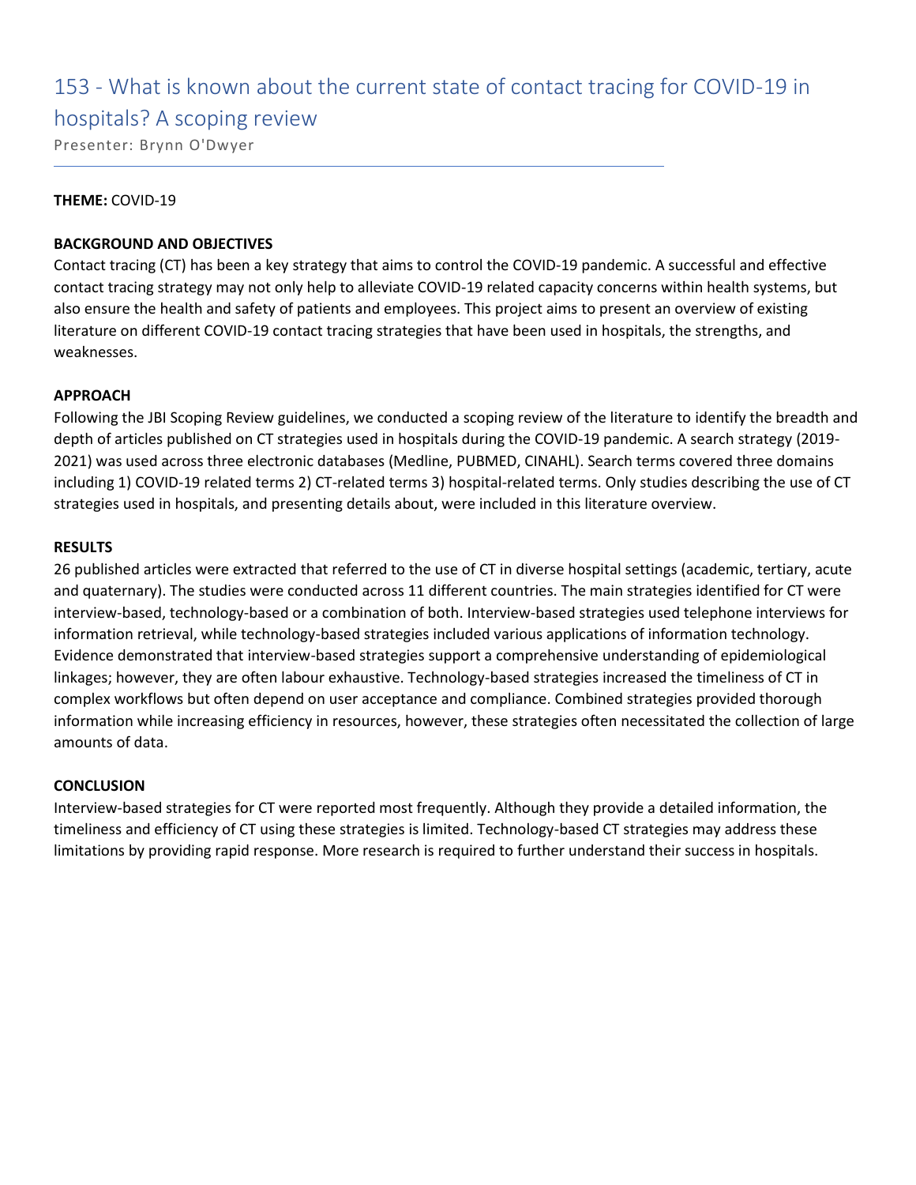# 153 - What is known about the current state of contact tracing for COVID-19 in hospitals? A scoping review

Presenter: Brynn O'Dwyer

**THEME:** COVID-19

**BACKGROUND AND OBJECTIVES**

Contact tracing (CT) has been a key strategy that aims to control the COVID-19 pandemic. A successful and effective contact tracing strategy may not only help to alleviate COVID-19 related capacity concerns within health systems, but also ensure the health and safety of patients and employees. This project aims to present an overview of existing literature on different COVID-19 contact tracing strategies that have been used in hospitals, the strengths, and weaknesses.

**APPROACH**

Following the JBI Scoping Review guidelines, we conducted a scoping review of the literature to identify the breadth and depth of articles published on CT strategies used in hospitals during the COVID-19 pandemic. A search strategy (2019-2021) was used across three electronic databases (Medline, PUBMED, CINAHL). Search terms covered three domains including 1) COVID-19 related terms 2) CT-related terms 3) hospital-related terms. Only studies describing the use of CT strategies used in hospitals, and presenting details about, were included in this literature overview.

**RESULTS**

26 published articles were extracted that referred to the use of CT in diverse hospital settings (academic, tertiary, acute and quaternary). The studies were conducted across 11 different countries. The main strategies identified for CT were interview-based, technology-based or a combination of both. Interview-based strategies used telephone interviews for information retrieval, while technology-based strategies included various applications of information technology. Evidence demonstrated that interview-based strategies support a comprehensive understanding of epidemiological linkages; however, they are often labour exhaustive. Technology-based strategies increased the timeliness of CT in complex workflows but often depend on user acceptance and compliance. Combined strategies provided thorough information while increasing efficiency in resources, however, these strategies often necessitated the collection of large amounts of data.

**CONCLUSION**

Interview-based strategies for CT were reported most frequently. Although they provide a detailed information, the timeliness and efficiency of CT using these strategies is limited. Technology-based CT strategies may address these limitations by providing rapid response. More research is required to further understand their success in hospitals.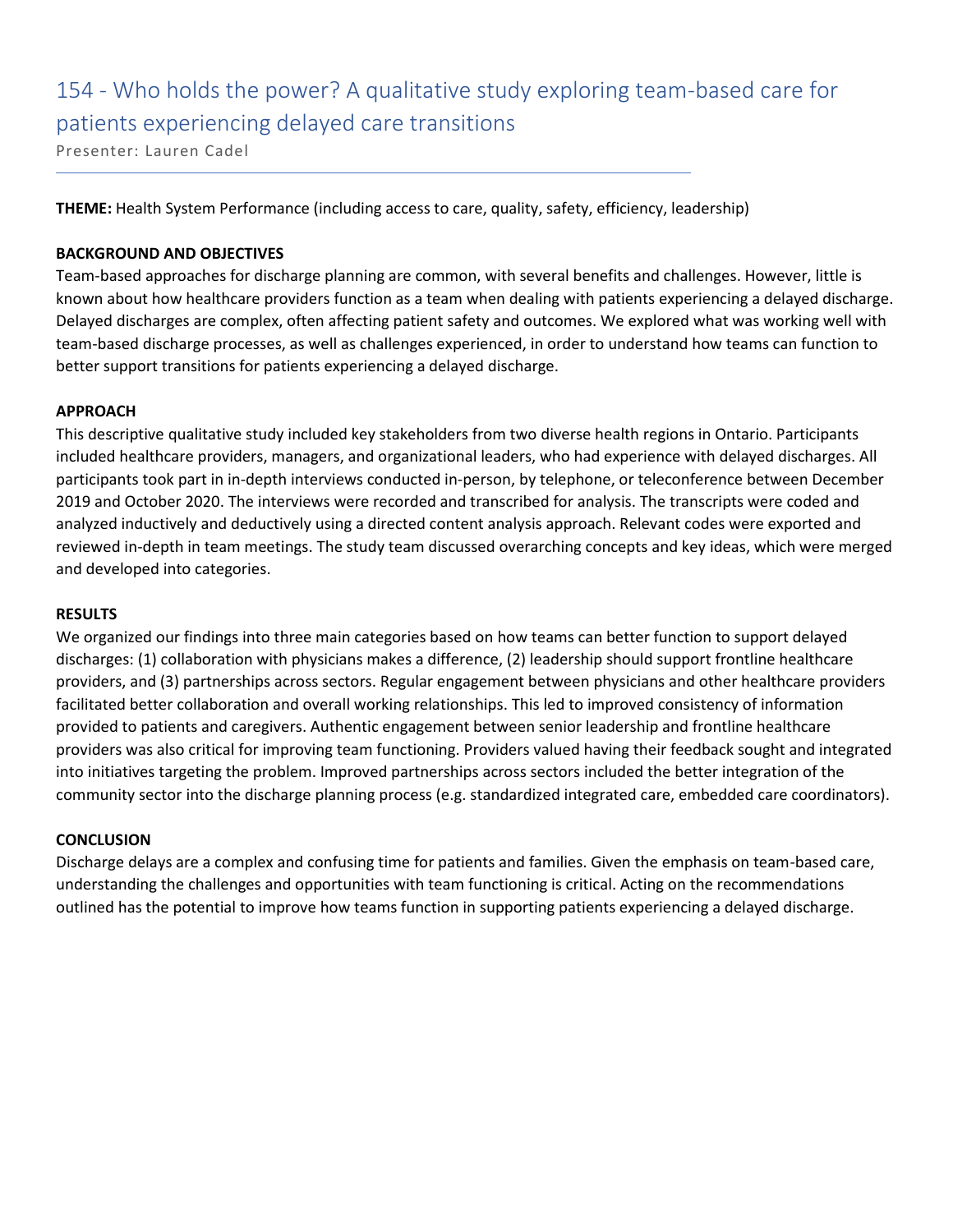# 154 - Who holds the power? A qualitative study exploring team-based care for patients experiencing delayed care transitions

Presenter: Lauren Cadel

---

**THEME:** Health System Performance (including access to care, quality, safety, efficiency, leadership)

**BACKGROUND AND OBJECTIVES**

Team-based approaches for discharge planning are common, with several benefits and challenges. However, little is known about how healthcare providers function as a team when dealing with patients experiencing a delayed discharge. Delayed discharges are complex, often affecting patient safety and outcomes. We explored what was working well with team-based discharge processes, as well as challenges experienced, in order to understand how teams can function to better support transitions for patients experiencing a delayed discharge.

**APPROACH**

This descriptive qualitative study included key stakeholders from two diverse health regions in Ontario. Participants included healthcare providers, managers, and organizational leaders, who had experience with delayed discharges. All participants took part in in-depth interviews conducted in-person, by telephone, or teleconference between December 2019 and October 2020. The interviews were recorded and transcribed for analysis. The transcripts were coded and analyzed inductively and deductively using a directed content analysis approach. Relevant codes were exported and reviewed in-depth in team meetings. The study team discussed overarching concepts and key ideas, which were merged and developed into categories.

**RESULTS**

We organized our findings into three main categories based on how teams can better function to support delayed discharges: (1) collaboration with physicians makes a difference, (2) leadership should support frontline healthcare providers, and (3) partnerships across sectors. Regular engagement between physicians and other healthcare providers facilitated better collaboration and overall working relationships. This led to improved consistency of information provided to patients and caregivers. Authentic engagement between senior leadership and frontline healthcare providers was also critical for improving team functioning. Providers valued having their feedback sought and integrated into initiatives targeting the problem. Improved partnerships across sectors included the better integration of the community sector into the discharge planning process (e.g. standardized integrated care, embedded care coordinators).

**CONCLUSION**

Discharge delays are a complex and confusing time for patients and families. Given the emphasis on team-based care, understanding the challenges and opportunities with team functioning is critical. Acting on the recommendations outlined has the potential to improve how teams function in supporting patients experiencing a delayed discharge.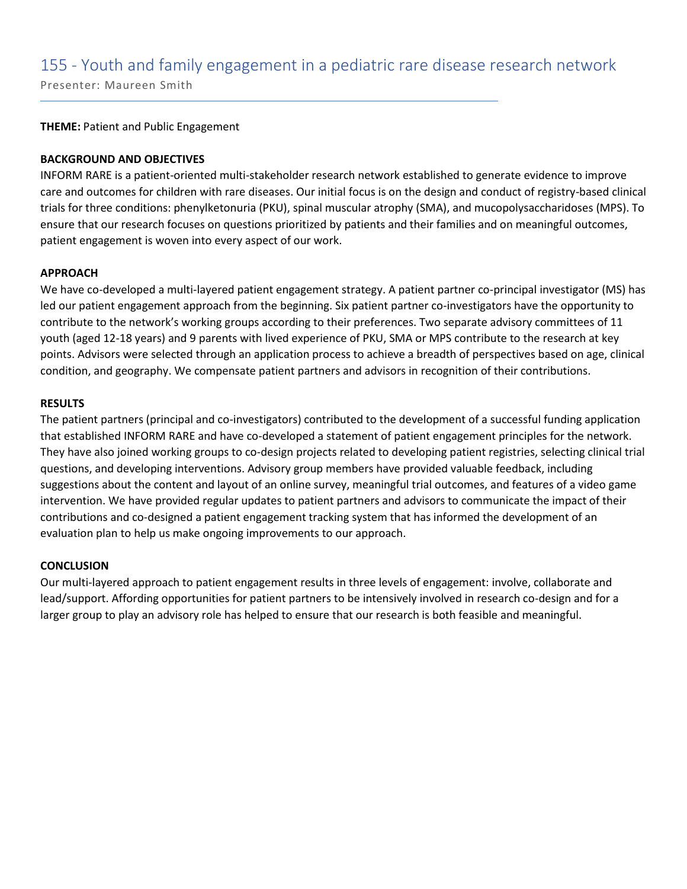# 155 - Youth and family engagement in a pediatric rare disease research network

Presenter: Maureen Smith

**THEME:** Patient and Public Engagement

**BACKGROUND AND OBJECTIVES**

INFORM RARE is a patient-oriented multi-stakeholder research network established to generate evidence to improve care and outcomes for children with rare diseases. Our initial focus is on the design and conduct of registry-based clinical trials for three conditions: phenylketonuria (PKU), spinal muscular atrophy (SMA), and mucopolysaccharidoses (MPS). To ensure that our research focuses on questions prioritized by patients and their families and on meaningful outcomes, patient engagement is woven into every aspect of our work.

**APPROACH**

We have co-developed a multi-layered patient engagement strategy. A patient partner co-principal investigator (MS) has led our patient engagement approach from the beginning. Six patient partner co-investigators have the opportunity to contribute to the network's working groups according to their preferences. Two separate advisory committees of 11 youth (aged 12-18 years) and 9 parents with lived experience of PKU, SMA or MPS contribute to the research at key points. Advisors were selected through an application process to achieve a breadth of perspectives based on age, clinical condition, and geography. We compensate patient partners and advisors in recognition of their contributions.

**RESULTS**

The patient partners (principal and co-investigators) contributed to the development of a successful funding application that established INFORM RARE and have co-developed a statement of patient engagement principles for the network. They have also joined working groups to co-design projects related to developing patient registries, selecting clinical trial questions, and developing interventions. Advisory group members have provided valuable feedback, including suggestions about the content and layout of an online survey, meaningful trial outcomes, and features of a video game intervention. We have provided regular updates to patient partners and advisors to communicate the impact of their contributions and co-designed a patient engagement tracking system that has informed the development of an evaluation plan to help us make ongoing improvements to our approach.

**CONCLUSION**

Our multi-layered approach to patient engagement results in three levels of engagement: involve, collaborate and lead/support. Affording opportunities for patient partners to be intensively involved in research co-design and for a larger group to play an advisory role has helped to ensure that our research is both feasible and meaningful.